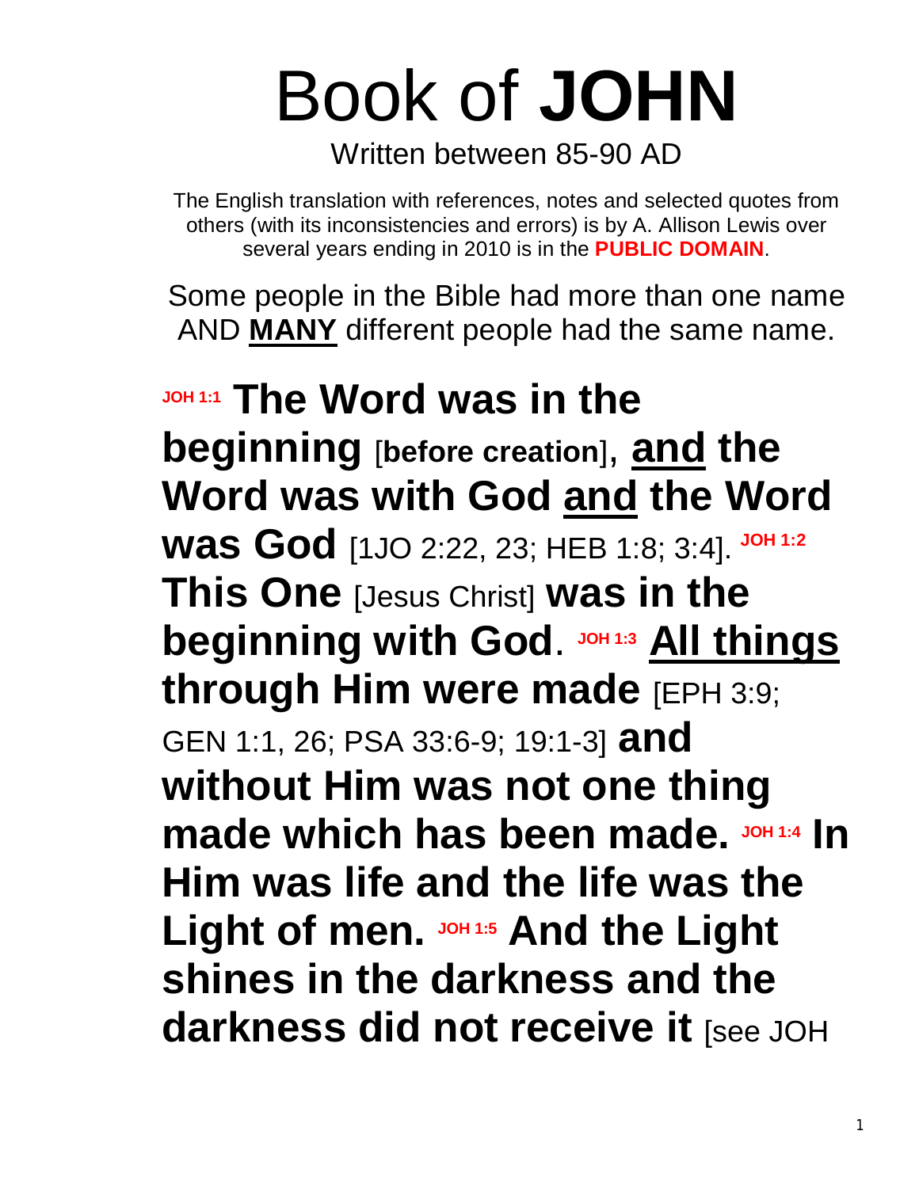# Book of **JOHN**

Written between 85-90 AD

The English translation with references, notes and selected quotes from others (with its inconsistencies and errors) is by A. Allison Lewis over several years ending in 2010 is in the **PUBLIC DOMAIN**.

Some people in the Bible had more than one name AND **MANY** different people had the same name.

JOH 1:1 **The Word was in the beginning** [**before creation**]**, and the Word was with God and the Word was God** [1JO 2:22, 23; HEB 1:8; 3:4]. JOH 1:2 **This One** [Jesus Christ] **was in the beginning with God**. JOH 1:3 **All things through Him were made** [EPH 3:9; GEN 1:1, 26; PSA 33:6-9; 19:1-3] **and without Him was not one thing made which has been made.** JOH 1:4 **In Him was life and the life was the Light of men.** JOH 1:5 **And the Light shines in the darkness and the darkness did not receive it** [see JOH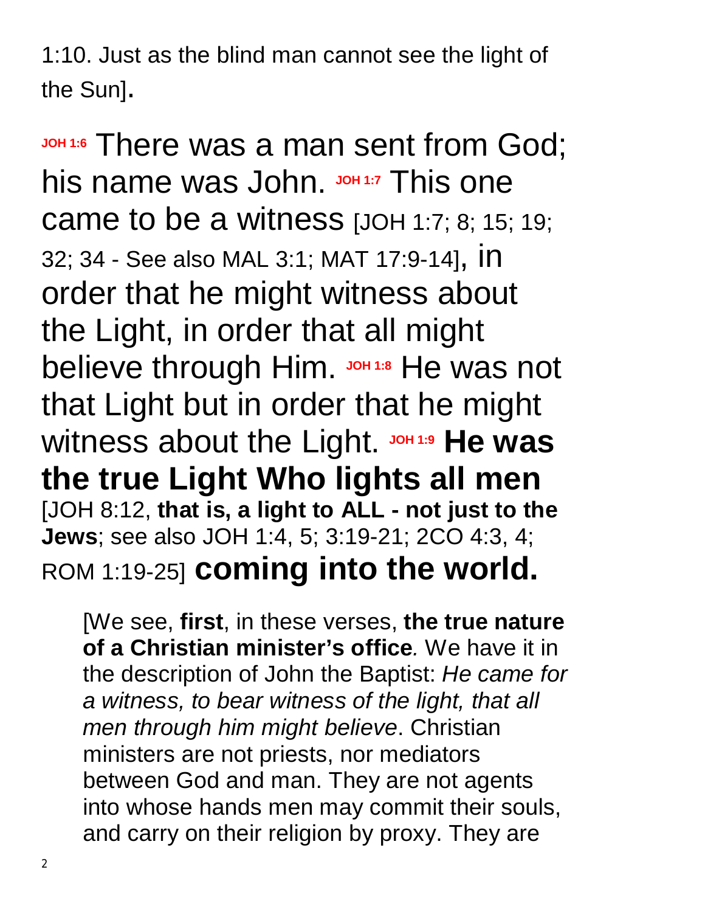1:10. Just as the blind man cannot see the light of the Sun]**.**

**JOH 1:6** There was a man sent from God; his name was John. **JOH 1:7** This one came to be a witness [JOH 1:7; 8; 15; 19; 32; 34 - See also MAL 3:1; MAT 17:9-14]**,** in order that he might witness about the Light, in order that all might believe through Him. **JOH 1:8** He was not that Light but in order that he might witness about the Light. **JOH 1:9** **He was the true Light Who lights all men** [JOH 8:12, **that is, a light to ALL - not just to the Jews**; see also JOH 1:4, 5; 3:19-21; 2CO 4:3, 4; ROM 1:19-25] **coming into the world.**

> [We see, **first**, in these verses, **the true nature of a Christian minister's office***.* We have it in the description of John the Baptist: *He came for a witness, to bear witness of the light, that all men through him might believe*. Christian ministers are not priests, nor mediators between God and man. They are not agents into whose hands men may commit their souls, and carry on their religion by proxy. They are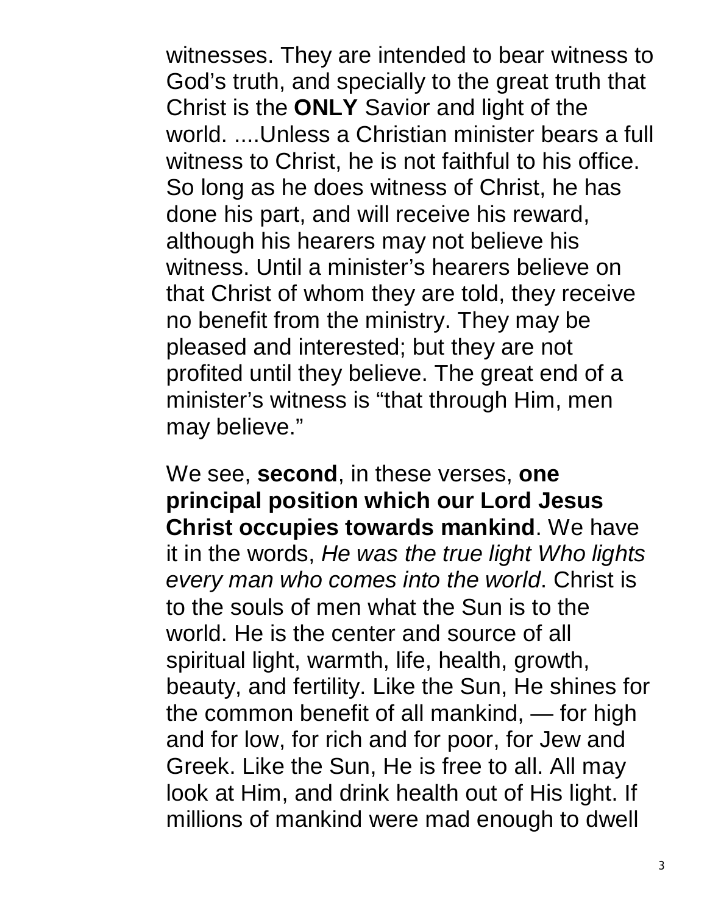witnesses. They are intended to bear witness to God's truth, and specially to the great truth that Christ is the **ONLY** Savior and light of the world. ....Unless a Christian minister bears a full witness to Christ, he is not faithful to his office. So long as he does witness of Christ, he has done his part, and will receive his reward, although his hearers may not believe his witness. Until a minister's hearers believe on that Christ of whom they are told, they receive no benefit from the ministry. They may be pleased and interested; but they are not profited until they believe. The great end of a minister's witness is "that through Him, men may believe."

We see, **second**, in these verses, **one principal position which our Lord Jesus Christ occupies towards mankind**. We have it in the words, *He was the true light Who lights every man who comes into the world*. Christ is to the souls of men what the Sun is to the world. He is the center and source of all spiritual light, warmth, life, health, growth, beauty, and fertility. Like the Sun, He shines for the common benefit of all mankind, — for high and for low, for rich and for poor, for Jew and Greek. Like the Sun, He is free to all. All may look at Him, and drink health out of His light. If millions of mankind were mad enough to dwell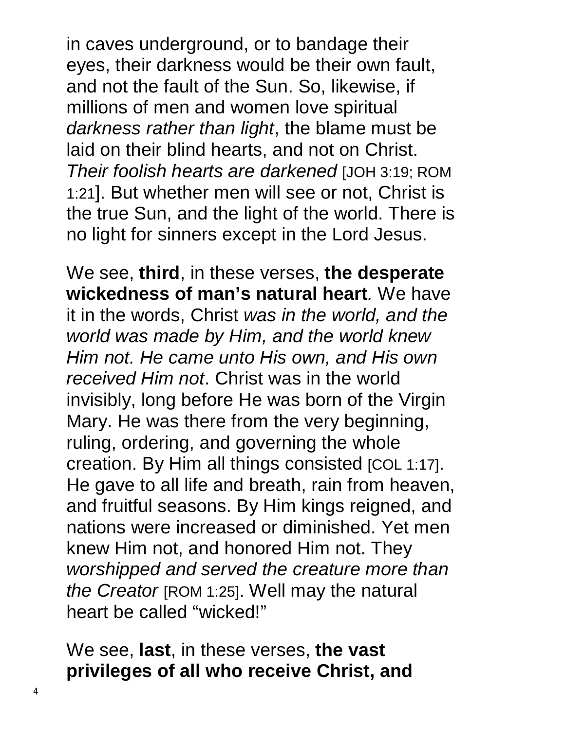in caves underground, or to bandage their eyes, their darkness would be their own fault, and not the fault of the Sun. So, likewise, if millions of men and women love spiritual *darkness rather than light*, the blame must be laid on their blind hearts, and not on Christ. *Their foolish hearts are darkened* [JOH 3:19; ROM 1:21]. But whether men will see or not, Christ is the true Sun, and the light of the world. There is no light for sinners except in the Lord Jesus.

We see, **third**, in these verses, **the desperate wickedness of man's natural heart***.* We have it in the words, Christ *was in the world, and the world was made by Him, and the world knew Him not. He came unto His own, and His own received Him not*. Christ was in the world invisibly, long before He was born of the Virgin Mary. He was there from the very beginning, ruling, ordering, and governing the whole creation. By Him all things consisted [COL 1:17]. He gave to all life and breath, rain from heaven, and fruitful seasons. By Him kings reigned, and nations were increased or diminished. Yet men knew Him not, and honored Him not. They *worshipped and served the creature more than the Creator* [ROM 1:25]. Well may the natural heart be called "wicked!"

We see, **last**, in these verses, **the vast privileges of all who receive Christ, and**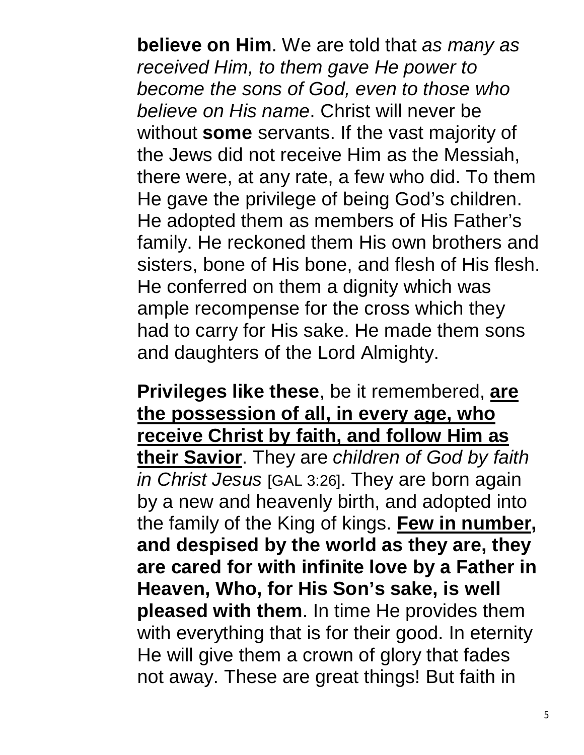**believe on Him**. We are told that *as many as received Him, to them gave He power to become the sons of God, even to those who believe on His name*. Christ will never be without **some** servants. If the vast majority of the Jews did not receive Him as the Messiah, there were, at any rate, a few who did. To them He gave the privilege of being God's children. He adopted them as members of His Father's family. He reckoned them His own brothers and sisters, bone of His bone, and flesh of His flesh. He conferred on them a dignity which was ample recompense for the cross which they had to carry for His sake. He made them sons and daughters of the Lord Almighty.

**Privileges like these**, be it remembered, **<u>are the possession of all, in every age, who receive Christ by faith, and follow Him as their Savior</u>**. They are *children of God by faith in Christ Jesus* [GAL 3:26]. They are born again by a new and heavenly birth, and adopted into the family of the King of kings. **<u>Few in number</u>, and despised by the world as they are, they are cared for with infinite love by a Father in Heaven, Who, for His Son's sake, is well pleased with them**. In time He provides them with everything that is for their good. In eternity He will give them a crown of glory that fades not away. These are great things! But faith in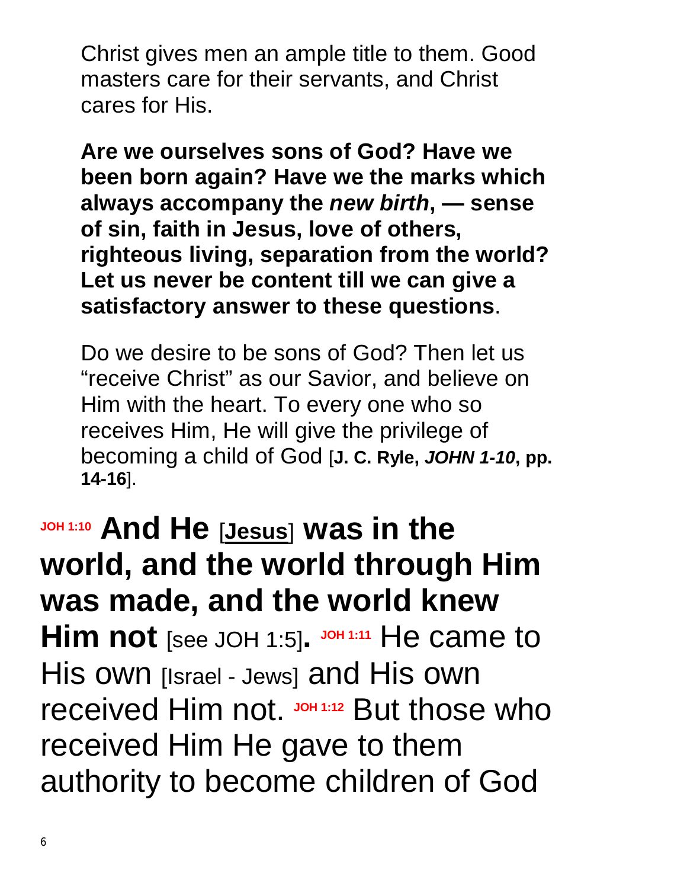Christ gives men an ample title to them. Good masters care for their servants, and Christ cares for His.

**Are we ourselves sons of God? Have we been born again? Have we the marks which always accompany the *new birth*, — sense of sin, faith in Jesus, love of others, righteous living, separation from the world? Let us never be content till we can give a satisfactory answer to these questions**.

Do we desire to be sons of God? Then let us "receive Christ" as our Savior, and believe on Him with the heart. To every one who so receives Him, He will give the privilege of becoming a child of God [**J. C. Ryle, *JOHN 1-10*, pp. 14-16**].

**JOH 1:10 And He** [**Jesus**] **was in the world, and the world through Him was made, and the world knew Him not** [see JOH 1:5]**.** **JOH 1:11** He came to His own [Israel - Jews] and His own received Him not. **JOH 1:12** But those who received Him He gave to them authority to become children of God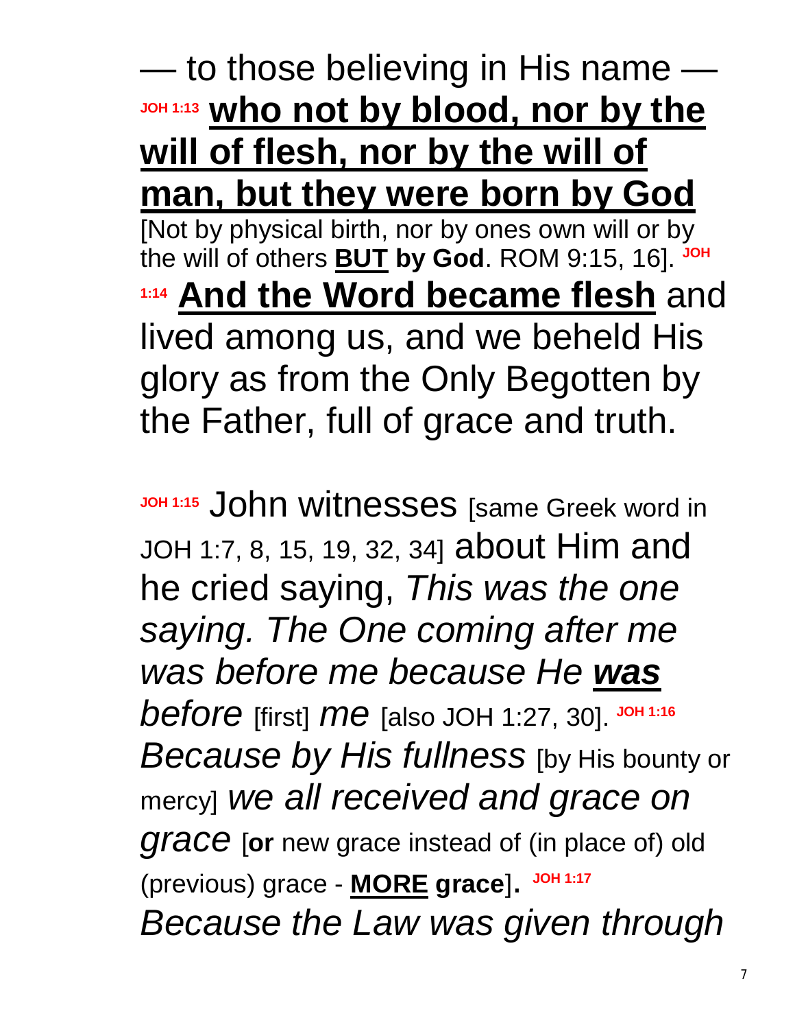— to those believing in His name — JOH 1:13 **<u>who not by blood, nor by the will of flesh, nor by the will of man, but they were born by God</u>** [Not by physical birth, nor by ones own will or by the will of others **<u>BUT</u> by God**. ROM 9:15, 16]. JOH 1:14 **<u>And the Word became flesh</u>** and lived among us, and we beheld His glory as from the Only Begotten by the Father, full of grace and truth.

JOH 1:15 John witnesses [same Greek word in JOH 1:7, 8, 15, 19, 32, 34] about Him and he cried saying, *This was the one saying. The One coming after me was before me because He **<u>was</u> before*** [first] *me* [also JOH 1:27, 30]. JOH 1:16 *Because by His fullness* [by His bounty or mercy] *we all received and grace on grace* [**or** new grace instead of (in place of) old (previous) grace - **<u>MORE</u> grace**]. JOH 1:17 *Because the Law was given through*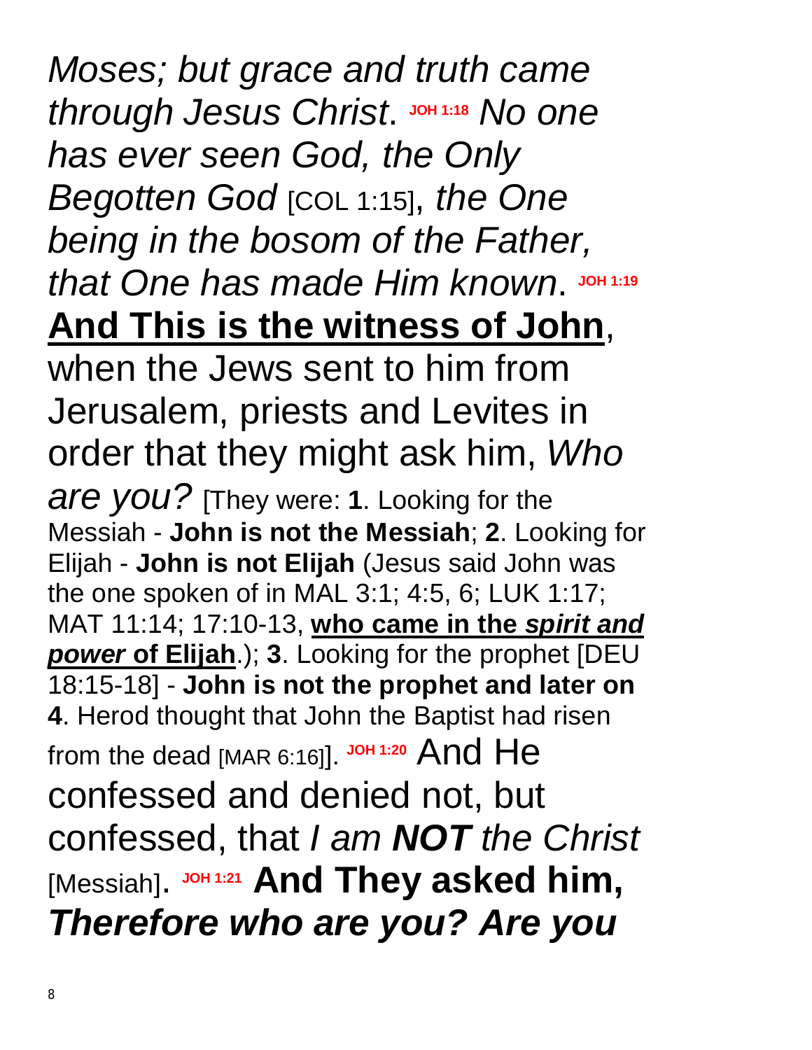*Moses; but grace and truth came through Jesus Christ*. **JOH 1:18** *No one has ever seen God, the Only Begotten God* [COL 1:15], *the One being in the bosom of the Father, that One has made Him known*. **JOH 1:19** **And This is the witness of John**, when the Jews sent to him from Jerusalem, priests and Levites in order that they might ask him, *Who are you?* [They were: **1**. Looking for the Messiah - **John is not the Messiah**; **2**. Looking for Elijah - **John is not Elijah** (Jesus said John was the one spoken of in MAL 3:1; 4:5, 6; LUK 1:17; MAT 11:14; 17:10-13, **who came in the *spirit and power* of Elijah**.); **3**. Looking for the prophet [DEU 18:15-18] - **John is not the prophet and later on 4**. Herod thought that John the Baptist had risen from the dead [MAR 6:16]]. **JOH 1:20** And He confessed and denied not, but confessed, that *I am **NOT** the Christ* [Messiah]. **JOH 1:21** **And They asked him, *Therefore who are you? Are you***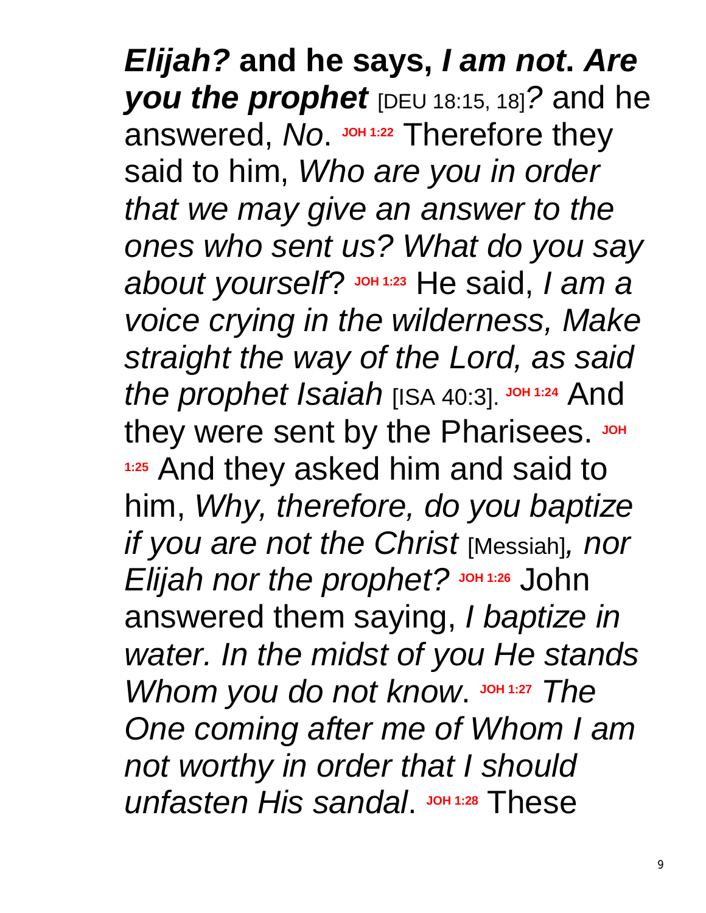***Elijah?*** **and he says,** ***I am not*****.** ***Are you the prophet*** [DEU 18:15, 18]*?* and he answered, *No*. **JOH 1:22** Therefore they said to him, *Who are you in order that we may give an answer to the ones who sent us? What do you say about yourself*? **JOH 1:23** He said, *I am a voice crying in the wilderness, Make straight the way of the Lord, as said the prophet Isaiah* [ISA 40:3]. **JOH 1:24** And they were sent by the Pharisees. **JOH 1:25** And they asked him and said to him, *Why, therefore, do you baptize if you are not the Christ* [Messiah]*, nor Elijah nor the prophet?* **JOH 1:26** John answered them saying, *I baptize in water. In the midst of you He stands Whom you do not know*. **JOH 1:27** *The One coming after me of Whom I am not worthy in order that I should unfasten His sandal*. **JOH 1:28** These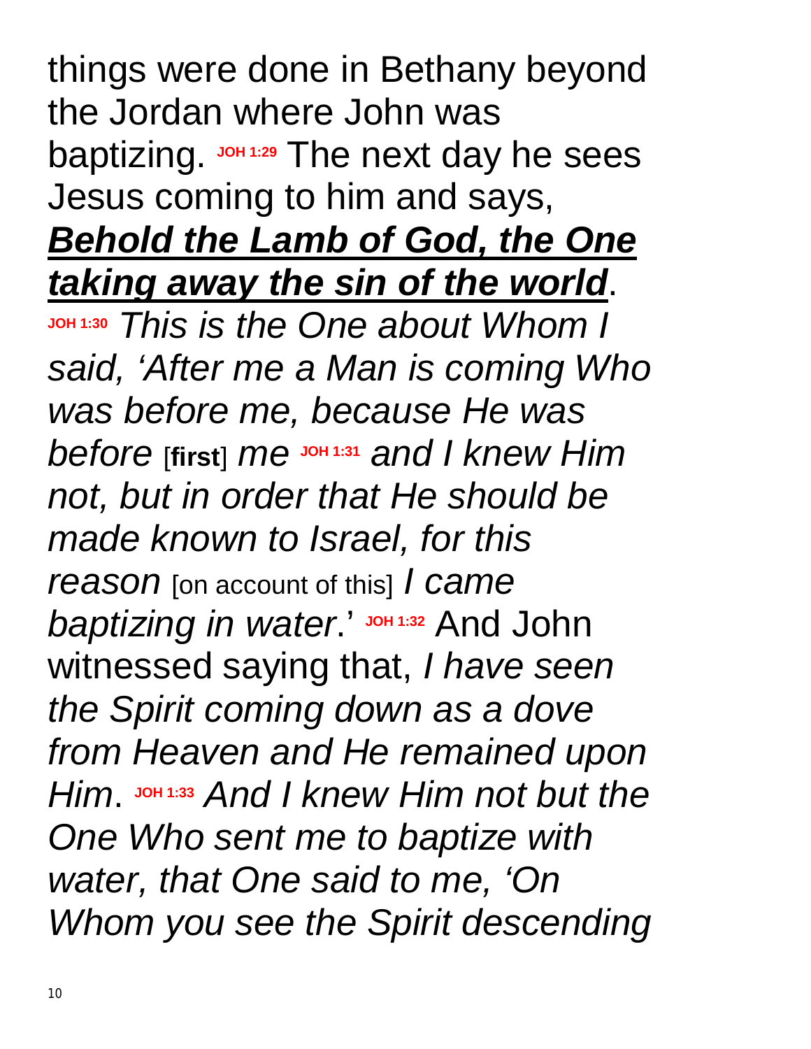things were done in Bethany beyond the Jordan where John was baptizing. **JOH 1:29** The next day he sees Jesus coming to him and says, ***Behold the Lamb of God, the One taking away the sin of the world***. **JOH 1:30** *This is the One about Whom I said, 'After me a Man is coming Who was before me, because He was before* [**first**] *me* **JOH 1:31** *and I knew Him not, but in order that He should be made known to Israel, for this reason* [on account of this] *I came baptizing in water*.' **JOH 1:32** And John witnessed saying that, *I have seen the Spirit coming down as a dove from Heaven and He remained upon Him*. **JOH 1:33** *And I knew Him not but the One Who sent me to baptize with water, that One said to me, 'On Whom you see the Spirit descending*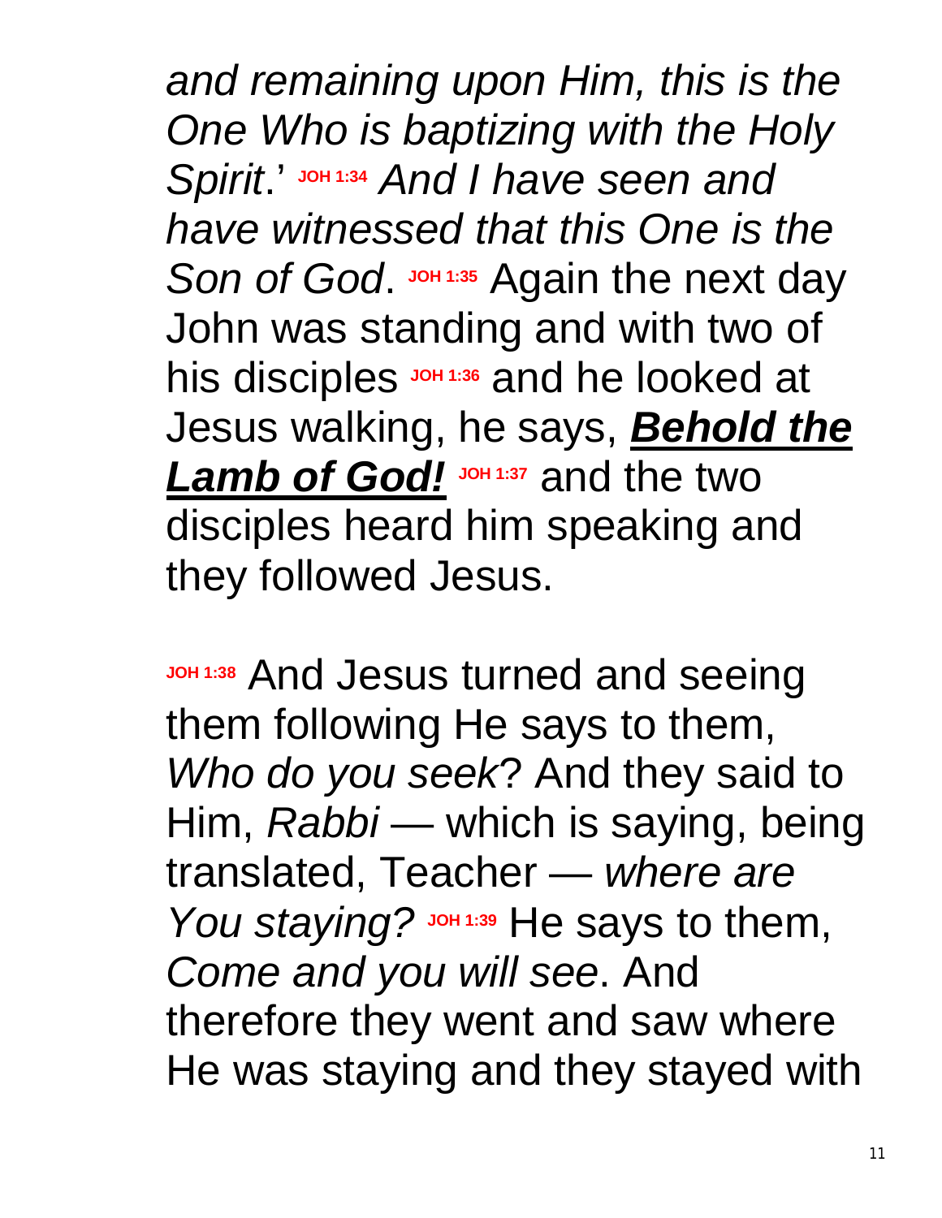*and remaining upon Him, this is the One Who is baptizing with the Holy Spirit*.' JOH 1:34 *And I have seen and have witnessed that this One is the Son of God*. JOH 1:35 Again the next day John was standing and with two of his disciples JOH 1:36 and he looked at Jesus walking, he says, ***Behold the Lamb of God!*** JOH 1:37 and the two disciples heard him speaking and they followed Jesus.

JOH 1:38 And Jesus turned and seeing them following He says to them, *Who do you seek*? And they said to Him, *Rabbi* — which is saying, being translated, Teacher — *where are You staying?* JOH 1:39 He says to them, *Come and you will see*. And therefore they went and saw where He was staying and they stayed with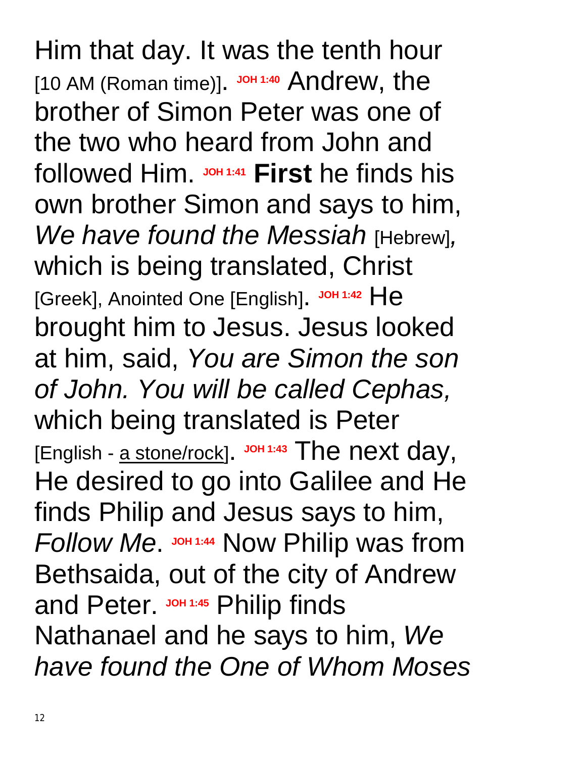Him that day. It was the tenth hour [10 AM (Roman time)]. **JOH 1:40** Andrew, the brother of Simon Peter was one of the two who heard from John and followed Him. **JOH 1:41** **First** he finds his own brother Simon and says to him, *We have found the Messiah* [Hebrew], which is being translated, Christ [Greek], Anointed One [English]. **JOH 1:42** He brought him to Jesus. Jesus looked at him, said, *You are Simon the son of John. You will be called Cephas,* which being translated is Peter [English - <u>a stone/rock</u>]. **JOH 1:43** The next day, He desired to go into Galilee and He finds Philip and Jesus says to him, *Follow Me*. **JOH 1:44** Now Philip was from Bethsaida, out of the city of Andrew and Peter. **JOH 1:45** Philip finds Nathanael and he says to him, *We have found the One of Whom Moses*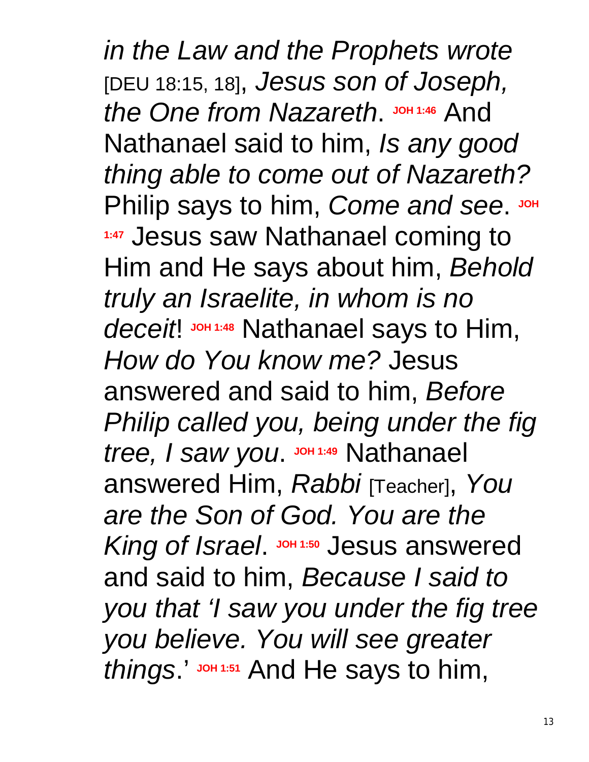*in the Law and the Prophets wrote* [DEU 18:15, 18], *Jesus son of Joseph, the One from Nazareth*. **JOH 1:46** And Nathanael said to him, *Is any good thing able to come out of Nazareth?* Philip says to him, *Come and see*. **JOH 1:47** Jesus saw Nathanael coming to Him and He says about him, *Behold truly an Israelite, in whom is no deceit*! **JOH 1:48** Nathanael says to Him, *How do You know me?* Jesus answered and said to him, *Before Philip called you, being under the fig tree, I saw you*. **JOH 1:49** Nathanael answered Him, *Rabbi* [Teacher], *You are the Son of God. You are the King of Israel*. **JOH 1:50** Jesus answered and said to him, *Because I said to you that 'I saw you under the fig tree you believe. You will see greater things*.' **JOH 1:51** And He says to him,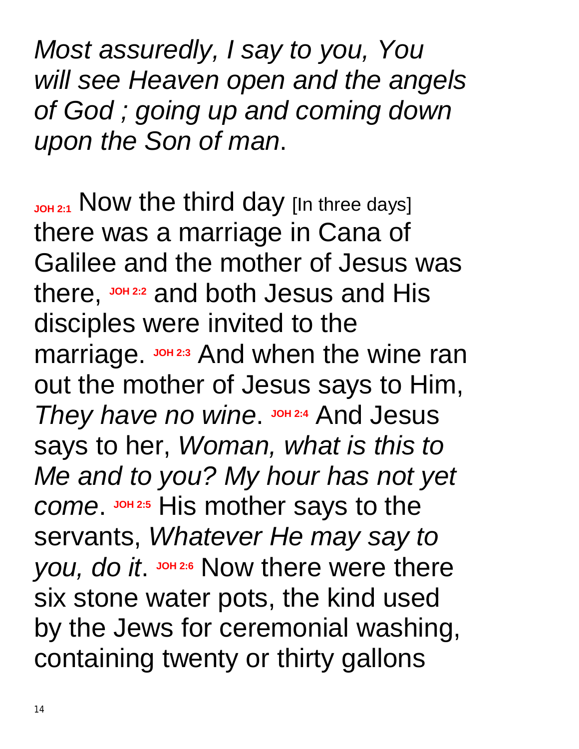*Most assuredly, I say to you, You will see Heaven open and the angels of God ; going up and coming down upon the Son of man*.

**JOH 2:1** Now the third day [In three days] there was a marriage in Cana of Galilee and the mother of Jesus was there, **JOH 2:2** and both Jesus and His disciples were invited to the marriage. **JOH 2:3** And when the wine ran out the mother of Jesus says to Him, *They have no wine*. **JOH 2:4** And Jesus says to her, *Woman, what is this to Me and to you? My hour has not yet come*. **JOH 2:5** His mother says to the servants, *Whatever He may say to you, do it*. **JOH 2:6** Now there were there six stone water pots, the kind used by the Jews for ceremonial washing, containing twenty or thirty gallons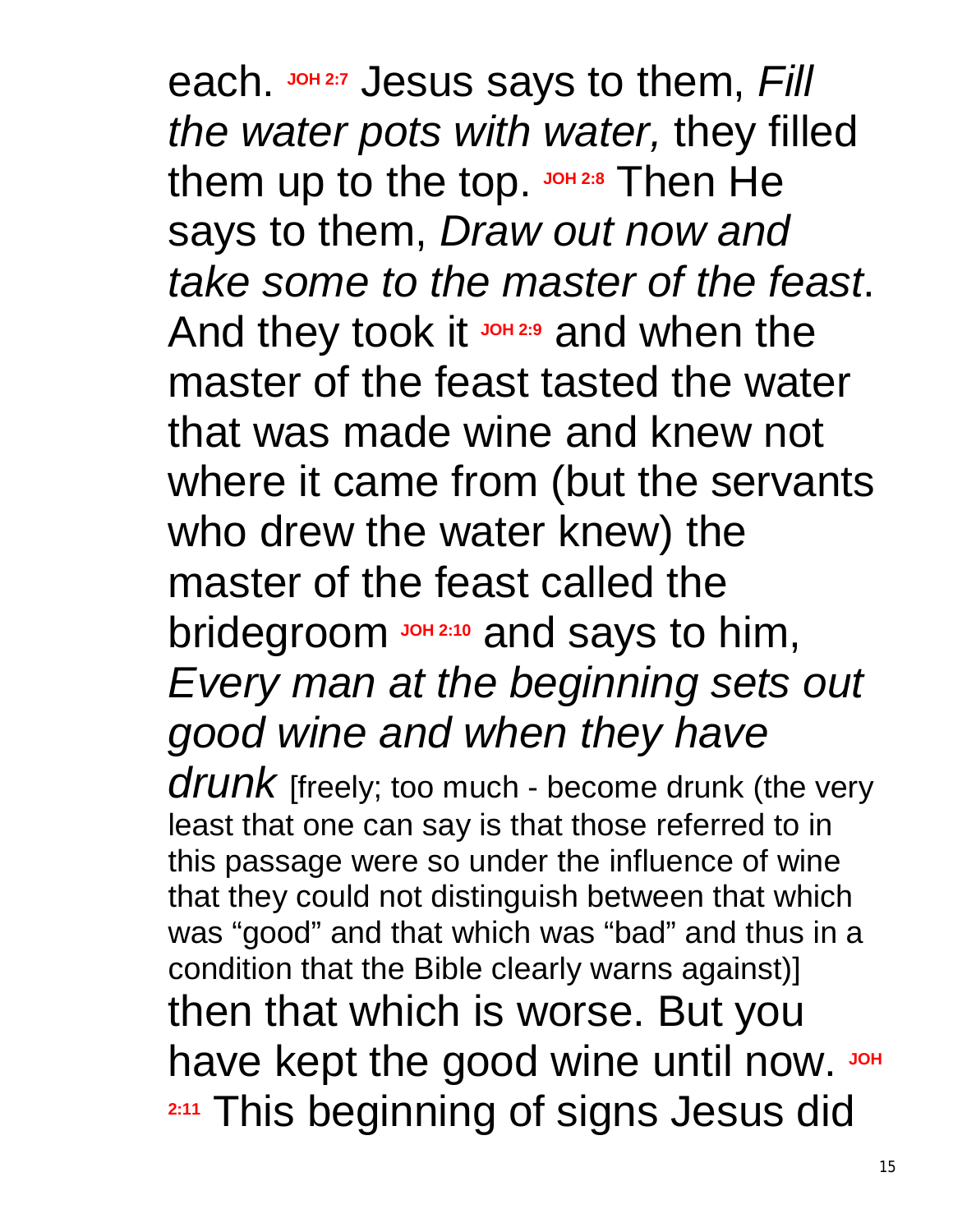each. **JOH 2:7** Jesus says to them, *Fill the water pots with water,* they filled them up to the top. **JOH 2:8** Then He says to them, *Draw out now and take some to the master of the feast*. And they took it **JOH 2:9** and when the master of the feast tasted the water that was made wine and knew not where it came from (but the servants who drew the water knew) the master of the feast called the bridegroom **JOH 2:10** and says to him, *Every man at the beginning sets out good wine and when they have drunk* [freely; too much - become drunk (the very least that one can say is that those referred to in this passage were so under the influence of wine that they could not distinguish between that which was "good" and that which was "bad" and thus in a condition that the Bible clearly warns against)] then that which is worse. But you have kept the good wine until now. **JOH 2:11** This beginning of signs Jesus did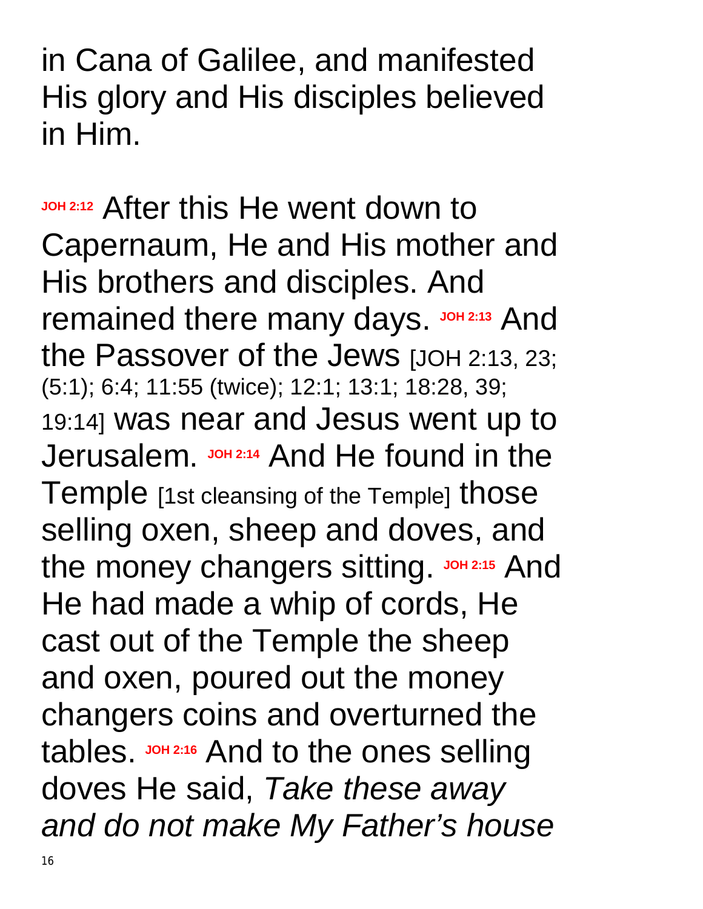in Cana of Galilee, and manifested His glory and His disciples believed in Him.

**JOH 2:12** After this He went down to Capernaum, He and His mother and His brothers and disciples. And remained there many days. **JOH 2:13** And the Passover of the Jews [JOH 2:13, 23; (5:1); 6:4; 11:55 (twice); 12:1; 13:1; 18:28, 39; 19:14] was near and Jesus went up to Jerusalem. **JOH 2:14** And He found in the Temple [1st cleansing of the Temple] those selling oxen, sheep and doves, and the money changers sitting. **JOH 2:15** And He had made a whip of cords, He cast out of the Temple the sheep and oxen, poured out the money changers coins and overturned the tables. **JOH 2:16** And to the ones selling doves He said, *Take these away and do not make My Father's house*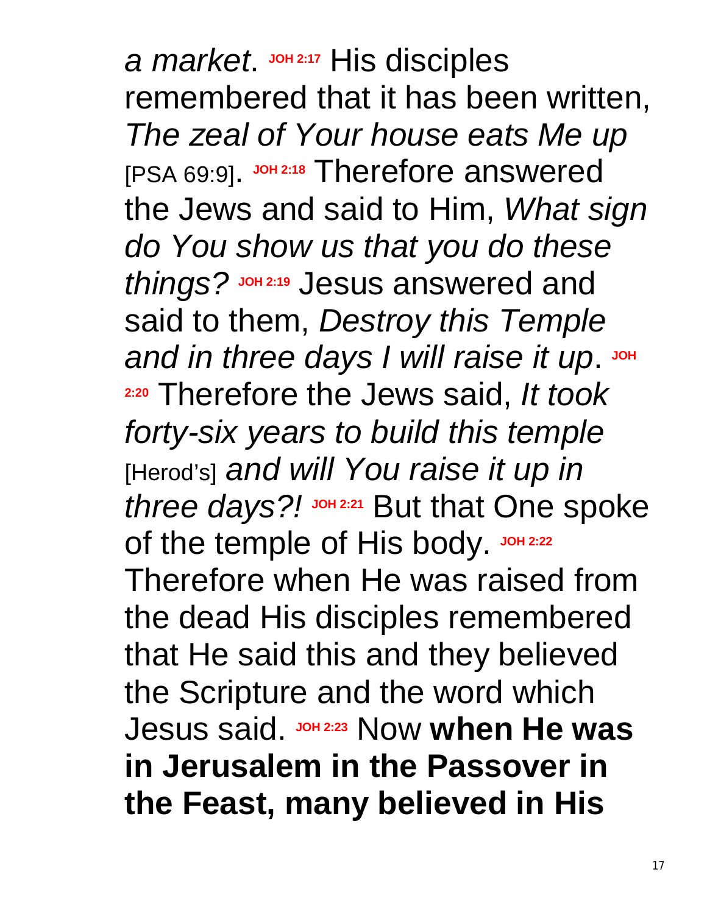*a market*. JOH 2:17 His disciples remembered that it has been written, *The zeal of Your house eats Me up* [PSA 69:9]. JOH 2:18 Therefore answered the Jews and said to Him, *What sign do You show us that you do these things?* JOH 2:19 Jesus answered and said to them, *Destroy this Temple and in three days I will raise it up*. JOH 2:20 Therefore the Jews said, *It took forty-six years to build this temple* [Herod's] *and will You raise it up in three days?!* JOH 2:21 But that One spoke of the temple of His body. JOH 2:22 Therefore when He was raised from the dead His disciples remembered that He said this and they believed the Scripture and the word which Jesus said. JOH 2:23 Now **when He was in Jerusalem in the Passover in the Feast, many believed in His**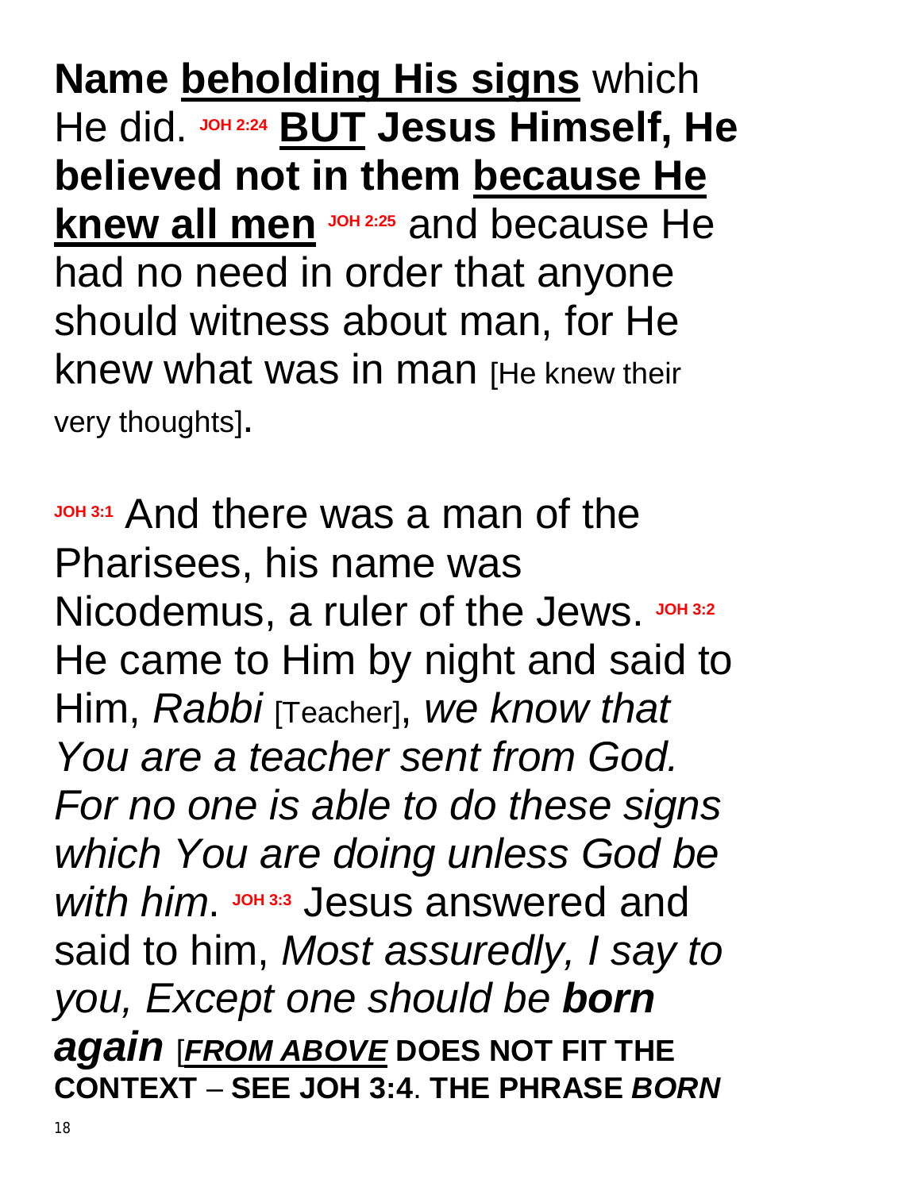**Name <u>beholding His signs</u>** which He did. **JOH 2:24** **<u>BUT</u> Jesus Himself, He believed not in them <u>because He knew all men</u>** **JOH 2:25** and because He had no need in order that anyone should witness about man, for He knew what was in man [He knew their very thoughts].

**JOH 3:1** And there was a man of the Pharisees, his name was Nicodemus, a ruler of the Jews. **JOH 3:2** He came to Him by night and said to Him, *Rabbi* [Teacher], *we know that You are a teacher sent from God. For no one is able to do these signs which You are doing unless God be with him*. **JOH 3:3** Jesus answered and said to him, *Most assuredly, I say to you, Except one should be **born again*** [***<u>FROM ABOVE</u>*** **DOES NOT FIT THE CONTEXT – SEE JOH 3:4**. **THE PHRASE *BORN***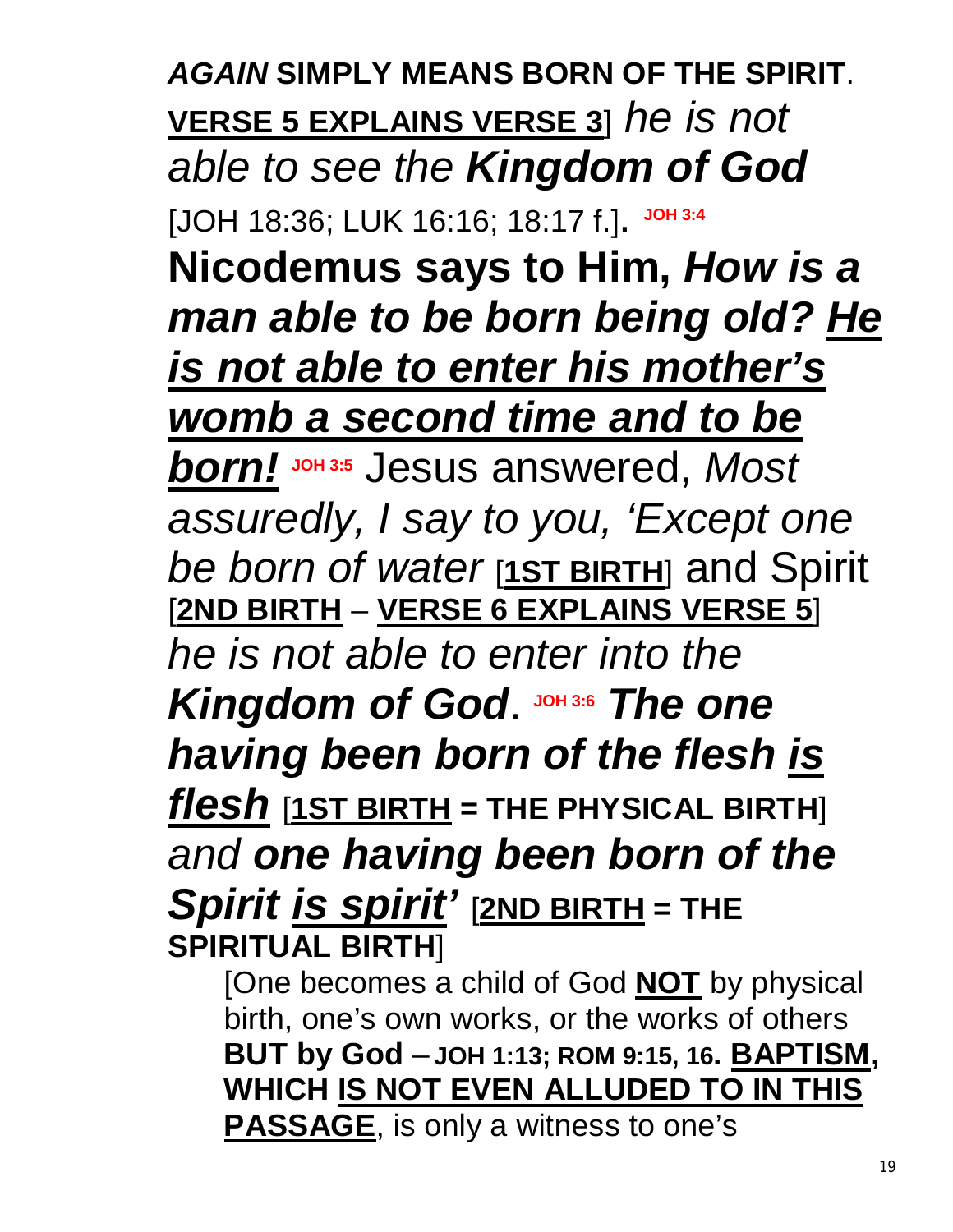***AGAIN* SIMPLY MEANS BORN OF THE SPIRIT**. **<u>VERSE 5 EXPLAINS VERSE 3</u>**] *he is not able to see the **Kingdom of God*** [JOH 18:36; LUK 16:16; 18:17 f.]. **JOH 3:4** **Nicodemus says to Him, *How is a man able to be born being old? <u>He is not able to enter his mother's womb a second time and to be born!</u>*** **JOH 3:5** Jesus answered, *Most assuredly, I say to you, 'Except one be born of water* [**<u>1ST BIRTH</u>**] and Spirit [**<u>2ND BIRTH</u>** – **<u>VERSE 6 EXPLAINS VERSE 5</u>**] *he is not able to enter into the **Kingdom of God***. **JOH 3:6** ***The one having been born of the flesh <u>is flesh</u>*** [**<u>1ST BIRTH</u> = THE PHYSICAL BIRTH**] *and **one having been born of the Spirit <u>is spirit</u>'*** [**<u>2ND BIRTH</u> = THE SPIRITUAL BIRTH**]

[One becomes a child of God **<u>NOT</u>** by physical birth, one's own works, or the works of others **BUT by God** – **JOH 1:13; ROM 9:15, 16. <u>BAPTISM</u>, WHICH <u>IS NOT EVEN ALLUDED TO IN THIS PASSAGE</u>**, is only a witness to one's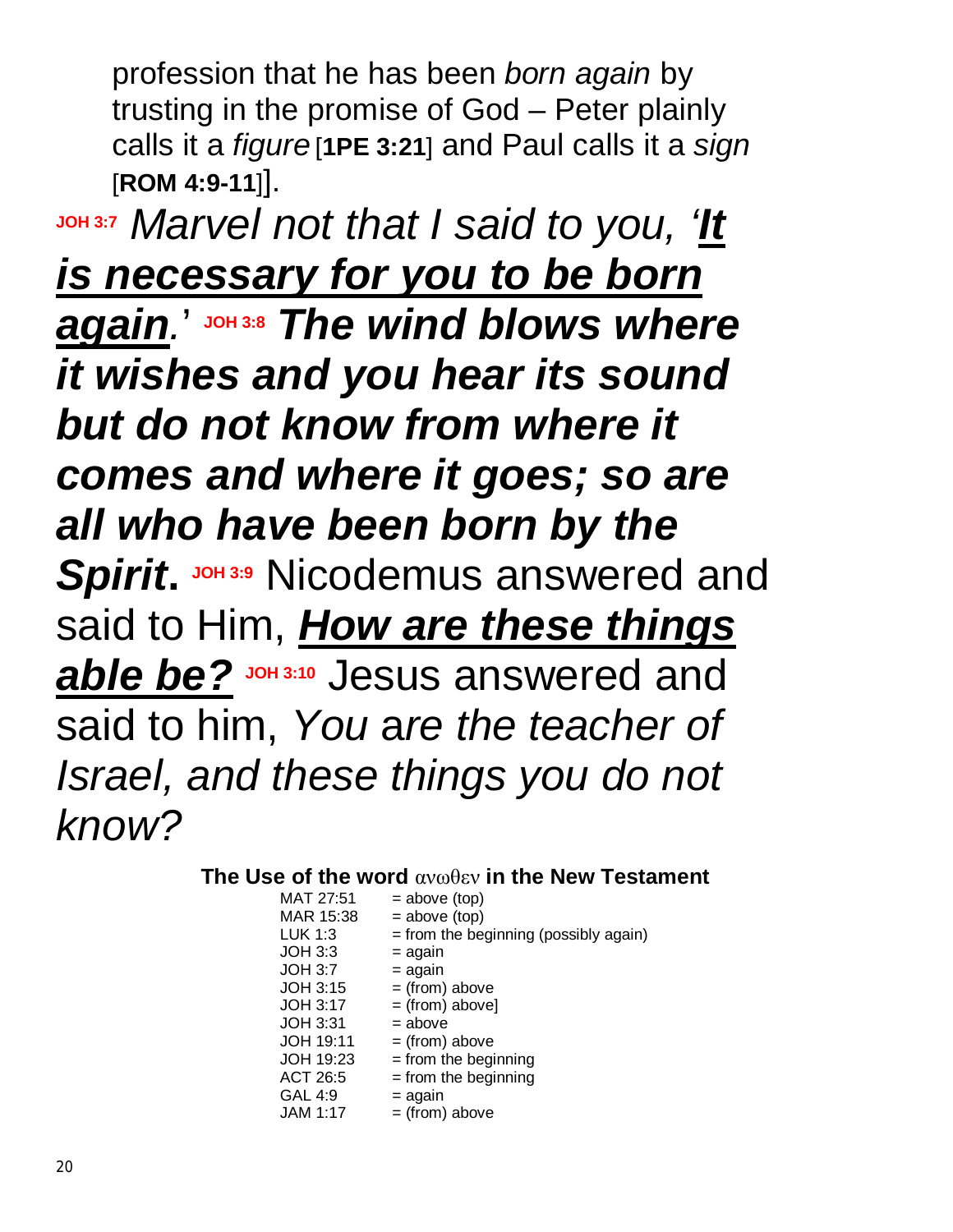profession that he has been *born again* by trusting in the promise of God – Peter plainly calls it a *figure* [**1PE 3:21**] and Paul calls it a *sign* [**ROM 4:9-11**]].

**JOH 3:7** *Marvel not that I said to you, '**It is necessary for you to be born again**.'* **JOH 3:8** ***The wind blows where it wishes and you hear its sound but do not know from where it comes and where it goes; so are all who have been born by the Spirit*.** **JOH 3:9** Nicodemus answered and said to Him, ***How are these things able be?*** **JOH 3:10** Jesus answered and said to him, *You are the teacher of Israel, and these things you do not know?*

**The Use of the word ανωθεν in the New Testament**

| | |
|---|---|
| MAT 27:51 | = above (top) |
| MAR 15:38 | = above (top) |
| LUK 1:3 | = from the beginning (possibly again) |
| JOH 3:3 | = again |
| JOH 3:7 | = again |
| JOH 3:15 | = (from) above |
| JOH 3:17 | = (from) above] |
| JOH 3:31 | = above |
| JOH 19:11 | = (from) above |
| JOH 19:23 | = from the beginning |
| ACT 26:5 | = from the beginning |
| GAL 4:9 | = again |
| JAM 1:17 | = (from) above |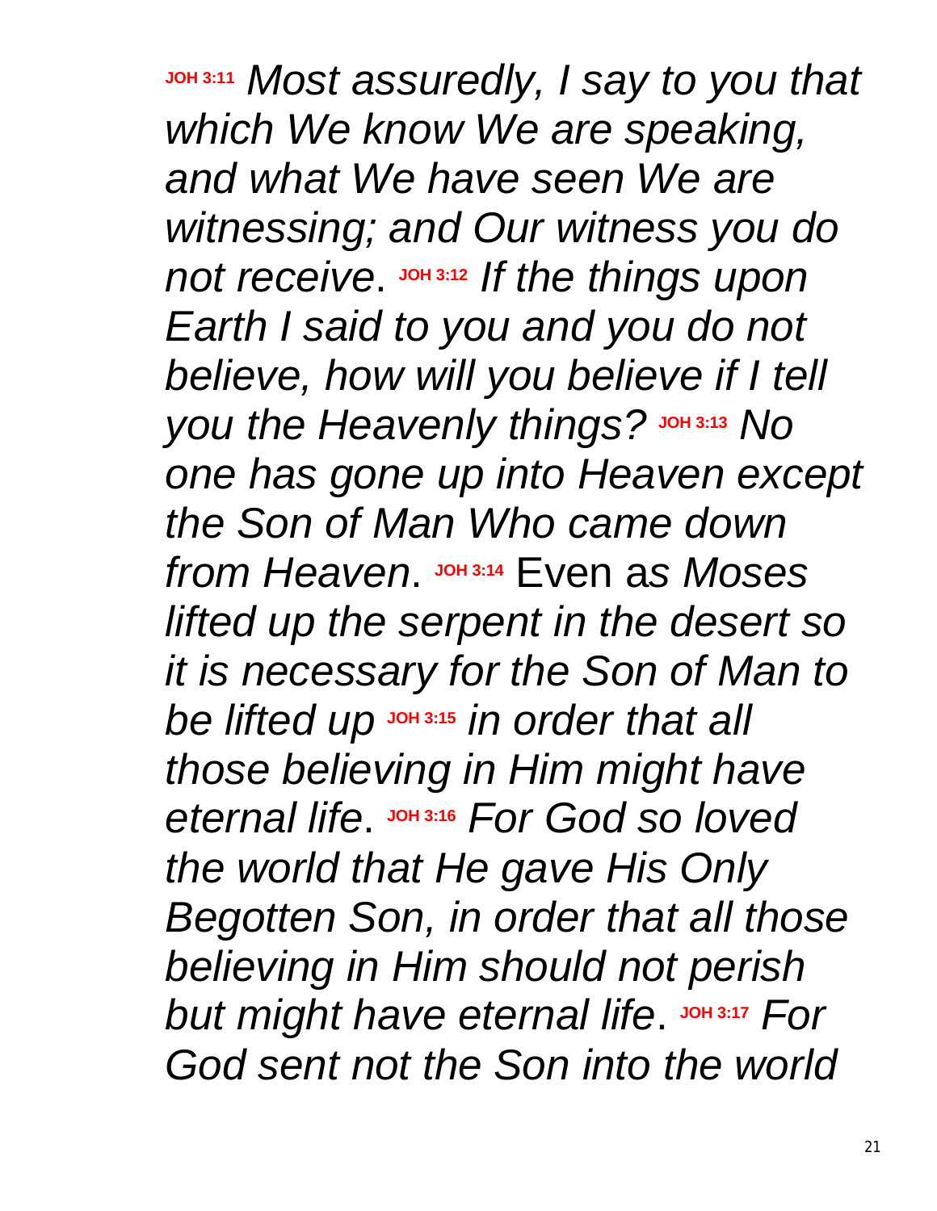**JOH 3:11** *Most assuredly, I say to you that which We know We are speaking, and what We have seen We are witnessing; and Our witness you do not receive*. **JOH 3:12** *If the things upon Earth I said to you and you do not believe, how will you believe if I tell you the Heavenly things?* **JOH 3:13** *No one has gone up into Heaven except the Son of Man Who came down from Heaven*. **JOH 3:14** Even as *Moses lifted up the serpent in the desert so it is necessary for the Son of Man to be lifted up* **JOH 3:15** *in order that all those believing in Him might have eternal life*. **JOH 3:16** *For God so loved the world that He gave His Only Begotten Son, in order that all those believing in Him should not perish but might have eternal life*. **JOH 3:17** *For God sent not the Son into the world*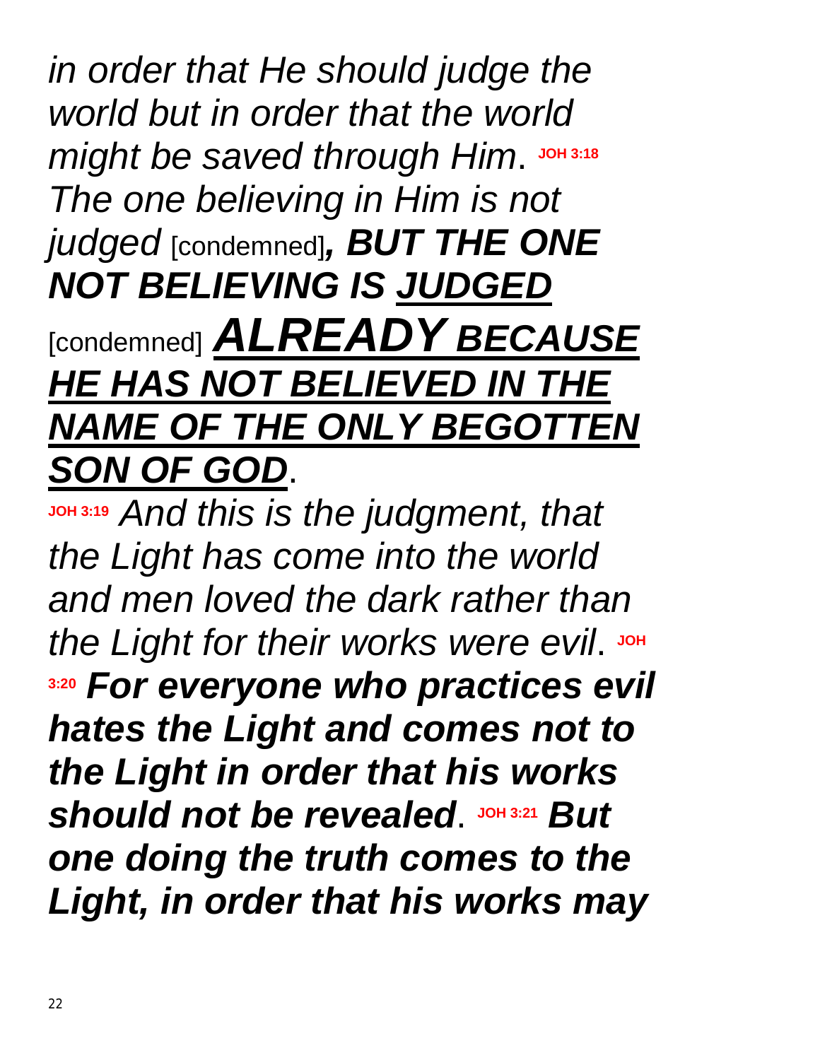*in order that He should judge the world but in order that the world might be saved through Him*. **JOH 3:18** *The one believing in Him is not judged* [condemned]***, BUT THE ONE NOT BELIEVING IS <u>JUDGED</u>*** [condemned] ***<u>ALREADY BECAUSE HE HAS NOT BELIEVED IN THE NAME OF THE ONLY BEGOTTEN SON OF GOD</u>***.

**JOH 3:19** *And this is the judgment, that the Light has come into the world and men loved the dark rather than the Light for their works were evil*. **JOH 3:20** ***For everyone who practices evil hates the Light and comes not to the Light in order that his works should not be revealed***. **JOH 3:21** ***But one doing the truth comes to the Light, in order that his works may***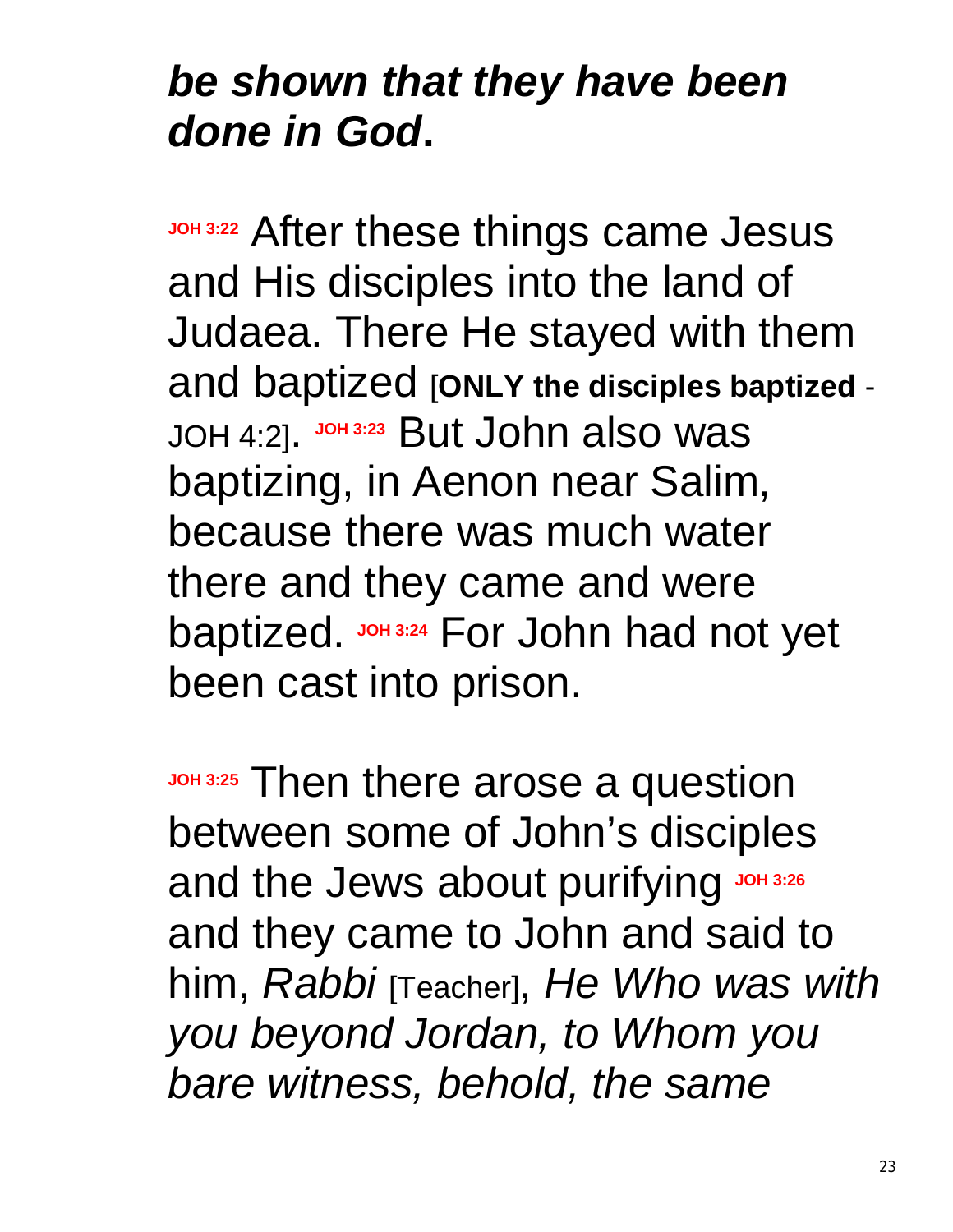***be shown that they have been done in God*.**

**JOH 3:22** After these things came Jesus and His disciples into the land of Judaea. There He stayed with them and baptized [**ONLY the disciples baptized** - JOH 4:2]. **JOH 3:23** But John also was baptizing, in Aenon near Salim, because there was much water there and they came and were baptized. **JOH 3:24** For John had not yet been cast into prison.

**JOH 3:25** Then there arose a question between some of John's disciples and the Jews about purifying **JOH 3:26** and they came to John and said to him, *Rabbi* [Teacher], *He Who was with you beyond Jordan, to Whom you bare witness, behold, the same*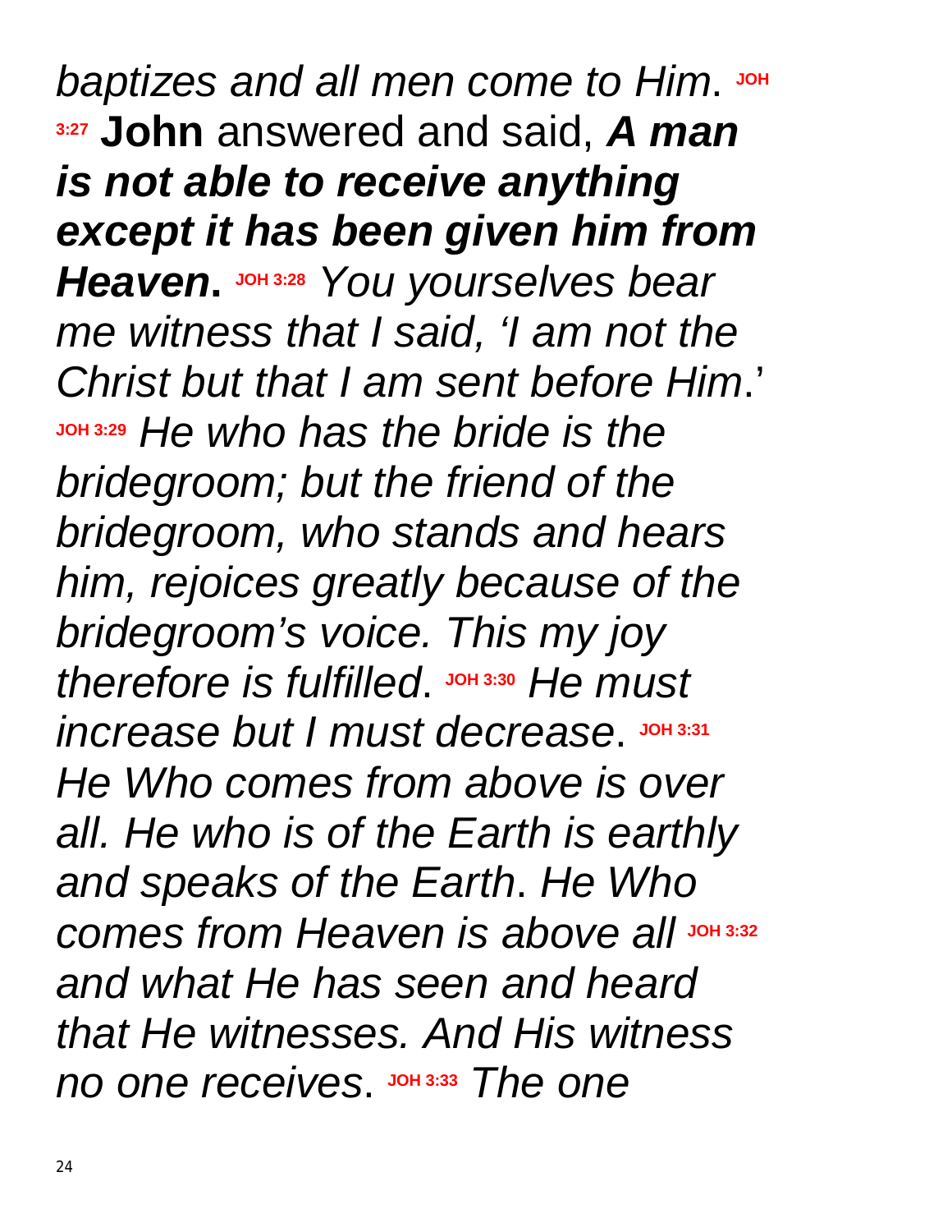*baptizes and all men come to Him*. JOH 3:27 **John** answered and said, ***A man is not able to receive anything except it has been given him from Heaven*.** JOH 3:28 *You yourselves bear me witness that I said, 'I am not the Christ but that I am sent before Him*.' JOH 3:29 *He who has the bride is the bridegroom; but the friend of the bridegroom, who stands and hears him, rejoices greatly because of the bridegroom's voice. This my joy therefore is fulfilled*. JOH 3:30 *He must increase but I must decrease*. JOH 3:31 *He Who comes from above is over all. He who is of the Earth is earthly and speaks of the Earth*. *He Who comes from Heaven is above all* JOH 3:32 *and what He has seen and heard that He witnesses. And His witness no one receives*. JOH 3:33 *The one*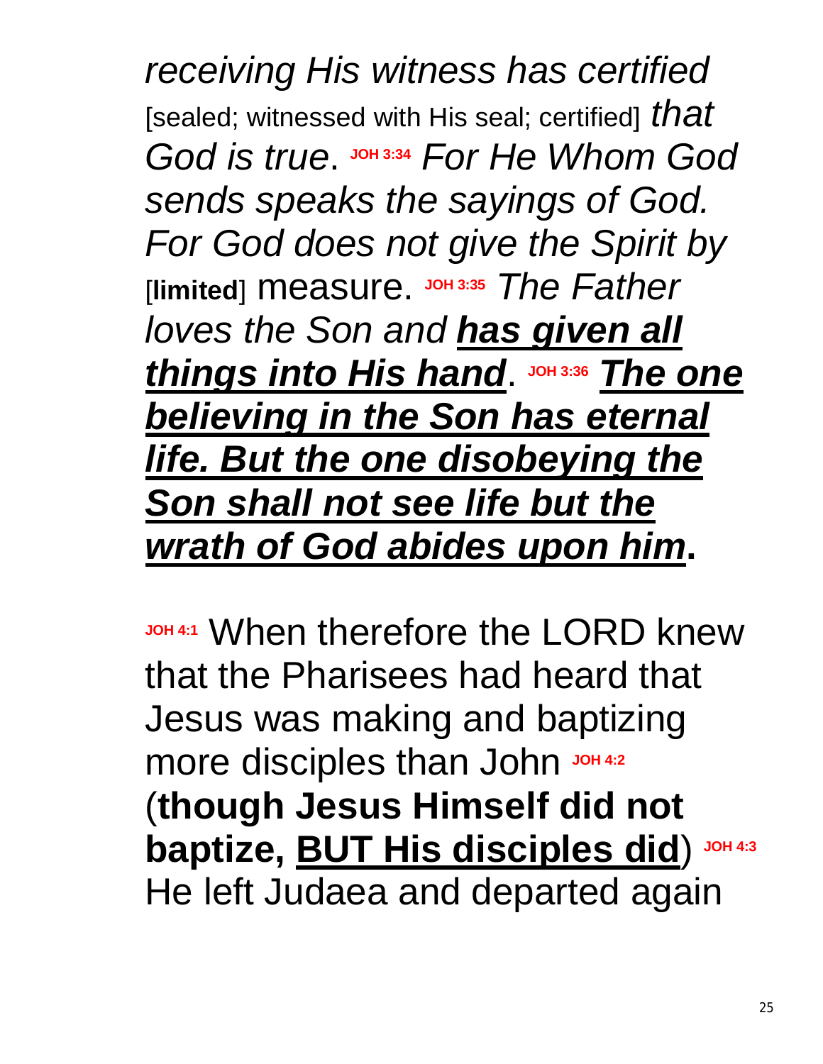*receiving His witness has certified* [sealed; witnessed with His seal; certified] *that God is true*. **JOH 3:34** *For He Whom God sends speaks the sayings of God. For God does not give the Spirit by* [**limited**] measure. **JOH 3:35** *The Father loves the Son and* ***<u>has given all things into His hand</u>***. **JOH 3:36** ***<u>The one believing in the Son has eternal life. But the one disobeying the Son shall not see life but the wrath of God abides upon him</u>*****.**

**JOH 4:1** When therefore the LORD knew that the Pharisees had heard that Jesus was making and baptizing more disciples than John **JOH 4:2** (**though Jesus Himself did not baptize, <u>BUT His disciples did</u>**) **JOH 4:3** He left Judaea and departed again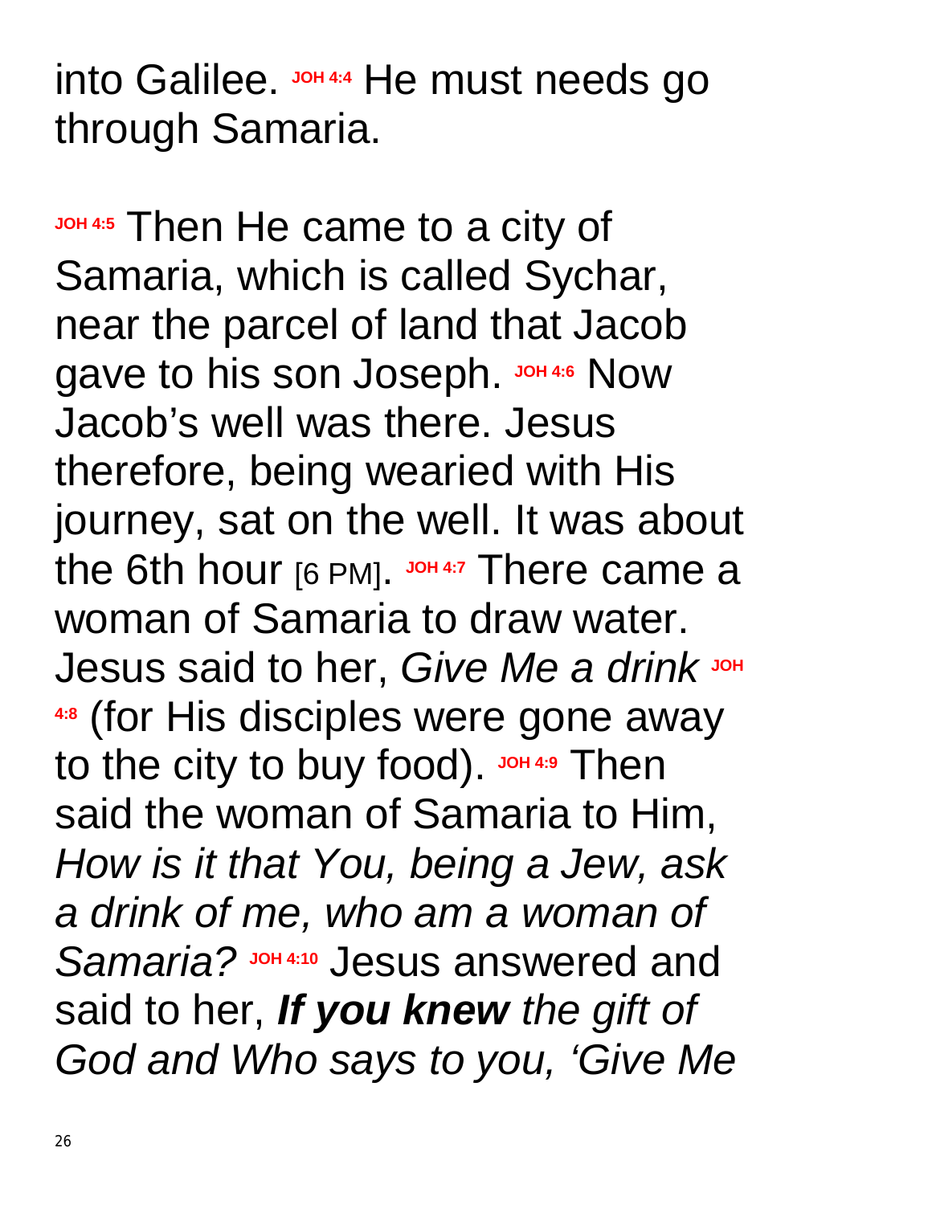into Galilee. **JOH 4:4** He must needs go through Samaria.

**JOH 4:5** Then He came to a city of Samaria, which is called Sychar, near the parcel of land that Jacob gave to his son Joseph. **JOH 4:6** Now Jacob's well was there. Jesus therefore, being wearied with His journey, sat on the well. It was about the 6th hour [6 PM]. **JOH 4:7** There came a woman of Samaria to draw water. Jesus said to her, *Give Me a drink* **JOH 4:8** (for His disciples were gone away to the city to buy food). **JOH 4:9** Then said the woman of Samaria to Him, *How is it that You, being a Jew, ask a drink of me, who am a woman of Samaria?* **JOH 4:10** Jesus answered and said to her, ***If you knew*** *the gift of God and Who says to you, 'Give Me*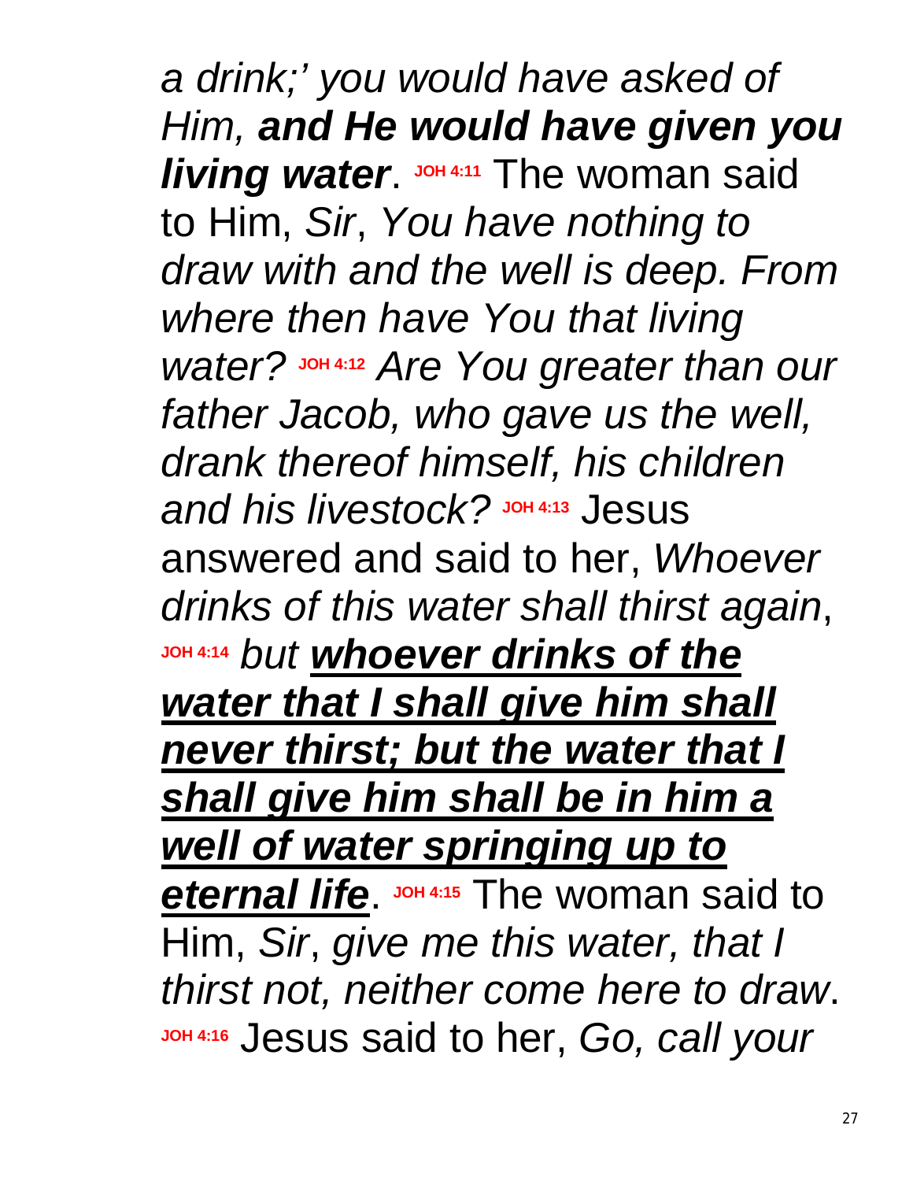*a drink;' you would have asked of Him, **and He would have given you living water***. JOH 4:11 The woman said to Him, *Sir*, *You have nothing to draw with and the well is deep. From where then have You that living water?* JOH 4:12 *Are You greater than our father Jacob, who gave us the well, drank thereof himself, his children and his livestock?* JOH 4:13 Jesus answered and said to her, *Whoever drinks of this water shall thirst again*, JOH 4:14 *but **<u>whoever drinks of the water that I shall give him shall never thirst; but the water that I shall give him shall be in him a well of water springing up to eternal life</u>***. JOH 4:15 The woman said to Him, *Sir*, *give me this water, that I thirst not, neither come here to draw*. JOH 4:16 Jesus said to her, *Go, call your*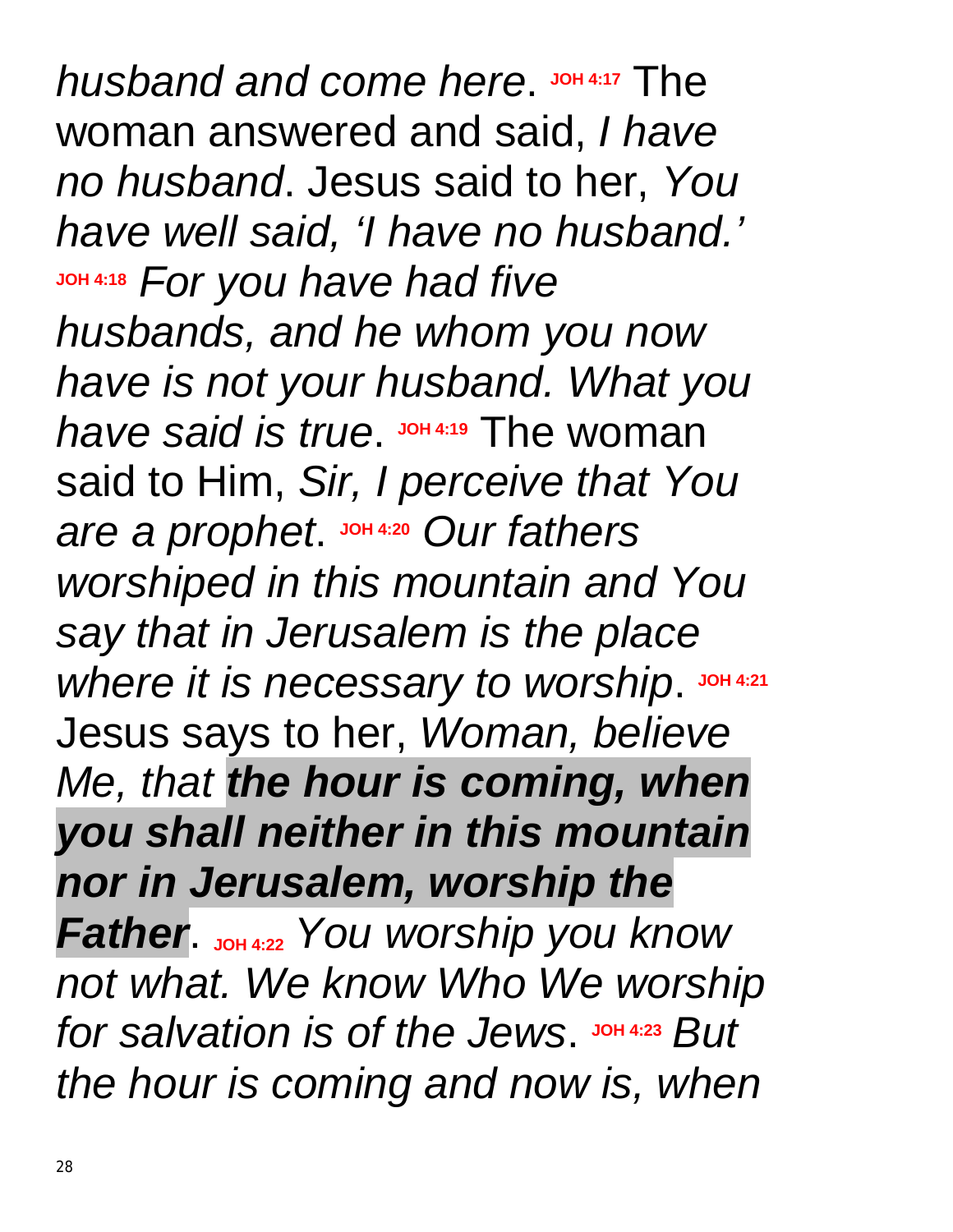*husband and come here*. **JOH 4:17** The woman answered and said, *I have no husband*. Jesus said to her, *You have well said, 'I have no husband.'* **JOH 4:18** *For you have had five husbands, and he whom you now have is not your husband. What you have said is true*. **JOH 4:19** The woman said to Him, *Sir, I perceive that You are a prophet*. **JOH 4:20** *Our fathers worshiped in this mountain and You say that in Jerusalem is the place where it is necessary to worship*. **JOH 4:21** Jesus says to her, *Woman, believe Me, that* ***the hour is coming, when you shall neither in this mountain nor in Jerusalem, worship the Father***. **JOH 4:22** *You worship you know not what. We know Who We worship for salvation is of the Jews*. **JOH 4:23** *But the hour is coming and now is, when*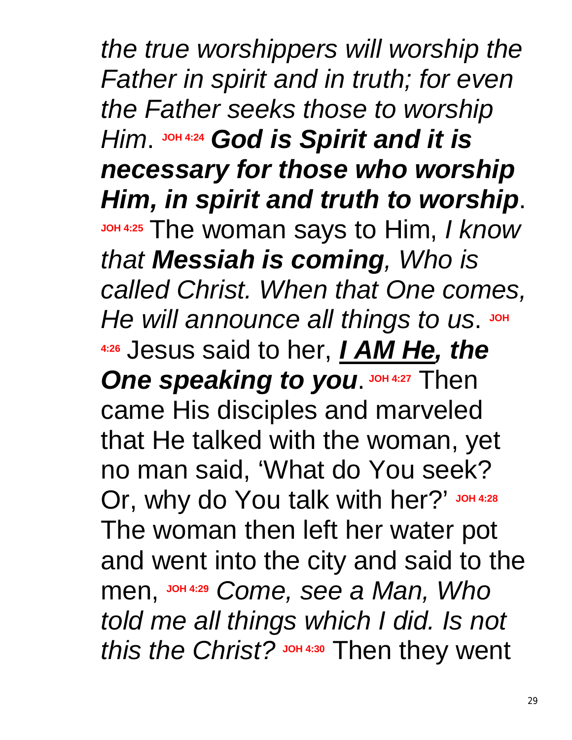*the true worshippers will worship the Father in spirit and in truth; for even the Father seeks those to worship Him*. JOH 4:24 ***God is Spirit and it is necessary for those who worship Him, in spirit and truth to worship***. JOH 4:25 The woman says to Him, *I know that **Messiah is coming**, Who is called Christ. When that One comes, He will announce all things to us*. JOH 4:26 Jesus said to her, ***<u>I AM He</u>, the One speaking to you***. JOH 4:27 Then came His disciples and marveled that He talked with the woman, yet no man said, 'What do You seek? Or, why do You talk with her?' JOH 4:28 The woman then left her water pot and went into the city and said to the men, JOH 4:29 *Come, see a Man, Who told me all things which I did. Is not this the Christ?* JOH 4:30 Then they went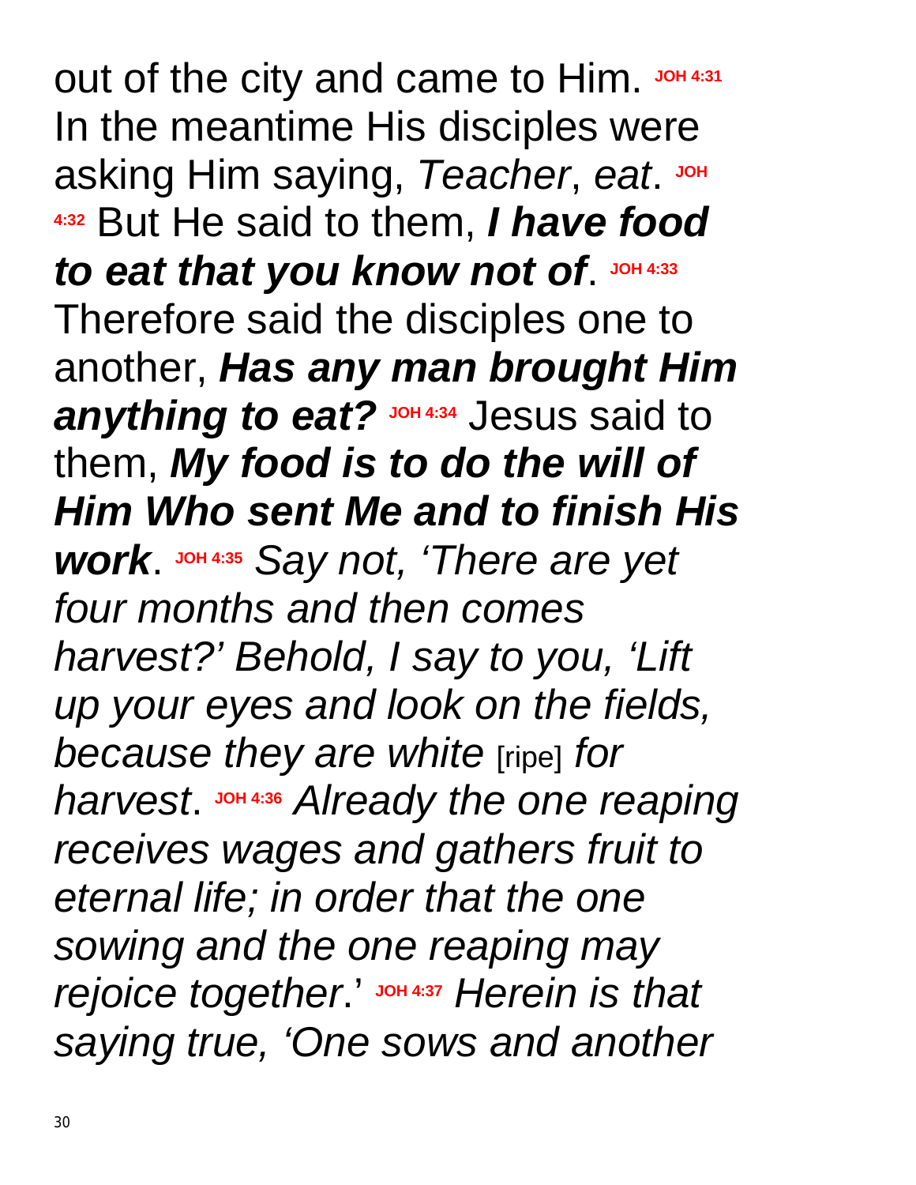out of the city and came to Him. **JOH 4:31** In the meantime His disciples were asking Him saying, *Teacher*, *eat*. **JOH 4:32** But He said to them, ***I have food to eat that you know not of***. **JOH 4:33** Therefore said the disciples one to another, ***Has any man brought Him anything to eat?*** **JOH 4:34** Jesus said to them, ***My food is to do the will of Him Who sent Me and to finish His work***. **JOH 4:35** *Say not, 'There are yet four months and then comes harvest?' Behold, I say to you, 'Lift up your eyes and look on the fields, because they are white* [ripe] *for harvest*. **JOH 4:36** *Already the one reaping receives wages and gathers fruit to eternal life; in order that the one sowing and the one reaping may rejoice together*.' **JOH 4:37** *Herein is that saying true, 'One sows and another*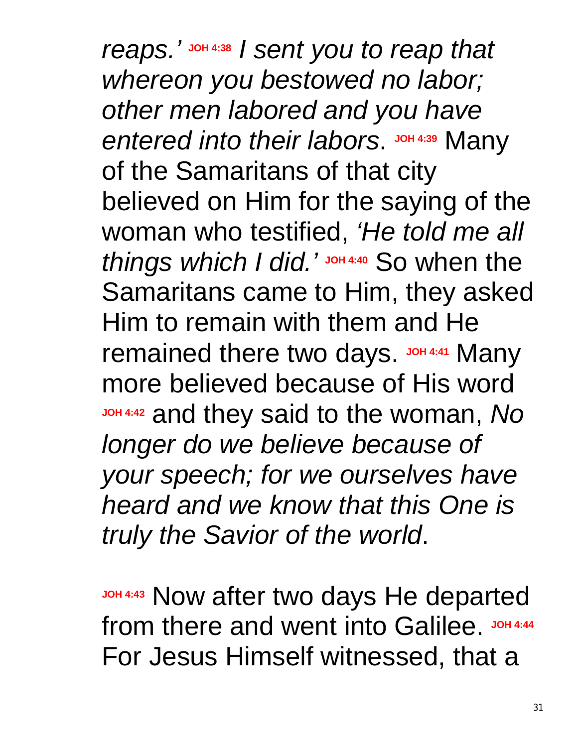*reaps.'* **JOH 4:38** *I sent you to reap that whereon you bestowed no labor; other men labored and you have entered into their labors*. **JOH 4:39** Many of the Samaritans of that city believed on Him for the saying of the woman who testified, *'He told me all things which I did.'* **JOH 4:40** So when the Samaritans came to Him, they asked Him to remain with them and He remained there two days. **JOH 4:41** Many more believed because of His word **JOH 4:42** and they said to the woman, *No longer do we believe because of your speech; for we ourselves have heard and we know that this One is truly the Savior of the world*.

**JOH 4:43** Now after two days He departed from there and went into Galilee. **JOH 4:44** For Jesus Himself witnessed, that a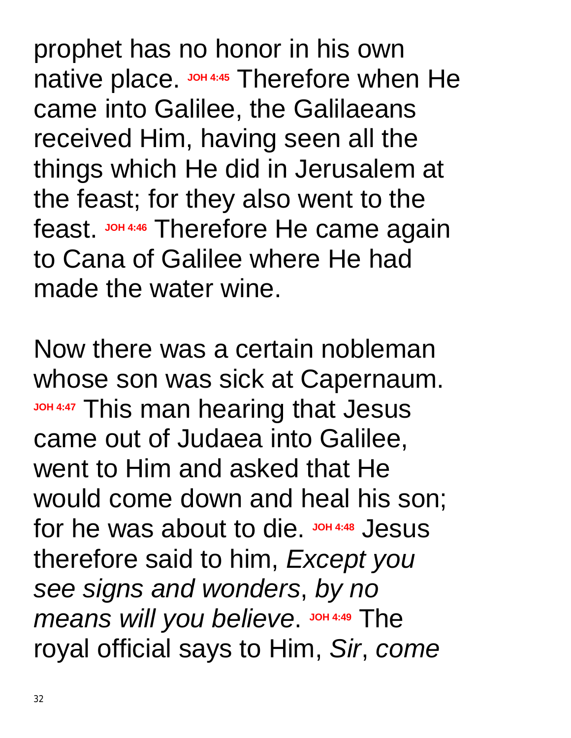prophet has no honor in his own native place. **JOH 4:45** Therefore when He came into Galilee, the Galilaeans received Him, having seen all the things which He did in Jerusalem at the feast; for they also went to the feast. **JOH 4:46** Therefore He came again to Cana of Galilee where He had made the water wine.

Now there was a certain nobleman whose son was sick at Capernaum. **JOH 4:47** This man hearing that Jesus came out of Judaea into Galilee, went to Him and asked that He would come down and heal his son; for he was about to die. **JOH 4:48** Jesus therefore said to him, *Except you see signs and wonders*, *by no means will you believe*. **JOH 4:49** The royal official says to Him, *Sir*, *come*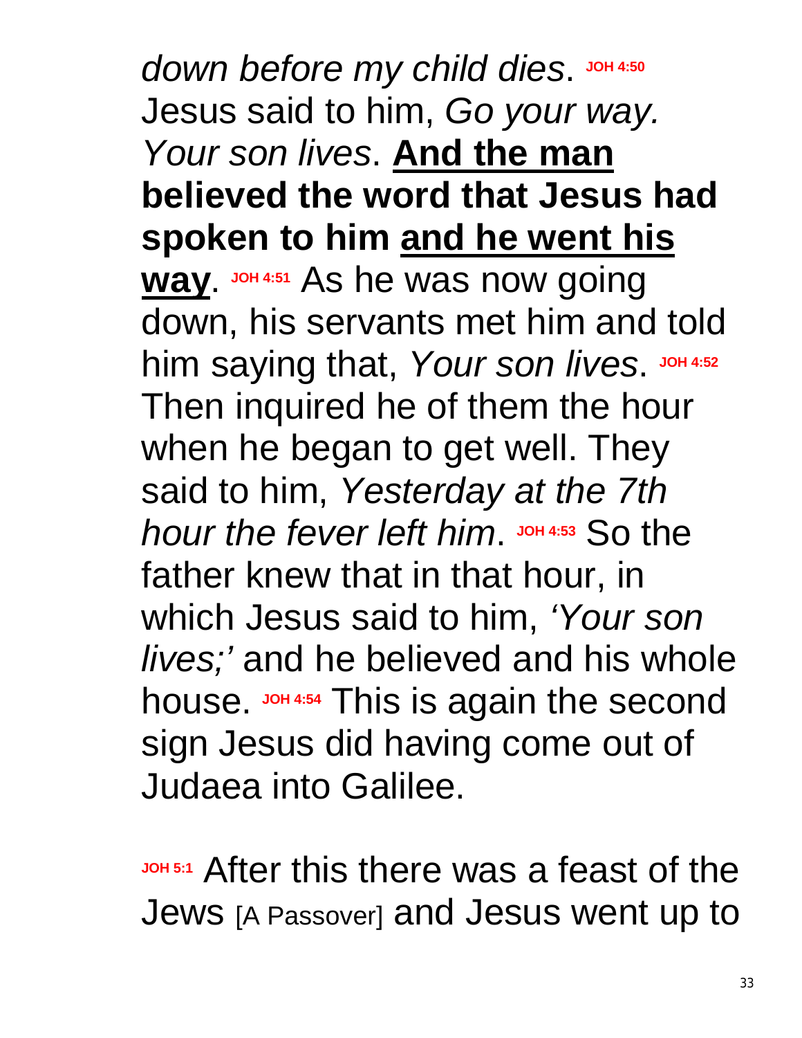*down before my child dies*. **JOH 4:50** Jesus said to him, *Go your way. Your son lives*. <u>**And the man**</u> **believed the word that Jesus had spoken to him** <u>**and he went his way**</u>. **JOH 4:51** As he was now going down, his servants met him and told him saying that, *Your son lives*. **JOH 4:52** Then inquired he of them the hour when he began to get well. They said to him, *Yesterday at the 7th hour the fever left him*. **JOH 4:53** So the father knew that in that hour, in which Jesus said to him, *'Your son lives;'* and he believed and his whole house. **JOH 4:54** This is again the second sign Jesus did having come out of Judaea into Galilee.

**JOH 5:1** After this there was a feast of the Jews [A Passover] and Jesus went up to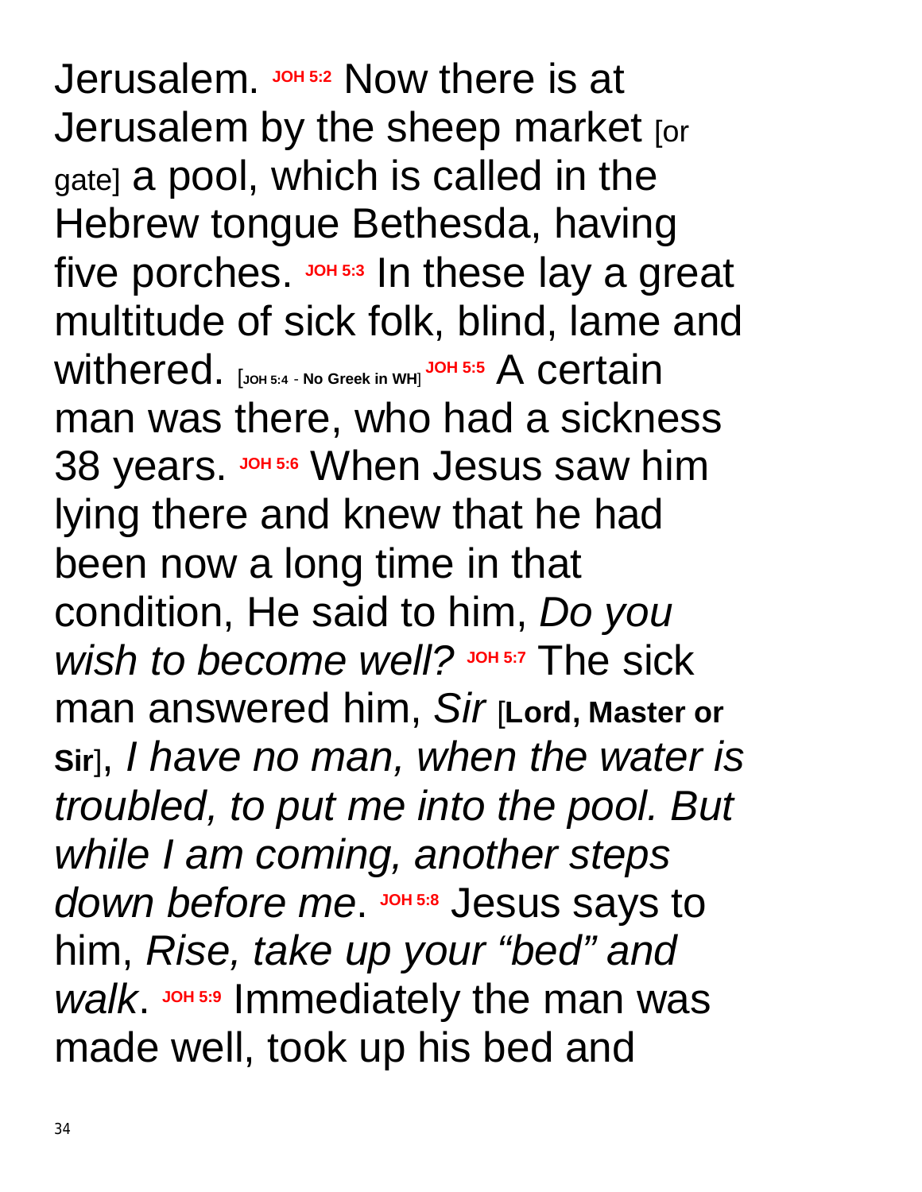Jerusalem. **JOH 5:2** Now there is at Jerusalem by the sheep market [or gate] a pool, which is called in the Hebrew tongue Bethesda, having five porches. **JOH 5:3** In these lay a great multitude of sick folk, blind, lame and withered. [**JOH 5:4** - **No Greek in WH**] **JOH 5:5** A certain man was there, who had a sickness 38 years. **JOH 5:6** When Jesus saw him lying there and knew that he had been now a long time in that condition, He said to him, *Do you wish to become well?* **JOH 5:7** The sick man answered him, *Sir* [**Lord, Master or Sir**], *I have no man, when the water is troubled, to put me into the pool. But while I am coming, another steps down before me*. **JOH 5:8** Jesus says to him, *Rise, take up your "bed" and walk*. **JOH 5:9** Immediately the man was made well, took up his bed and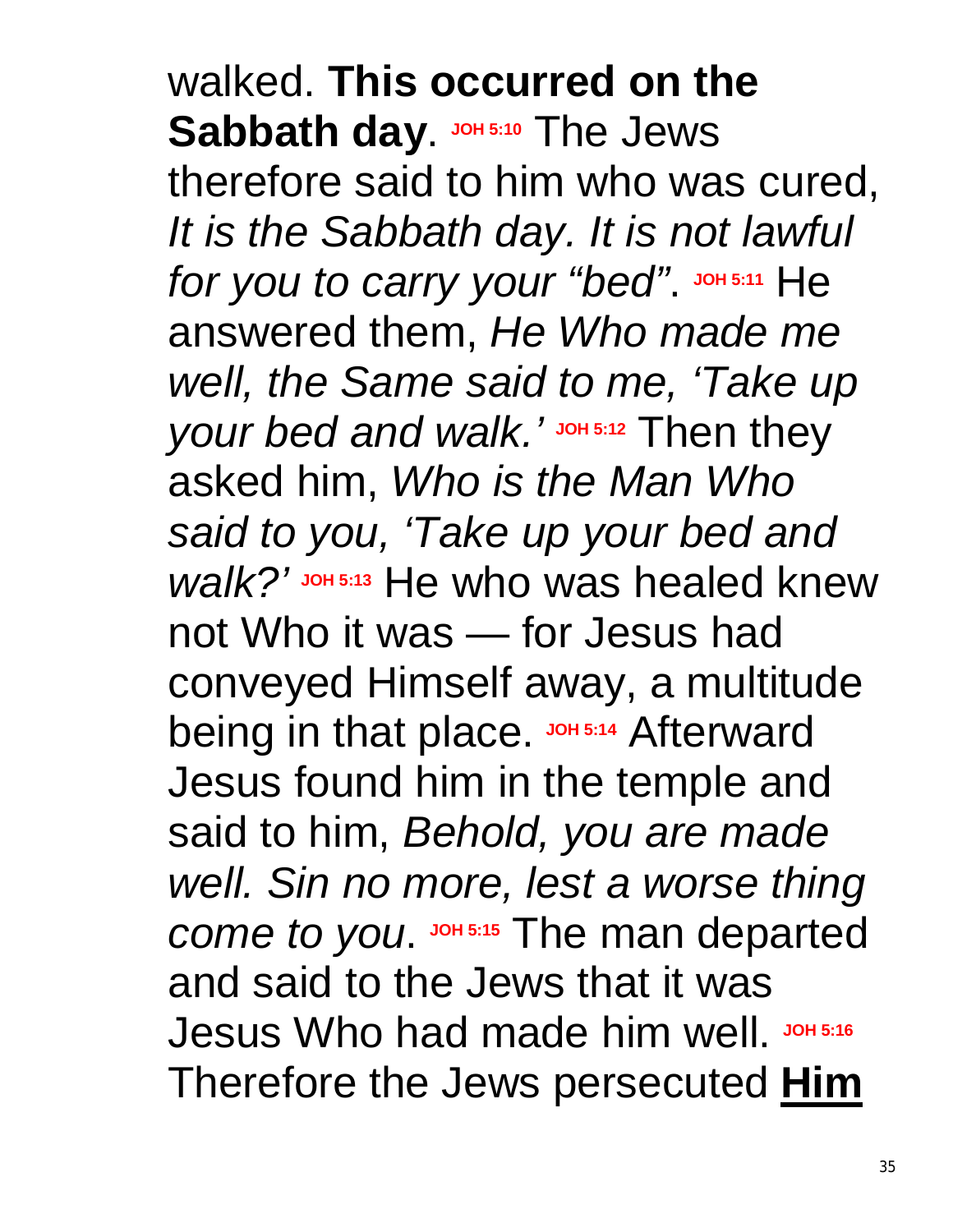walked. **This occurred on the Sabbath day**. **JOH 5:10** The Jews therefore said to him who was cured, *It is the Sabbath day. It is not lawful for you to carry your "bed"*. **JOH 5:11** He answered them, *He Who made me well, the Same said to me, 'Take up your bed and walk.'* **JOH 5:12** Then they asked him, *Who is the Man Who said to you, 'Take up your bed and walk?'* **JOH 5:13** He who was healed knew not Who it was — for Jesus had conveyed Himself away, a multitude being in that place. **JOH 5:14** Afterward Jesus found him in the temple and said to him, *Behold, you are made well. Sin no more, lest a worse thing come to you*. **JOH 5:15** The man departed and said to the Jews that it was Jesus Who had made him well. **JOH 5:16** Therefore the Jews persecuted **<u>Him</u>**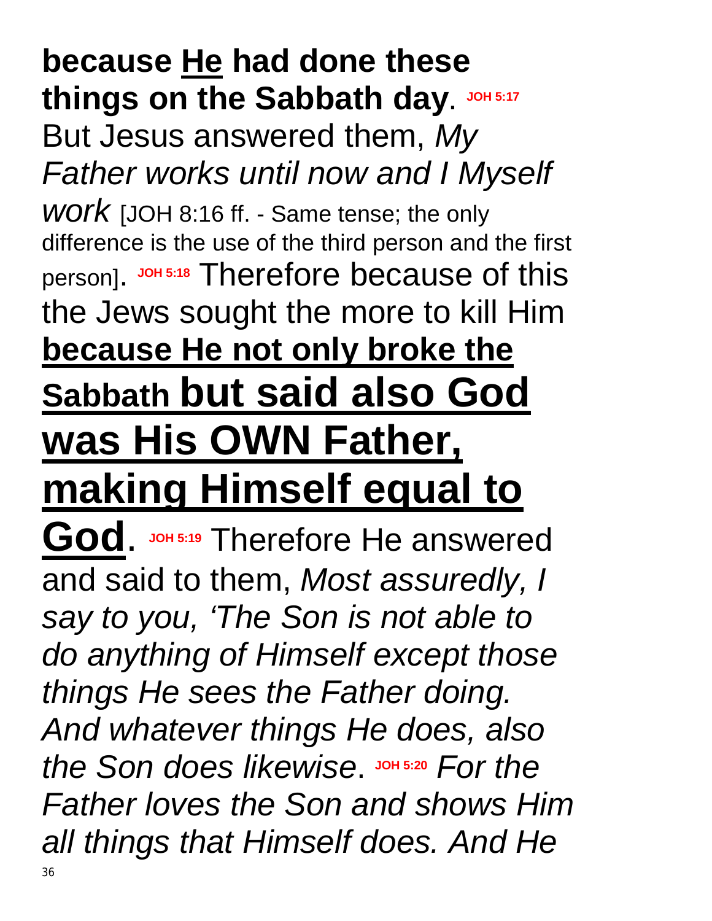**because <u>He</u> had done these things on the Sabbath day**. **JOH 5:17** But Jesus answered them, *My Father works until now and I Myself work* [JOH 8:16 ff. - Same tense; the only difference is the use of the third person and the first person]. **JOH 5:18** Therefore because of this the Jews sought the more to kill Him **<u>because He not only broke the Sabbath but said also God was His OWN Father, making Himself equal to God</u>**. **JOH 5:19** Therefore He answered and said to them, *Most assuredly, I say to you, 'The Son is not able to do anything of Himself except those things He sees the Father doing. And whatever things He does, also the Son does likewise*. **JOH 5:20** *For the Father loves the Son and shows Him all things that Himself does. And He*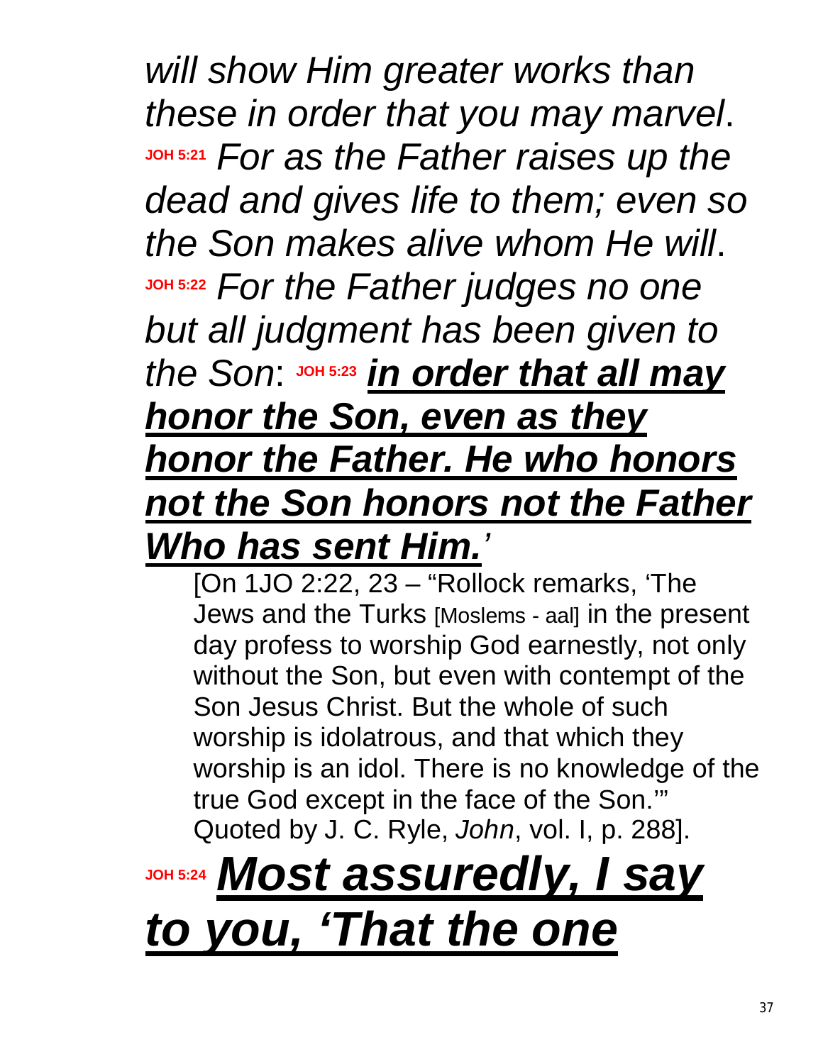*will show Him greater works than these in order that you may marvel*. JOH 5:21 *For as the Father raises up the dead and gives life to them; even so the Son makes alive whom He will*. JOH 5:22 *For the Father judges no one but all judgment has been given to the Son*: JOH 5:23 ***<u>in order that all may honor the Son, even as they honor the Father. He who honors not the Son honors not the Father Who has sent Him.</u>'***

> [On 1JO 2:22, 23 – "Rollock remarks, 'The Jews and the Turks [Moslems - aal] in the present day profess to worship God earnestly, not only without the Son, but even with contempt of the Son Jesus Christ. But the whole of such worship is idolatrous, and that which they worship is an idol. There is no knowledge of the true God except in the face of the Son.'" Quoted by J. C. Ryle, *John*, vol. I, p. 288].

JOH 5:24 ***<u>Most assuredly, I say to you, 'That the one</u>***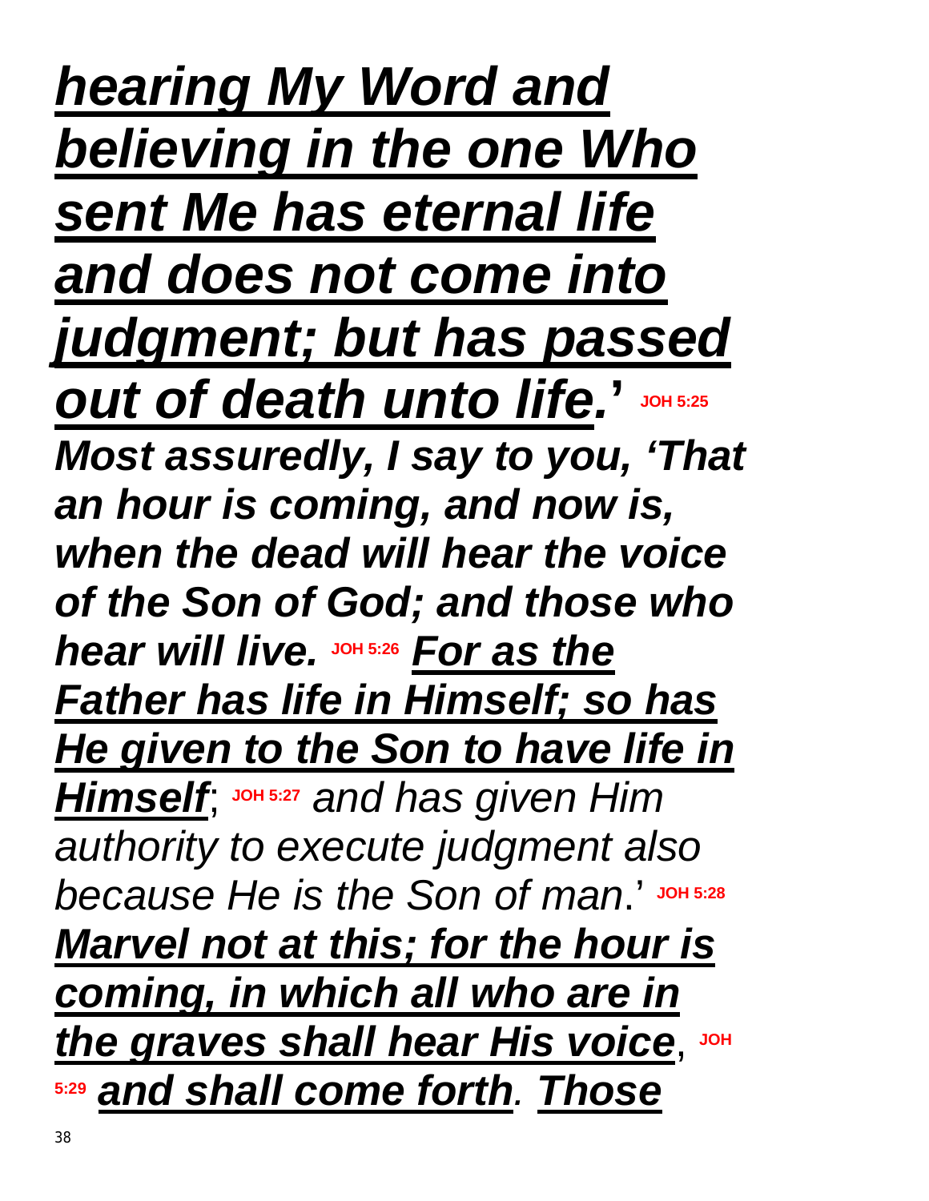***hearing My Word and believing in the one Who sent Me has eternal life and does not come into judgment; but has passed out of death unto life.***' JOH 5:25 ***Most assuredly, I say to you, 'That an hour is coming, and now is, when the dead will hear the voice of the Son of God; and those who hear will live.*** JOH 5:26 ***For as the Father has life in Himself; so has He given to the Son to have life in Himself***; JOH 5:27 *and has given Him authority to execute judgment also because He is the Son of man*.' JOH 5:28 ***Marvel not at this; for the hour is coming, in which all who are in the graves shall hear His voice***, JOH 5:29 ***and shall come forth***. ***Those***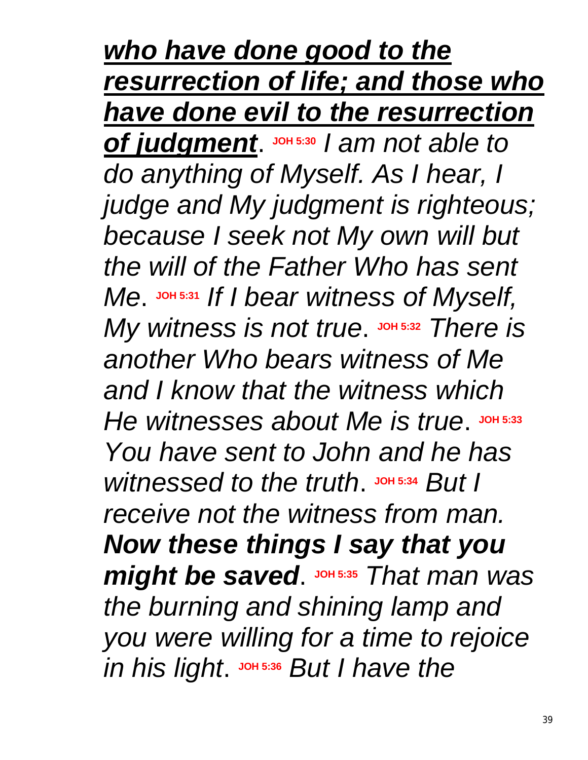***<u>who have done good to the resurrection of life; and those who have done evil to the resurrection of judgment</u>***. **JOH 5:30** *I am not able to do anything of Myself. As I hear, I judge and My judgment is righteous; because I seek not My own will but the will of the Father Who has sent Me*. **JOH 5:31** *If I bear witness of Myself, My witness is not true*. **JOH 5:32** *There is another Who bears witness of Me and I know that the witness which He witnesses about Me is true*. **JOH 5:33** *You have sent to John and he has witnessed to the truth*. **JOH 5:34** *But I receive not the witness from man.* ***Now these things I say that you might be saved***. **JOH 5:35** *That man was the burning and shining lamp and you were willing for a time to rejoice in his light*. **JOH 5:36** *But I have the*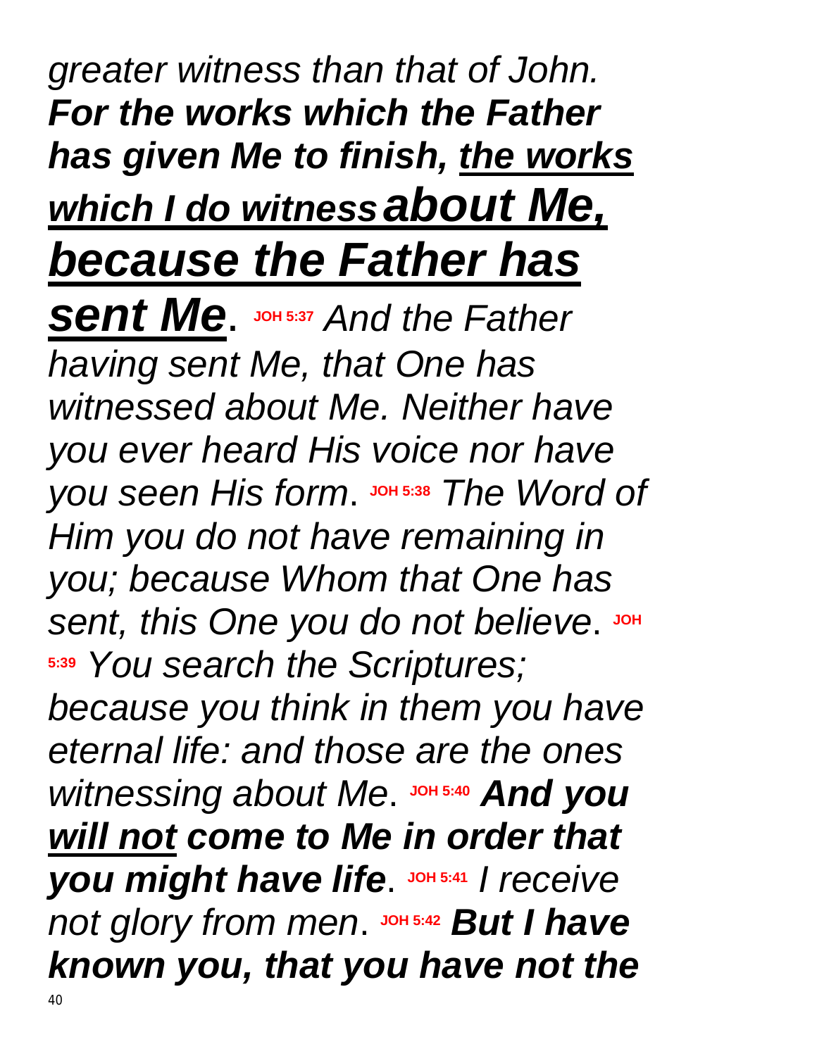*greater witness than that of John.* ***For the works which the Father has given Me to finish, <u>the works which I do witness about Me, because the Father has sent Me</u>***. **JOH 5:37** *And the Father having sent Me, that One has witnessed about Me. Neither have you ever heard His voice nor have you seen His form*. **JOH 5:38** *The Word of Him you do not have remaining in you; because Whom that One has sent, this One you do not believe*. **JOH 5:39** *You search the Scriptures; because you think in them you have eternal life: and those are the ones witnessing about Me*. **JOH 5:40** ***And you <u>will not</u> come to Me in order that you might have life***. **JOH 5:41** *I receive not glory from men*. **JOH 5:42** ***But I have known you, that you have not the***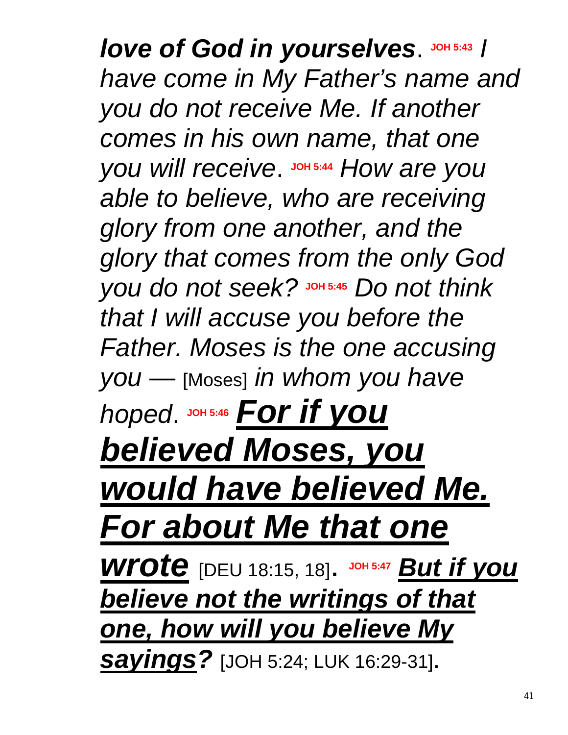***love of God in yourselves***. **JOH 5:43** *I have come in My Father's name and you do not receive Me. If another comes in his own name, that one you will receive*. **JOH 5:44** *How are you able to believe, who are receiving glory from one another, and the glory that comes from the only God you do not seek?* **JOH 5:45** *Do not think that I will accuse you before the Father. Moses is the one accusing you* — [Moses] *in whom you have hoped*. **JOH 5:46** ***<u>For if you believed Moses, you would have believed Me. For about Me that one wrote</u>*** [DEU 18:15, 18]. **JOH 5:47** ***<u>But if you believe not the writings of that one, how will you believe My sayings?</u>*** [JOH 5:24; LUK 16:29-31].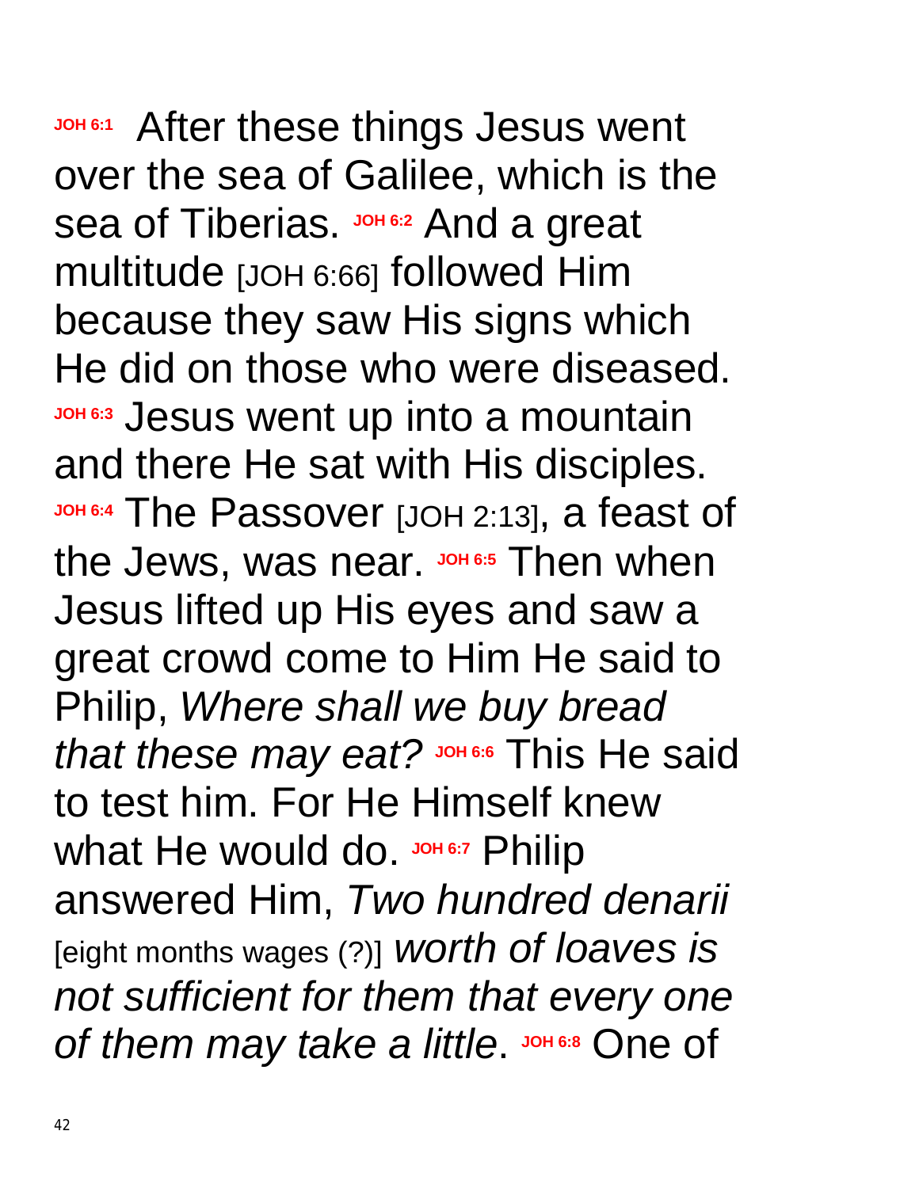**JOH 6:1** After these things Jesus went over the sea of Galilee, which is the sea of Tiberias. **JOH 6:2** And a great multitude [JOH 6:66] followed Him because they saw His signs which He did on those who were diseased. **JOH 6:3** Jesus went up into a mountain and there He sat with His disciples. **JOH 6:4** The Passover [JOH 2:13], a feast of the Jews, was near. **JOH 6:5** Then when Jesus lifted up His eyes and saw a great crowd come to Him He said to Philip, *Where shall we buy bread that these may eat?* **JOH 6:6** This He said to test him. For He Himself knew what He would do. **JOH 6:7** Philip answered Him, *Two hundred denarii* [eight months wages (?)] *worth of loaves is not sufficient for them that every one of them may take a little*. **JOH 6:8** One of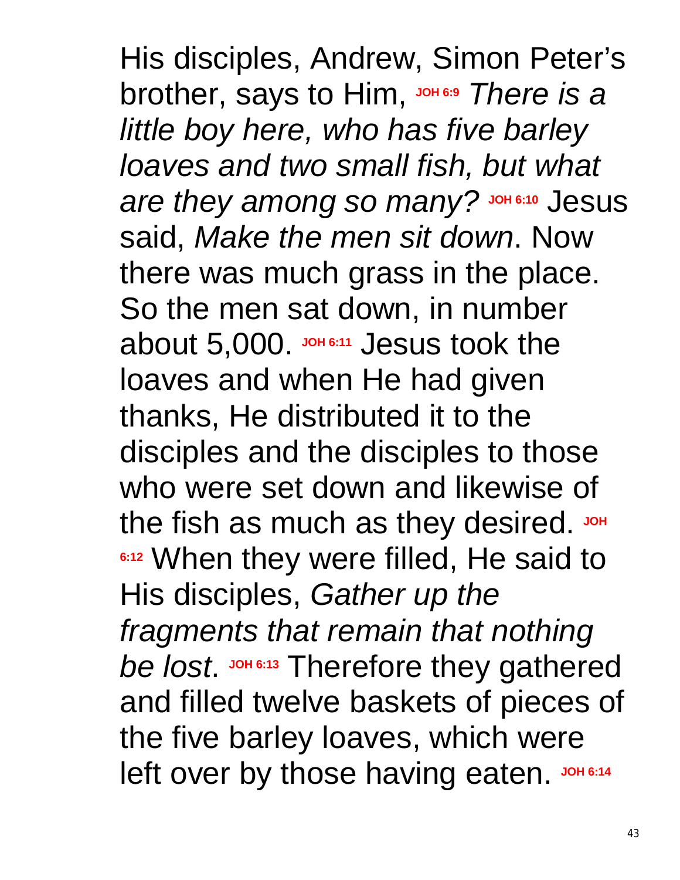His disciples, Andrew, Simon Peter's brother, says to Him, **JOH 6:9** *There is a little boy here, who has five barley loaves and two small fish, but what are they among so many?* **JOH 6:10** Jesus said, *Make the men sit down*. Now there was much grass in the place. So the men sat down, in number about 5,000. **JOH 6:11** Jesus took the loaves and when He had given thanks, He distributed it to the disciples and the disciples to those who were set down and likewise of the fish as much as they desired. **JOH 6:12** When they were filled, He said to His disciples, *Gather up the fragments that remain that nothing be lost*. **JOH 6:13** Therefore they gathered and filled twelve baskets of pieces of the five barley loaves, which were left over by those having eaten. **JOH 6:14**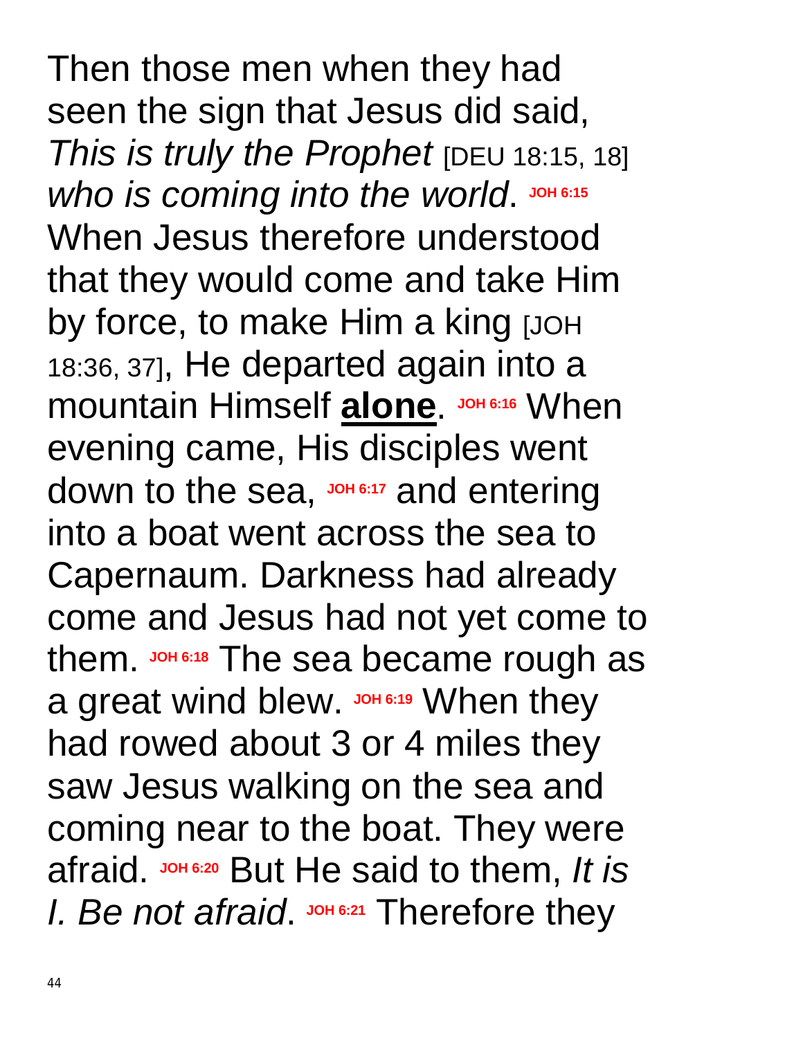Then those men when they had seen the sign that Jesus did said, *This is truly the Prophet* [DEU 18:15, 18] *who is coming into the world*. **JOH 6:15** When Jesus therefore understood that they would come and take Him by force, to make Him a king [JOH 18:36, 37], He departed again into a mountain Himself **alone**. **JOH 6:16** When evening came, His disciples went down to the sea, **JOH 6:17** and entering into a boat went across the sea to Capernaum. Darkness had already come and Jesus had not yet come to them. **JOH 6:18** The sea became rough as a great wind blew. **JOH 6:19** When they had rowed about 3 or 4 miles they saw Jesus walking on the sea and coming near to the boat. They were afraid. **JOH 6:20** But He said to them, *It is I. Be not afraid*. **JOH 6:21** Therefore they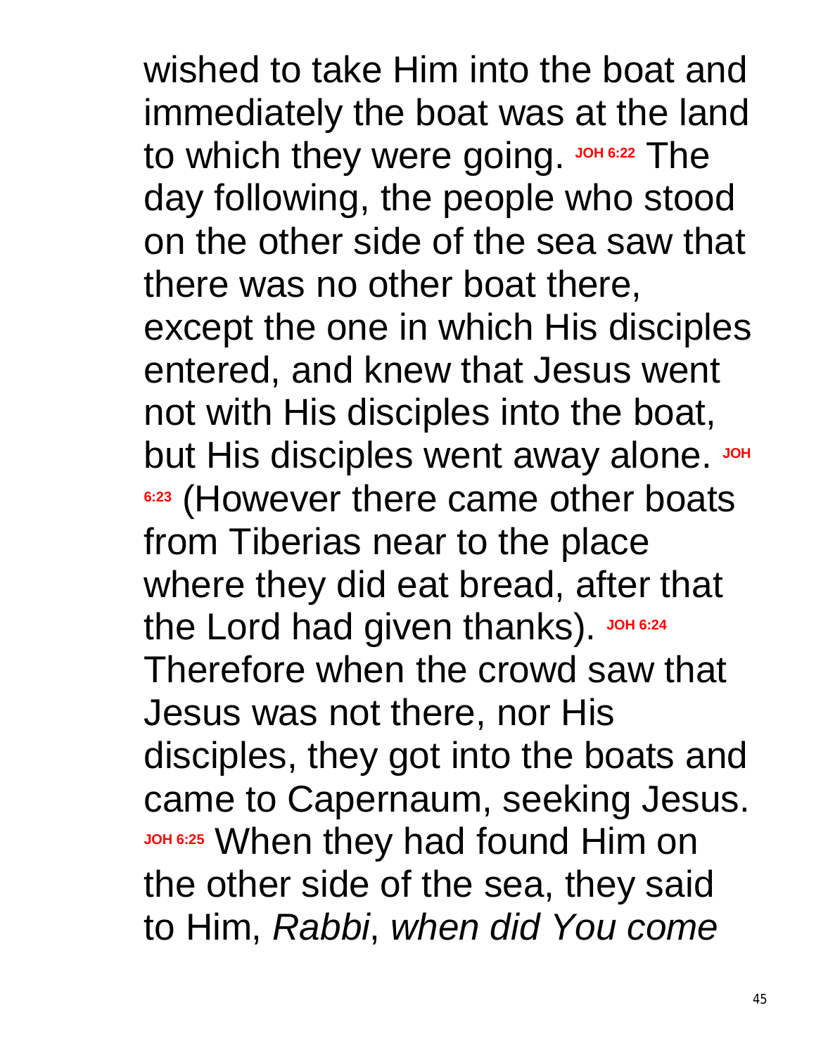wished to take Him into the boat and immediately the boat was at the land to which they were going. **JOH 6:22** The day following, the people who stood on the other side of the sea saw that there was no other boat there, except the one in which His disciples entered, and knew that Jesus went not with His disciples into the boat, but His disciples went away alone. **JOH 6:23** (However there came other boats from Tiberias near to the place where they did eat bread, after that the Lord had given thanks). **JOH 6:24** Therefore when the crowd saw that Jesus was not there, nor His disciples, they got into the boats and came to Capernaum, seeking Jesus. **JOH 6:25** When they had found Him on the other side of the sea, they said to Him, *Rabbi*, *when did You come*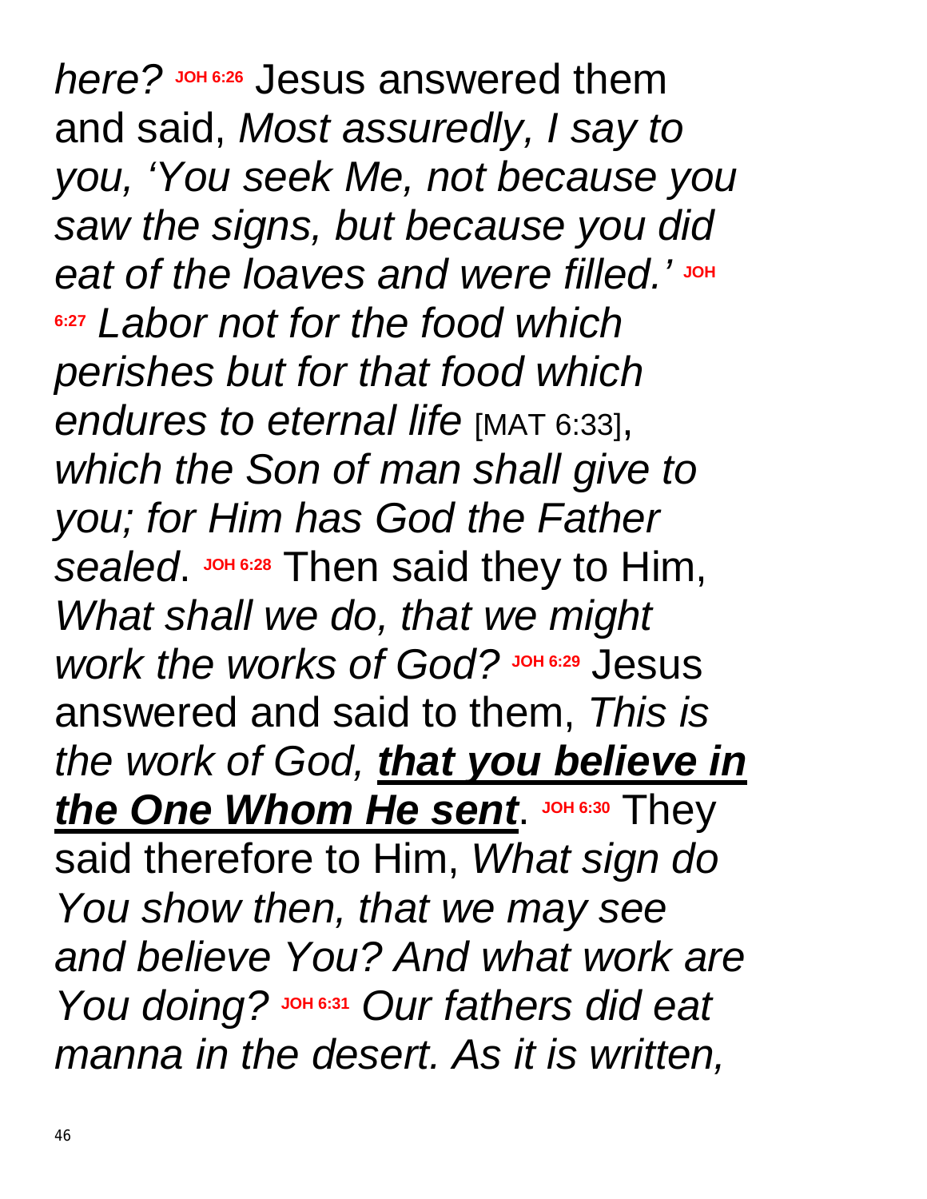*here?* **JOH 6:26** Jesus answered them and said, *Most assuredly, I say to you, 'You seek Me, not because you saw the signs, but because you did eat of the loaves and were filled.'* **JOH 6:27** *Labor not for the food which perishes but for that food which endures to eternal life* [MAT 6:33], *which the Son of man shall give to you; for Him has God the Father sealed*. **JOH 6:28** Then said they to Him, *What shall we do, that we might work the works of God?* **JOH 6:29** Jesus answered and said to them, *This is the work of God,* ***<u>that you believe in the One Whom He sent</u>***. **JOH 6:30** They said therefore to Him, *What sign do You show then, that we may see and believe You? And what work are You doing?* **JOH 6:31** *Our fathers did eat manna in the desert. As it is written,*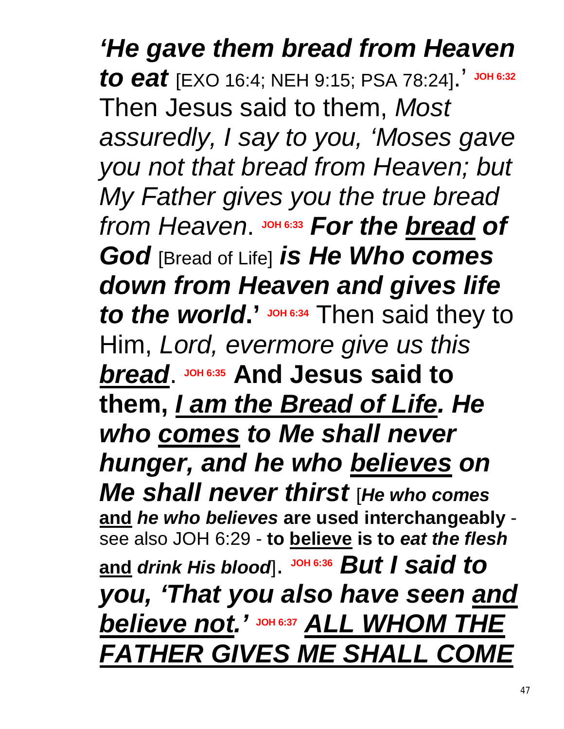***'He gave them bread from Heaven to eat*** [EXO 16:4; NEH 9:15; PSA 78:24].' **JOH 6:32** Then Jesus said to them, *Most assuredly, I say to you, 'Moses gave you not that bread from Heaven; but My Father gives you the true bread from Heaven*. **JOH 6:33** ***For the <u>bread</u> of God*** [Bread of Life] ***is He Who comes down from Heaven and gives life to the world*.'** **JOH 6:34** Then said they to Him, *Lord, evermore give us this **<u>bread</u>***. **JOH 6:35** **And Jesus said to them, *<u>I am the Bread of Life</u>. He who <u>comes</u> to Me shall never hunger, and he who <u>believes</u> on Me shall never thirst*** [***He who comes* <u>and</u> *he who believes* are used interchangeably** - see also JOH 6:29 - **to <u>believe</u> is to *eat the flesh* <u>and</u> *drink His blood***]. **JOH 6:36** ***But I said to you, 'That you also have seen <u>and believe not</u>.'*** **JOH 6:37** ***<u>ALL WHOM THE FATHER GIVES ME SHALL COME</u>***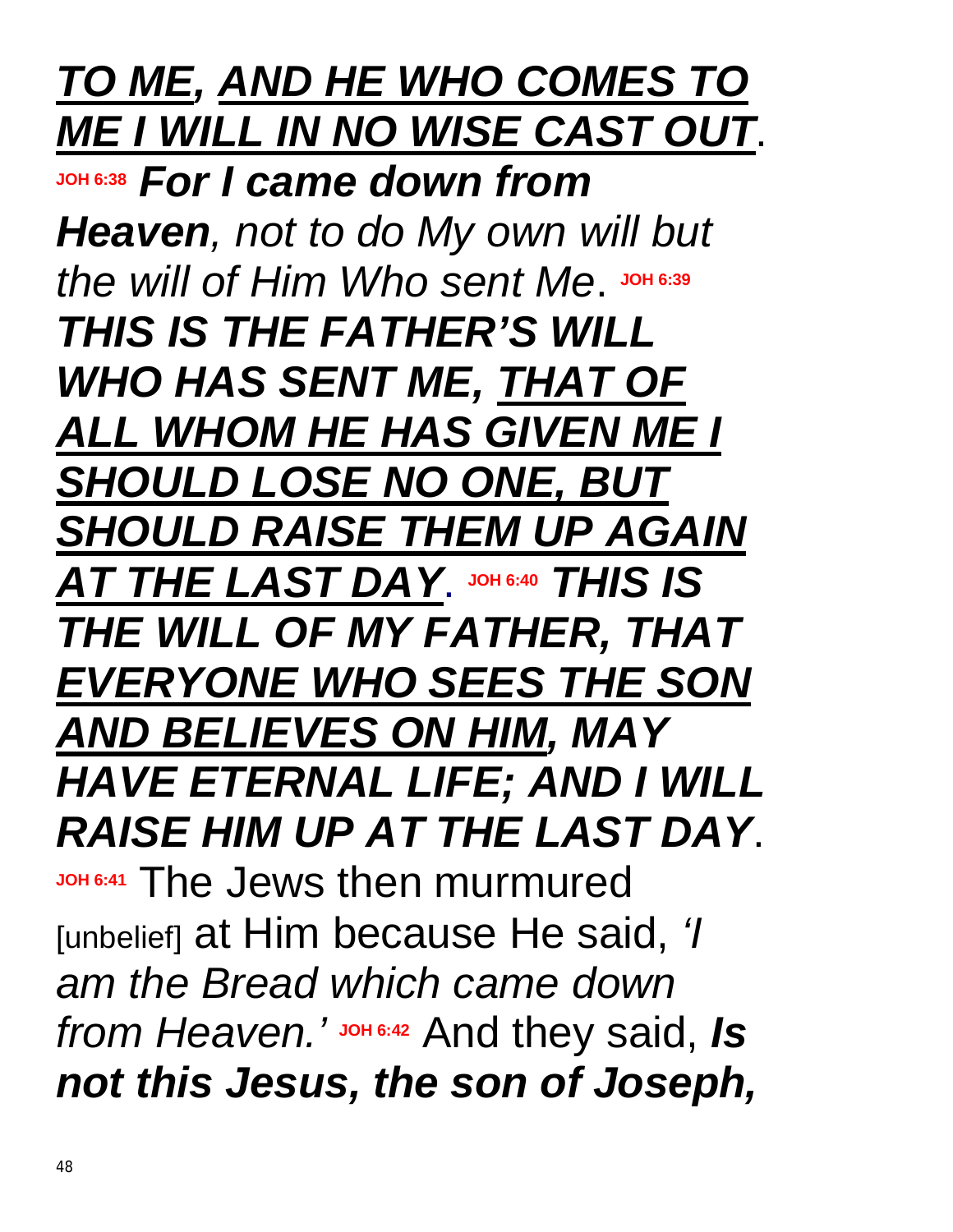***<u>TO ME</u>, <u>AND HE WHO COMES TO ME I WILL IN NO WISE CAST OUT</u>***. **JOH 6:38** ***For I came down from Heaven****, not to do My own will but the will of Him Who sent Me*. **JOH 6:39** ***THIS IS THE FATHER'S WILL WHO HAS SENT ME, <u>THAT OF ALL WHOM HE HAS GIVEN ME I SHOULD LOSE NO ONE, BUT SHOULD RAISE THEM UP AGAIN AT THE LAST DAY</u>***. **JOH 6:40** ***THIS IS THE WILL OF MY FATHER, THAT <u>EVERYONE WHO SEES THE SON AND BELIEVES ON HIM</u>, MAY HAVE ETERNAL LIFE; AND I WILL RAISE HIM UP AT THE LAST DAY***. **JOH 6:41** The Jews then murmured [unbelief] at Him because He said, *'I am the Bread which came down from Heaven.'* **JOH 6:42** And they said, ***Is not this Jesus, the son of Joseph,***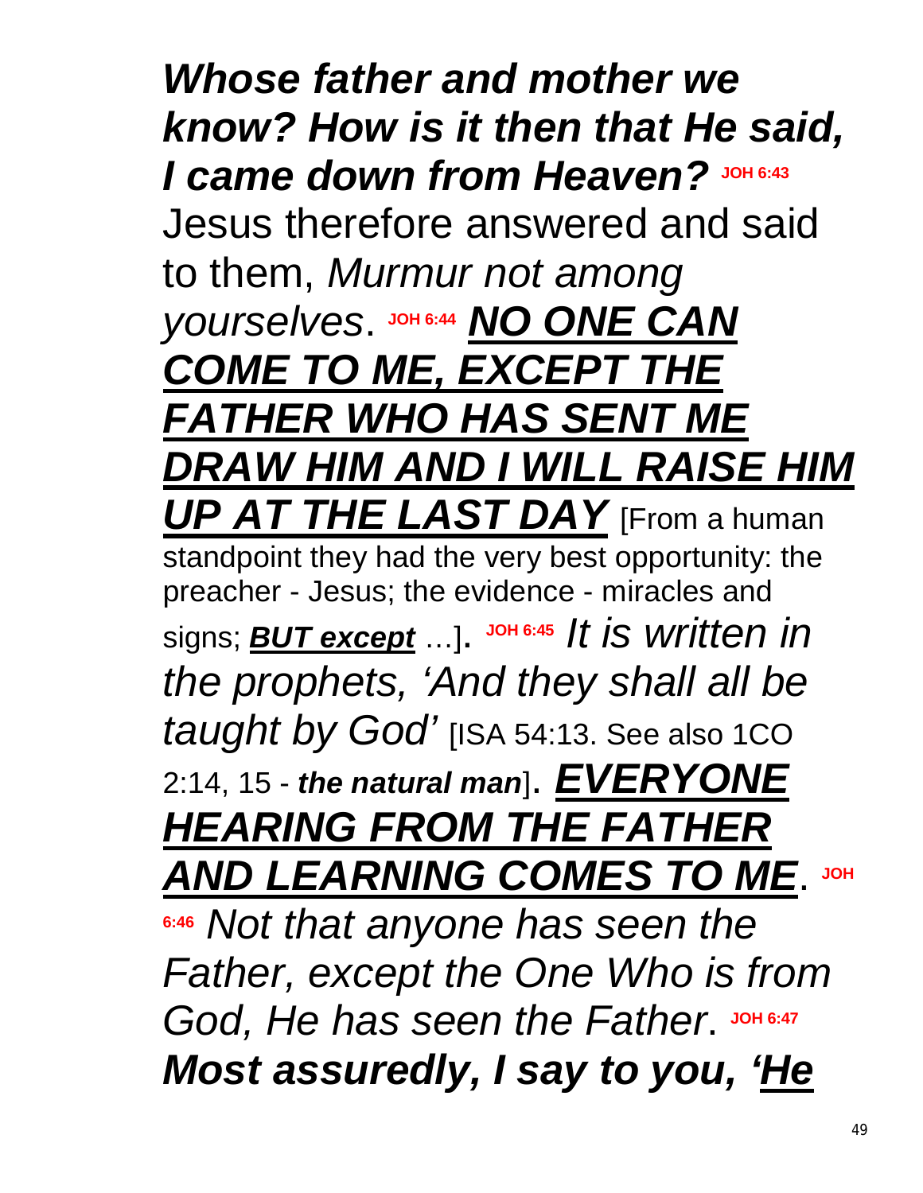***Whose father and mother we know? How is it then that He said, I came down from Heaven?*** **JOH 6:43** Jesus therefore answered and said to them, *Murmur not among yourselves*. **JOH 6:44** ***<u>NO ONE CAN COME TO ME, EXCEPT THE FATHER WHO HAS SENT ME DRAW HIM AND I WILL RAISE HIM UP AT THE LAST DAY</u>*** [From a human standpoint they had the very best opportunity: the preacher - Jesus; the evidence - miracles and signs; ***<u>BUT except</u>*** …]. **JOH 6:45** *It is written in the prophets, 'And they shall all be taught by God'* [ISA 54:13. See also 1CO 2:14, 15 - ***the natural man***]. ***<u>EVERYONE HEARING FROM THE FATHER AND LEARNING COMES TO ME</u>***. **JOH 6:46** *Not that anyone has seen the Father, except the One Who is from God, He has seen the Father*. **JOH 6:47** ***Most assuredly, I say to you, '<u>He</u>***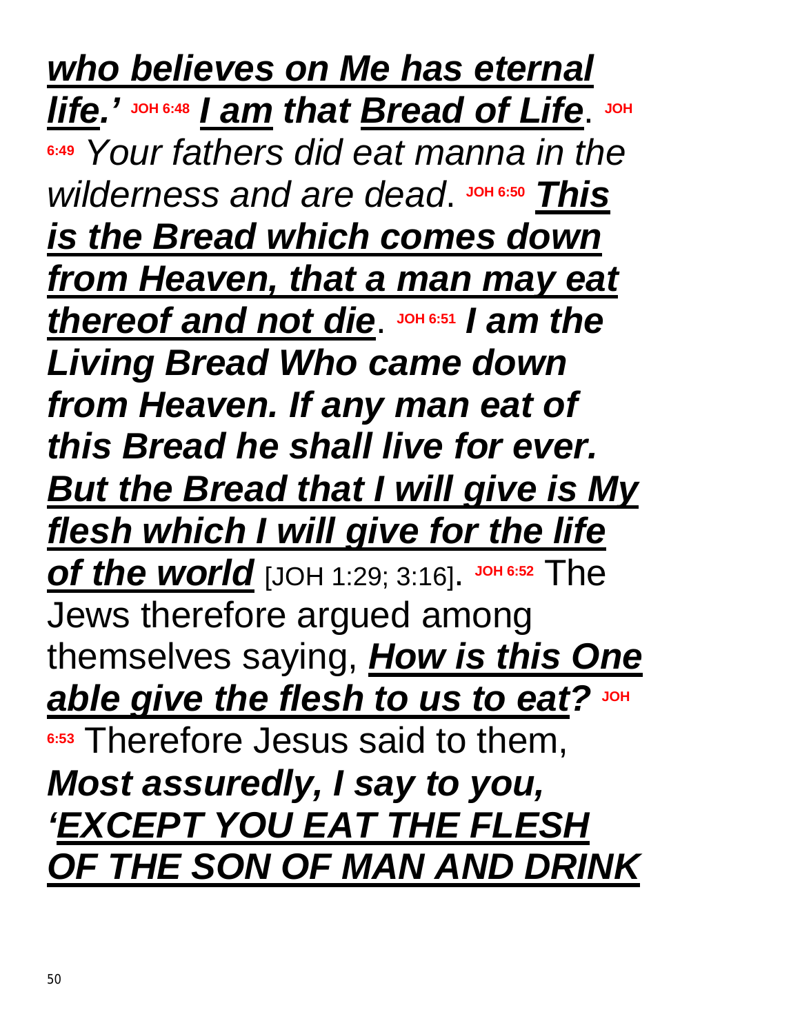***<u>who believes on Me has eternal life</u>.'*** JOH 6:48 ***<u>I am</u> that <u>Bread of Life</u>***. JOH 6:49 *Your fathers did eat manna in the wilderness and are dead*. JOH 6:50 ***<u>This is the Bread which comes down from Heaven, that a man may eat thereof and not die</u>***. JOH 6:51 ***I am the Living Bread Who came down from Heaven. If any man eat of this Bread he shall live for ever. <u>But the Bread that I will give is My flesh which I will give for the life of the world</u>*** [JOH 1:29; 3:16]. JOH 6:52 The Jews therefore argued among themselves saying, ***<u>How is this One able give the flesh to us to eat</u>?*** JOH 6:53 Therefore Jesus said to them, ***Most assuredly, I say to you, '<u>EXCEPT YOU EAT THE FLESH OF THE SON OF MAN AND DRINK</u>***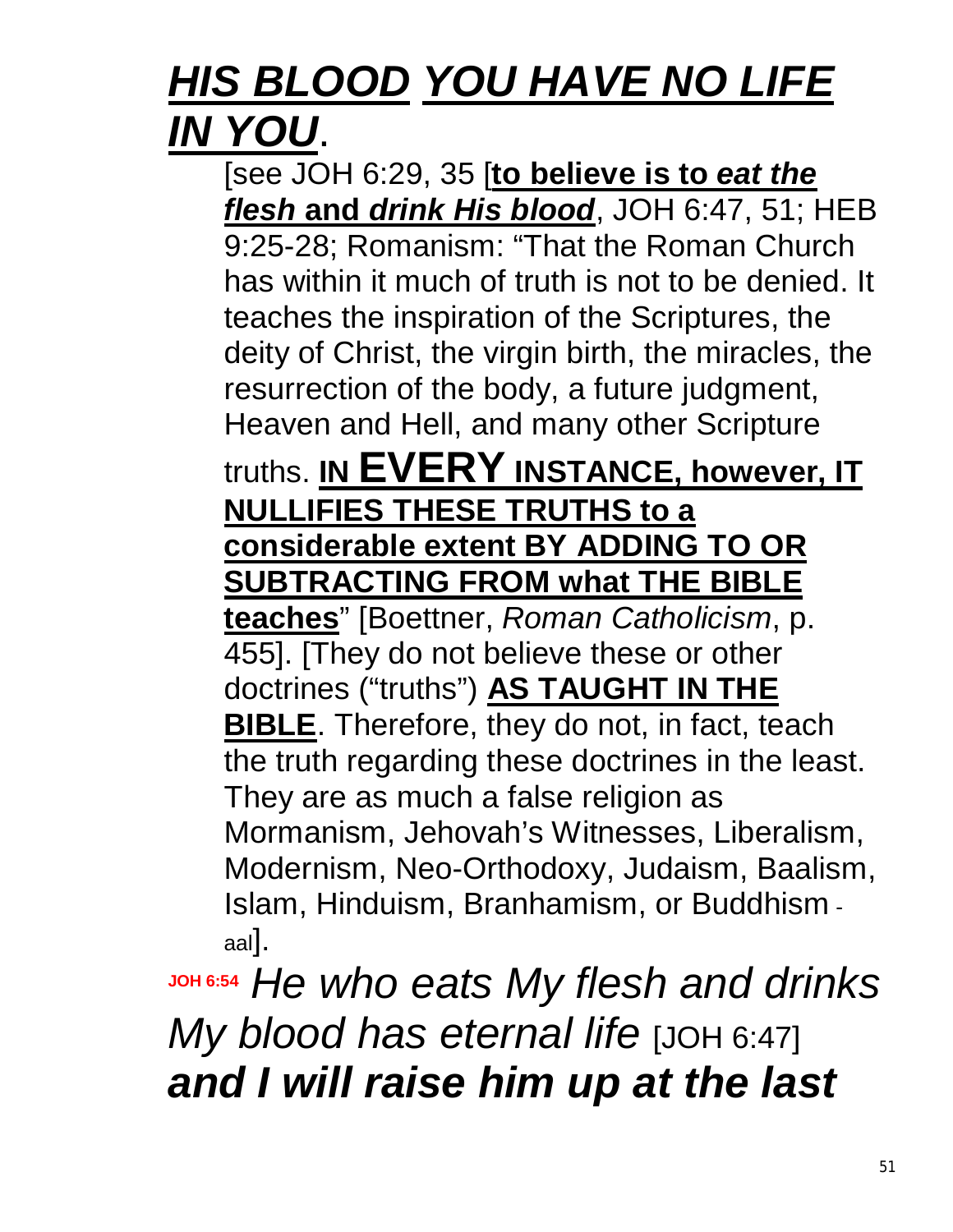***<u>HIS BLOOD</u> <u>YOU HAVE NO LIFE IN YOU</u>***.

[see JOH 6:29, 35 [**<u>to believe is to *eat the flesh* and *drink His blood*</u>**, JOH 6:47, 51; HEB 9:25-28; Romanism: “That the Roman Church has within it much of truth is not to be denied. It teaches the inspiration of the Scriptures, the deity of Christ, the virgin birth, the miracles, the resurrection of the body, a future judgment, Heaven and Hell, and many other Scripture truths. **<u>IN EVERY INSTANCE, however, IT NULLIFIES THESE TRUTHS to a considerable extent BY ADDING TO OR SUBTRACTING FROM what THE BIBLE teaches</u>**” [Boettner, *Roman Catholicism*, p. 455]. [They do not believe these or other doctrines (“truths”) **<u>AS TAUGHT IN THE BIBLE</u>**. Therefore, they do not, in fact, teach the truth regarding these doctrines in the least. They are as much a false religion as Mormanism, Jehovah’s Witnesses, Liberalism, Modernism, Neo-Orthodoxy, Judaism, Baalism, Islam, Hinduism, Branhamism, or Buddhism - aal].

**JOH 6:54** *He who eats My flesh and drinks My blood has eternal life* [JOH 6:47] ***and I will raise him up at the last***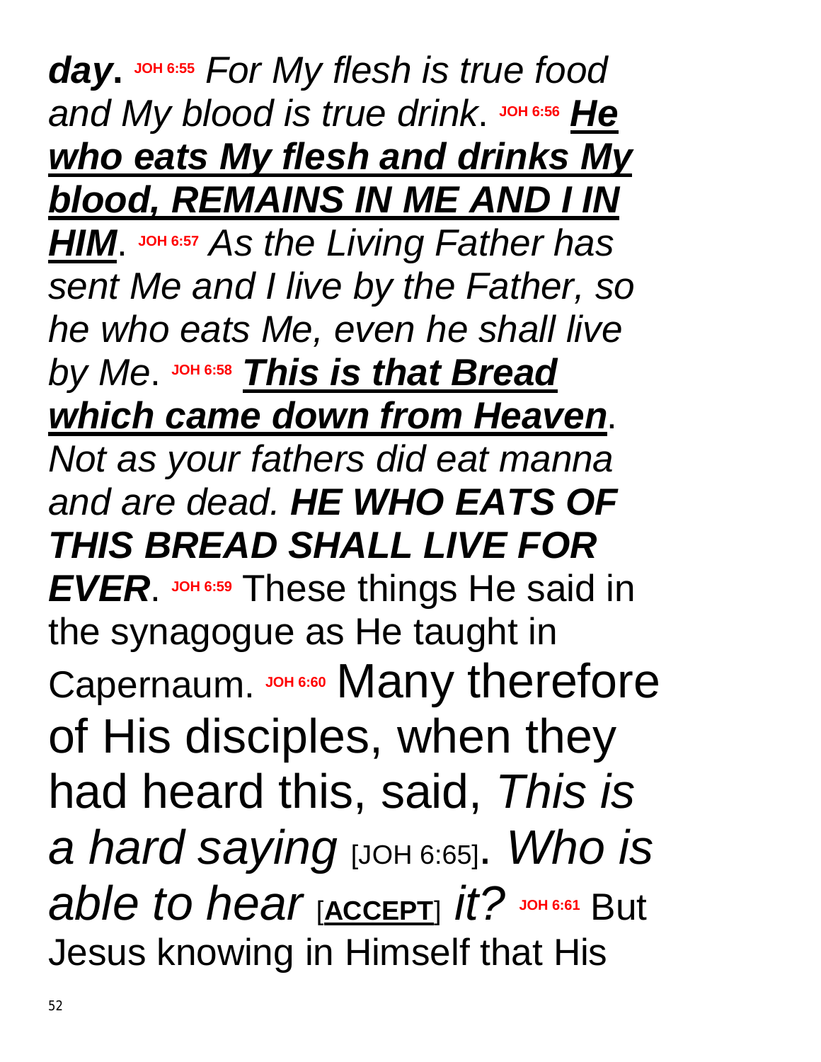***day***. **JOH 6:55** *For My flesh is true food and My blood is true drink*. **JOH 6:56** ***<u>He who eats My flesh and drinks My blood, REMAINS IN ME AND I IN HIM</u>***. **JOH 6:57** *As the Living Father has sent Me and I live by the Father, so he who eats Me, even he shall live by Me*. **JOH 6:58** ***<u>This is that Bread which came down from Heaven</u>***. *Not as your fathers did eat manna and are dead.* ***HE WHO EATS OF THIS BREAD SHALL LIVE FOR EVER***. **JOH 6:59** These things He said in the synagogue as He taught in Capernaum. **JOH 6:60** Many therefore of His disciples, when they had heard this, said, *This is a hard saying* [JOH 6:65]. *Who is able to hear* [**<u>ACCEPT</u>**] *it?* **JOH 6:61** But Jesus knowing in Himself that His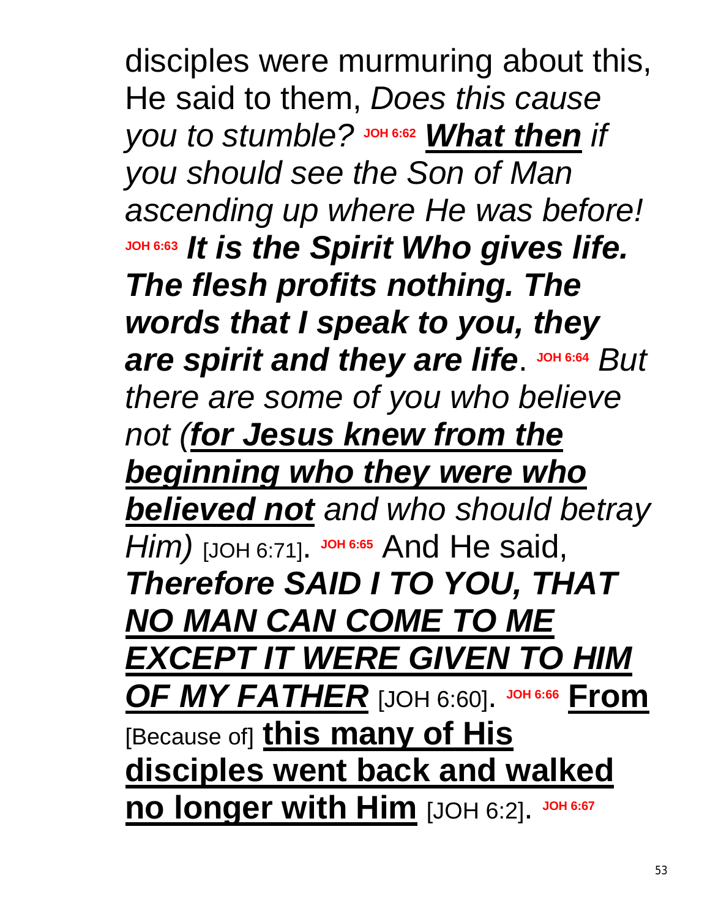disciples were murmuring about this, He said to them, *Does this cause you to stumble?* **JOH 6:62** ***<u>What then</u>*** *if you should see the Son of Man ascending up where He was before!* **JOH 6:63** ***It is the Spirit Who gives life. The flesh profits nothing. The words that I speak to you, they are spirit and they are life***. **JOH 6:64** *But there are some of you who believe not (**<u>for Jesus knew from the beginning who they were who believed not</u>** and who should betray Him)* [JOH 6:71]. **JOH 6:65** And He said, ***Therefore SAID I TO YOU, THAT <u>NO MAN CAN COME TO ME EXCEPT IT WERE GIVEN TO HIM OF MY FATHER</u>*** [JOH 6:60]. **JOH 6:66** **<u>From</u>** [Because of] **<u>this many of His disciples went back and walked no longer with Him</u>** [JOH 6:2]. **JOH 6:67**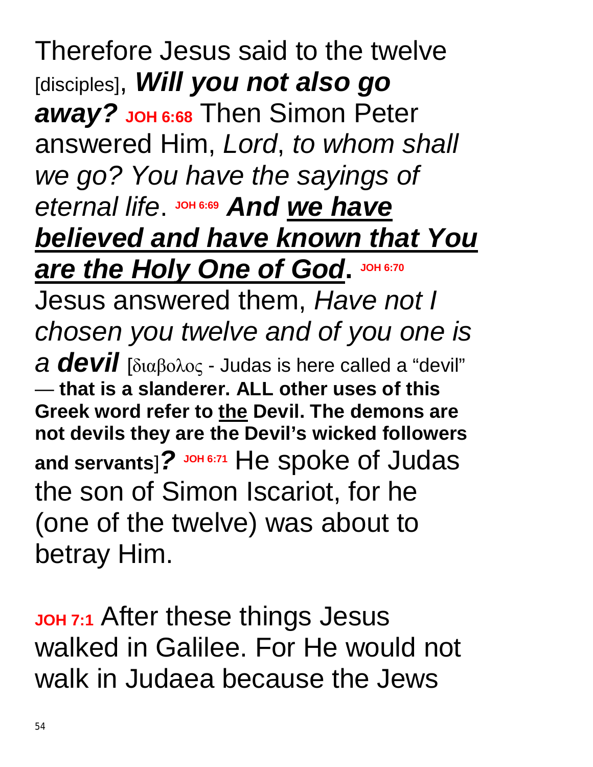Therefore Jesus said to the twelve [disciples], ***Will you not also go away?*** **JOH 6:68** Then Simon Peter answered Him, *Lord*, *to whom shall we go? You have the sayings of eternal life*. **JOH 6:69** ***And we have believed and have known that You are the Holy One of God*****.** **JOH 6:70** Jesus answered them, *Have not I chosen you twelve and of you one is a* ***devil*** [διαβολος - Judas is here called a "devil" — **that is a slanderer. ALL other uses of this Greek word refer to the Devil. The demons are not devils they are the Devil's wicked followers and servants**]***?*** **JOH 6:71** He spoke of Judas the son of Simon Iscariot, for he (one of the twelve) was about to betray Him.

**JOH 7:1** After these things Jesus walked in Galilee. For He would not walk in Judaea because the Jews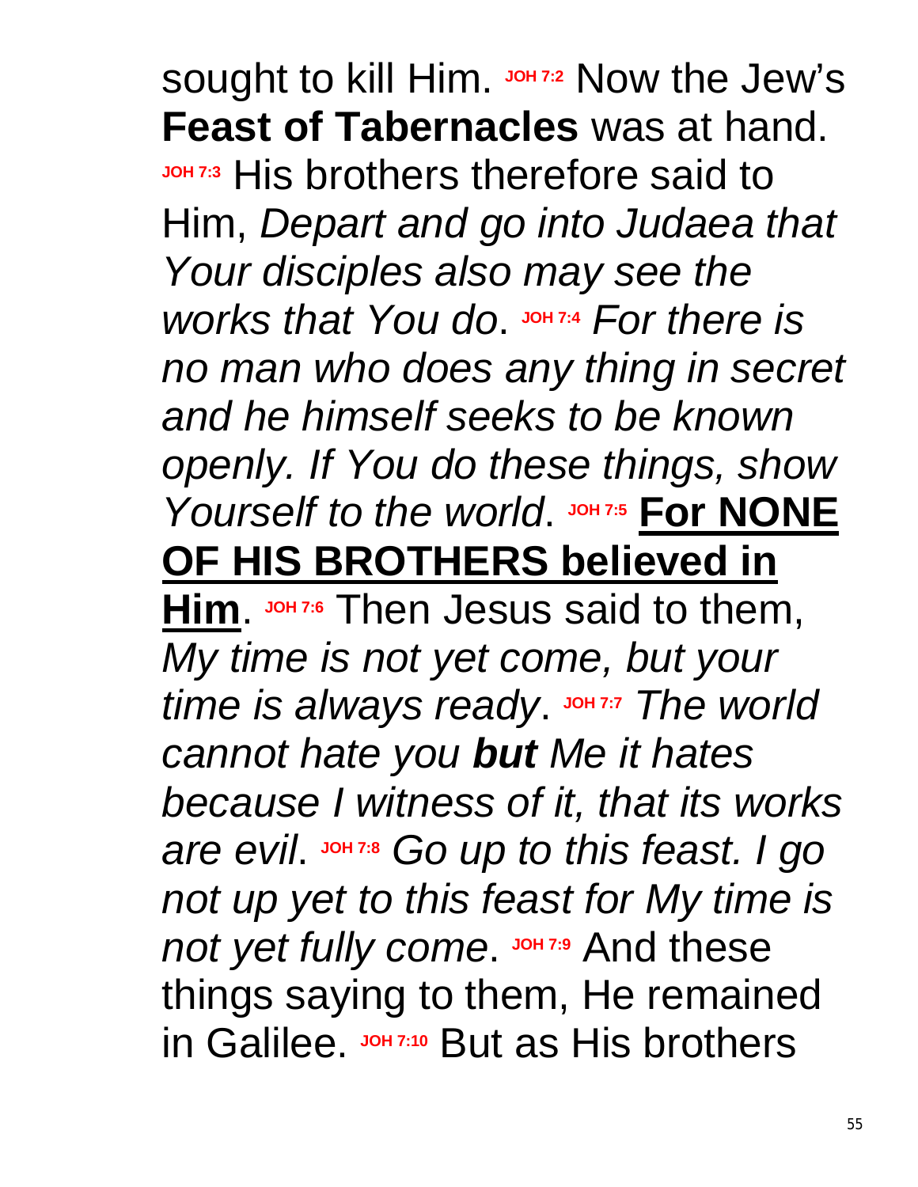sought to kill Him. JOH 7:2 Now the Jew's **Feast of Tabernacles** was at hand. JOH 7:3 His brothers therefore said to Him, *Depart and go into Judaea that Your disciples also may see the works that You do*. JOH 7:4 *For there is no man who does any thing in secret and he himself seeks to be known openly. If You do these things, show Yourself to the world*. JOH 7:5 **<u>For NONE OF HIS BROTHERS believed in Him</u>**. JOH 7:6 Then Jesus said to them, *My time is not yet come, but your time is always ready*. JOH 7:7 *The world cannot hate you* ***but*** *Me it hates because I witness of it, that its works are evil*. JOH 7:8 *Go up to this feast. I go not up yet to this feast for My time is not yet fully come*. JOH 7:9 And these things saying to them, He remained in Galilee. JOH 7:10 But as His brothers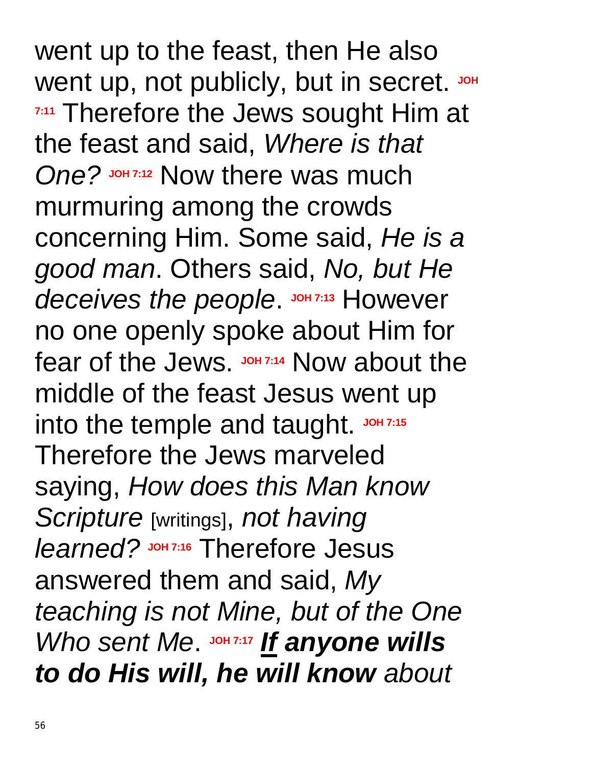went up to the feast, then He also went up, not publicly, but in secret. **JOH 7:11** Therefore the Jews sought Him at the feast and said, *Where is that One?* **JOH 7:12** Now there was much murmuring among the crowds concerning Him. Some said, *He is a good man*. Others said, *No, but He deceives the people*. **JOH 7:13** However no one openly spoke about Him for fear of the Jews. **JOH 7:14** Now about the middle of the feast Jesus went up into the temple and taught. **JOH 7:15** Therefore the Jews marveled saying, *How does this Man know Scripture* [writings], *not having learned?* **JOH 7:16** Therefore Jesus answered them and said, *My teaching is not Mine, but of the One Who sent Me*. **JOH 7:17** ***If anyone wills to do His will, he will know*** *about*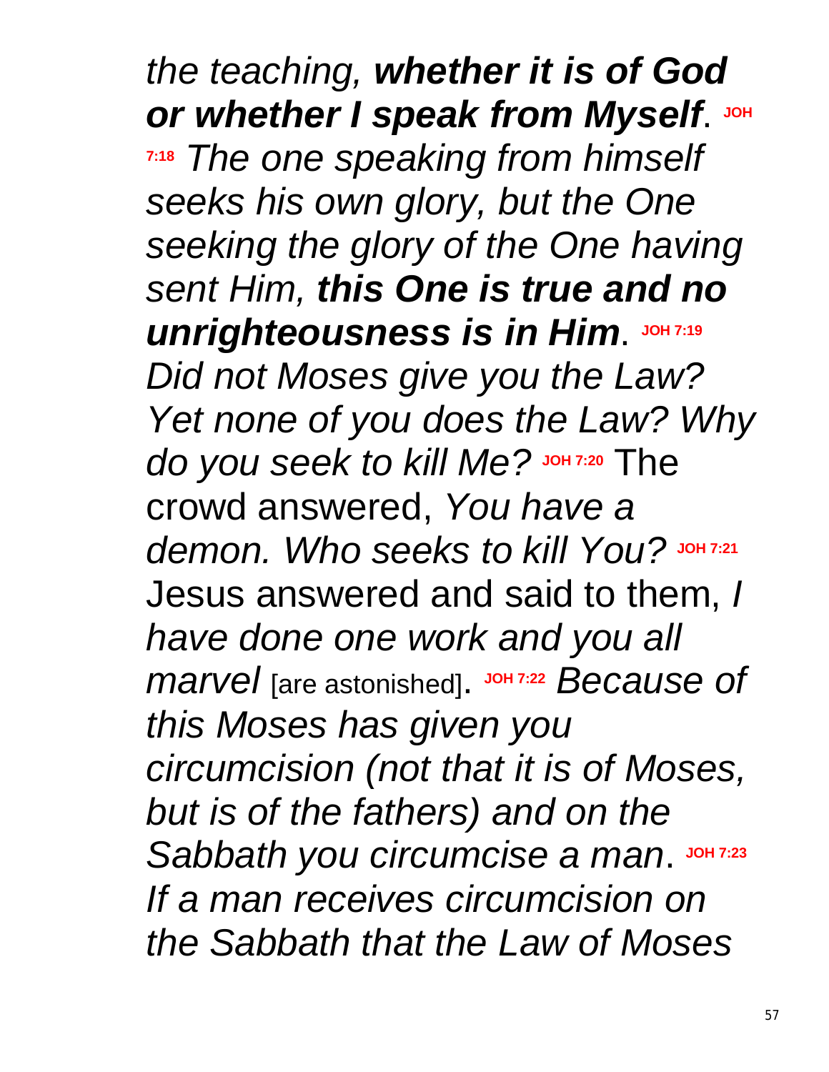*the teaching,* ***whether it is of God or whether I speak from Myself***. **JOH 7:18** *The one speaking from himself seeks his own glory, but the One seeking the glory of the One having sent Him,* ***this One is true and no unrighteousness is in Him***. **JOH 7:19** *Did not Moses give you the Law? Yet none of you does the Law? Why do you seek to kill Me?* **JOH 7:20** The crowd answered, *You have a demon. Who seeks to kill You?* **JOH 7:21** Jesus answered and said to them, *I have done one work and you all marvel* [are astonished]. **JOH 7:22** *Because of this Moses has given you circumcision (not that it is of Moses, but is of the fathers) and on the Sabbath you circumcise a man*. **JOH 7:23** *If a man receives circumcision on the Sabbath that the Law of Moses*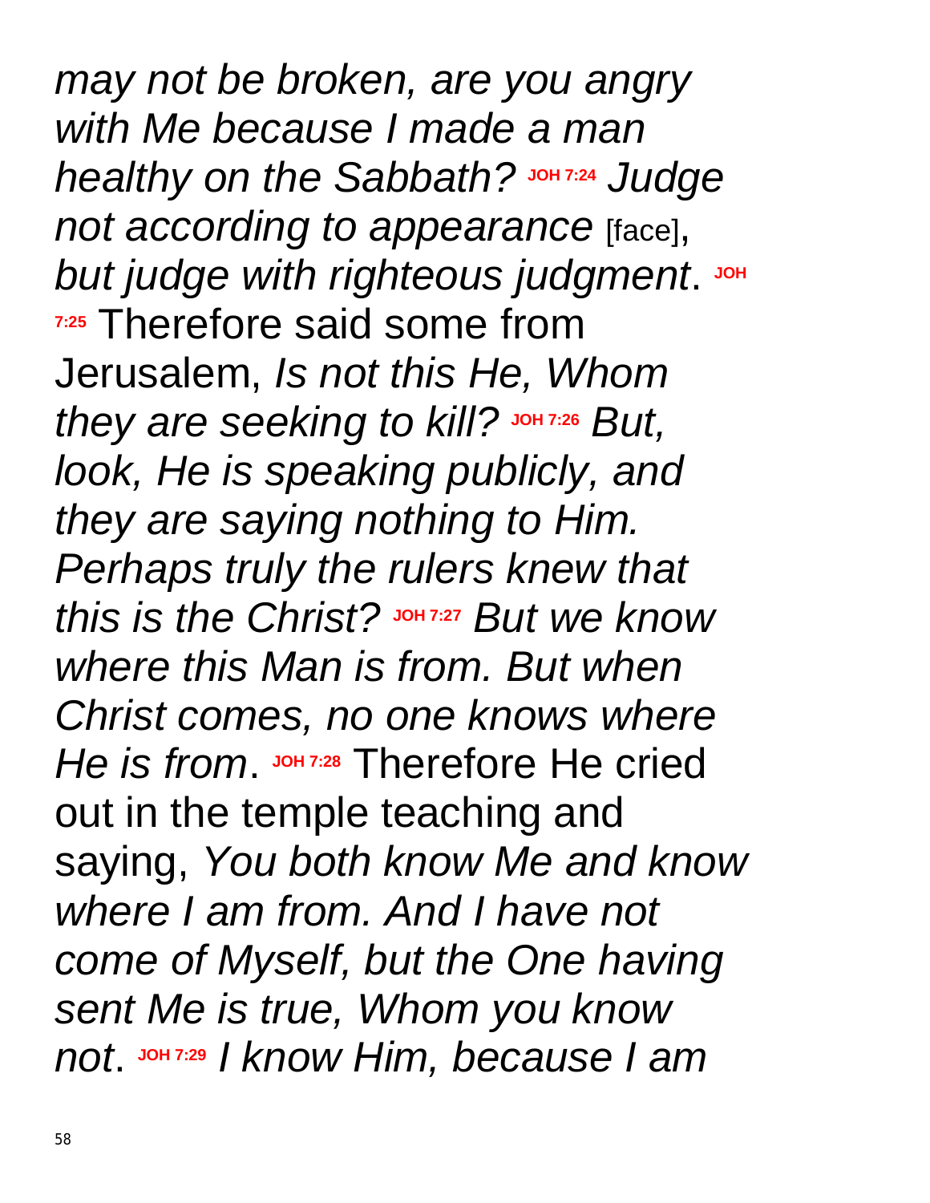*may not be broken, are you angry with Me because I made a man healthy on the Sabbath?* **JOH 7:24** *Judge not according to appearance* [face], *but judge with righteous judgment*. **JOH 7:25** Therefore said some from Jerusalem, *Is not this He, Whom they are seeking to kill?* **JOH 7:26** *But, look, He is speaking publicly, and they are saying nothing to Him. Perhaps truly the rulers knew that this is the Christ?* **JOH 7:27** *But we know where this Man is from. But when Christ comes, no one knows where He is from*. **JOH 7:28** Therefore He cried out in the temple teaching and saying, *You both know Me and know where I am from. And I have not come of Myself, but the One having sent Me is true, Whom you know not*. **JOH 7:29** *I know Him, because I am*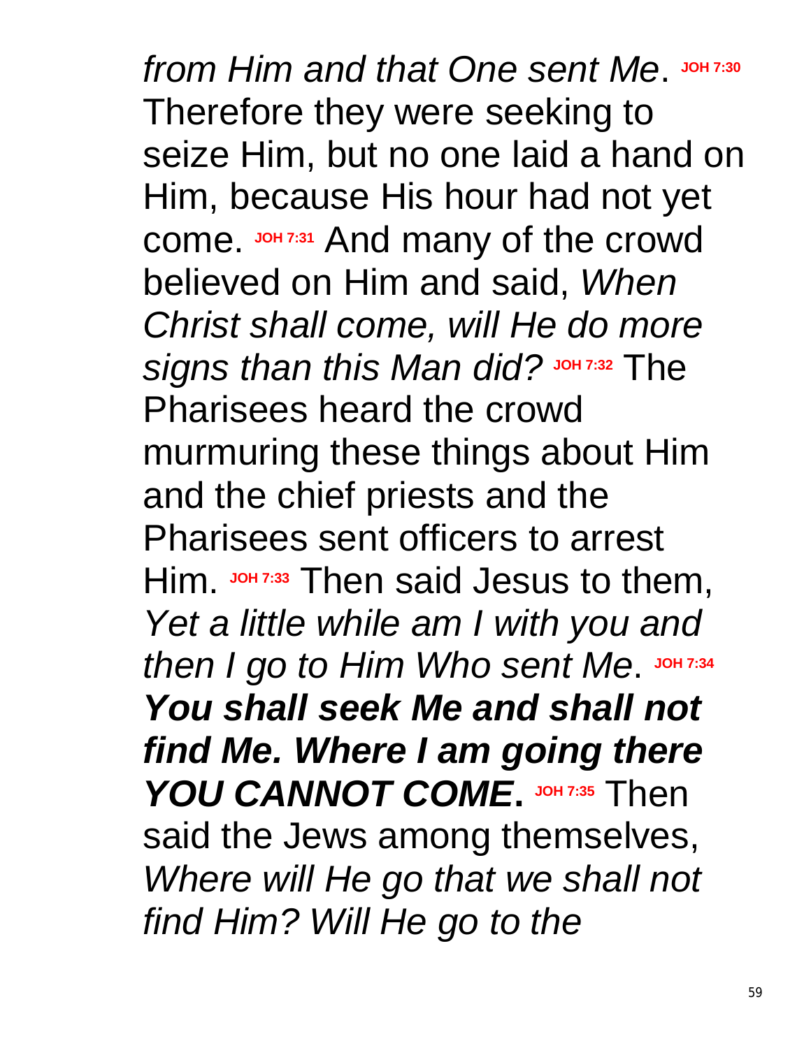*from Him and that One sent Me*. **JOH 7:30** Therefore they were seeking to seize Him, but no one laid a hand on Him, because His hour had not yet come. **JOH 7:31** And many of the crowd believed on Him and said, *When Christ shall come, will He do more signs than this Man did?* **JOH 7:32** The Pharisees heard the crowd murmuring these things about Him and the chief priests and the Pharisees sent officers to arrest Him. **JOH 7:33** Then said Jesus to them, *Yet a little while am I with you and then I go to Him Who sent Me*. **JOH 7:34** ***You shall seek Me and shall not find Me. Where I am going there YOU CANNOT COME***. **JOH 7:35** Then said the Jews among themselves, *Where will He go that we shall not find Him? Will He go to the*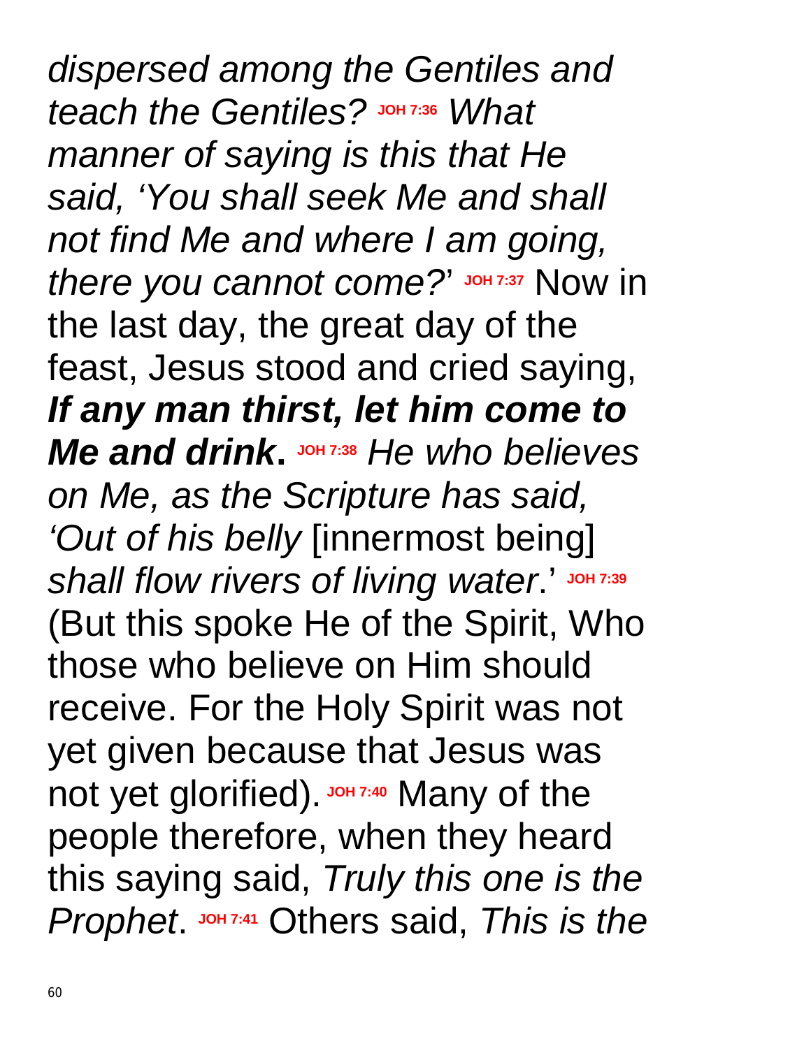*dispersed among the Gentiles and teach the Gentiles?* **JOH 7:36** *What manner of saying is this that He said, 'You shall seek Me and shall not find Me and where I am going, there you cannot come?*' **JOH 7:37** Now in the last day, the great day of the feast, Jesus stood and cried saying, ***If any man thirst, let him come to Me and drink*. JOH 7:38** *He who believes on Me, as the Scripture has said, 'Out of his belly* [innermost being] *shall flow rivers of living water*.' **JOH 7:39** (But this spoke He of the Spirit, Who those who believe on Him should receive. For the Holy Spirit was not yet given because that Jesus was not yet glorified). **JOH 7:40** Many of the people therefore, when they heard this saying said, *Truly this one is the Prophet*. **JOH 7:41** Others said, *This is the*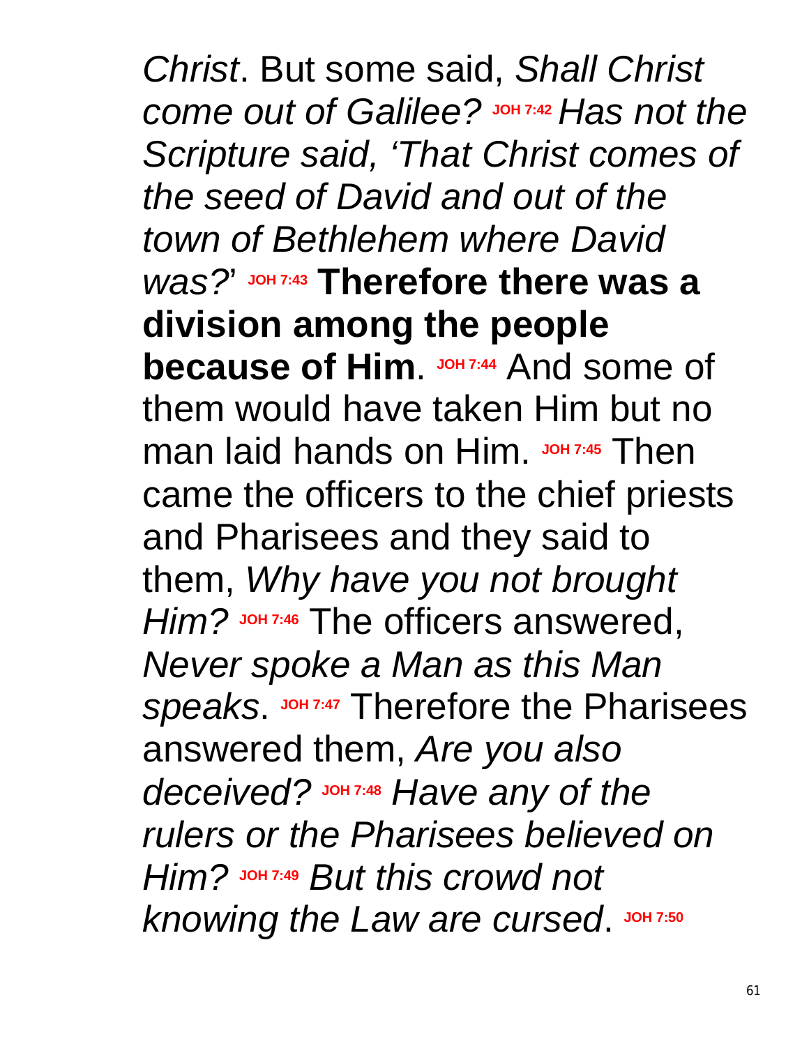*Christ*. But some said, *Shall Christ come out of Galilee?* **JOH 7:42** *Has not the Scripture said, 'That Christ comes of the seed of David and out of the town of Bethlehem where David was?'* **JOH 7:43** **Therefore there was a division among the people because of Him**. **JOH 7:44** And some of them would have taken Him but no man laid hands on Him. **JOH 7:45** Then came the officers to the chief priests and Pharisees and they said to them, *Why have you not brought Him?* **JOH 7:46** The officers answered, *Never spoke a Man as this Man speaks*. **JOH 7:47** Therefore the Pharisees answered them, *Are you also deceived?* **JOH 7:48** *Have any of the rulers or the Pharisees believed on Him?* **JOH 7:49** *But this crowd not knowing the Law are cursed*. **JOH 7:50**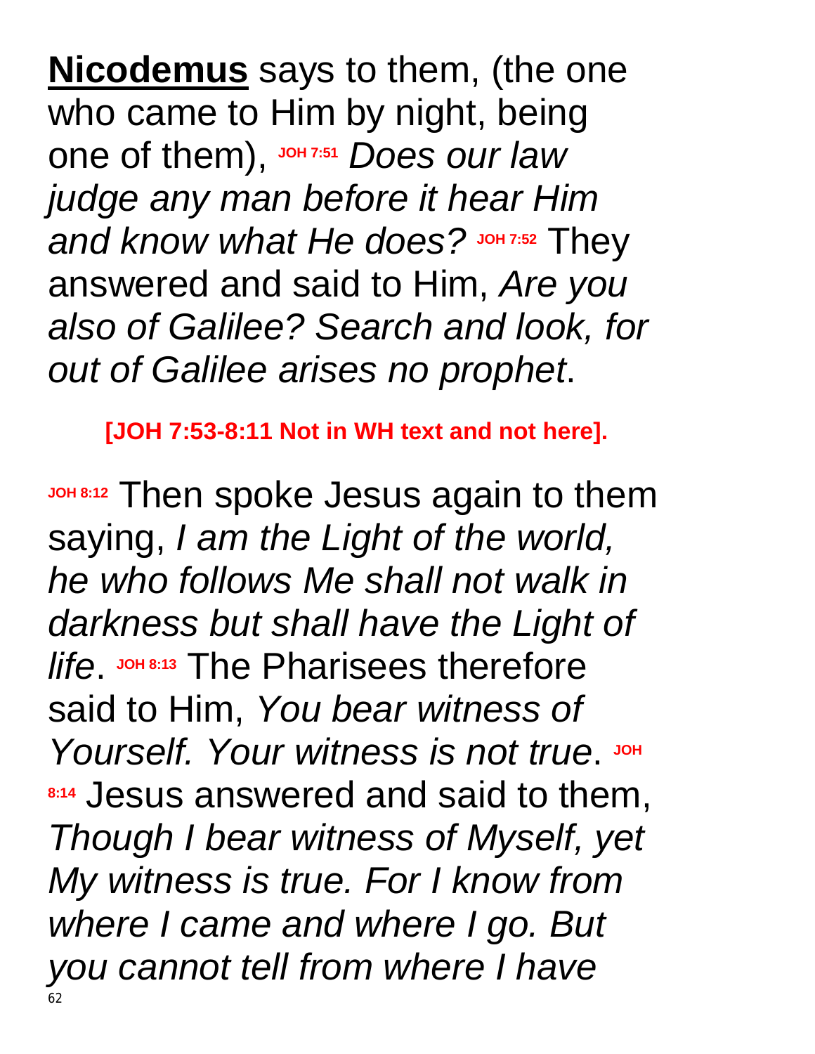**Nicodemus** says to them, (the one who came to Him by night, being one of them), **JOH 7:51** *Does our law judge any man before it hear Him and know what He does?* **JOH 7:52** They answered and said to Him, *Are you also of Galilee? Search and look, for out of Galilee arises no prophet*.

**[JOH 7:53-8:11 Not in WH text and not here].**

**JOH 8:12** Then spoke Jesus again to them saying, *I am the Light of the world, he who follows Me shall not walk in darkness but shall have the Light of life*. **JOH 8:13** The Pharisees therefore said to Him, *You bear witness of Yourself. Your witness is not true*. **JOH 8:14** Jesus answered and said to them, *Though I bear witness of Myself, yet My witness is true. For I know from where I came and where I go. But you cannot tell from where I have*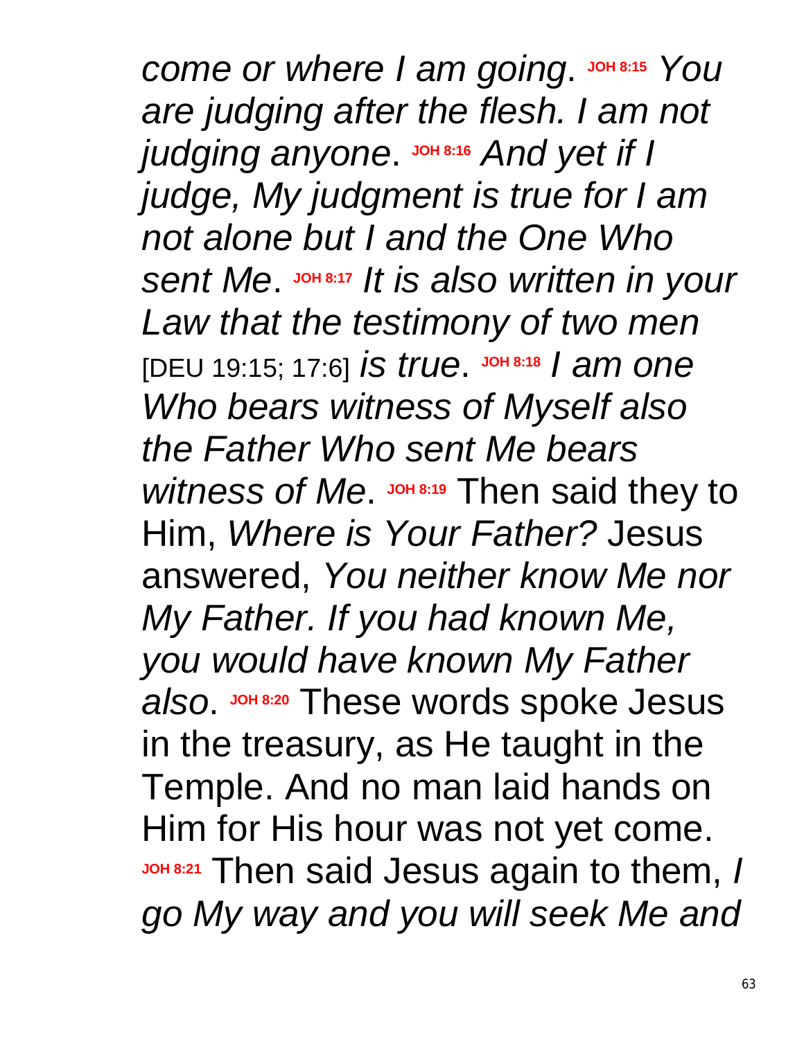*come or where I am going*. **JOH 8:15** *You are judging after the flesh. I am not judging anyone*. **JOH 8:16** *And yet if I judge, My judgment is true for I am not alone but I and the One Who sent Me*. **JOH 8:17** *It is also written in your Law that the testimony of two men* [DEU 19:15; 17:6] *is true*. **JOH 8:18** *I am one Who bears witness of Myself also the Father Who sent Me bears witness of Me*. **JOH 8:19** Then said they to Him, *Where is Your Father?* Jesus answered, *You neither know Me nor My Father. If you had known Me, you would have known My Father also*. **JOH 8:20** These words spoke Jesus in the treasury, as He taught in the Temple. And no man laid hands on Him for His hour was not yet come. **JOH 8:21** Then said Jesus again to them, *I go My way and you will seek Me and*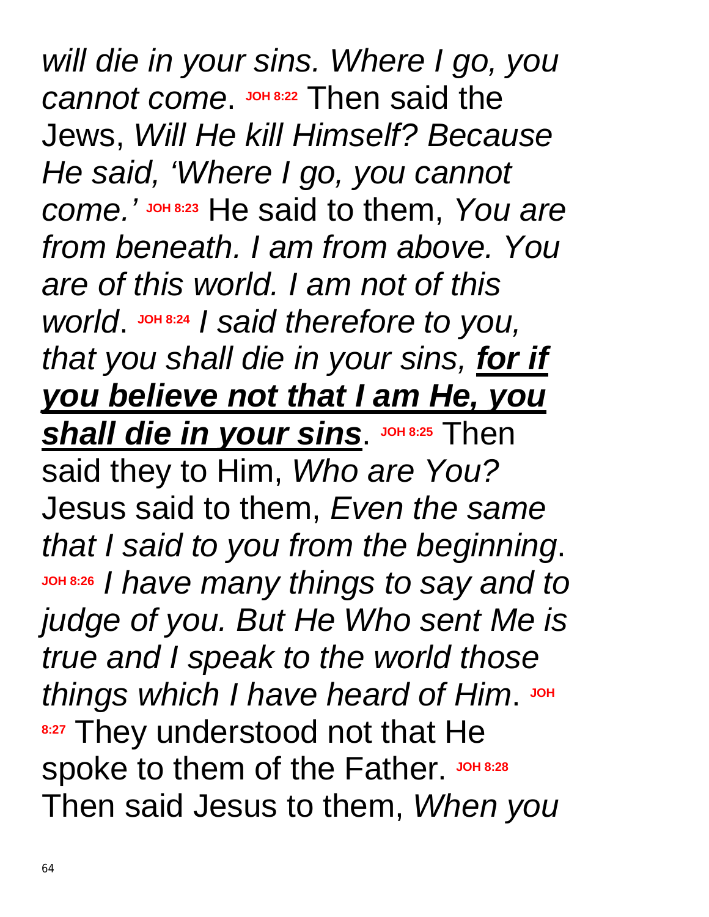*will die in your sins. Where I go, you cannot come*. **JOH 8:22** Then said the Jews, *Will He kill Himself? Because He said, 'Where I go, you cannot come.'* **JOH 8:23** He said to them, *You are from beneath. I am from above. You are of this world. I am not of this world*. **JOH 8:24** *I said therefore to you, that you shall die in your sins, **<u>for if you believe not that I am He, you shall die in your sins</u>***. **JOH 8:25** Then said they to Him, *Who are You?* Jesus said to them, *Even the same that I said to you from the beginning*. **JOH 8:26** *I have many things to say and to judge of you. But He Who sent Me is true and I speak to the world those things which I have heard of Him*. **JOH 8:27** They understood not that He spoke to them of the Father. **JOH 8:28** Then said Jesus to them, *When you*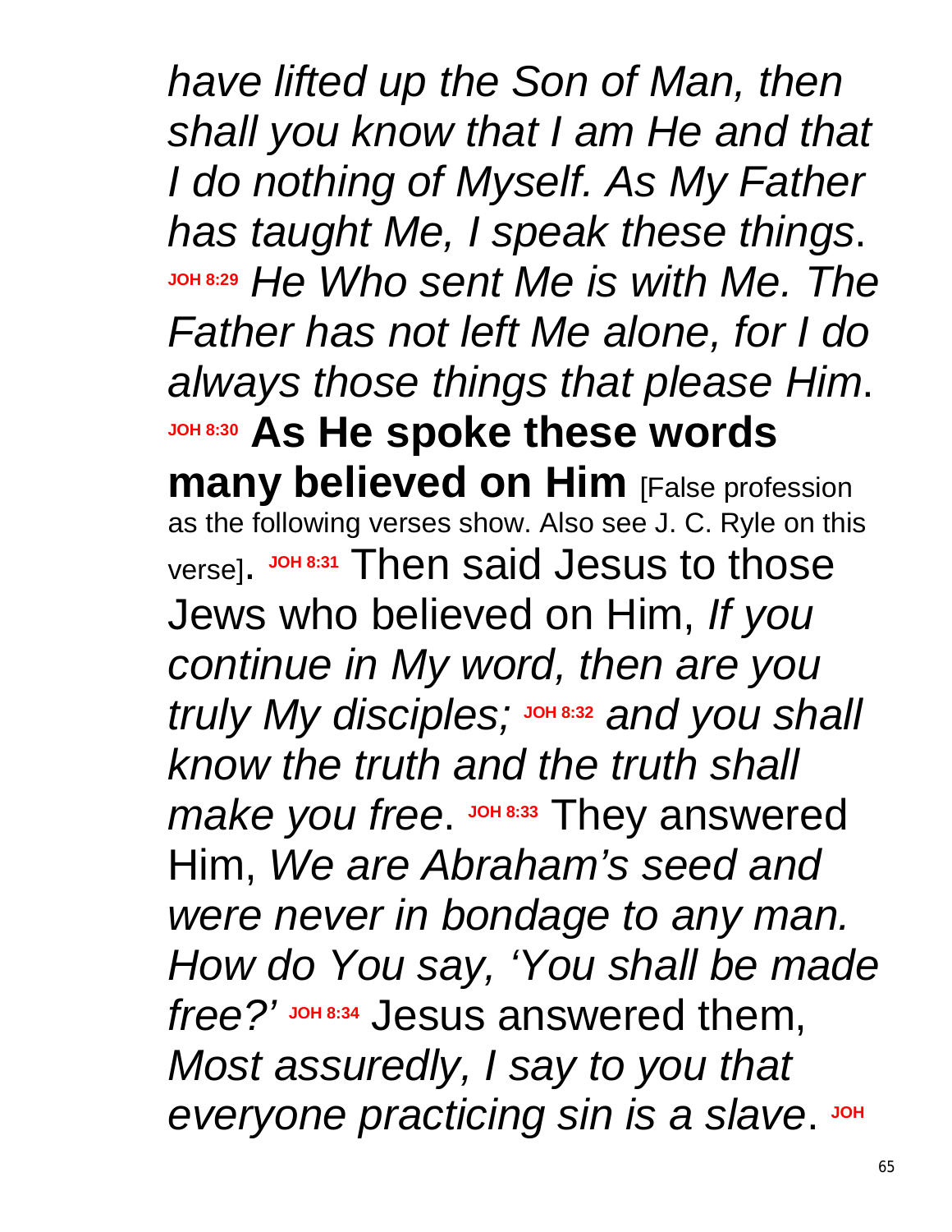*have lifted up the Son of Man, then shall you know that I am He and that I do nothing of Myself. As My Father has taught Me, I speak these things*. **JOH 8:29** *He Who sent Me is with Me. The Father has not left Me alone, for I do always those things that please Him*. **JOH 8:30** **As He spoke these words many believed on Him** [False profession as the following verses show. Also see J. C. Ryle on this verse]. **JOH 8:31** Then said Jesus to those Jews who believed on Him, *If you continue in My word, then are you truly My disciples;* **JOH 8:32** *and you shall know the truth and the truth shall make you free*. **JOH 8:33** They answered Him, *We are Abraham's seed and were never in bondage to any man. How do You say, 'You shall be made free?'* **JOH 8:34** Jesus answered them, *Most assuredly, I say to you that everyone practicing sin is a slave*. **JOH**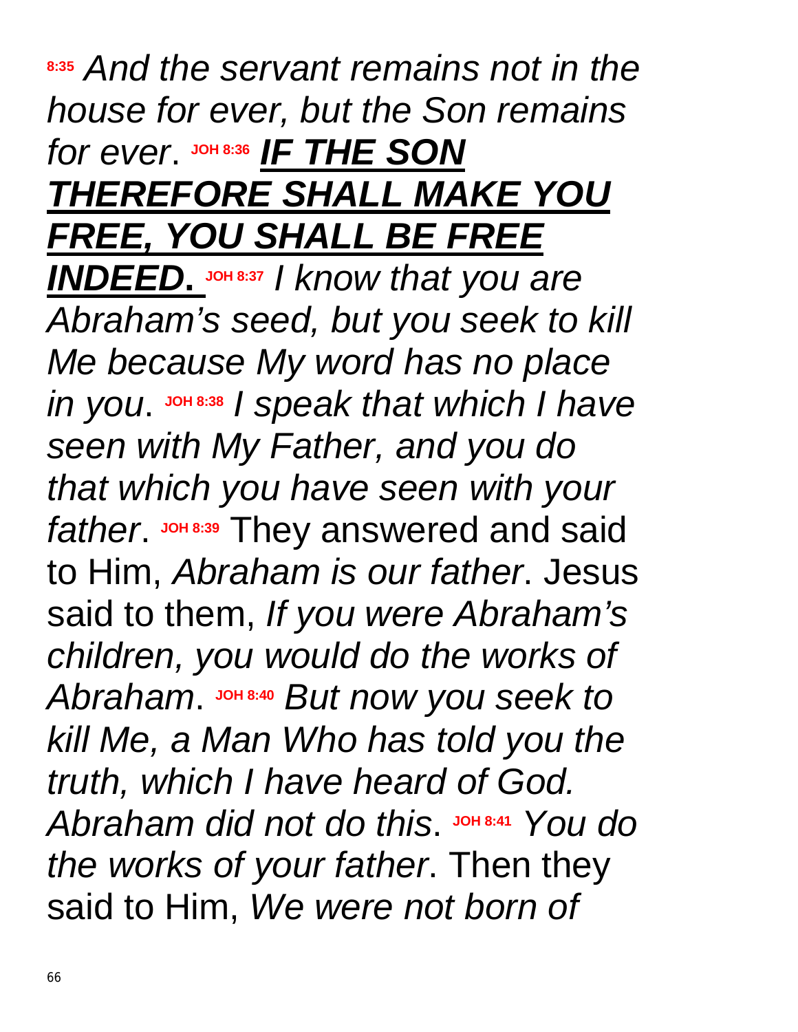**8:35** *And the servant remains not in the house for ever, but the Son remains for ever*. **JOH 8:36** ***IF THE SON THEREFORE SHALL MAKE YOU FREE, YOU SHALL BE FREE INDEED*.** **JOH 8:37** *I know that you are Abraham's seed, but you seek to kill Me because My word has no place in you*. **JOH 8:38** *I speak that which I have seen with My Father, and you do that which you have seen with your father*. **JOH 8:39** They answered and said to Him, *Abraham is our father*. Jesus said to them, *If you were Abraham's children, you would do the works of Abraham*. **JOH 8:40** *But now you seek to kill Me, a Man Who has told you the truth, which I have heard of God. Abraham did not do this*. **JOH 8:41** *You do the works of your father*. Then they said to Him, *We were not born of*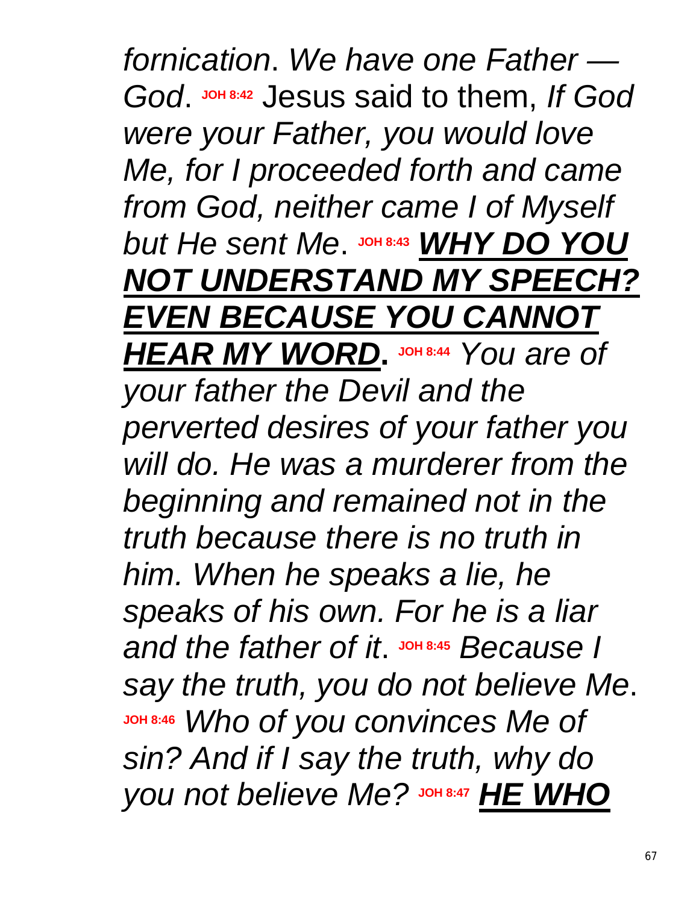*fornication*. *We have one Father — God*. **JOH 8:42** Jesus said to them, *If God were your Father, you would love Me, for I proceeded forth and came from God, neither came I of Myself but He sent Me*. **JOH 8:43** ***WHY DO YOU NOT UNDERSTAND MY SPEECH? EVEN BECAUSE YOU CANNOT HEAR MY WORD*.** **JOH 8:44** *You are of your father the Devil and the perverted desires of your father you will do. He was a murderer from the beginning and remained not in the truth because there is no truth in him. When he speaks a lie, he speaks of his own. For he is a liar and the father of it*. **JOH 8:45** *Because I say the truth, you do not believe Me*. **JOH 8:46** *Who of you convinces Me of sin? And if I say the truth, why do you not believe Me?* **JOH 8:47** ***HE WHO***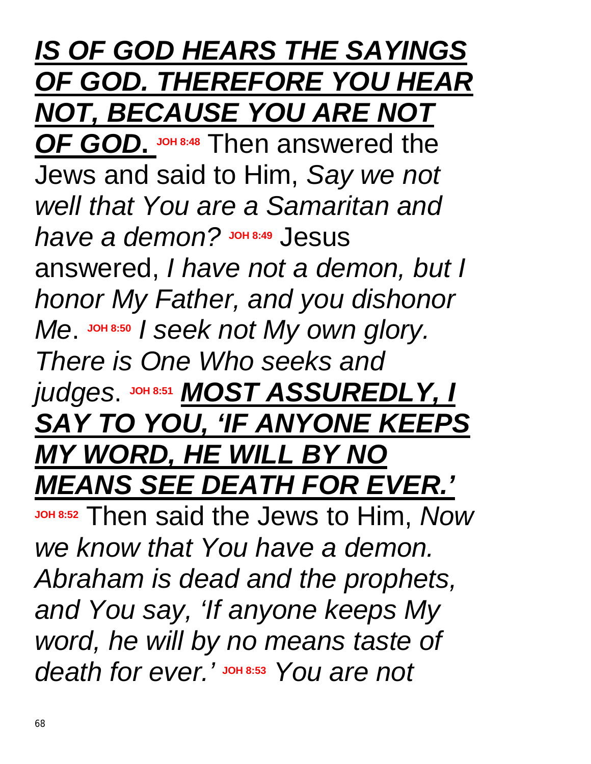***<u>IS OF GOD HEARS THE SAYINGS OF GOD. THEREFORE YOU HEAR NOT, BECAUSE YOU ARE NOT OF GOD.</u>*** **JOH 8:48** Then answered the Jews and said to Him, *Say we not well that You are a Samaritan and have a demon?* **JOH 8:49** Jesus answered, *I have not a demon, but I honor My Father, and you dishonor Me*. **JOH 8:50** *I seek not My own glory. There is One Who seeks and judges*. **JOH 8:51** ***<u>MOST ASSUREDLY, I SAY TO YOU, 'IF ANYONE KEEPS MY WORD, HE WILL BY NO MEANS SEE DEATH FOR EVER.'</u>*** **JOH 8:52** Then said the Jews to Him, *Now we know that You have a demon. Abraham is dead and the prophets, and You say, 'If anyone keeps My word, he will by no means taste of death for ever.'* **JOH 8:53** *You are not*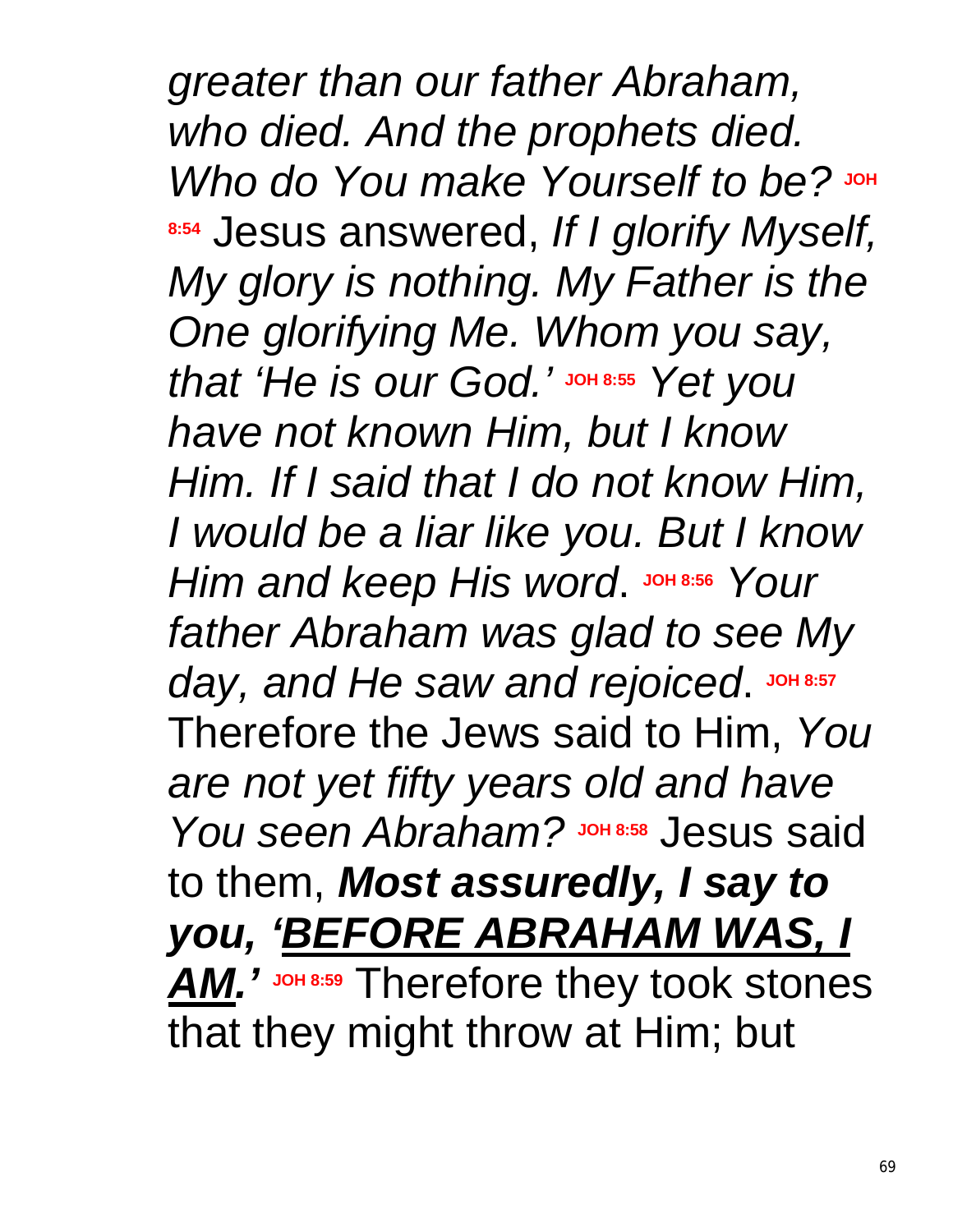*greater than our father Abraham, who died. And the prophets died. Who do You make Yourself to be?* **JOH 8:54** Jesus answered, *If I glorify Myself, My glory is nothing. My Father is the One glorifying Me. Whom you say, that 'He is our God.'* **JOH 8:55** *Yet you have not known Him, but I know Him. If I said that I do not know Him, I would be a liar like you. But I know Him and keep His word*. **JOH 8:56** *Your father Abraham was glad to see My day, and He saw and rejoiced*. **JOH 8:57** Therefore the Jews said to Him, *You are not yet fifty years old and have You seen Abraham?* **JOH 8:58** Jesus said to them, ***Most assuredly, I say to you, '<u>BEFORE ABRAHAM WAS, I AM</u>.'*** **JOH 8:59** Therefore they took stones that they might throw at Him; but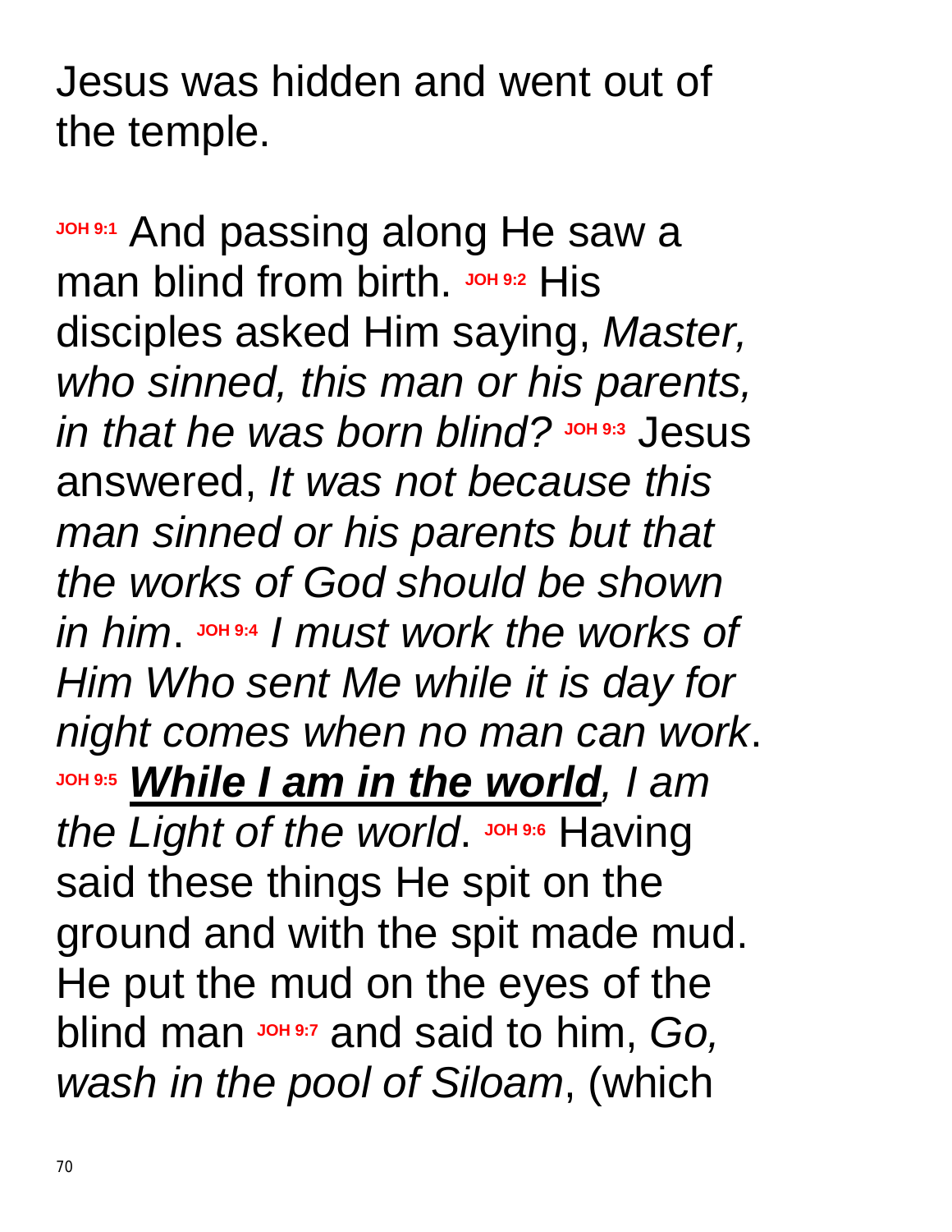Jesus was hidden and went out of the temple.

**JOH 9:1** And passing along He saw a man blind from birth. **JOH 9:2** His disciples asked Him saying, *Master, who sinned, this man or his parents, in that he was born blind?* **JOH 9:3** Jesus answered, *It was not because this man sinned or his parents but that the works of God should be shown in him*. **JOH 9:4** *I must work the works of Him Who sent Me while it is day for night comes when no man can work*. **JOH 9:5** ***<u>While I am in the world</u>***, *I am the Light of the world*. **JOH 9:6** Having said these things He spit on the ground and with the spit made mud. He put the mud on the eyes of the blind man **JOH 9:7** and said to him, *Go, wash in the pool of Siloam*, (which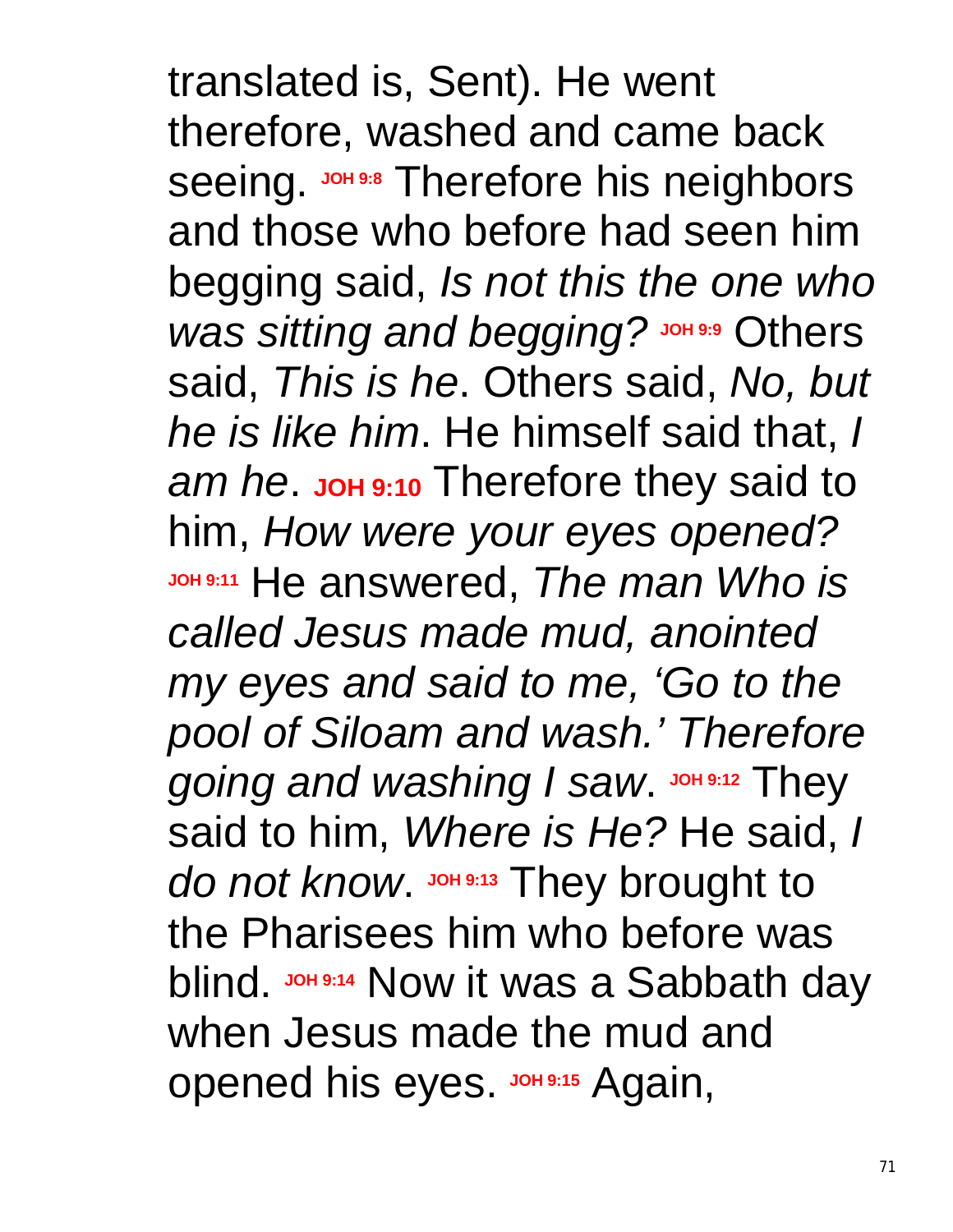translated is, Sent). He went therefore, washed and came back seeing. **JOH 9:8** Therefore his neighbors and those who before had seen him begging said, *Is not this the one who was sitting and begging?* **JOH 9:9** Others said, *This is he*. Others said, *No, but he is like him*. He himself said that, *I am he*. **JOH 9:10** Therefore they said to him, *How were your eyes opened?* **JOH 9:11** He answered, *The man Who is called Jesus made mud, anointed my eyes and said to me, 'Go to the pool of Siloam and wash.' Therefore going and washing I saw*. **JOH 9:12** They said to him, *Where is He?* He said, *I do not know*. **JOH 9:13** They brought to the Pharisees him who before was blind. **JOH 9:14** Now it was a Sabbath day when Jesus made the mud and opened his eyes. **JOH 9:15** Again,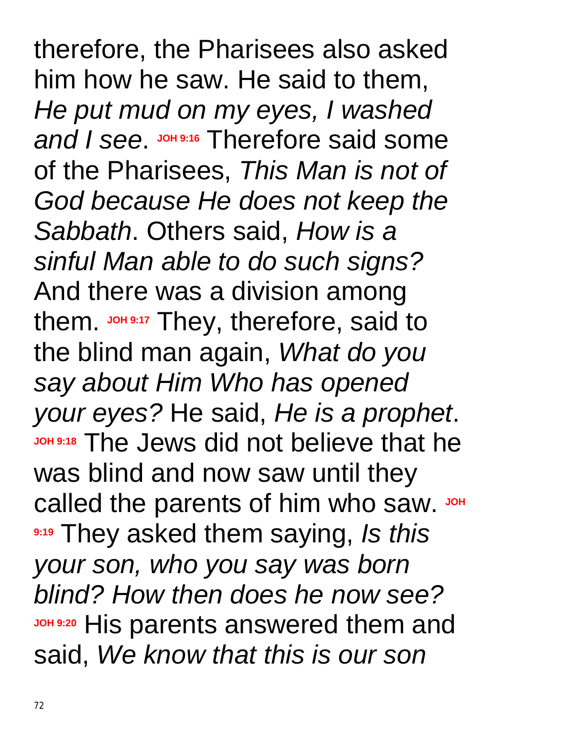therefore, the Pharisees also asked him how he saw. He said to them, *He put mud on my eyes, I washed and I see*. **JOH 9:16** Therefore said some of the Pharisees, *This Man is not of God because He does not keep the Sabbath*. Others said, *How is a sinful Man able to do such signs?* And there was a division among them. **JOH 9:17** They, therefore, said to the blind man again, *What do you say about Him Who has opened your eyes?* He said, *He is a prophet*. **JOH 9:18** The Jews did not believe that he was blind and now saw until they called the parents of him who saw. **JOH 9:19** They asked them saying, *Is this your son, who you say was born blind? How then does he now see?* **JOH 9:20** His parents answered them and said, *We know that this is our son*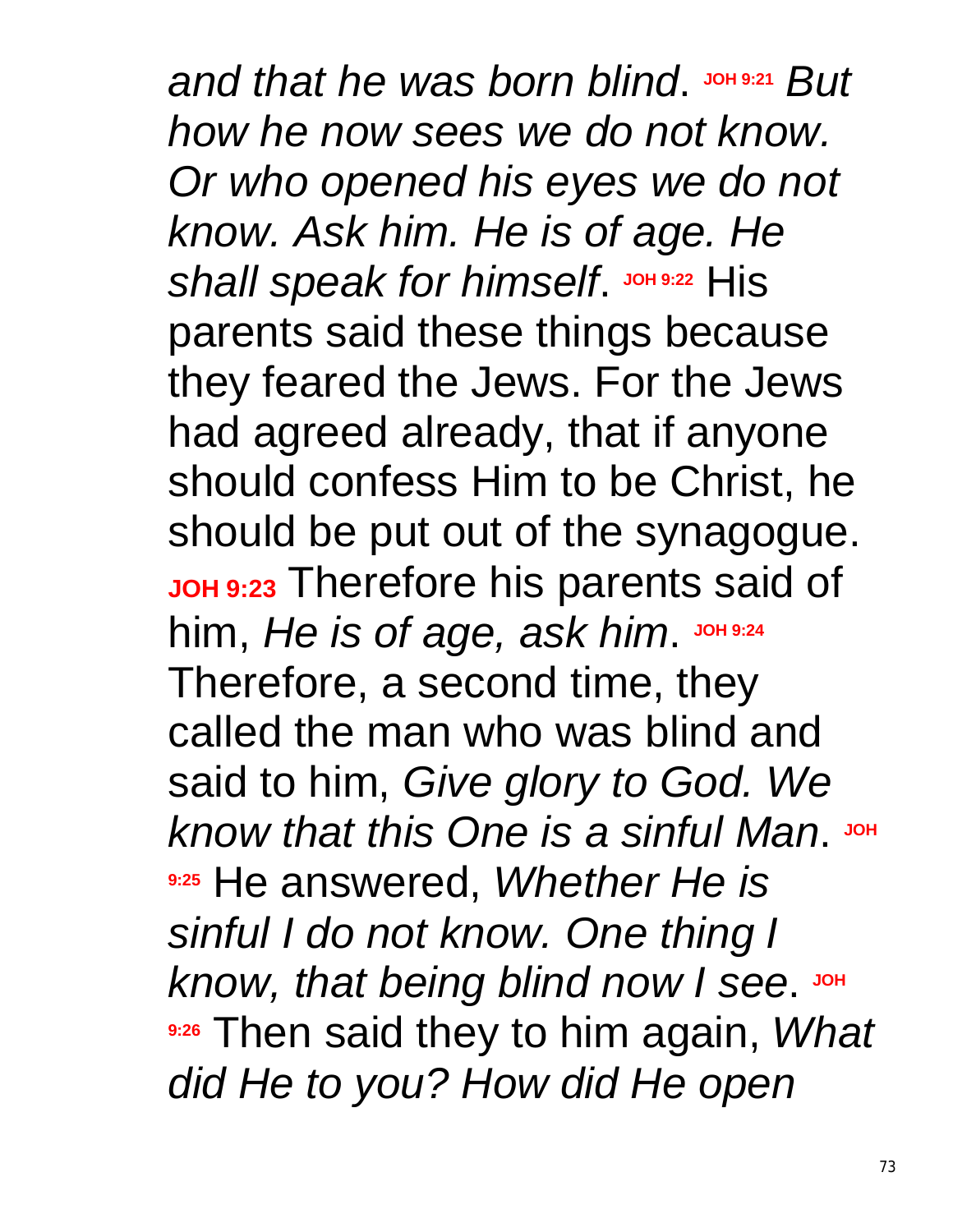*and that he was born blind*. **JOH 9:21** *But how he now sees we do not know. Or who opened his eyes we do not know. Ask him. He is of age. He shall speak for himself*. **JOH 9:22** His parents said these things because they feared the Jews. For the Jews had agreed already, that if anyone should confess Him to be Christ, he should be put out of the synagogue. **JOH 9:23** Therefore his parents said of him, *He is of age, ask him*. **JOH 9:24** Therefore, a second time, they called the man who was blind and said to him, *Give glory to God. We know that this One is a sinful Man*. **JOH 9:25** He answered, *Whether He is sinful I do not know. One thing I know, that being blind now I see*. **JOH 9:26** Then said they to him again, *What did He to you? How did He open*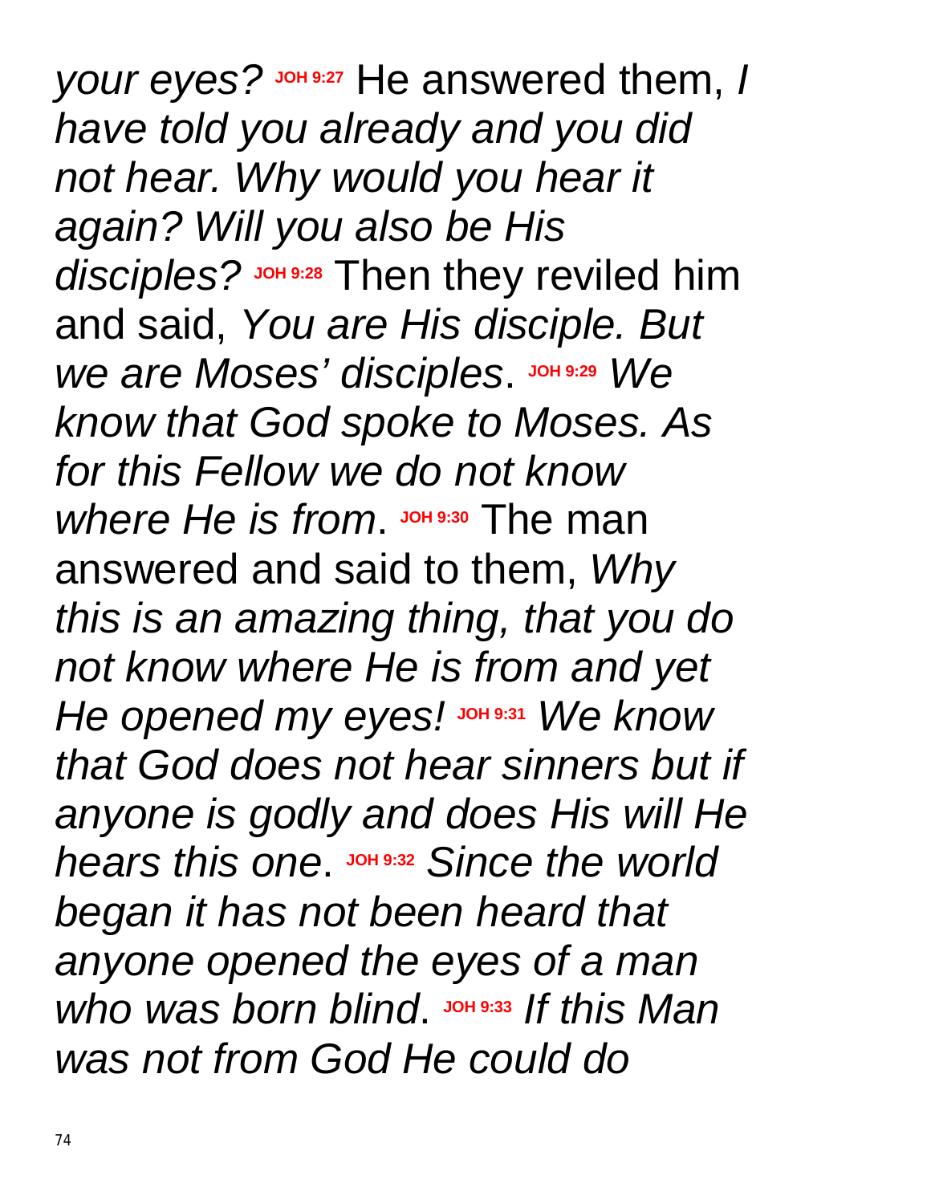*your eyes?* **JOH 9:27** He answered them, *I have told you already and you did not hear. Why would you hear it again? Will you also be His disciples?* **JOH 9:28** Then they reviled him and said, *You are His disciple. But we are Moses' disciples*. **JOH 9:29** *We know that God spoke to Moses. As for this Fellow we do not know where He is from*. **JOH 9:30** The man answered and said to them, *Why this is an amazing thing, that you do not know where He is from and yet He opened my eyes!* **JOH 9:31** *We know that God does not hear sinners but if anyone is godly and does His will He hears this one*. **JOH 9:32** *Since the world began it has not been heard that anyone opened the eyes of a man who was born blind*. **JOH 9:33** *If this Man was not from God He could do*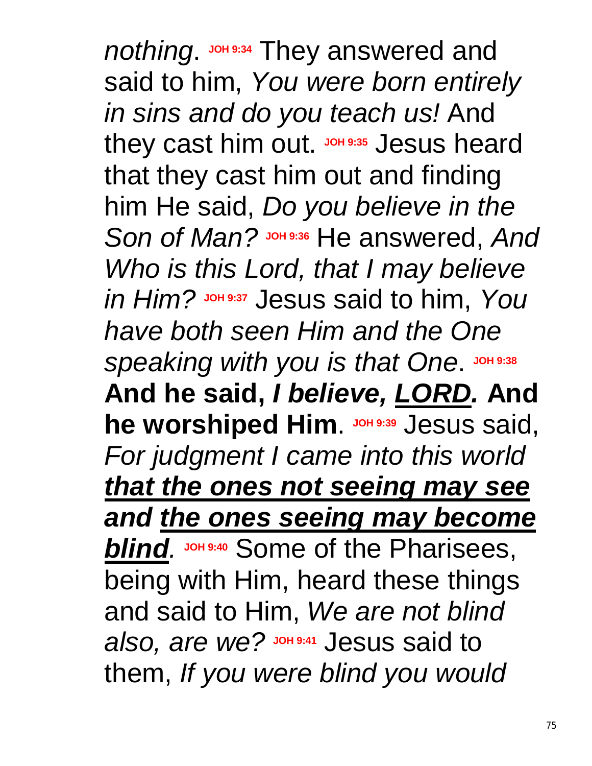*nothing*. JOH 9:34 They answered and said to him, *You were born entirely in sins and do you teach us!* And they cast him out. JOH 9:35 Jesus heard that they cast him out and finding him He said, *Do you believe in the Son of Man?* JOH 9:36 He answered, *And Who is this Lord, that I may believe in Him?* JOH 9:37 Jesus said to him, *You have both seen Him and the One speaking with you is that One*. JOH 9:38 **And he said, *I believe, <u>LORD</u>.* And he worshiped Him**. JOH 9:39 Jesus said, *For judgment I came into this world* ***<u>that the ones not seeing may see</u> and <u>the ones seeing may become blind</u>.*** JOH 9:40 Some of the Pharisees, being with Him, heard these things and said to Him, *We are not blind also, are we?* JOH 9:41 Jesus said to them, *If you were blind you would*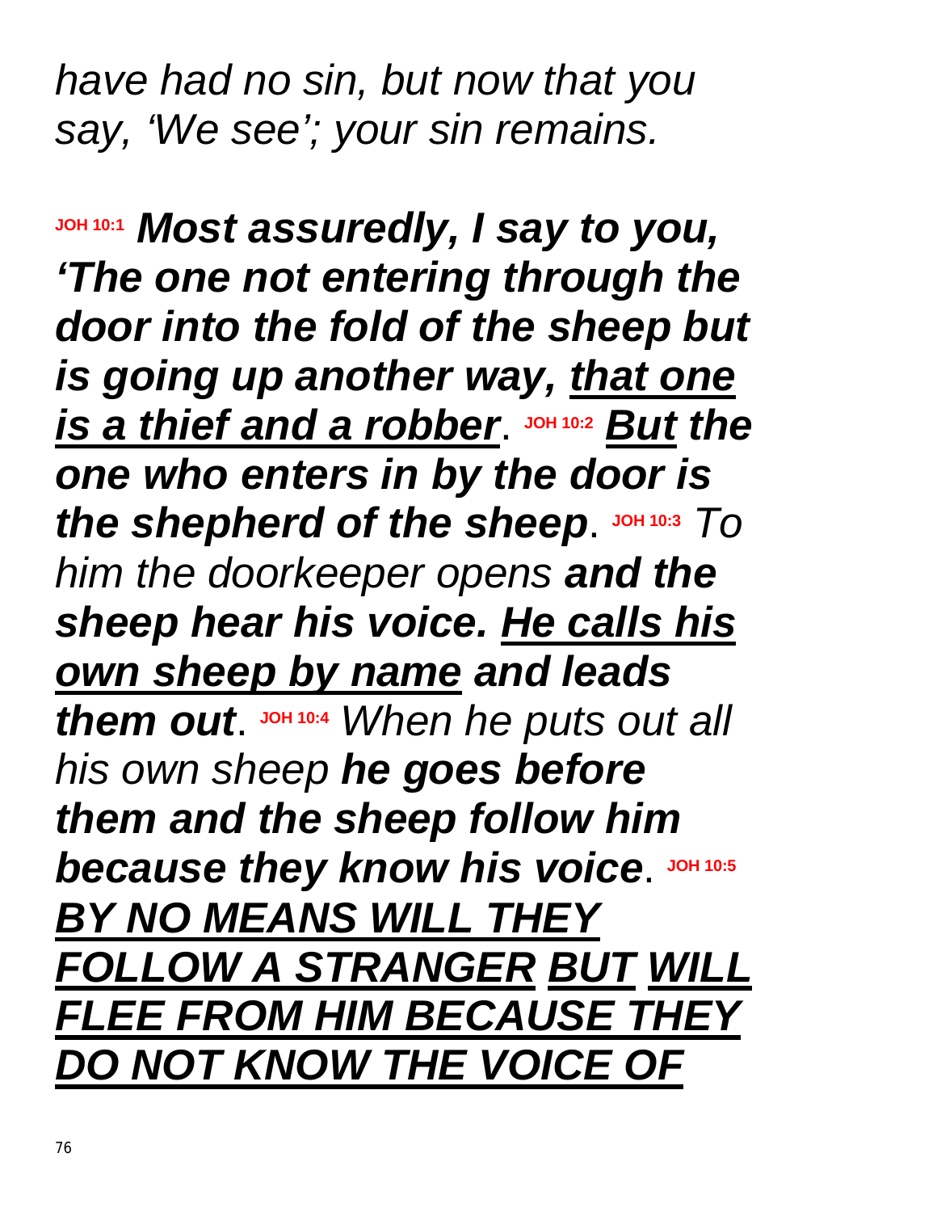*have had no sin, but now that you say, 'We see'; your sin remains.*

**JOH 10:1** ***Most assuredly, I say to you, 'The one not entering through the door into the fold of the sheep but is going up another way, <u>that one is a thief and a robber</u>*. **JOH 10:2** ***<u>But</u> the one who enters in by the door is the shepherd of the sheep***. **JOH 10:3** *To him the doorkeeper opens* ***and the sheep hear his voice. <u>He calls his own sheep by name</u> and leads them out***. **JOH 10:4** *When he puts out all his own sheep* ***he goes before them and the sheep follow him because they know his voice***. **JOH 10:5** ***<u>BY NO MEANS WILL THEY FOLLOW A STRANGER BUT WILL FLEE FROM HIM BECAUSE THEY DO NOT KNOW THE VOICE OF</u>***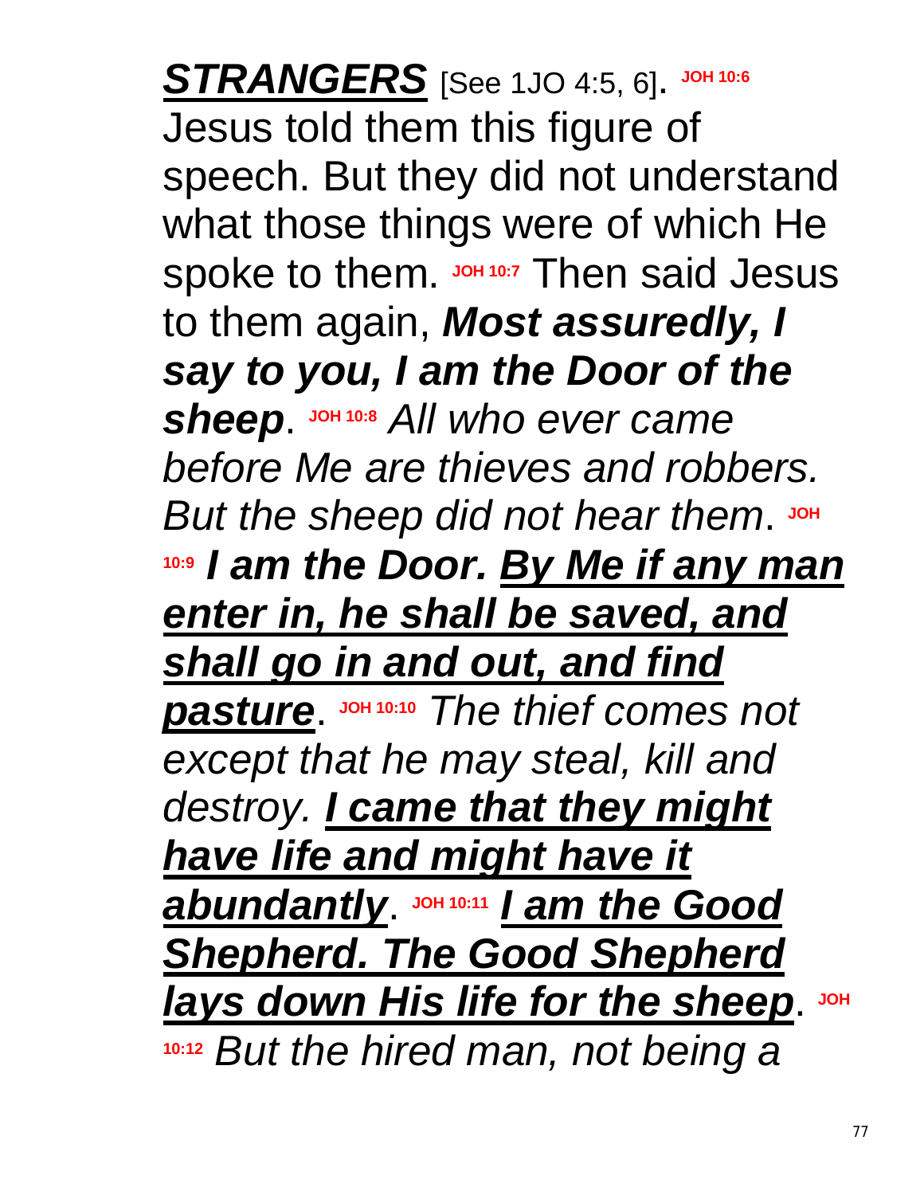***<u>STRANGERS</u>*** [See 1JO 4:5, 6]. **JOH 10:6** Jesus told them this figure of speech. But they did not understand what those things were of which He spoke to them. **JOH 10:7** Then said Jesus to them again, ***Most assuredly, I say to you, I am the Door of the sheep***. **JOH 10:8** *All who ever came before Me are thieves and robbers. But the sheep did not hear them*. **JOH 10:9** ***I am the Door. <u>By Me if any man enter in, he shall be saved, and shall go in and out, and find pasture</u>***. **JOH 10:10** *The thief comes not except that he may steal, kill and destroy.* ***<u>I came that they might have life and might have it abundantly</u>***. **JOH 10:11** ***<u>I am the Good Shepherd. The Good Shepherd lays down His life for the sheep</u>***. **JOH 10:12** *But the hired man, not being a*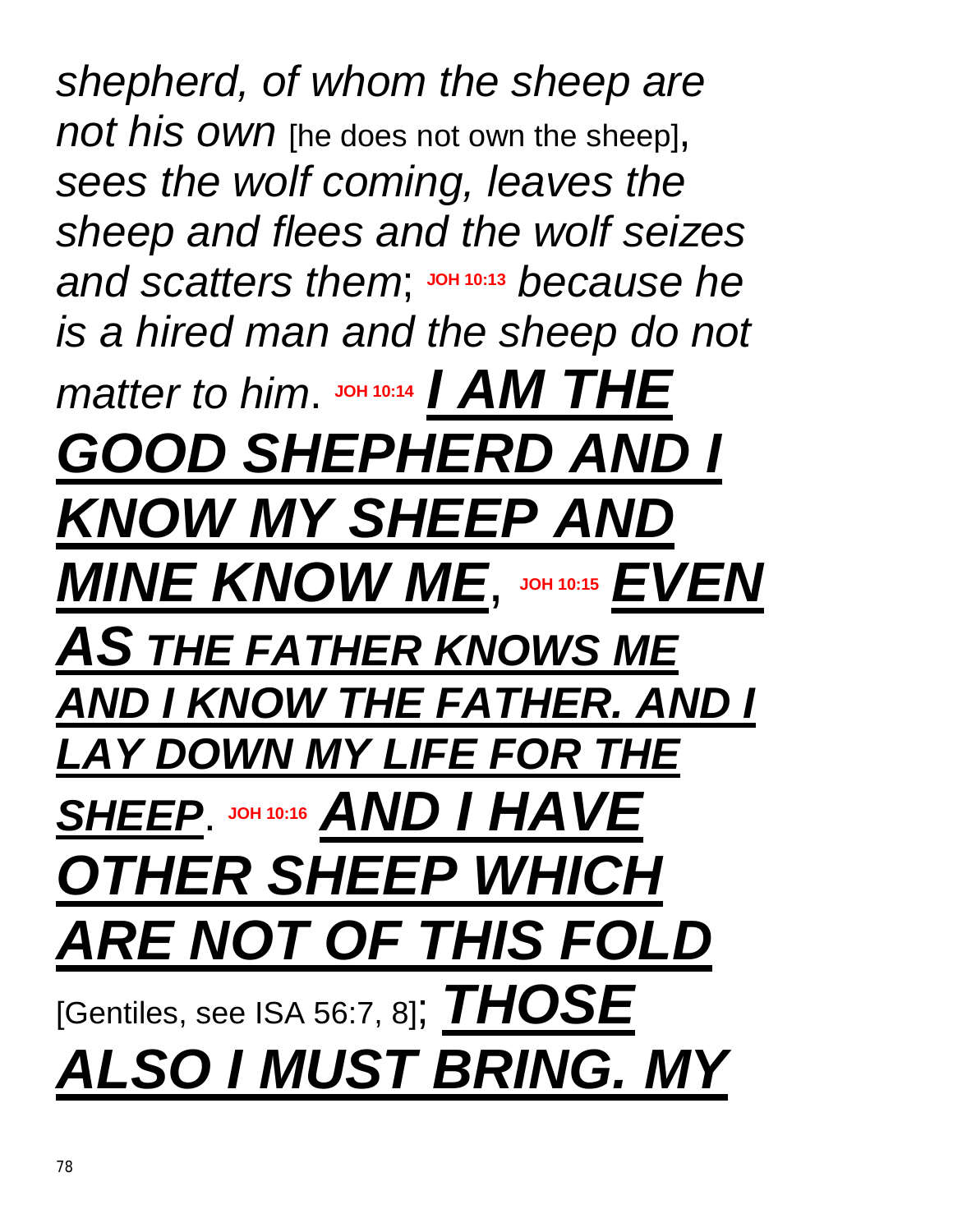*shepherd, of whom the sheep are not his own* [he does not own the sheep], *sees the wolf coming, leaves the sheep and flees and the wolf seizes and scatters them*; **JOH 10:13** *because he is a hired man and the sheep do not matter to him*. **JOH 10:14** ***I AM THE GOOD SHEPHERD AND I KNOW MY SHEEP AND MINE KNOW ME***, **JOH 10:15** ***EVEN AS THE FATHER KNOWS ME AND I KNOW THE FATHER. AND I LAY DOWN MY LIFE FOR THE SHEEP***. **JOH 10:16** ***AND I HAVE OTHER SHEEP WHICH ARE NOT OF THIS FOLD*** [Gentiles, see ISA 56:7, 8]; ***THOSE ALSO I MUST BRING. MY***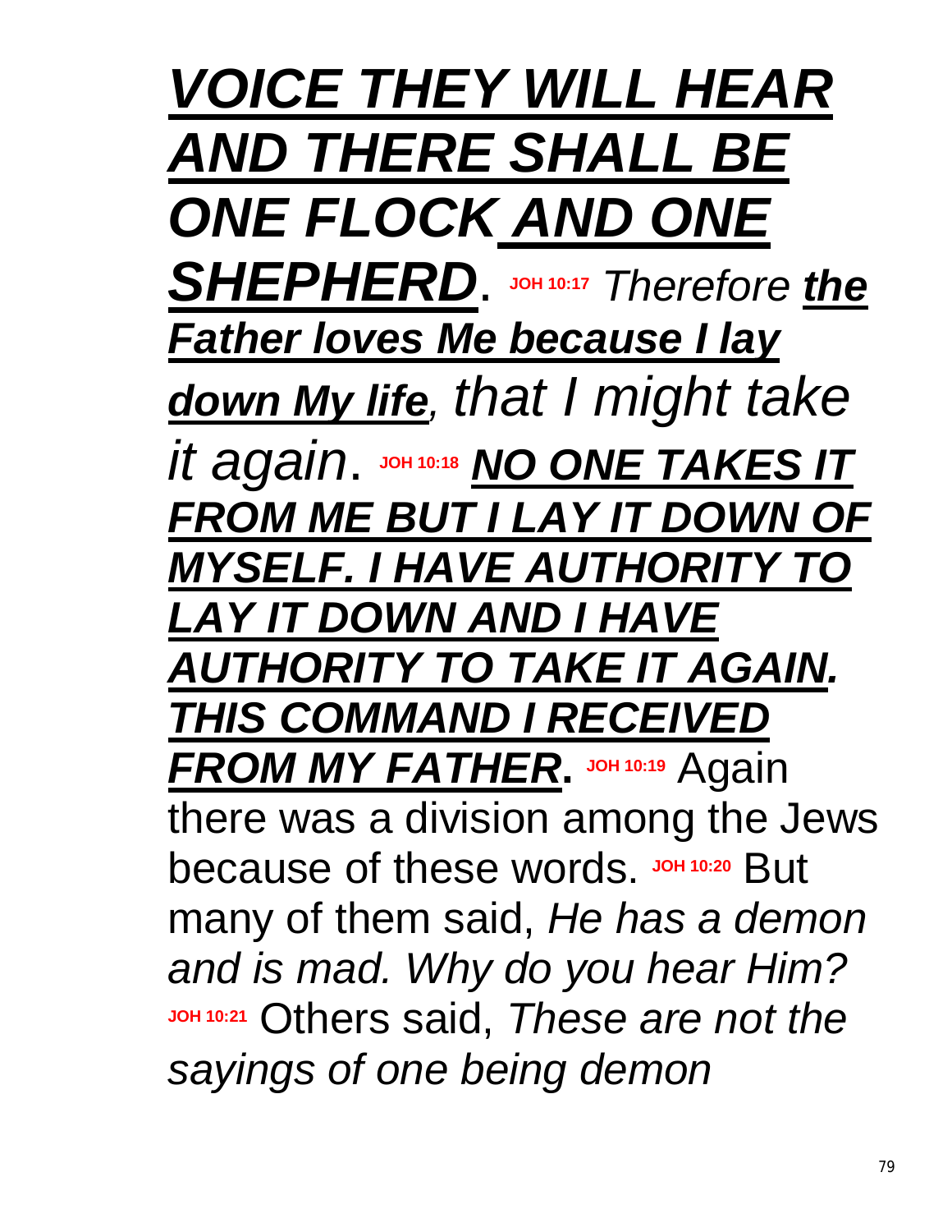***VOICE THEY WILL HEAR AND THERE SHALL BE ONE FLOCK AND ONE SHEPHERD***. **JOH 10:17** *Therefore* ***the Father loves Me because I lay down My life****, that I might take it again*. **JOH 10:18** ***NO ONE TAKES IT FROM ME BUT I LAY IT DOWN OF MYSELF. I HAVE AUTHORITY TO LAY IT DOWN AND I HAVE AUTHORITY TO TAKE IT AGAIN. THIS COMMAND I RECEIVED FROM MY FATHER*****.** **JOH 10:19** Again there was a division among the Jews because of these words. **JOH 10:20** But many of them said, *He has a demon and is mad. Why do you hear Him?* **JOH 10:21** Others said, *These are not the sayings of one being demon*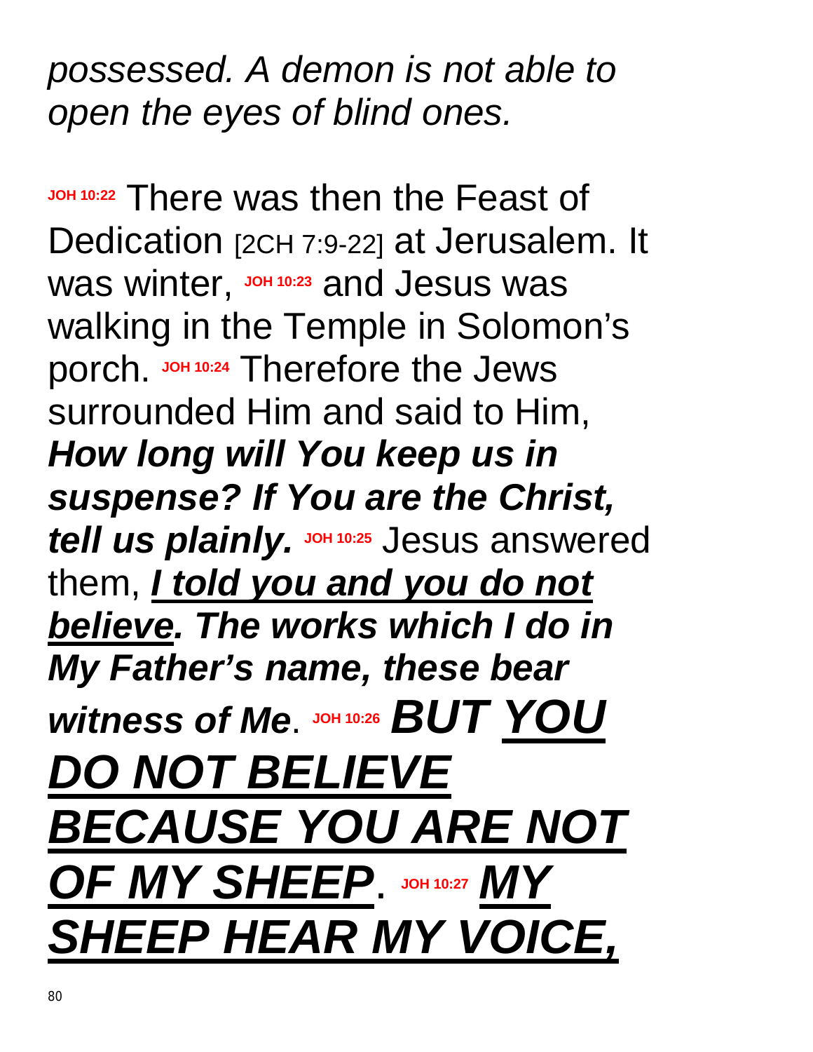*possessed. A demon is not able to open the eyes of blind ones.*

**JOH 10:22** There was then the Feast of Dedication [2CH 7:9-22] at Jerusalem. It was winter, **JOH 10:23** and Jesus was walking in the Temple in Solomon's porch. **JOH 10:24** Therefore the Jews surrounded Him and said to Him, ***How long will You keep us in suspense? If You are the Christ, tell us plainly.*** **JOH 10:25** Jesus answered them, ***<u>I told you and you do not believe</u>. The works which I do in My Father's name, these bear witness of Me***. **JOH 10:26** ***BUT <u>YOU DO NOT BELIEVE BECAUSE YOU ARE NOT OF MY SHEEP</u>***. **JOH 10:27** ***<u>MY SHEEP HEAR MY VOICE,</u>***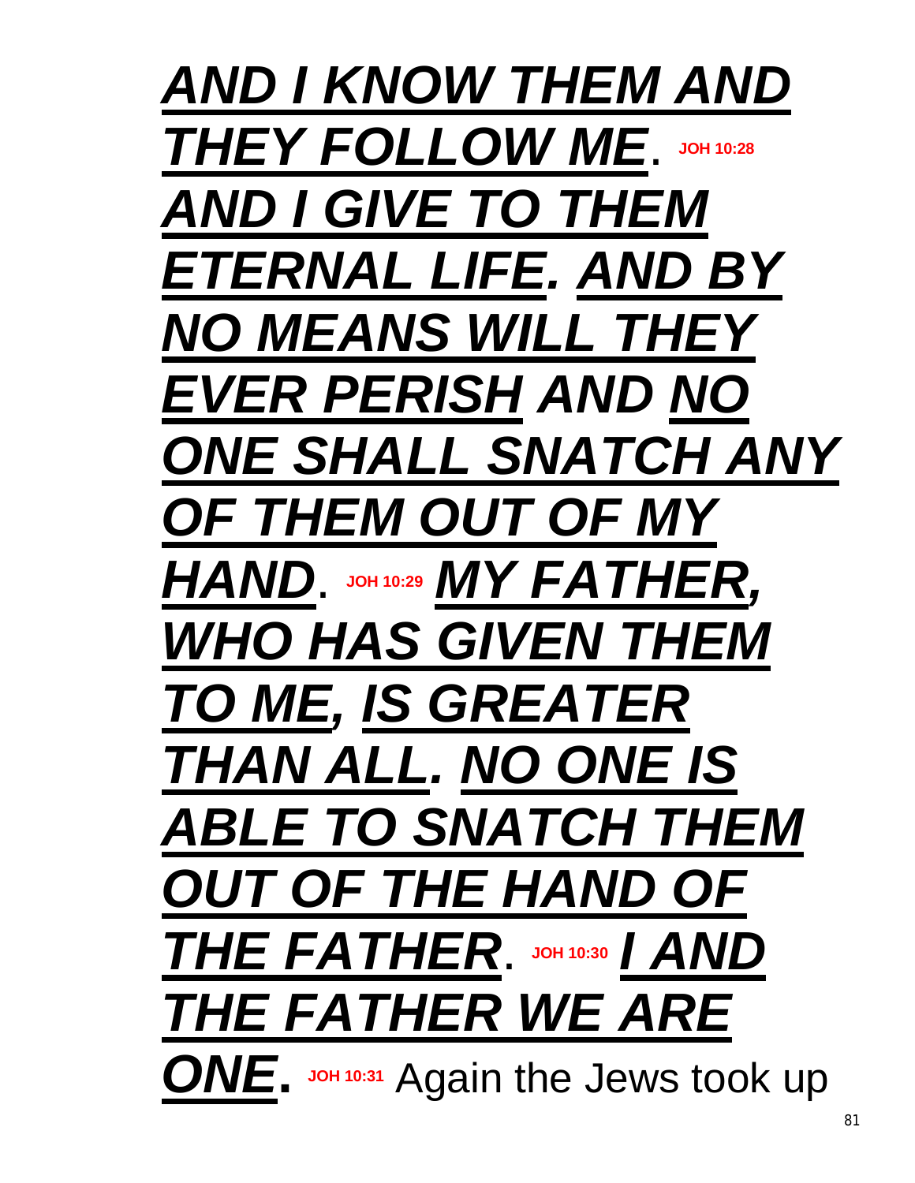***AND I KNOW THEM AND THEY FOLLOW ME***. **JOH 10:28** ***AND I GIVE TO THEM ETERNAL LIFE. AND BY NO MEANS WILL THEY EVER PERISH AND NO ONE SHALL SNATCH ANY OF THEM OUT OF MY HAND***. **JOH 10:29** ***MY FATHER, WHO HAS GIVEN THEM TO ME, IS GREATER THAN ALL. NO ONE IS ABLE TO SNATCH THEM OUT OF THE HAND OF THE FATHER***. **JOH 10:30** ***I AND THE FATHER WE ARE ONE***. **JOH 10:31** Again the Jews took up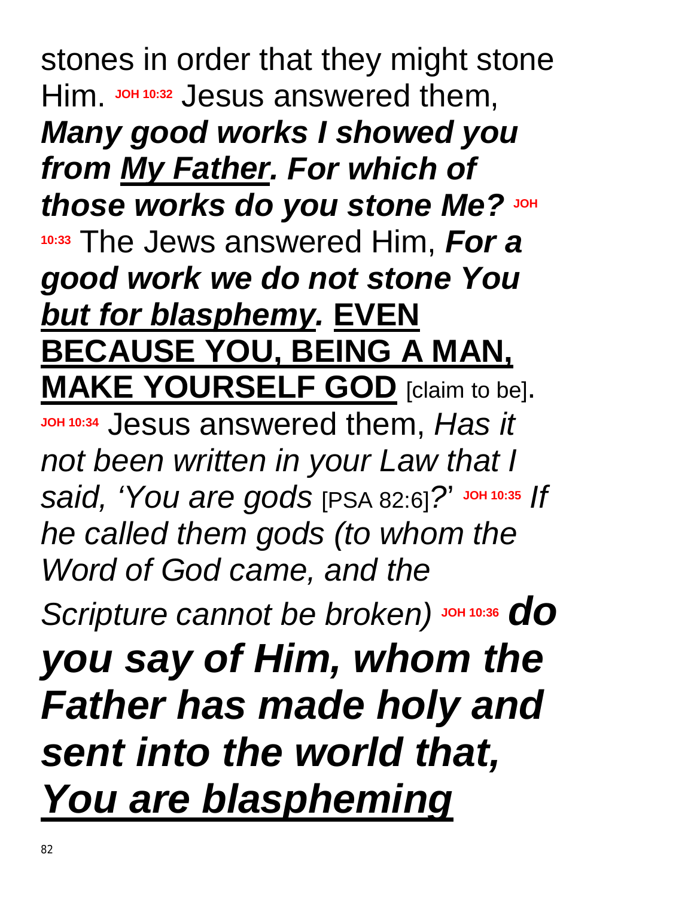stones in order that they might stone Him. JOH 10:32 Jesus answered them, ***Many good works I showed you from <u>My Father</u>. For which of those works do you stone Me?*** JOH 10:33 The Jews answered Him, ***For a good work we do not stone You <u>but for blasphemy</u>.*** **<u>EVEN BECAUSE YOU, BEING A MAN, MAKE YOURSELF GOD</u>** [claim to be]. JOH 10:34 Jesus answered them, *Has it not been written in your Law that I said, 'You are gods* [PSA 82:6]*?'* JOH 10:35 *If he called them gods (to whom the Word of God came, and the Scripture cannot be broken)* JOH 10:36 ***do you say of Him, whom the Father has made holy and sent into the world that, <u>You are blaspheming</u>***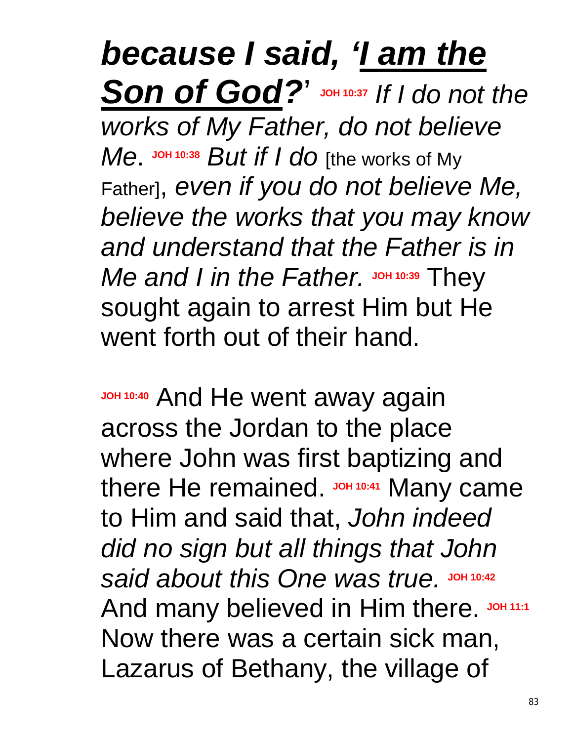***because I said, '<u>I am the Son of God</u>?'*** **JOH 10:37** *If I do not the works of My Father, do not believe Me*. **JOH 10:38** *But if I do* [the works of My Father], *even if you do not believe Me, believe the works that you may know and understand that the Father is in Me and I in the Father.* **JOH 10:39** They sought again to arrest Him but He went forth out of their hand.

**JOH 10:40** And He went away again across the Jordan to the place where John was first baptizing and there He remained. **JOH 10:41** Many came to Him and said that, *John indeed did no sign but all things that John said about this One was true.* **JOH 10:42** And many believed in Him there. **JOH 11:1** Now there was a certain sick man, Lazarus of Bethany, the village of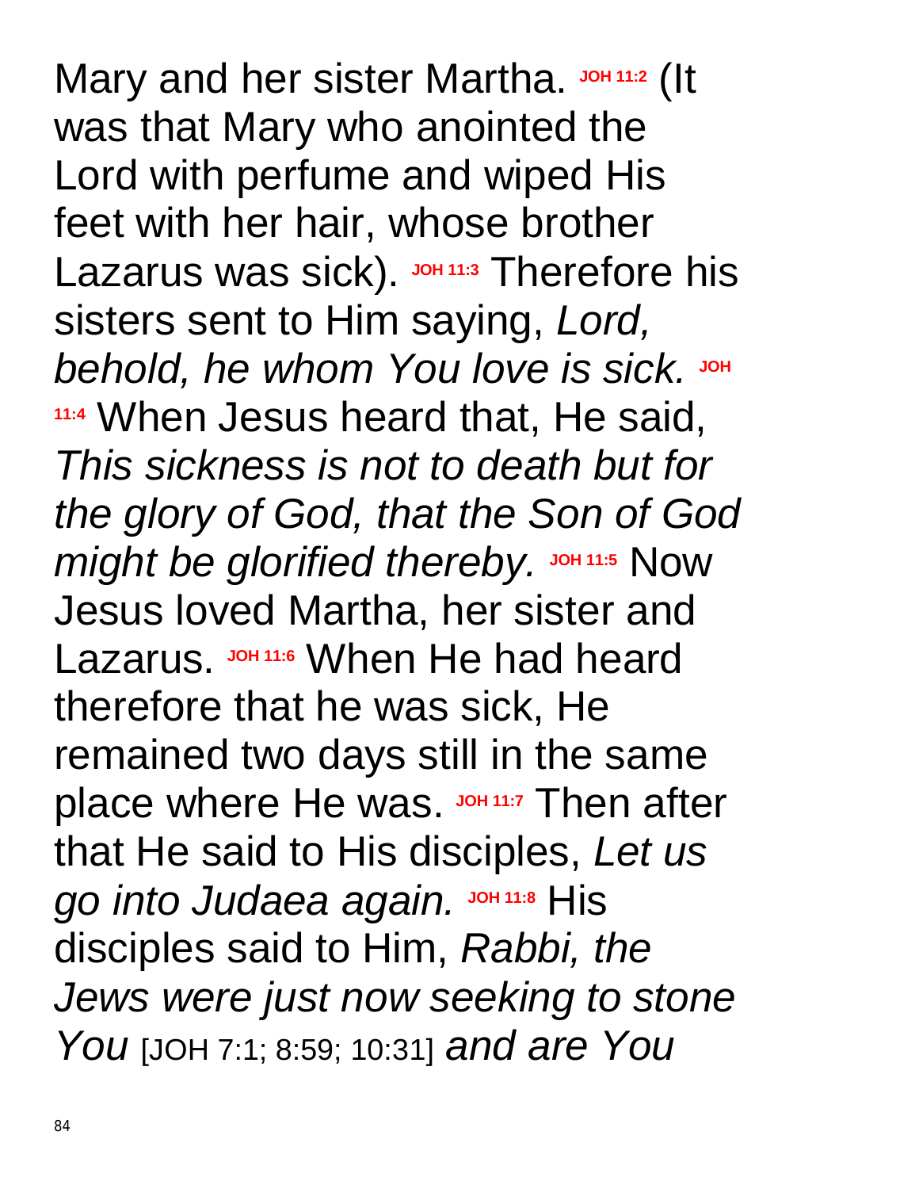Mary and her sister Martha. **JOH 11:2** (It was that Mary who anointed the Lord with perfume and wiped His feet with her hair, whose brother Lazarus was sick). **JOH 11:3** Therefore his sisters sent to Him saying, *Lord, behold, he whom You love is sick.* **JOH 11:4** When Jesus heard that, He said, *This sickness is not to death but for the glory of God, that the Son of God might be glorified thereby.* **JOH 11:5** Now Jesus loved Martha, her sister and Lazarus. **JOH 11:6** When He had heard therefore that he was sick, He remained two days still in the same place where He was. **JOH 11:7** Then after that He said to His disciples, *Let us go into Judaea again.* **JOH 11:8** His disciples said to Him, *Rabbi, the Jews were just now seeking to stone You* [JOH 7:1; 8:59; 10:31] *and are You*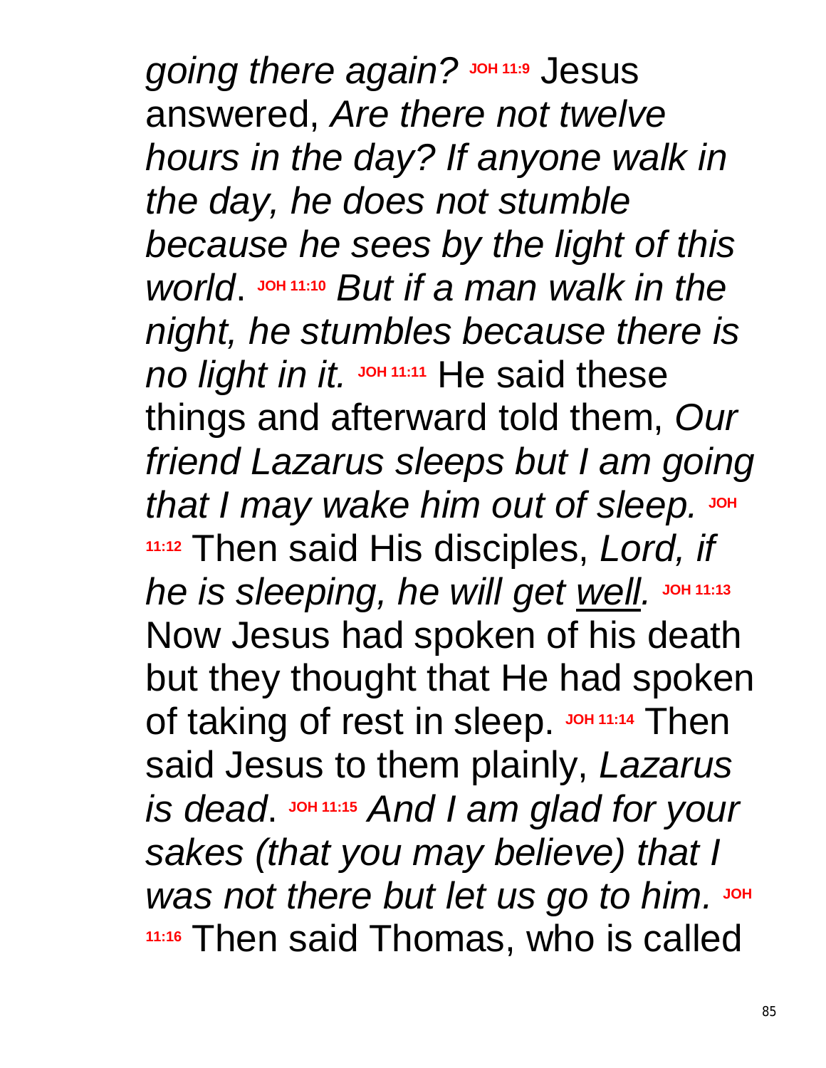*going there again?* **JOH 11:9** Jesus answered, *Are there not twelve hours in the day? If anyone walk in the day, he does not stumble because he sees by the light of this world*. **JOH 11:10** *But if a man walk in the night, he stumbles because there is no light in it.* **JOH 11:11** He said these things and afterward told them, *Our friend Lazarus sleeps but I am going that I may wake him out of sleep.* **JOH 11:12** Then said His disciples, *Lord, if he is sleeping, he will get <u>well</u>.* **JOH 11:13** Now Jesus had spoken of his death but they thought that He had spoken of taking of rest in sleep. **JOH 11:14** Then said Jesus to them plainly, *Lazarus is dead*. **JOH 11:15** *And I am glad for your sakes (that you may believe) that I was not there but let us go to him.* **JOH 11:16** Then said Thomas, who is called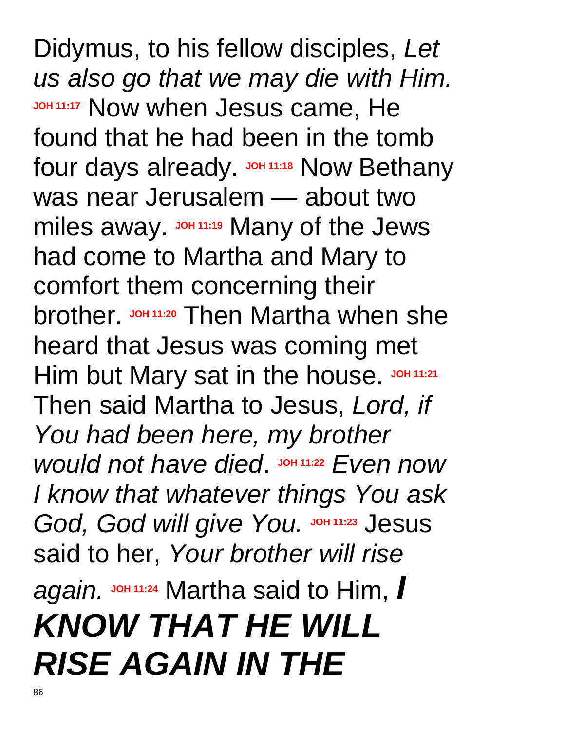Didymus, to his fellow disciples, *Let us also go that we may die with Him.* **JOH 11:17** Now when Jesus came, He found that he had been in the tomb four days already. **JOH 11:18** Now Bethany was near Jerusalem — about two miles away. **JOH 11:19** Many of the Jews had come to Martha and Mary to comfort them concerning their brother. **JOH 11:20** Then Martha when she heard that Jesus was coming met Him but Mary sat in the house. **JOH 11:21** Then said Martha to Jesus, *Lord, if You had been here, my brother would not have died*. **JOH 11:22** *Even now I know that whatever things You ask God, God will give You.* **JOH 11:23** Jesus said to her, *Your brother will rise again.* **JOH 11:24** Martha said to Him, ***I KNOW THAT HE WILL RISE AGAIN IN THE***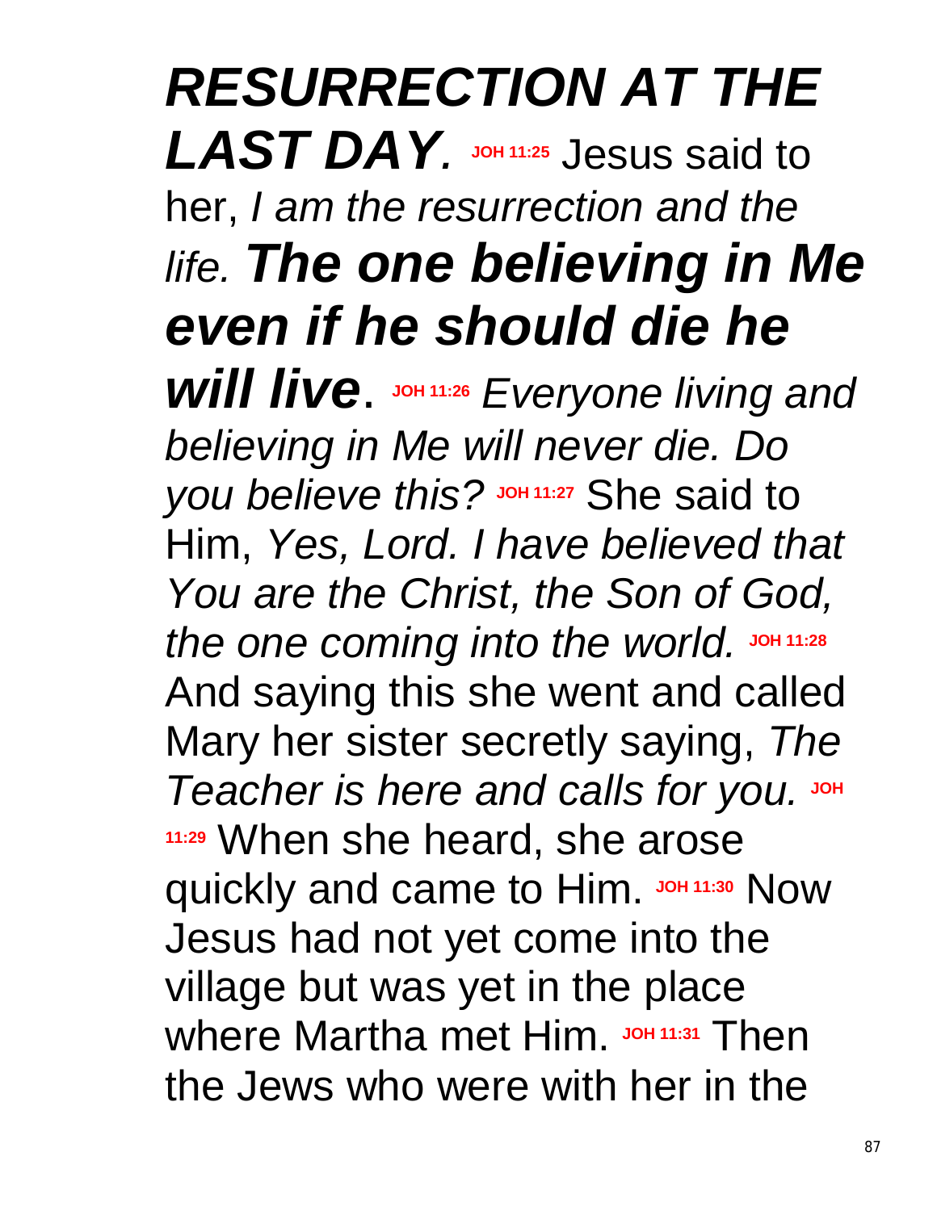***RESURRECTION AT THE LAST DAY.*** **JOH 11:25** Jesus said to her, *I am the resurrection and the life.* ***The one believing in Me even if he should die he will live***. **JOH 11:26** *Everyone living and believing in Me will never die. Do you believe this?* **JOH 11:27** She said to Him, *Yes, Lord. I have believed that You are the Christ, the Son of God, the one coming into the world.* **JOH 11:28** And saying this she went and called Mary her sister secretly saying, *The Teacher is here and calls for you.* **JOH 11:29** When she heard, she arose quickly and came to Him. **JOH 11:30** Now Jesus had not yet come into the village but was yet in the place where Martha met Him. **JOH 11:31** Then the Jews who were with her in the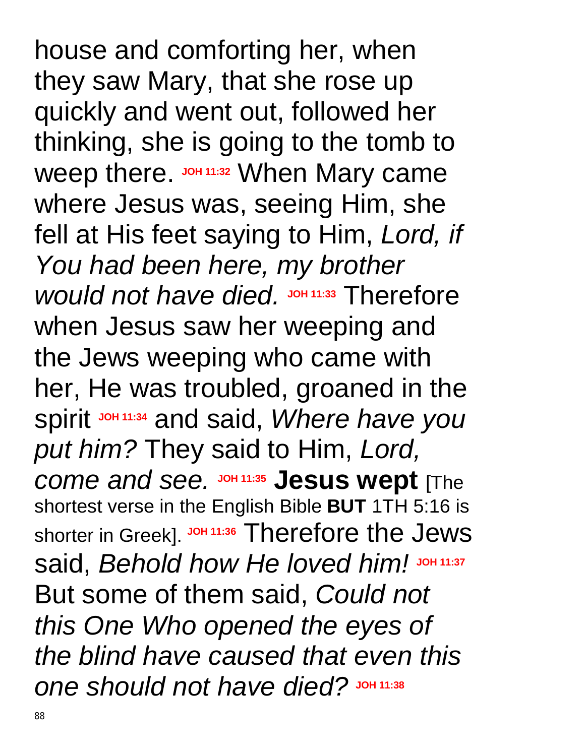house and comforting her, when they saw Mary, that she rose up quickly and went out, followed her thinking, she is going to the tomb to weep there. **JOH 11:32** When Mary came where Jesus was, seeing Him, she fell at His feet saying to Him, *Lord, if You had been here, my brother would not have died.* **JOH 11:33** Therefore when Jesus saw her weeping and the Jews weeping who came with her, He was troubled, groaned in the spirit **JOH 11:34** and said, *Where have you put him?* They said to Him, *Lord, come and see.* **JOH 11:35** **Jesus wept** [The shortest verse in the English Bible **BUT** 1TH 5:16 is shorter in Greek]. **JOH 11:36** Therefore the Jews said, *Behold how He loved him!* **JOH 11:37** But some of them said, *Could not this One Who opened the eyes of the blind have caused that even this one should not have died?* **JOH 11:38**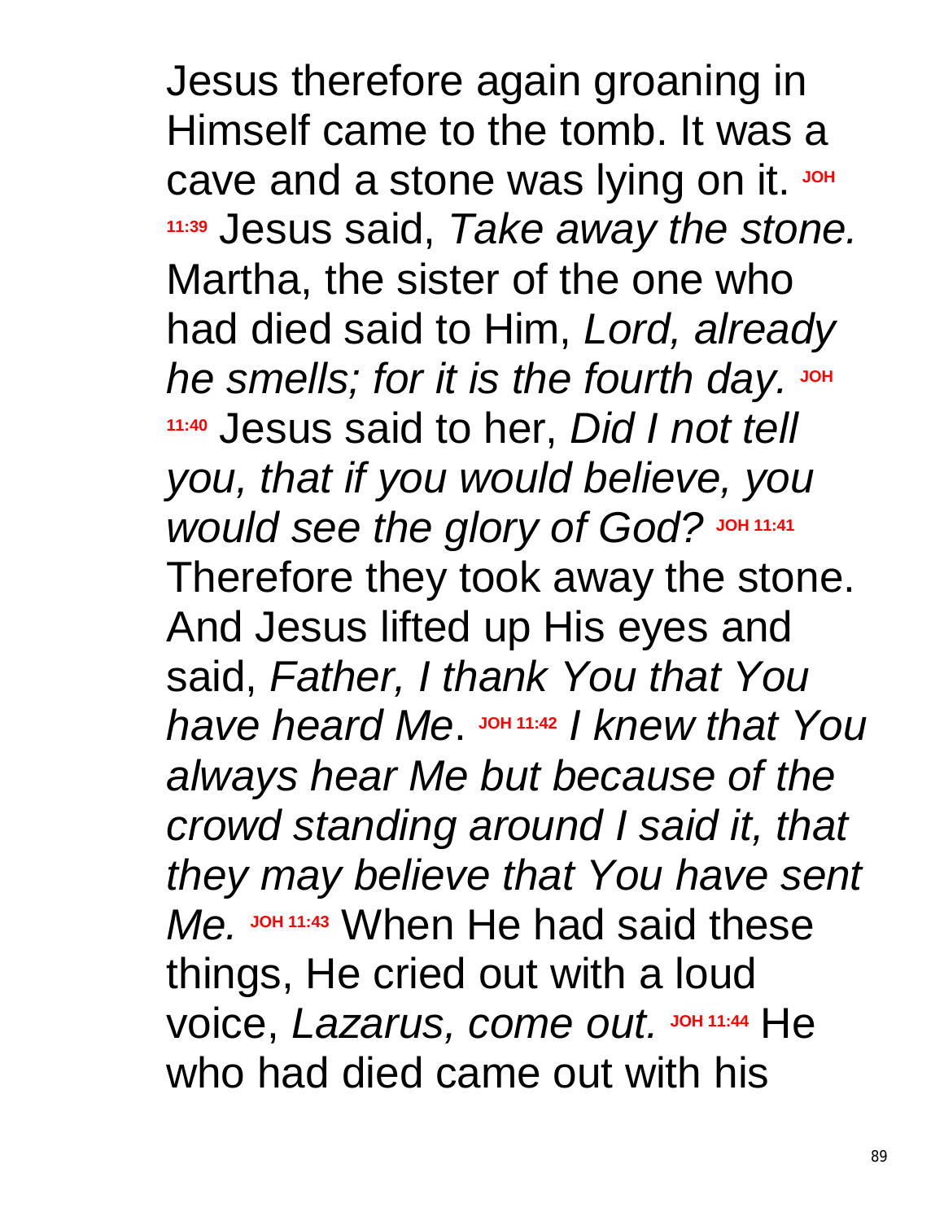Jesus therefore again groaning in Himself came to the tomb. It was a cave and a stone was lying on it. **JOH 11:39** Jesus said, *Take away the stone.* Martha, the sister of the one who had died said to Him, *Lord, already he smells; for it is the fourth day.* **JOH 11:40** Jesus said to her, *Did I not tell you, that if you would believe, you would see the glory of God?* **JOH 11:41** Therefore they took away the stone. And Jesus lifted up His eyes and said, *Father, I thank You that You have heard Me*. **JOH 11:42** *I knew that You always hear Me but because of the crowd standing around I said it, that they may believe that You have sent Me.* **JOH 11:43** When He had said these things, He cried out with a loud voice, *Lazarus, come out.* **JOH 11:44** He who had died came out with his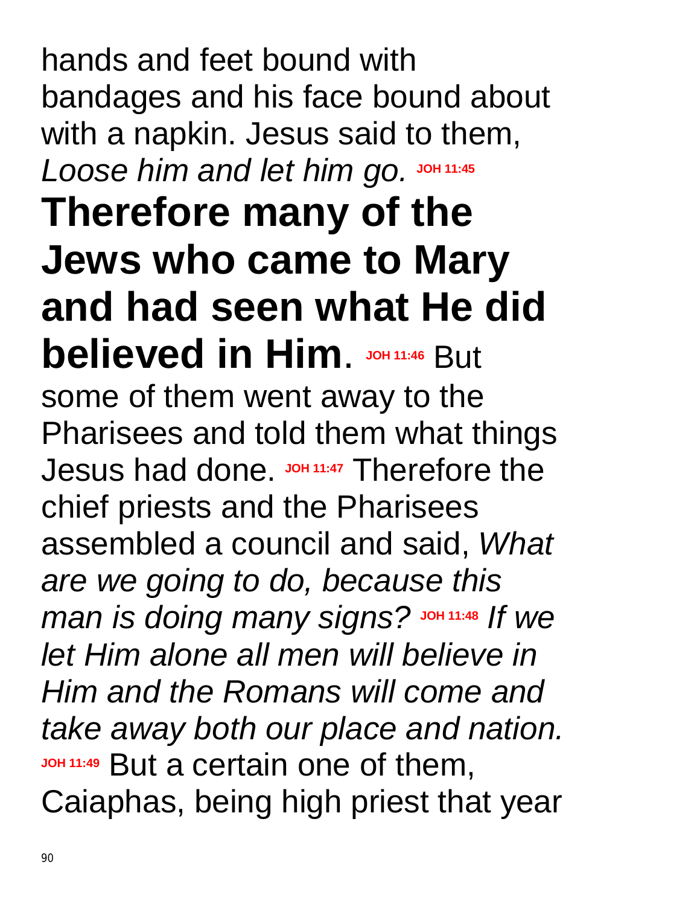hands and feet bound with bandages and his face bound about with a napkin. Jesus said to them, *Loose him and let him go.* JOH 11:45 **Therefore many of the Jews who came to Mary and had seen what He did believed in Him**. JOH 11:46 But some of them went away to the Pharisees and told them what things Jesus had done. JOH 11:47 Therefore the chief priests and the Pharisees assembled a council and said, *What are we going to do, because this man is doing many signs?* JOH 11:48 *If we let Him alone all men will believe in Him and the Romans will come and take away both our place and nation.* JOH 11:49 But a certain one of them, Caiaphas, being high priest that year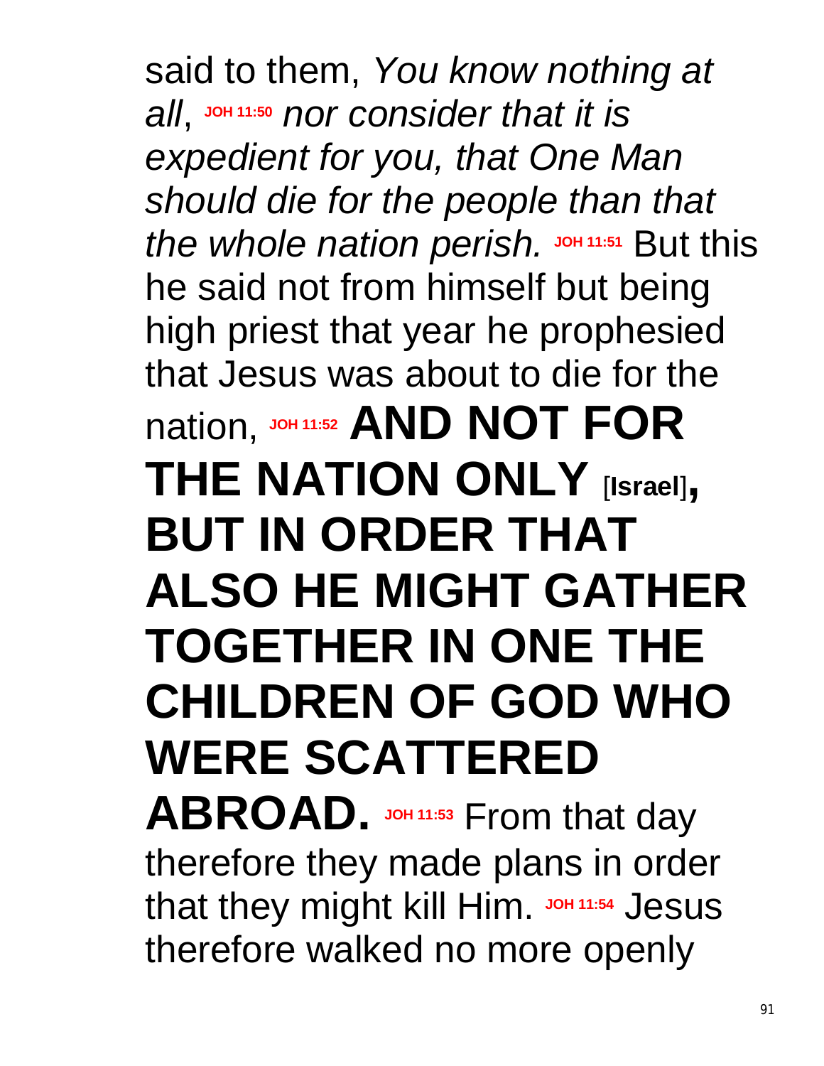said to them, *You know nothing at all*, **JOH 11:50** *nor consider that it is expedient for you, that One Man should die for the people than that the whole nation perish.* **JOH 11:51** But this he said not from himself but being high priest that year he prophesied that Jesus was about to die for the nation, **JOH 11:52** **AND NOT FOR THE NATION ONLY** [**Israel**]**, BUT IN ORDER THAT ALSO HE MIGHT GATHER TOGETHER IN ONE THE CHILDREN OF GOD WHO WERE SCATTERED ABROAD.** **JOH 11:53** From that day therefore they made plans in order that they might kill Him. **JOH 11:54** Jesus therefore walked no more openly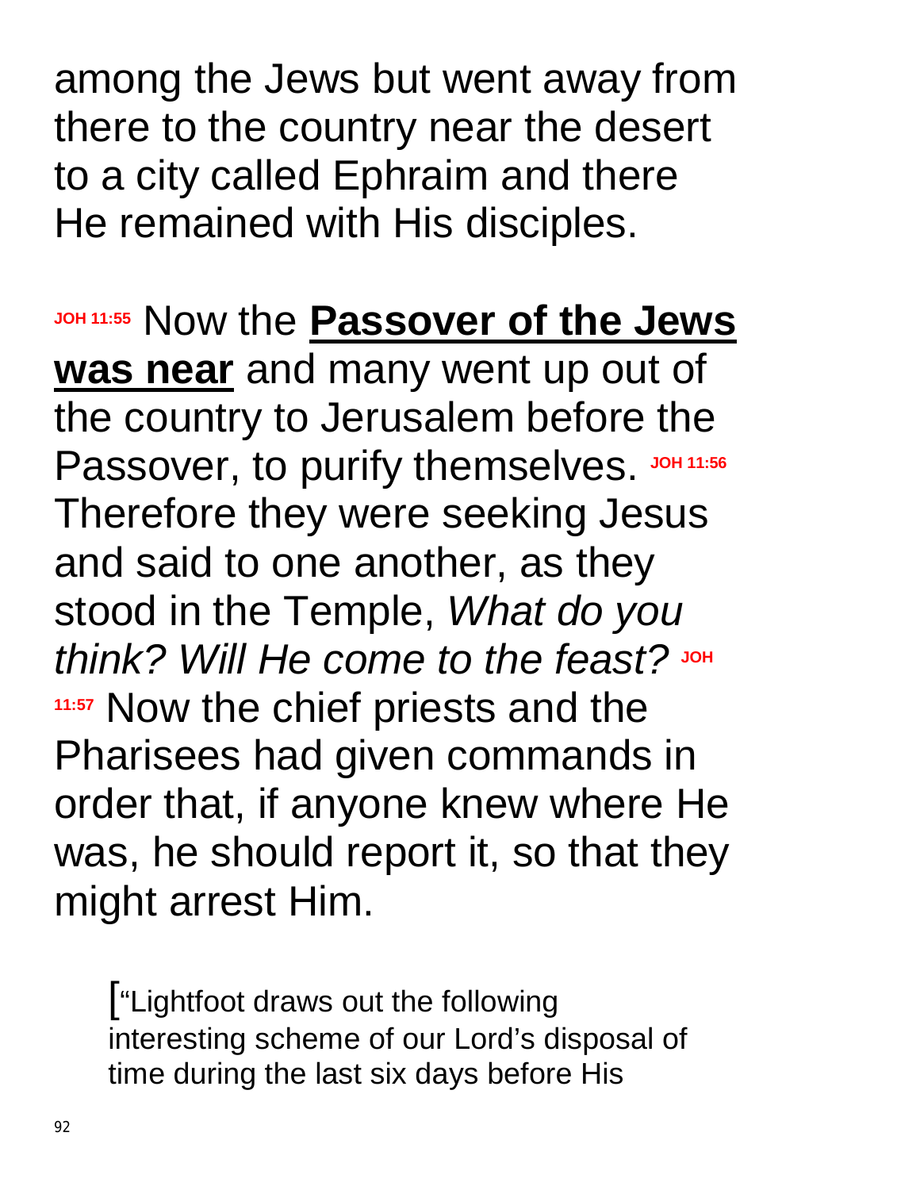among the Jews but went away from there to the country near the desert to a city called Ephraim and there He remained with His disciples.

**JOH 11:55** Now the <u>**Passover of the Jews was near**</u> and many went up out of the country to Jerusalem before the Passover, to purify themselves. **JOH 11:56** Therefore they were seeking Jesus and said to one another, as they stood in the Temple, *What do you think? Will He come to the feast?* **JOH 11:57** Now the chief priests and the Pharisees had given commands in order that, if anyone knew where He was, he should report it, so that they might arrest Him.

["Lightfoot draws out the following interesting scheme of our Lord's disposal of time during the last six days before His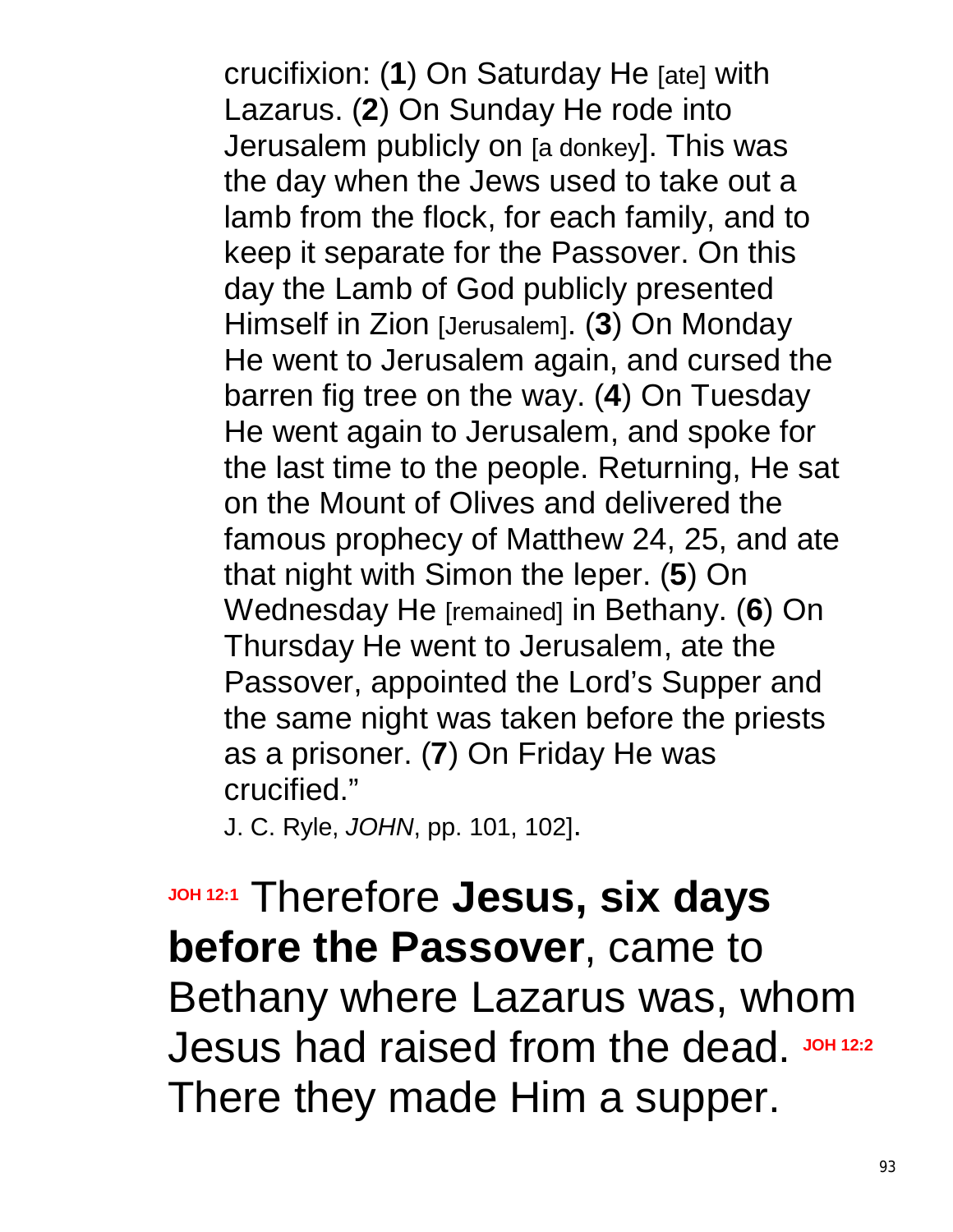crucifixion: (**1**) On Saturday He [ate] with Lazarus. (**2**) On Sunday He rode into Jerusalem publicly on [a donkey]. This was the day when the Jews used to take out a lamb from the flock, for each family, and to keep it separate for the Passover. On this day the Lamb of God publicly presented Himself in Zion [Jerusalem]. (**3**) On Monday He went to Jerusalem again, and cursed the barren fig tree on the way. (**4**) On Tuesday He went again to Jerusalem, and spoke for the last time to the people. Returning, He sat on the Mount of Olives and delivered the famous prophecy of Matthew 24, 25, and ate that night with Simon the leper. (**5**) On Wednesday He [remained] in Bethany. (**6**) On Thursday He went to Jerusalem, ate the Passover, appointed the Lord's Supper and the same night was taken before the priests as a prisoner. (**7**) On Friday He was crucified."

J. C. Ryle, *JOHN*, pp. 101, 102].

**JOH 12:1** Therefore **Jesus, six days before the Passover**, came to Bethany where Lazarus was, whom Jesus had raised from the dead. **JOH 12:2** There they made Him a supper.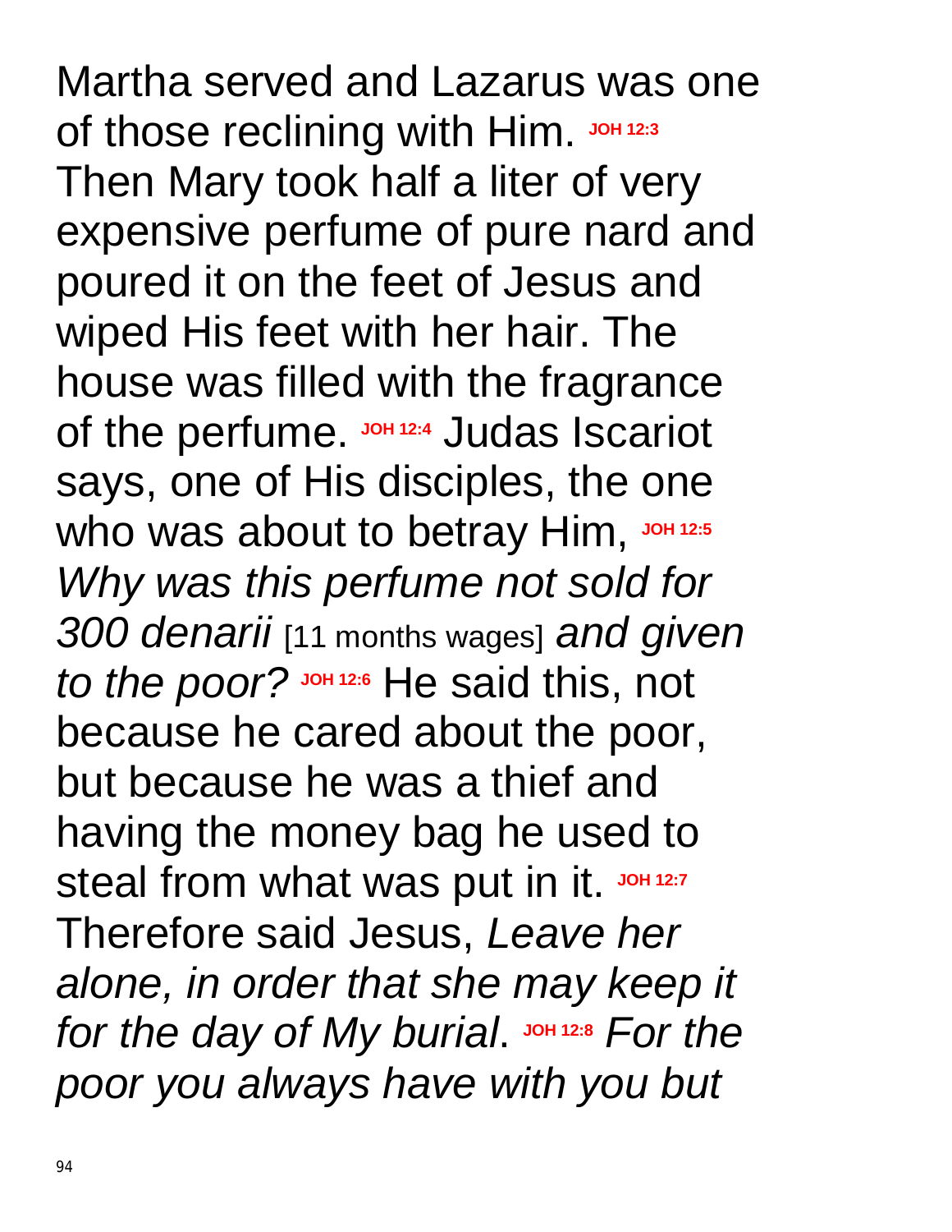Martha served and Lazarus was one of those reclining with Him. **JOH 12:3** Then Mary took half a liter of very expensive perfume of pure nard and poured it on the feet of Jesus and wiped His feet with her hair. The house was filled with the fragrance of the perfume. **JOH 12:4** Judas Iscariot says, one of His disciples, the one who was about to betray Him, **JOH 12:5** *Why was this perfume not sold for 300 denarii* [11 months wages] *and given to the poor?* **JOH 12:6** He said this, not because he cared about the poor, but because he was a thief and having the money bag he used to steal from what was put in it. **JOH 12:7** Therefore said Jesus, *Leave her alone, in order that she may keep it for the day of My burial*. **JOH 12:8** *For the poor you always have with you but*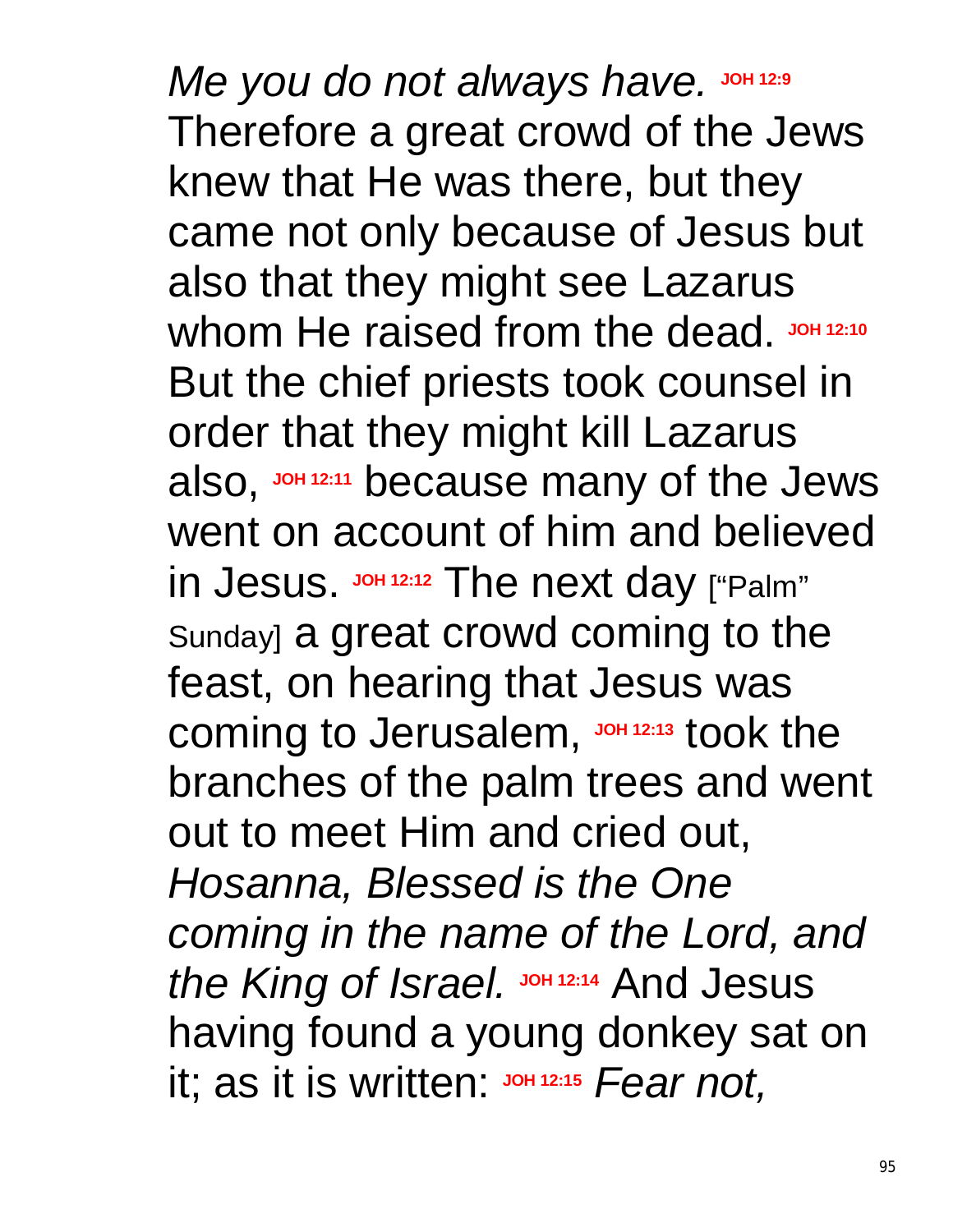*Me you do not always have.* **JOH 12:9** Therefore a great crowd of the Jews knew that He was there, but they came not only because of Jesus but also that they might see Lazarus whom He raised from the dead. **JOH 12:10** But the chief priests took counsel in order that they might kill Lazarus also, **JOH 12:11** because many of the Jews went on account of him and believed in Jesus. **JOH 12:12** The next day ["Palm" Sunday] a great crowd coming to the feast, on hearing that Jesus was coming to Jerusalem, **JOH 12:13** took the branches of the palm trees and went out to meet Him and cried out, *Hosanna, Blessed is the One coming in the name of the Lord, and the King of Israel.* **JOH 12:14** And Jesus having found a young donkey sat on it; as it is written: **JOH 12:15** *Fear not,*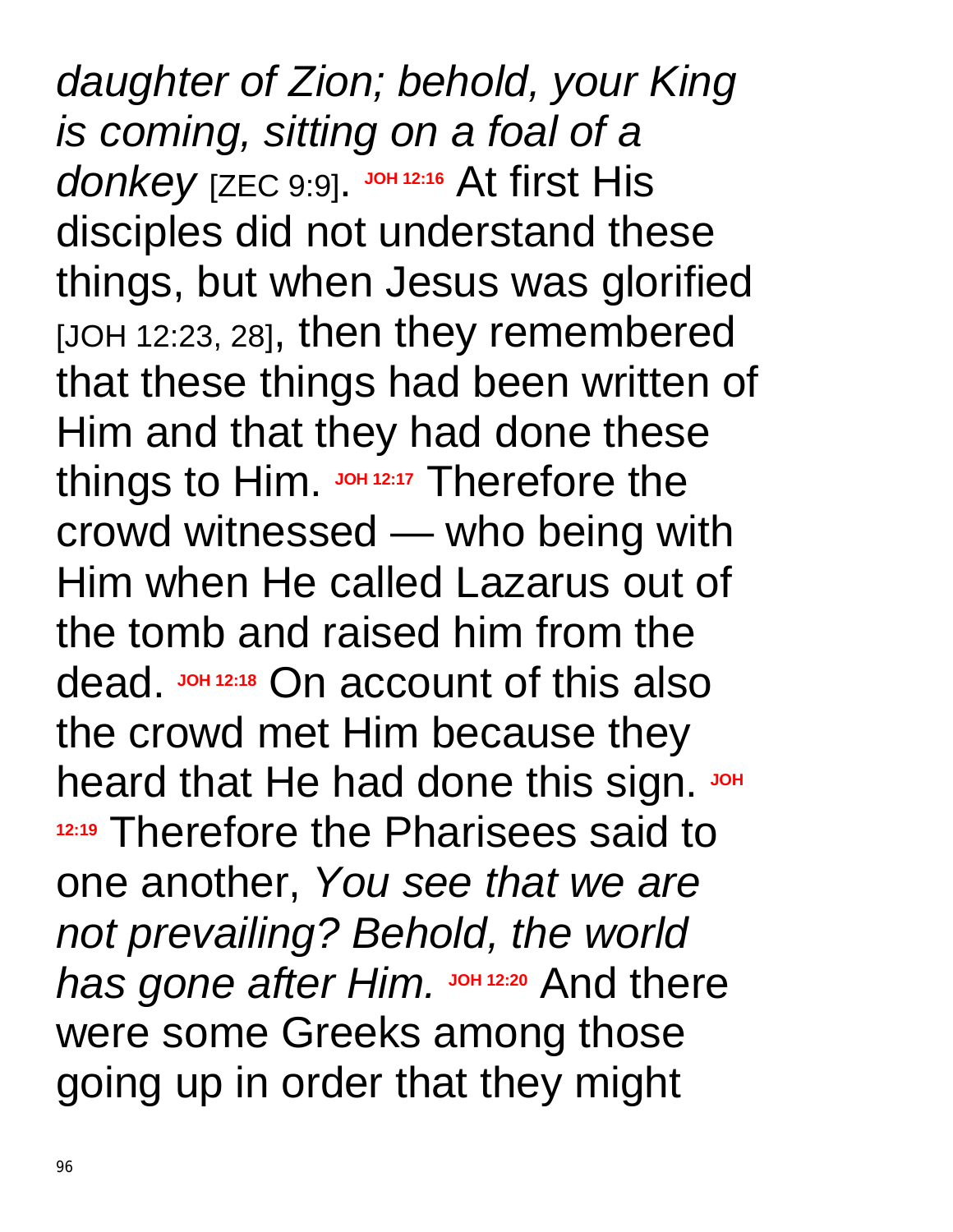*daughter of Zion; behold, your King is coming, sitting on a foal of a donkey* [ZEC 9:9]. **JOH 12:16** At first His disciples did not understand these things, but when Jesus was glorified [JOH 12:23, 28], then they remembered that these things had been written of Him and that they had done these things to Him. **JOH 12:17** Therefore the crowd witnessed — who being with Him when He called Lazarus out of the tomb and raised him from the dead. **JOH 12:18** On account of this also the crowd met Him because they heard that He had done this sign. **JOH 12:19** Therefore the Pharisees said to one another, *You see that we are not prevailing? Behold, the world has gone after Him.* **JOH 12:20** And there were some Greeks among those going up in order that they might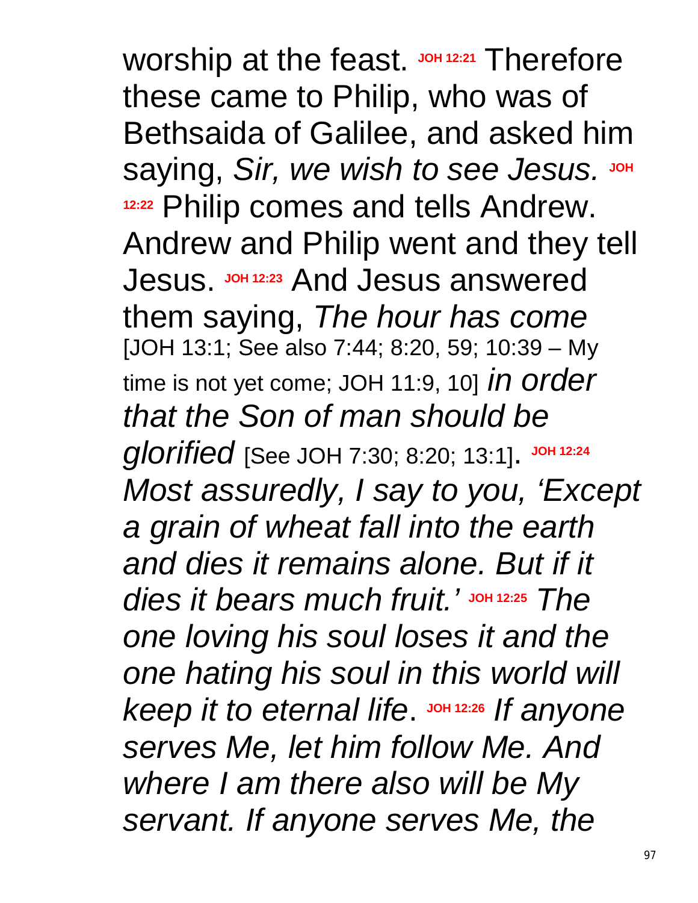worship at the feast. **JOH 12:21** Therefore these came to Philip, who was of Bethsaida of Galilee, and asked him saying, *Sir, we wish to see Jesus.* **JOH 12:22** Philip comes and tells Andrew. Andrew and Philip went and they tell Jesus. **JOH 12:23** And Jesus answered them saying, *The hour has come* [JOH 13:1; See also 7:44; 8:20, 59; 10:39 – My time is not yet come; JOH 11:9, 10] *in order that the Son of man should be glorified* [See JOH 7:30; 8:20; 13:1]. **JOH 12:24** *Most assuredly, I say to you, 'Except a grain of wheat fall into the earth and dies it remains alone. But if it dies it bears much fruit.'* **JOH 12:25** *The one loving his soul loses it and the one hating his soul in this world will keep it to eternal life*. **JOH 12:26** *If anyone serves Me, let him follow Me. And where I am there also will be My servant. If anyone serves Me, the*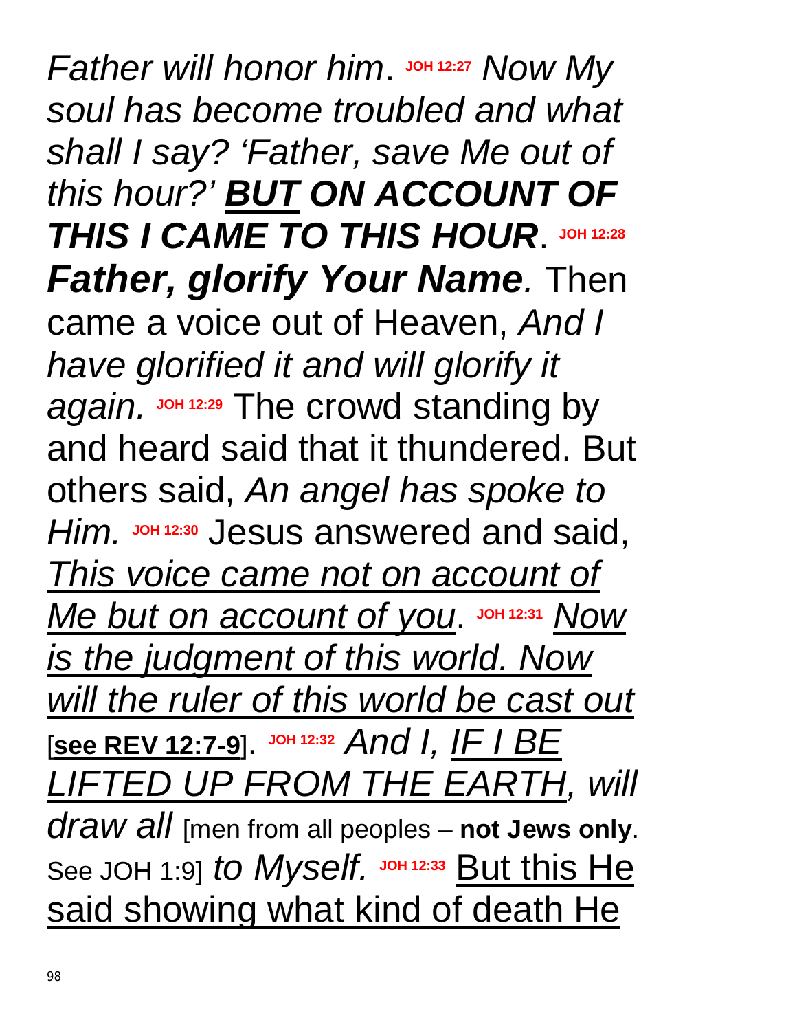*Father will honor him*. **JOH 12:27** *Now My soul has become troubled and what shall I say? 'Father, save Me out of this hour?'* ***<u>BUT</u> ON ACCOUNT OF THIS I CAME TO THIS HOUR***. **JOH 12:28** ***Father, glorify Your Name.*** Then came a voice out of Heaven, *And I have glorified it and will glorify it again.* **JOH 12:29** The crowd standing by and heard said that it thundered. But others said, *An angel has spoke to Him.* **JOH 12:30** Jesus answered and said, *<u>This voice came not on account of Me but on account of you</u>*. **JOH 12:31** *<u>Now is the judgment of this world. Now will the ruler of this world be cast out</u>* [**<u>see REV 12:7-9</u>**]. **JOH 12:32** *And I, <u>IF I BE LIFTED UP FROM THE EARTH</u>, will draw all* [men from all peoples – **not Jews only**. See JOH 1:9] *to Myself.* **JOH 12:33** <u>But this He said showing what kind of death He</u>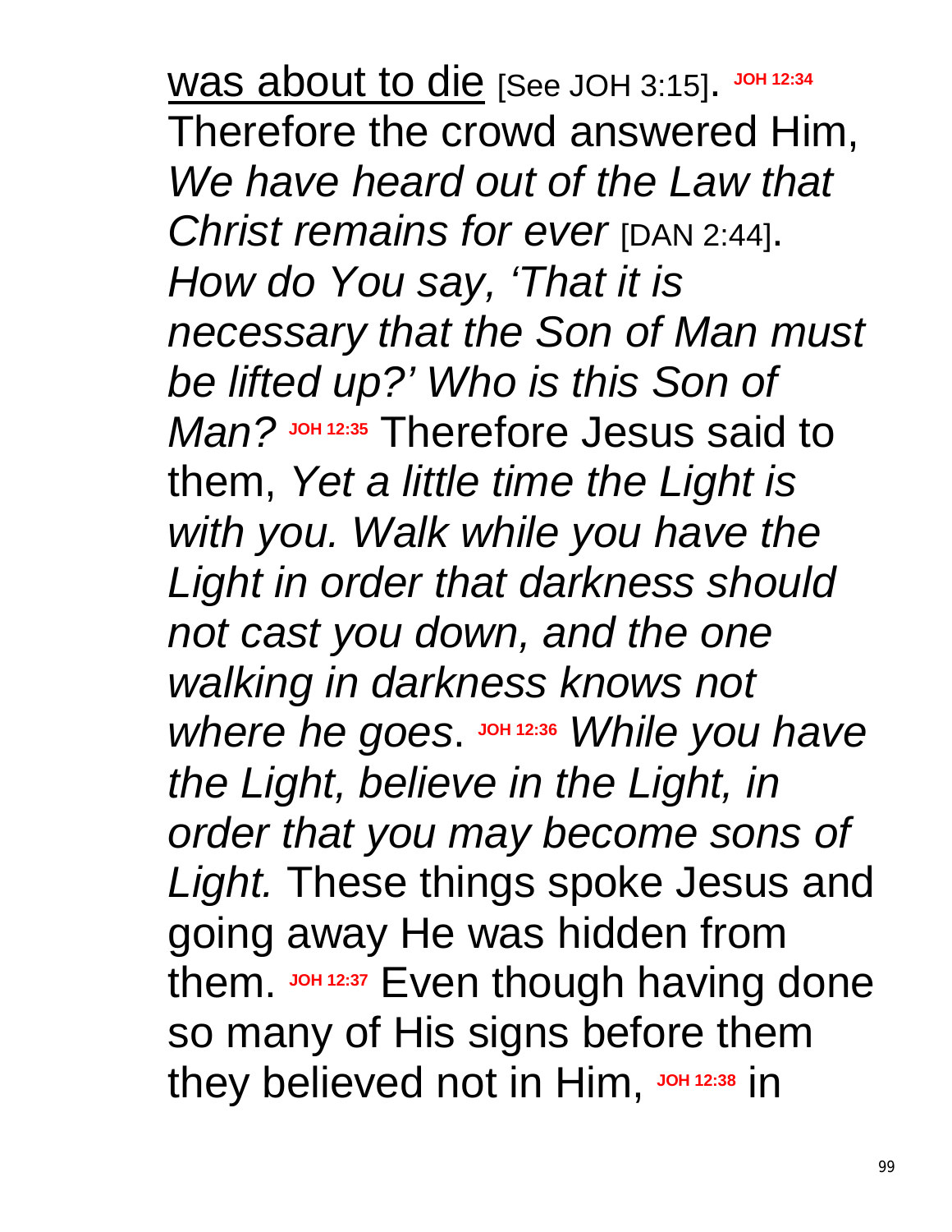was about to die [See JOH 3:15]. **JOH 12:34** Therefore the crowd answered Him, *We have heard out of the Law that Christ remains for ever* [DAN 2:44]. *How do You say, 'That it is necessary that the Son of Man must be lifted up?' Who is this Son of Man?* **JOH 12:35** Therefore Jesus said to them, *Yet a little time the Light is with you. Walk while you have the Light in order that darkness should not cast you down, and the one walking in darkness knows not where he goes*. **JOH 12:36** *While you have the Light, believe in the Light, in order that you may become sons of Light.* These things spoke Jesus and going away He was hidden from them. **JOH 12:37** Even though having done so many of His signs before them they believed not in Him, **JOH 12:38** in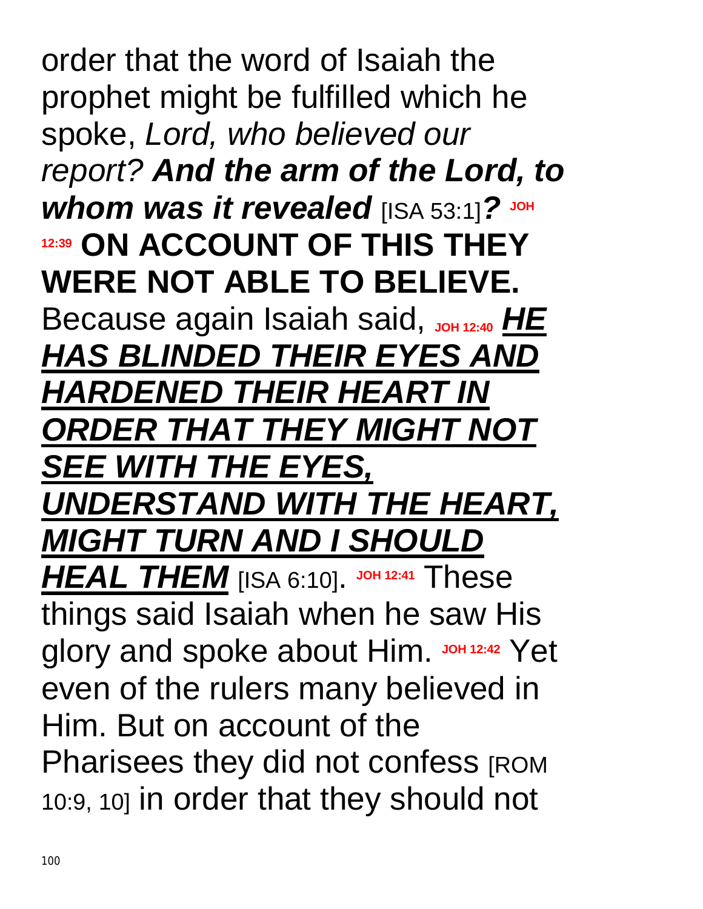order that the word of Isaiah the prophet might be fulfilled which he spoke, *Lord, who believed our report?* ***And the arm of the Lord, to whom was it revealed*** [ISA 53:1]***?*** JOH 12:39 **ON ACCOUNT OF THIS THEY WERE NOT ABLE TO BELIEVE.** Because again Isaiah said, JOH 12:40 ***HE HAS BLINDED THEIR EYES AND HARDENED THEIR HEART IN ORDER THAT THEY MIGHT NOT SEE WITH THE EYES, UNDERSTAND WITH THE HEART, MIGHT TURN AND I SHOULD HEAL THEM*** [ISA 6:10]. JOH 12:41 These things said Isaiah when he saw His glory and spoke about Him. JOH 12:42 Yet even of the rulers many believed in Him. But on account of the Pharisees they did not confess [ROM 10:9, 10] in order that they should not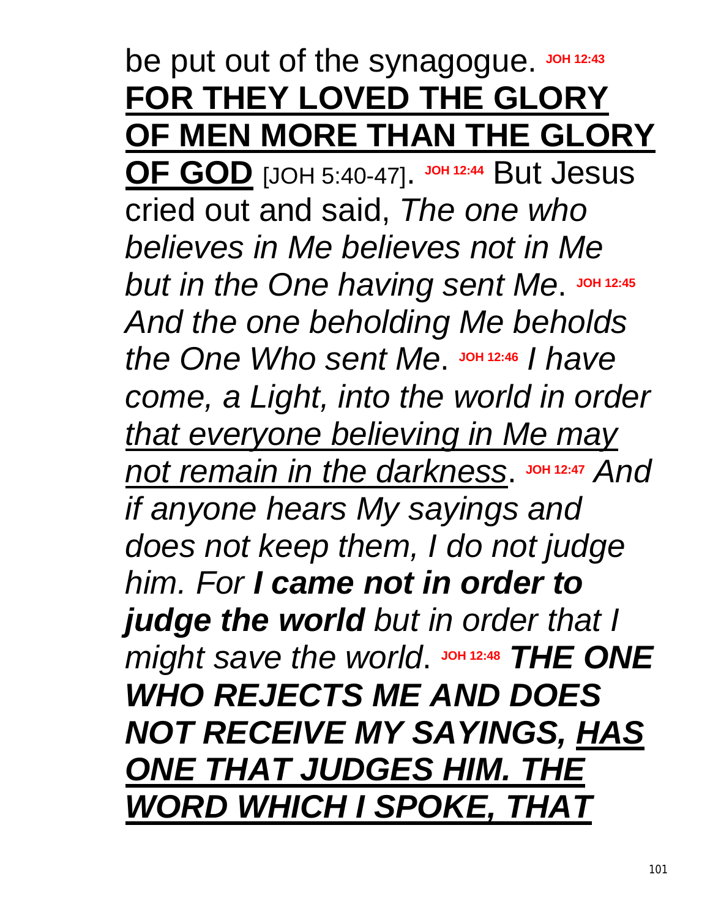be put out of the synagogue. **JOH 12:43** **<u>FOR THEY LOVED THE GLORY OF MEN MORE THAN THE GLORY OF GOD</u>** [JOH 5:40-47]. **JOH 12:44** But Jesus cried out and said, *The one who believes in Me believes not in Me but in the One having sent Me*. **JOH 12:45** *And the one beholding Me beholds the One Who sent Me*. **JOH 12:46** *I have come, a Light, into the world in order <u>that everyone believing in Me may not remain in the darkness</u>*. **JOH 12:47** *And if anyone hears My sayings and does not keep them, I do not judge him. For **I came not in order to judge the world** but in order that I might save the world*. **JOH 12:48** ***THE ONE WHO REJECTS ME AND DOES NOT RECEIVE MY SAYINGS, <u>HAS ONE THAT JUDGES HIM. THE WORD WHICH I SPOKE, THAT</u>***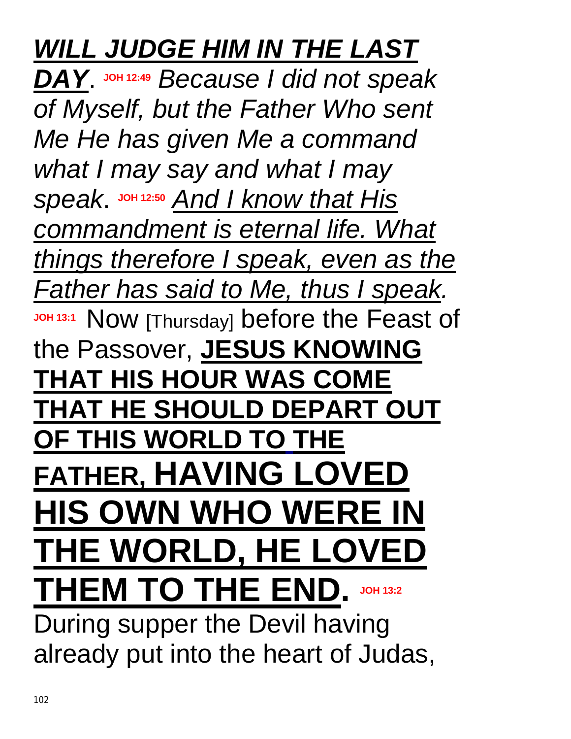***WILL JUDGE HIM IN THE LAST DAY***. **JOH 12:49** *Because I did not speak of Myself, but the Father Who sent Me He has given Me a command what I may say and what I may speak*. **JOH 12:50** *And I know that His commandment is eternal life. What things therefore I speak, even as the Father has said to Me, thus I speak.* **JOH 13:1** Now [Thursday] before the Feast of the Passover, **JESUS KNOWING THAT HIS HOUR WAS COME THAT HE SHOULD DEPART OUT OF THIS WORLD TO THE FATHER, HAVING LOVED HIS OWN WHO WERE IN THE WORLD, HE LOVED THEM TO THE END.** **JOH 13:2** During supper the Devil having already put into the heart of Judas,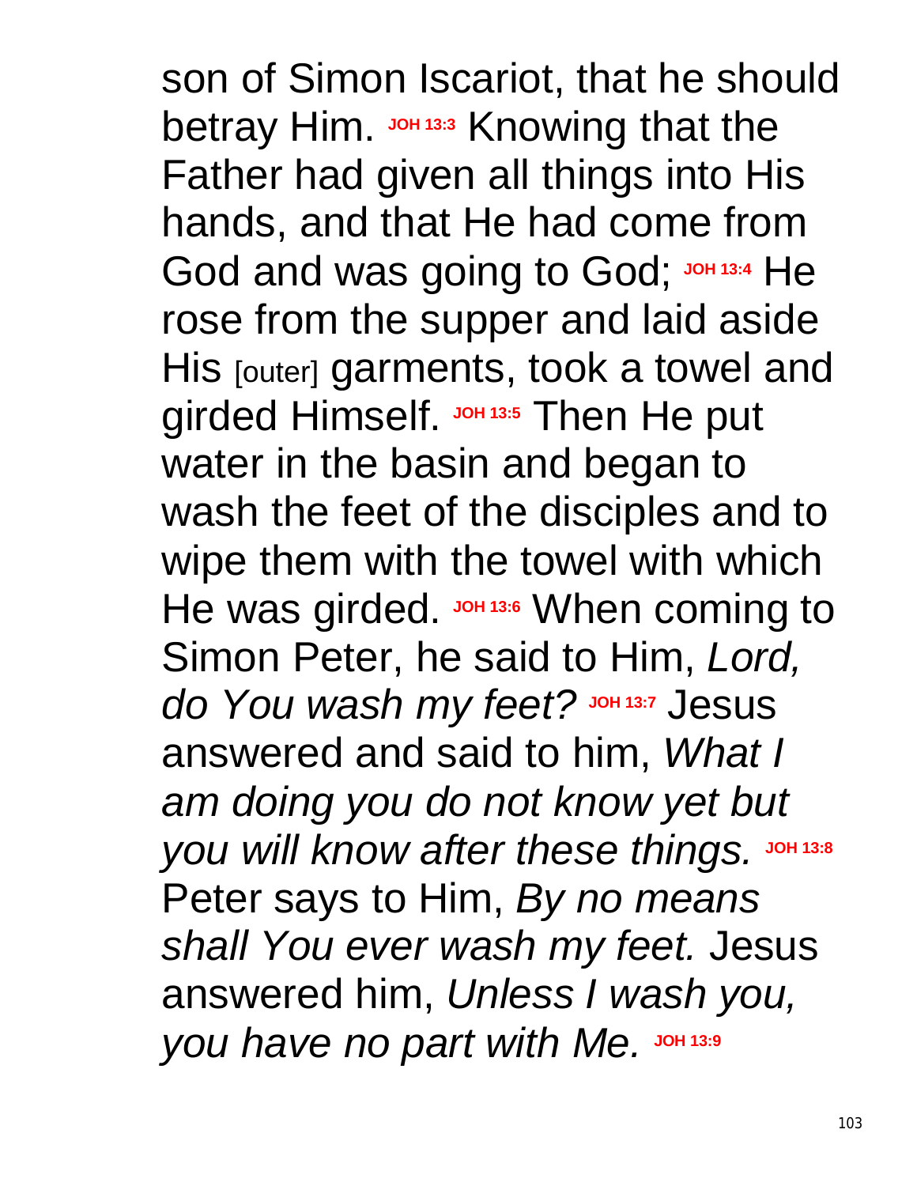son of Simon Iscariot, that he should betray Him. **JOH 13:3** Knowing that the Father had given all things into His hands, and that He had come from God and was going to God; **JOH 13:4** He rose from the supper and laid aside His [outer] garments, took a towel and girded Himself. **JOH 13:5** Then He put water in the basin and began to wash the feet of the disciples and to wipe them with the towel with which He was girded. **JOH 13:6** When coming to Simon Peter, he said to Him, *Lord, do You wash my feet?* **JOH 13:7** Jesus answered and said to him, *What I am doing you do not know yet but you will know after these things.* **JOH 13:8** Peter says to Him, *By no means shall You ever wash my feet.* Jesus answered him, *Unless I wash you, you have no part with Me.* **JOH 13:9**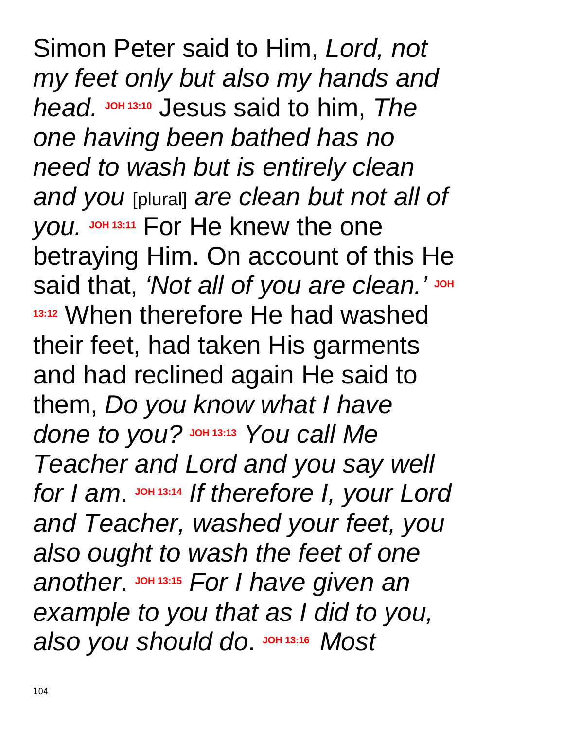Simon Peter said to Him, *Lord, not my feet only but also my hands and head.* **JOH 13:10** Jesus said to him, *The one having been bathed has no need to wash but is entirely clean and you* [plural] *are clean but not all of you.* **JOH 13:11** For He knew the one betraying Him. On account of this He said that, *'Not all of you are clean.'* **JOH 13:12** When therefore He had washed their feet, had taken His garments and had reclined again He said to them, *Do you know what I have done to you?* **JOH 13:13** *You call Me Teacher and Lord and you say well for I am*. **JOH 13:14** *If therefore I, your Lord and Teacher, washed your feet, you also ought to wash the feet of one another*. **JOH 13:15** *For I have given an example to you that as I did to you, also you should do*. **JOH 13:16** *Most*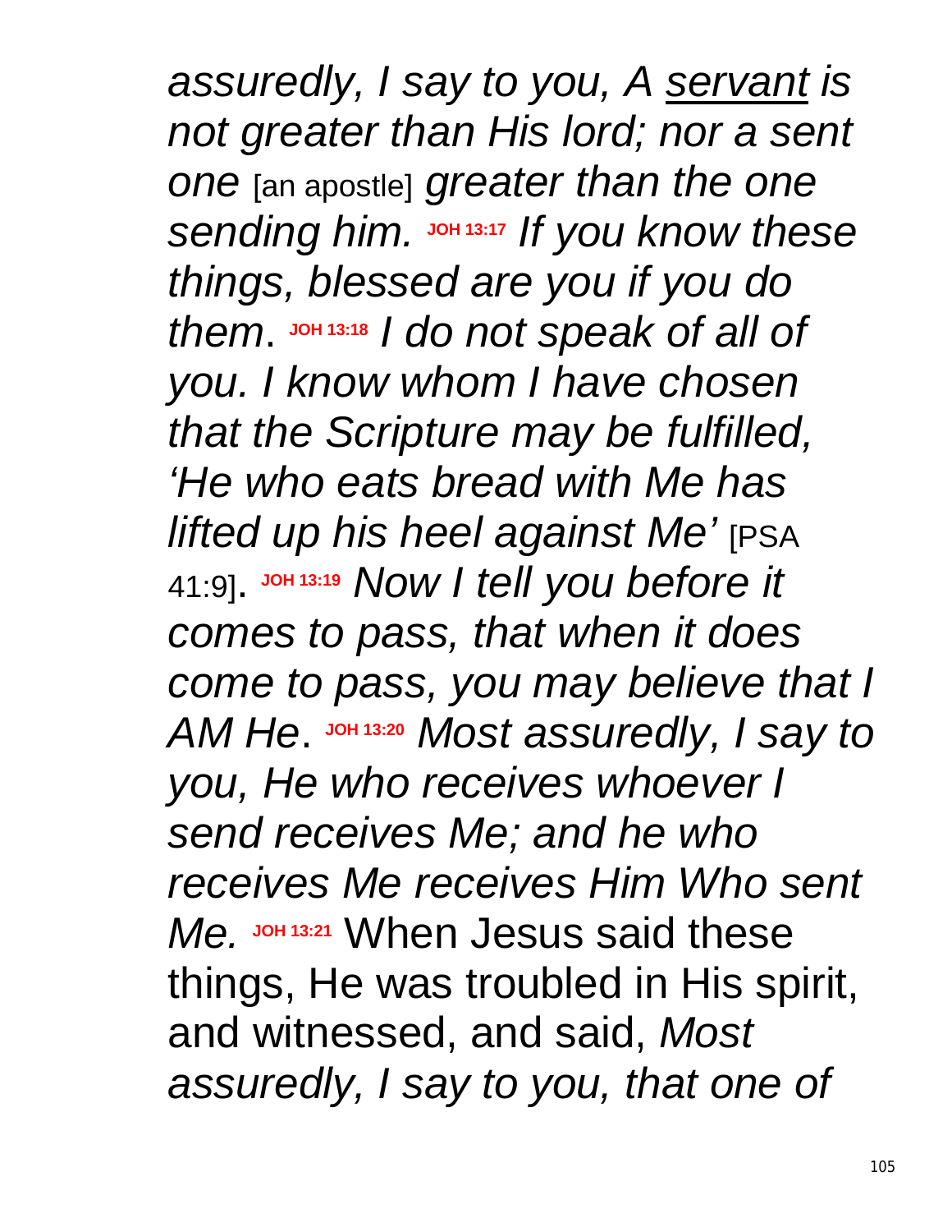*assuredly, I say to you, A* *servant* *is not greater than His lord; nor a sent one* [an apostle] *greater than the one sending him.* **JOH 13:17** *If you know these things, blessed are you if you do them*. **JOH 13:18** *I do not speak of all of you. I know whom I have chosen that the Scripture may be fulfilled, 'He who eats bread with Me has lifted up his heel against Me'* [PSA 41:9]. **JOH 13:19** *Now I tell you before it comes to pass, that when it does come to pass, you may believe that I AM He*. **JOH 13:20** *Most assuredly, I say to you, He who receives whoever I send receives Me; and he who receives Me receives Him Who sent Me.* **JOH 13:21** When Jesus said these things, He was troubled in His spirit, and witnessed, and said, *Most assuredly, I say to you, that one of*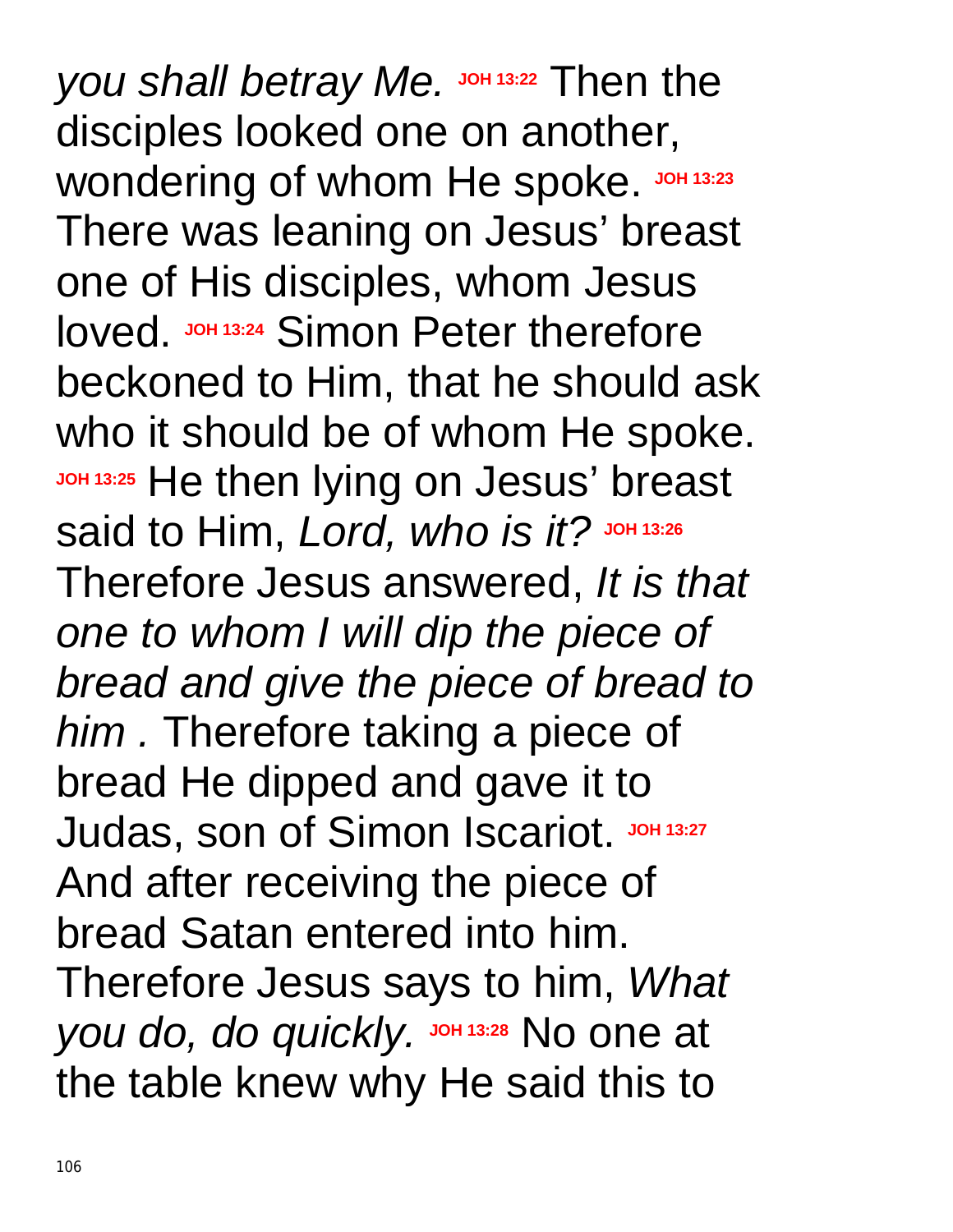*you shall betray Me.* **JOH 13:22** Then the disciples looked one on another, wondering of whom He spoke. **JOH 13:23** There was leaning on Jesus' breast one of His disciples, whom Jesus loved. **JOH 13:24** Simon Peter therefore beckoned to Him, that he should ask who it should be of whom He spoke. **JOH 13:25** He then lying on Jesus' breast said to Him, *Lord, who is it?* **JOH 13:26** Therefore Jesus answered, *It is that one to whom I will dip the piece of bread and give the piece of bread to him .* Therefore taking a piece of bread He dipped and gave it to Judas, son of Simon Iscariot. **JOH 13:27** And after receiving the piece of bread Satan entered into him. Therefore Jesus says to him, *What you do, do quickly.* **JOH 13:28** No one at the table knew why He said this to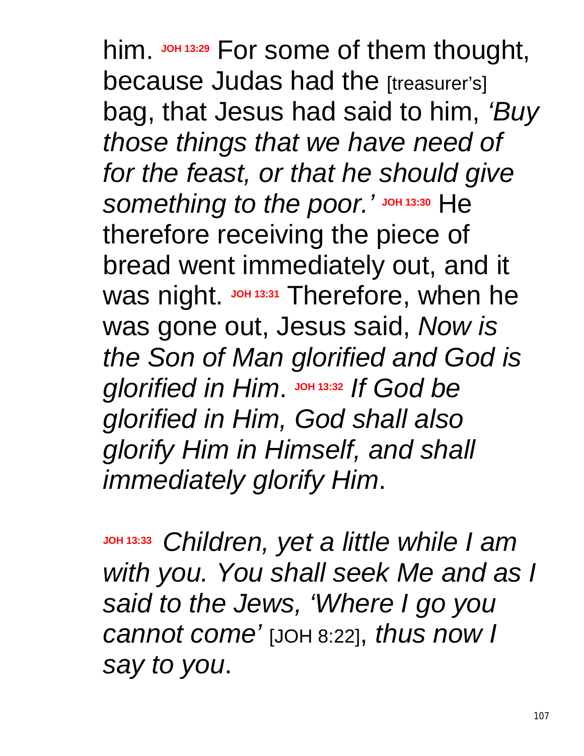him. **JOH 13:29** For some of them thought, because Judas had the [treasurer's] bag, that Jesus had said to him, *'Buy those things that we have need of for the feast, or that he should give something to the poor.'* **JOH 13:30** He therefore receiving the piece of bread went immediately out, and it was night. **JOH 13:31** Therefore, when he was gone out, Jesus said, *Now is the Son of Man glorified and God is glorified in Him*. **JOH 13:32** *If God be glorified in Him, God shall also glorify Him in Himself, and shall immediately glorify Him*.

**JOH 13:33** *Children, yet a little while I am with you. You shall seek Me and as I said to the Jews, 'Where I go you cannot come'* [JOH 8:22], *thus now I say to you*.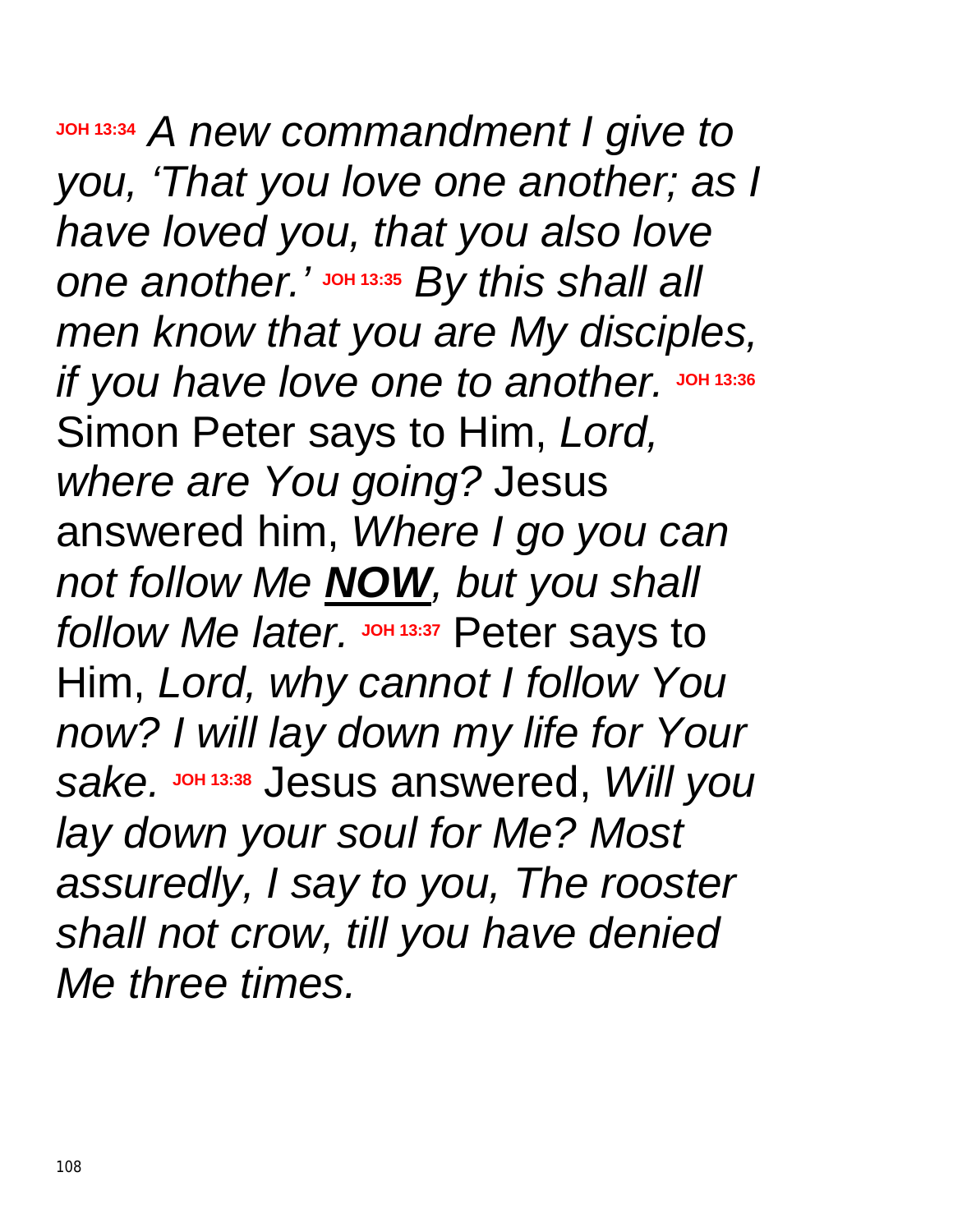**JOH 13:34** *A new commandment I give to you, 'That you love one another; as I have loved you, that you also love one another.'* **JOH 13:35** *By this shall all men know that you are My disciples, if you have love one to another.* **JOH 13:36** Simon Peter says to Him, *Lord, where are You going?* Jesus answered him, *Where I go you can not follow Me* ***NOW****, but you shall follow Me later.* **JOH 13:37** Peter says to Him, *Lord, why cannot I follow You now? I will lay down my life for Your sake.* **JOH 13:38** Jesus answered, *Will you lay down your soul for Me? Most assuredly, I say to you, The rooster shall not crow, till you have denied Me three times.*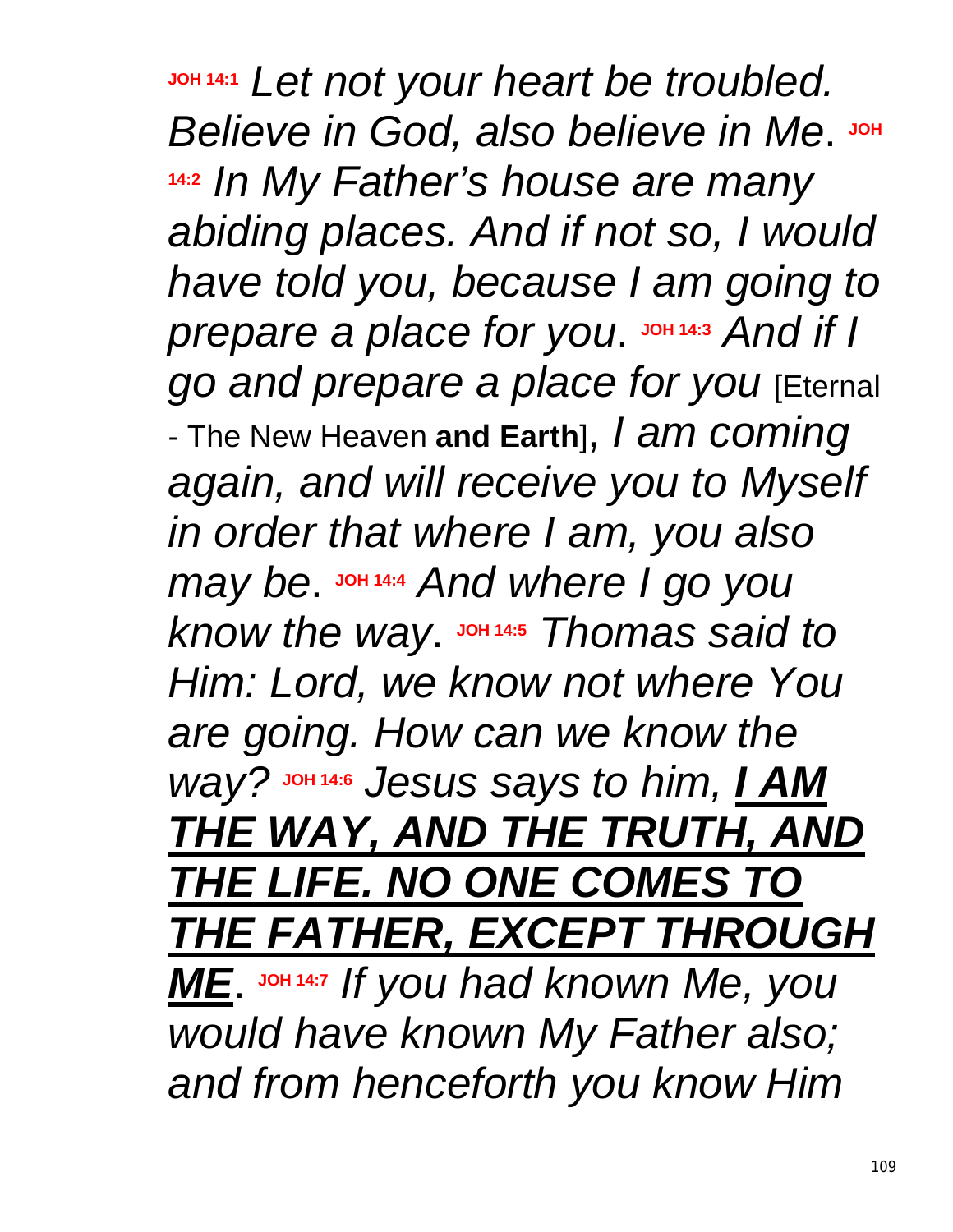**JOH 14:1** *Let not your heart be troubled. Believe in God, also believe in Me*. **JOH 14:2** *In My Father's house are many abiding places. And if not so, I would have told you, because I am going to prepare a place for you*. **JOH 14:3** *And if I go and prepare a place for you* [Eternal - The New Heaven **and Earth**], *I am coming again, and will receive you to Myself in order that where I am, you also may be*. **JOH 14:4** *And where I go you know the way*. **JOH 14:5** *Thomas said to Him: Lord, we know not where You are going. How can we know the way?* **JOH 14:6** *Jesus says to him,* ***I AM THE WAY, AND THE TRUTH, AND THE LIFE. NO ONE COMES TO THE FATHER, EXCEPT THROUGH ME***. **JOH 14:7** *If you had known Me, you would have known My Father also; and from henceforth you know Him*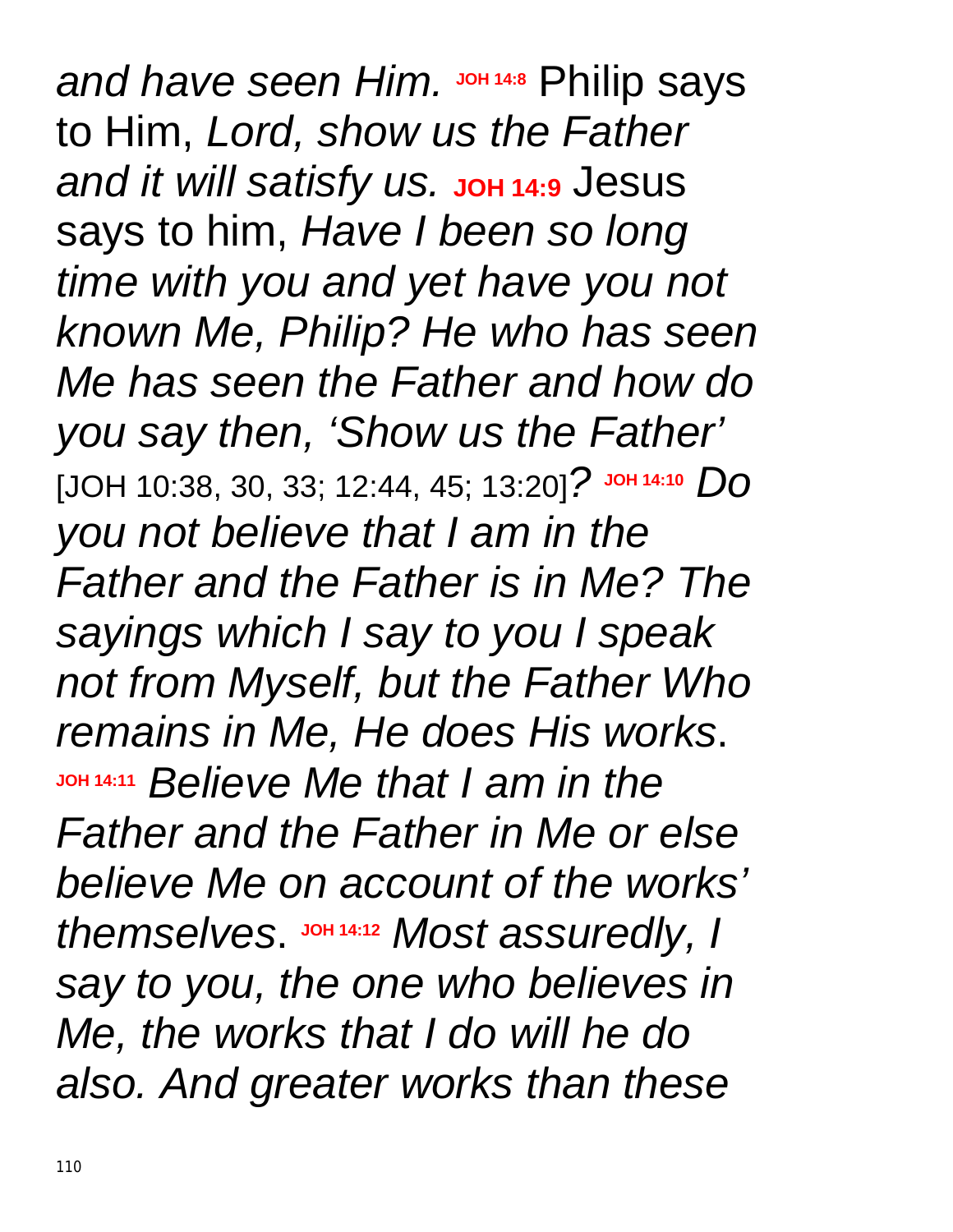*and have seen Him.* **JOH 14:8** Philip says to Him, *Lord, show us the Father and it will satisfy us.* **JOH 14:9** Jesus says to him, *Have I been so long time with you and yet have you not known Me, Philip? He who has seen Me has seen the Father and how do you say then, 'Show us the Father'* [JOH 10:38, 30, 33; 12:44, 45; 13:20]*?* **JOH 14:10** *Do you not believe that I am in the Father and the Father is in Me? The sayings which I say to you I speak not from Myself, but the Father Who remains in Me, He does His works*. **JOH 14:11** *Believe Me that I am in the Father and the Father in Me or else believe Me on account of the works' themselves*. **JOH 14:12** *Most assuredly, I say to you, the one who believes in Me, the works that I do will he do also. And greater works than these*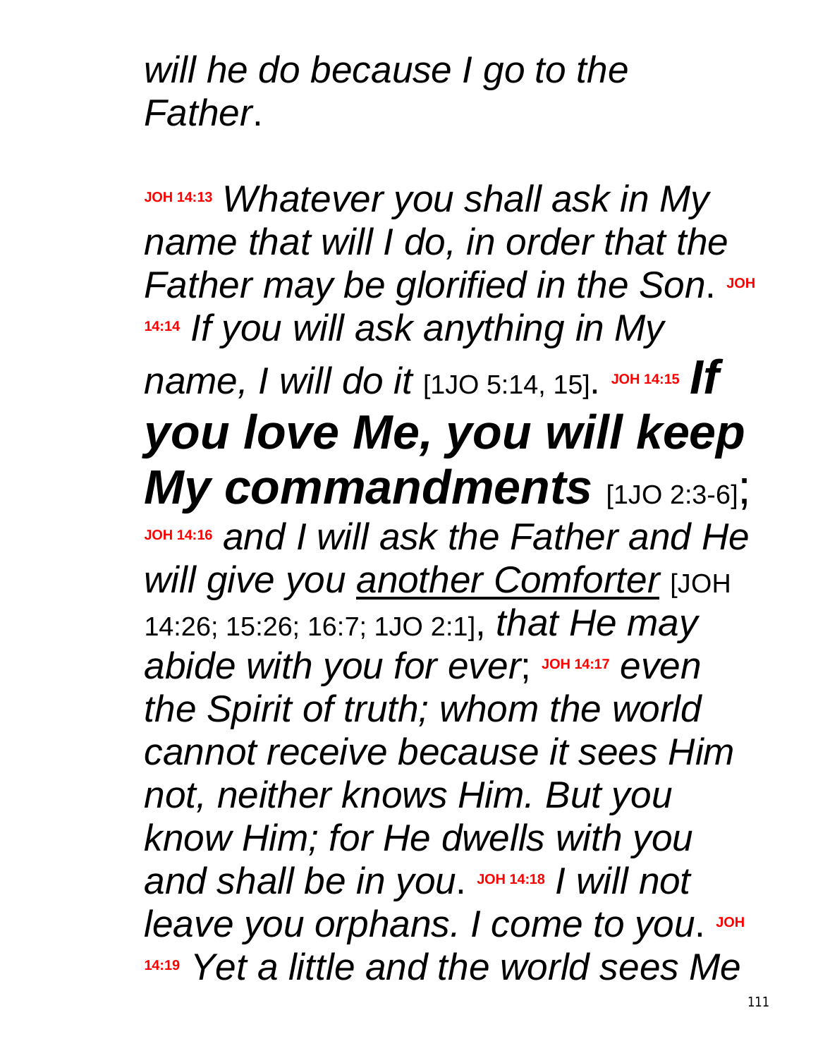*will he do because I go to the Father*.

**JOH 14:13** *Whatever you shall ask in My name that will I do, in order that the Father may be glorified in the Son*. **JOH 14:14** *If you will ask anything in My name, I will do it* [1JO 5:14, 15]. **JOH 14:15** ***If you love Me, you will keep My commandments*** [1JO 2:3-6]; **JOH 14:16** *and I will ask the Father and He will give you* <u>*another Comforter*</u> [JOH 14:26; 15:26; 16:7; 1JO 2:1], *that He may abide with you for ever*; **JOH 14:17** *even the Spirit of truth; whom the world cannot receive because it sees Him not, neither knows Him. But you know Him; for He dwells with you and shall be in you*. **JOH 14:18** *I will not leave you orphans. I come to you*. **JOH 14:19** *Yet a little and the world sees Me*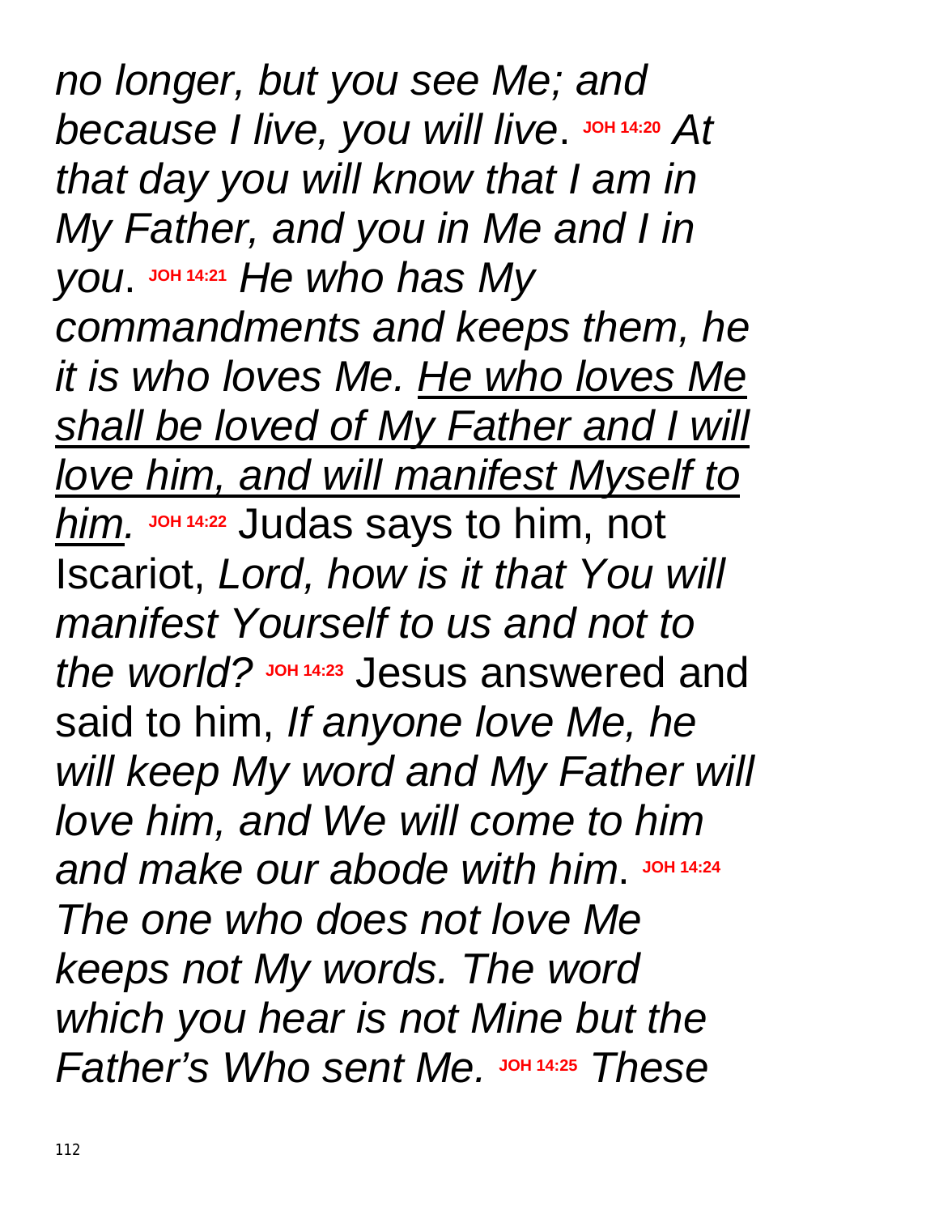*no longer, but you see Me; and because I live, you will live*. **JOH 14:20** *At that day you will know that I am in My Father, and you in Me and I in you*. **JOH 14:21** *He who has My commandments and keeps them, he it is who loves Me. <u>He who loves Me shall be loved of My Father and I will love him, and will manifest Myself to him</u>.* **JOH 14:22** Judas says to him, not Iscariot, *Lord, how is it that You will manifest Yourself to us and not to the world?* **JOH 14:23** Jesus answered and said to him, *If anyone love Me, he will keep My word and My Father will love him, and We will come to him and make our abode with him*. **JOH 14:24** *The one who does not love Me keeps not My words. The word which you hear is not Mine but the Father's Who sent Me.* **JOH 14:25** *These*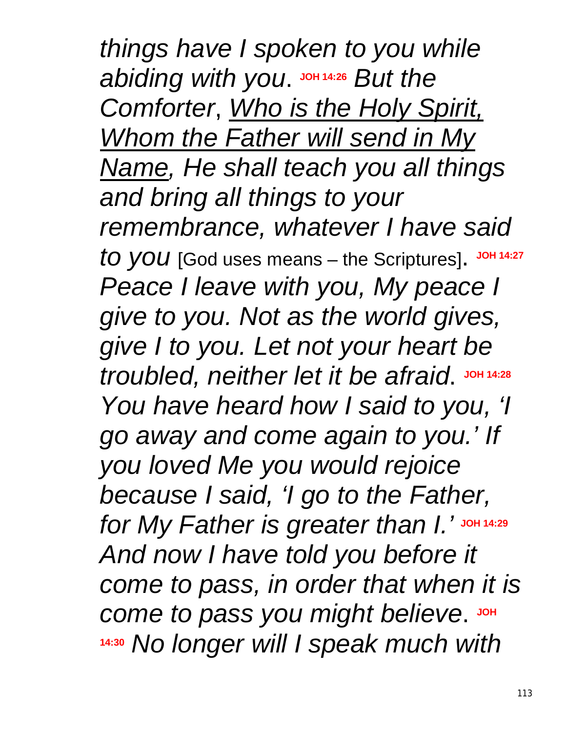*things have I spoken to you while abiding with you*. **JOH 14:26** *But the Comforter*, <u>*Who is the Holy Spirit, Whom the Father will send in My Name*</u>*, He shall teach you all things and bring all things to your remembrance, whatever I have said to you* [God uses means – the Scriptures]. **JOH 14:27** *Peace I leave with you, My peace I give to you. Not as the world gives, give I to you. Let not your heart be troubled, neither let it be afraid*. **JOH 14:28** *You have heard how I said to you, 'I go away and come again to you.' If you loved Me you would rejoice because I said, 'I go to the Father, for My Father is greater than I.'* **JOH 14:29** *And now I have told you before it come to pass, in order that when it is come to pass you might believe*. **JOH 14:30** *No longer will I speak much with*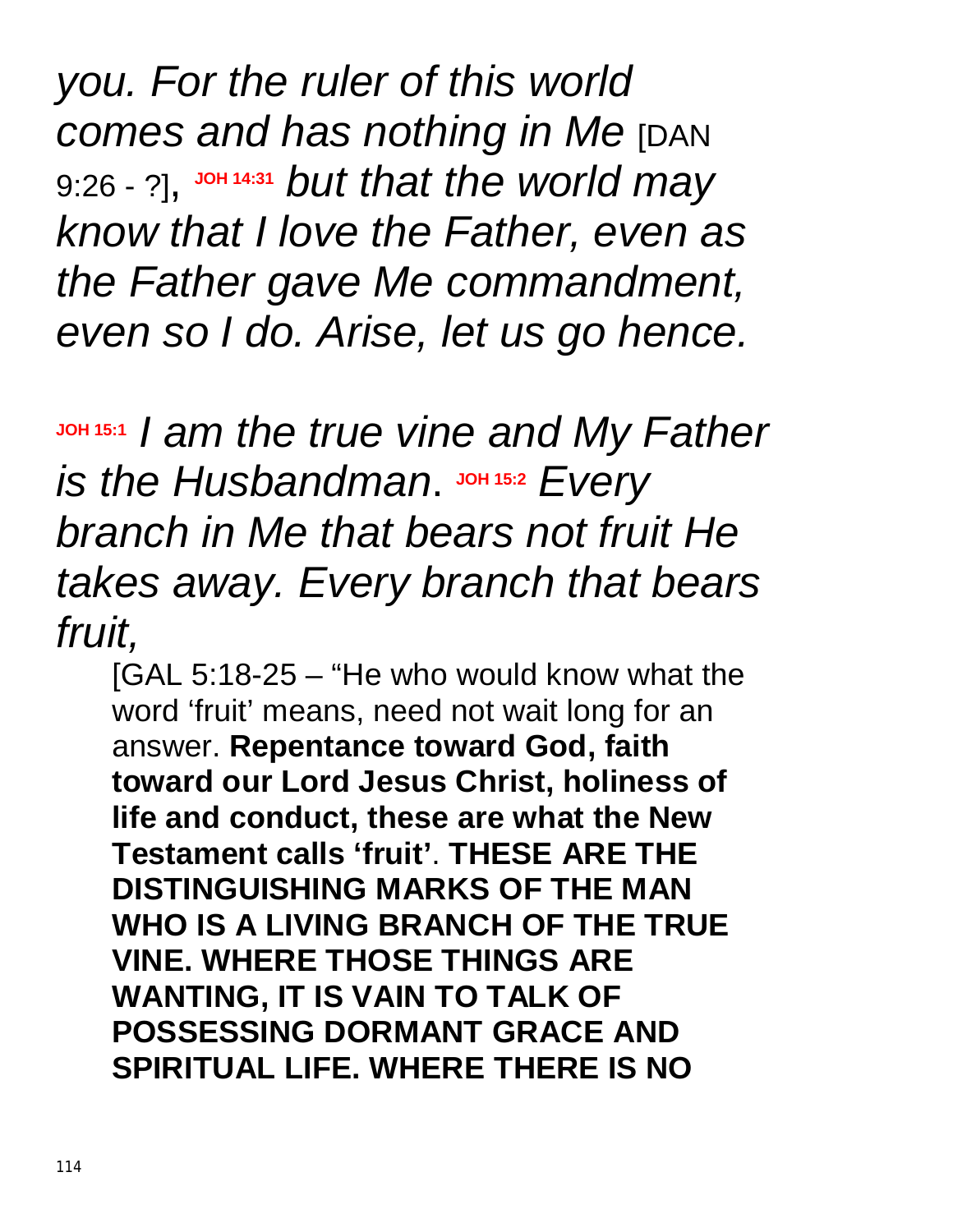*you. For the ruler of this world comes and has nothing in Me* [DAN 9:26 - ?], **JOH 14:31** *but that the world may know that I love the Father, even as the Father gave Me commandment, even so I do. Arise, let us go hence.*

**JOH 15:1** *I am the true vine and My Father is the Husbandman*. **JOH 15:2** *Every branch in Me that bears not fruit He takes away. Every branch that bears fruit,*

> [GAL 5:18-25 – "He who would know what the word 'fruit' means, need not wait long for an answer. **Repentance toward God, faith toward our Lord Jesus Christ, holiness of life and conduct, these are what the New Testament calls 'fruit'**. **THESE ARE THE DISTINGUISHING MARKS OF THE MAN WHO IS A LIVING BRANCH OF THE TRUE VINE. WHERE THOSE THINGS ARE WANTING, IT IS VAIN TO TALK OF POSSESSING DORMANT GRACE AND SPIRITUAL LIFE. WHERE THERE IS NO**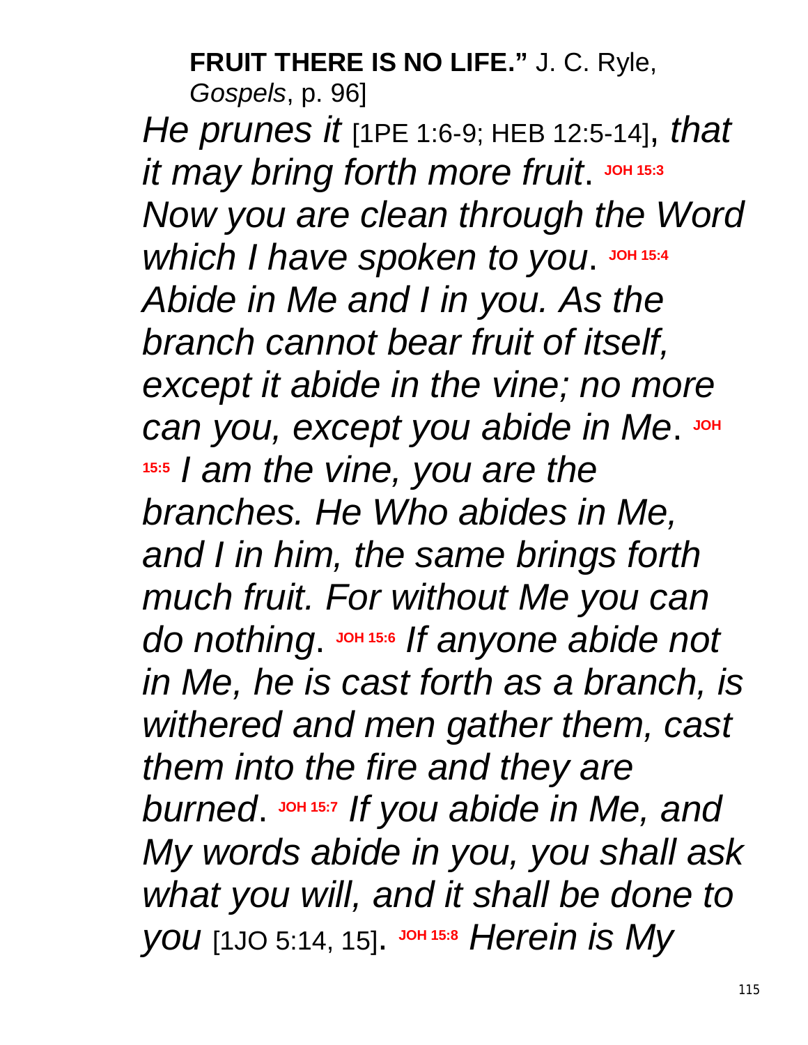**FRUIT THERE IS NO LIFE."** J. C. Ryle, *Gospels*, p. 96]

*He prunes it* [1PE 1:6-9; HEB 12:5-14], *that it may bring forth more fruit*. **JOH 15:3** *Now you are clean through the Word which I have spoken to you*. **JOH 15:4** *Abide in Me and I in you. As the branch cannot bear fruit of itself, except it abide in the vine; no more can you, except you abide in Me*. **JOH 15:5** *I am the vine, you are the branches. He Who abides in Me, and I in him, the same brings forth much fruit. For without Me you can do nothing*. **JOH 15:6** *If anyone abide not in Me, he is cast forth as a branch, is withered and men gather them, cast them into the fire and they are burned*. **JOH 15:7** *If you abide in Me, and My words abide in you, you shall ask what you will, and it shall be done to you* [1JO 5:14, 15]. **JOH 15:8** *Herein is My*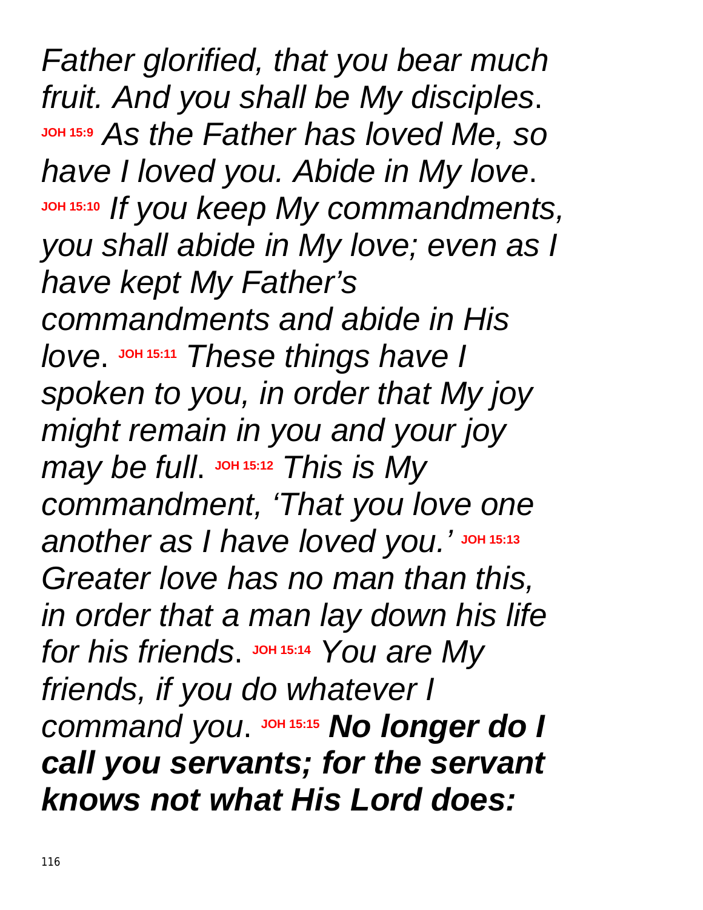*Father glorified, that you bear much fruit. And you shall be My disciples*. JOH 15:9 *As the Father has loved Me, so have I loved you. Abide in My love*. JOH 15:10 *If you keep My commandments, you shall abide in My love; even as I have kept My Father's commandments and abide in His love*. JOH 15:11 *These things have I spoken to you, in order that My joy might remain in you and your joy may be full*. JOH 15:12 *This is My commandment, 'That you love one another as I have loved you.'* JOH 15:13 *Greater love has no man than this, in order that a man lay down his life for his friends*. JOH 15:14 *You are My friends, if you do whatever I command you*. JOH 15:15 ***No longer do I call you servants; for the servant knows not what His Lord does:***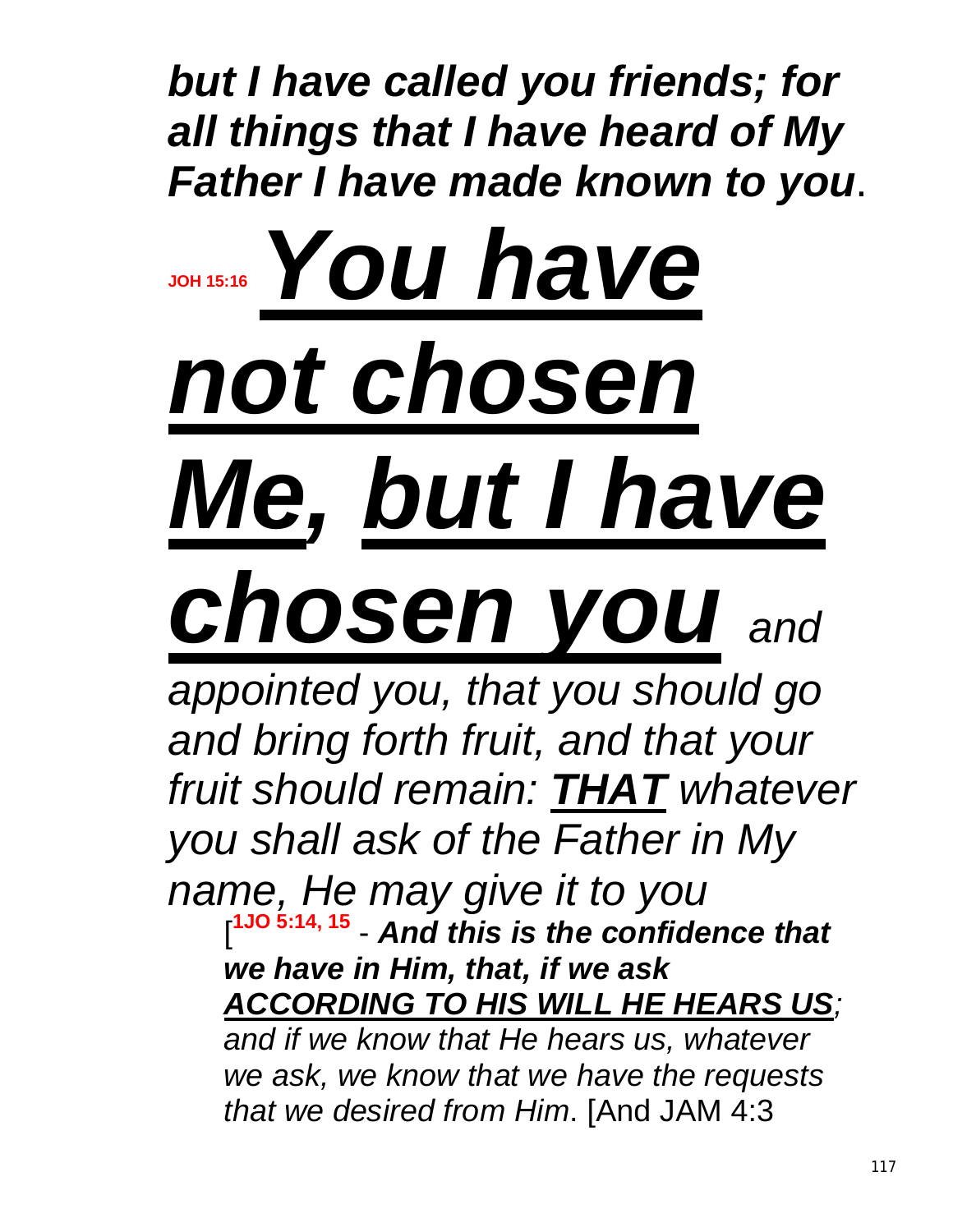***but I have called you friends; for all things that I have heard of My Father I have made known to you***.

**JOH 15:16** ***<u>You have not chosen Me</u>, <u>but I have chosen you</u>*** *and appointed you, that you should go and bring forth fruit, and that your fruit should remain:* ***<u>THAT</u>*** *whatever you shall ask of the Father in My name, He may give it to you*

[**1JO 5:14, 15** - ***And this is the confidence that we have in Him, that, if we ask <u>ACCORDING TO HIS WILL HE HEARS US</u>;*** *and if we know that He hears us, whatever we ask, we know that we have the requests that we desired from Him*. [And JAM 4:3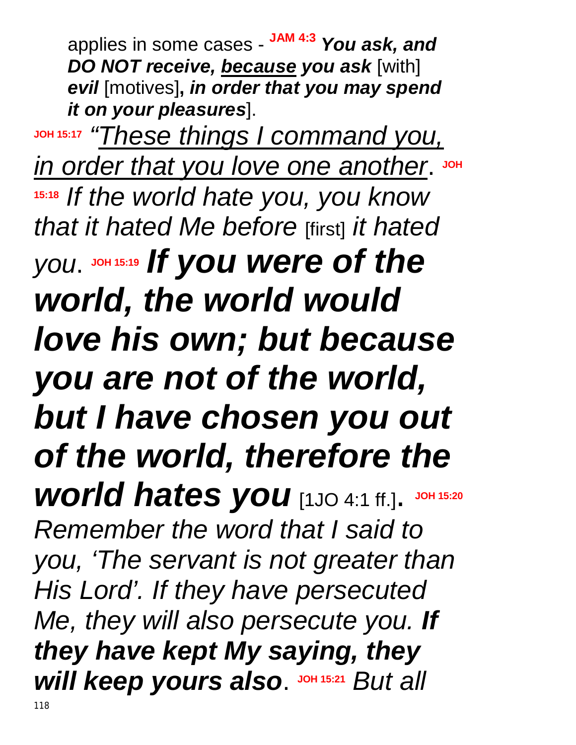applies in some cases - JAM 4:3 ***You ask, and DO NOT receive, <u>because</u> you ask*** [with] ***evil*** [motives]**,** ***in order that you may spend it on your pleasures***].

JOH 15:17 *"<u>These things I command you, in order that you love one another</u>*. JOH 15:18 *If the world hate you, you know that it hated Me before* [first] *it hated you*. JOH 15:19 ***If you were of the world, the world would love his own; but because you are not of the world, but I have chosen you out of the world, therefore the world hates you*** [1JO 4:1 ff.]**.** JOH 15:20 *Remember the word that I said to you, 'The servant is not greater than His Lord'. If they have persecuted Me, they will also persecute you.* ***If they have kept My saying, they will keep yours also***. JOH 15:21 *But all*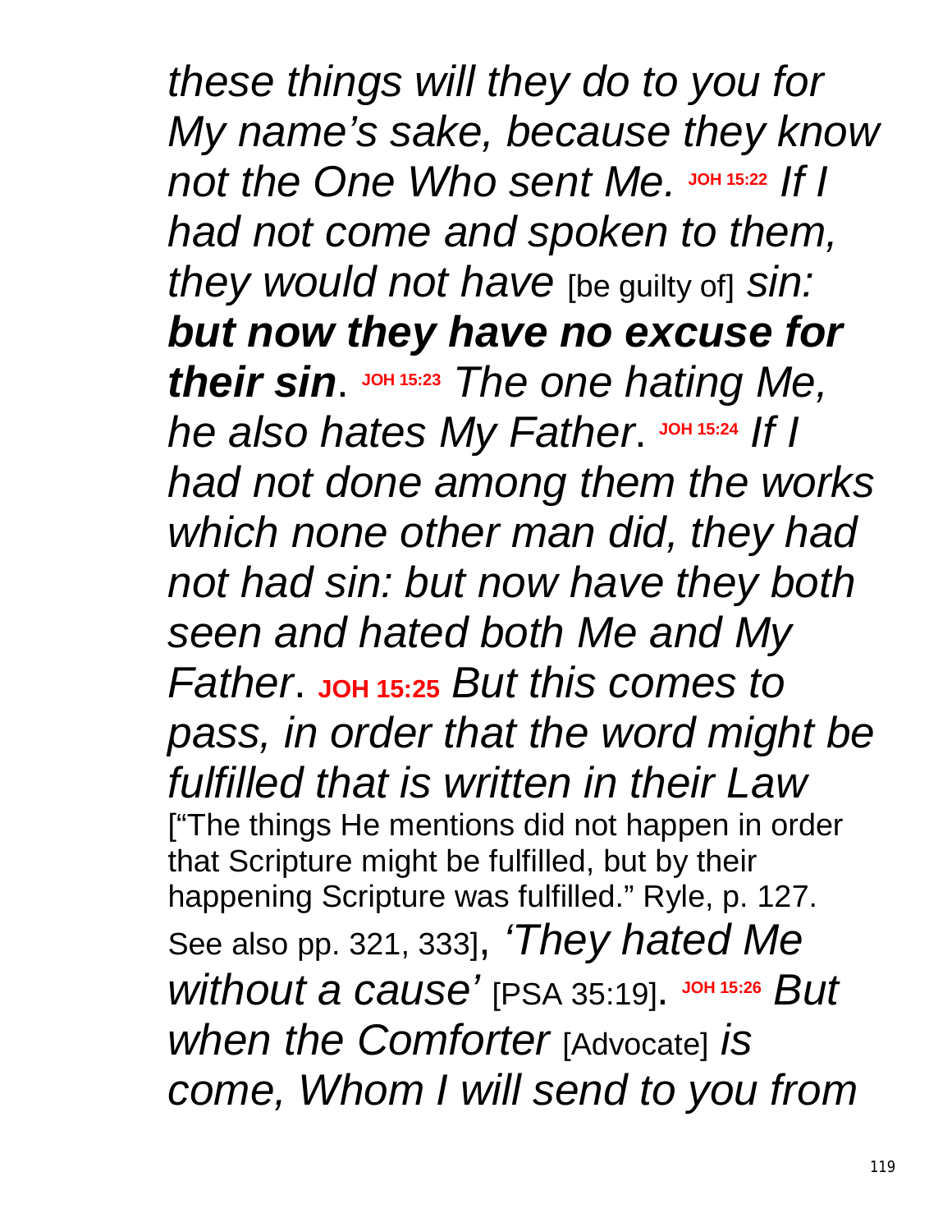*these things will they do to you for My name's sake, because they know not the One Who sent Me.* **JOH 15:22** *If I had not come and spoken to them, they would not have* [be guilty of] *sin:* ***but now they have no excuse for their sin***. **JOH 15:23** *The one hating Me, he also hates My Father*. **JOH 15:24** *If I had not done among them the works which none other man did, they had not had sin: but now have they both seen and hated both Me and My Father*. **JOH 15:25** *But this comes to pass, in order that the word might be fulfilled that is written in their Law* ["The things He mentions did not happen in order that Scripture might be fulfilled, but by their happening Scripture was fulfilled." Ryle, p. 127. See also pp. 321, 333], *'They hated Me without a cause'* [PSA 35:19]. **JOH 15:26** *But when the Comforter* [Advocate] *is come, Whom I will send to you from*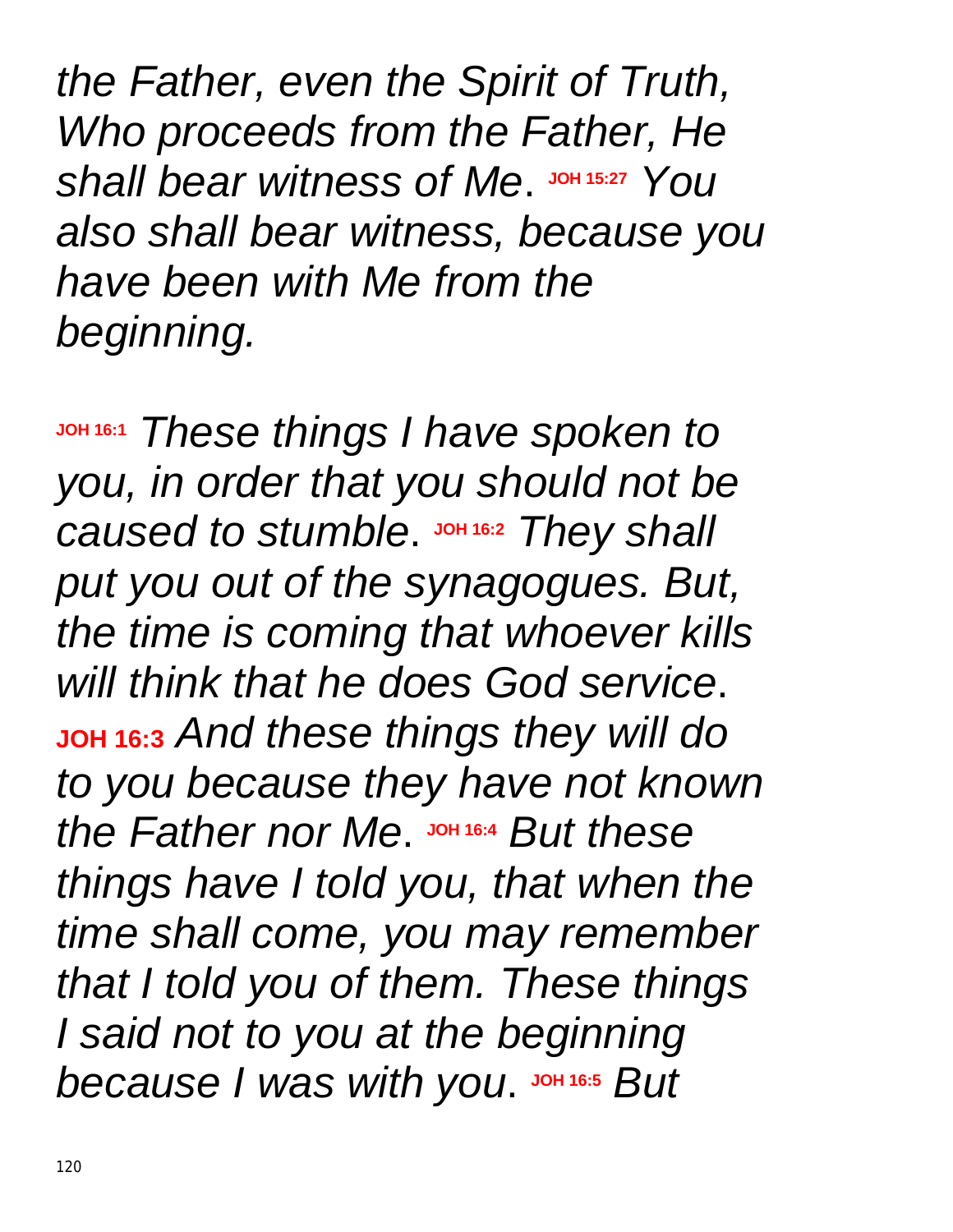*the Father, even the Spirit of Truth, Who proceeds from the Father, He shall bear witness of Me*. **JOH 15:27** *You also shall bear witness, because you have been with Me from the beginning.*

**JOH 16:1** *These things I have spoken to you, in order that you should not be caused to stumble*. **JOH 16:2** *They shall put you out of the synagogues. But, the time is coming that whoever kills will think that he does God service*. **JOH 16:3** *And these things they will do to you because they have not known the Father nor Me*. **JOH 16:4** *But these things have I told you, that when the time shall come, you may remember that I told you of them. These things I said not to you at the beginning because I was with you*. **JOH 16:5** *But*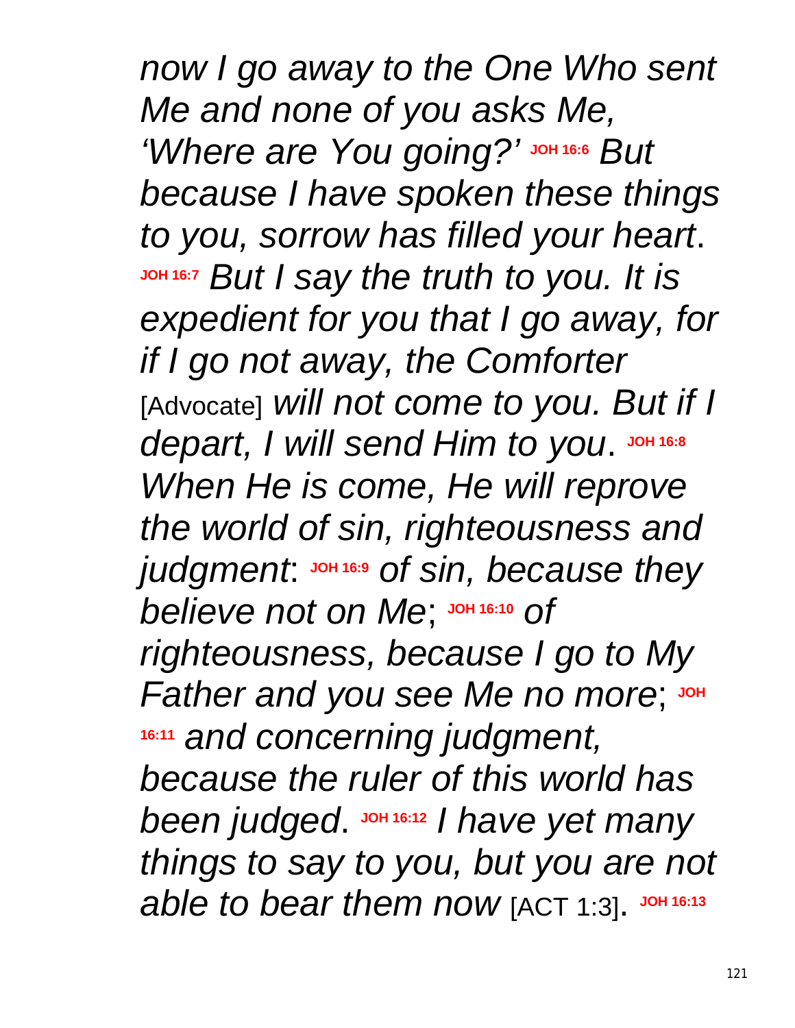*now I go away to the One Who sent Me and none of you asks Me, 'Where are You going?'* **JOH 16:6** *But because I have spoken these things to you, sorrow has filled your heart*. **JOH 16:7** *But I say the truth to you. It is expedient for you that I go away, for if I go not away, the Comforter* [Advocate] *will not come to you. But if I depart, I will send Him to you*. **JOH 16:8** *When He is come, He will reprove the world of sin, righteousness and judgment*: **JOH 16:9** *of sin, because they believe not on Me*; **JOH 16:10** *of righteousness, because I go to My Father and you see Me no more*; **JOH 16:11** *and concerning judgment, because the ruler of this world has been judged*. **JOH 16:12** *I have yet many things to say to you, but you are not able to bear them now* [ACT 1:3]. **JOH 16:13**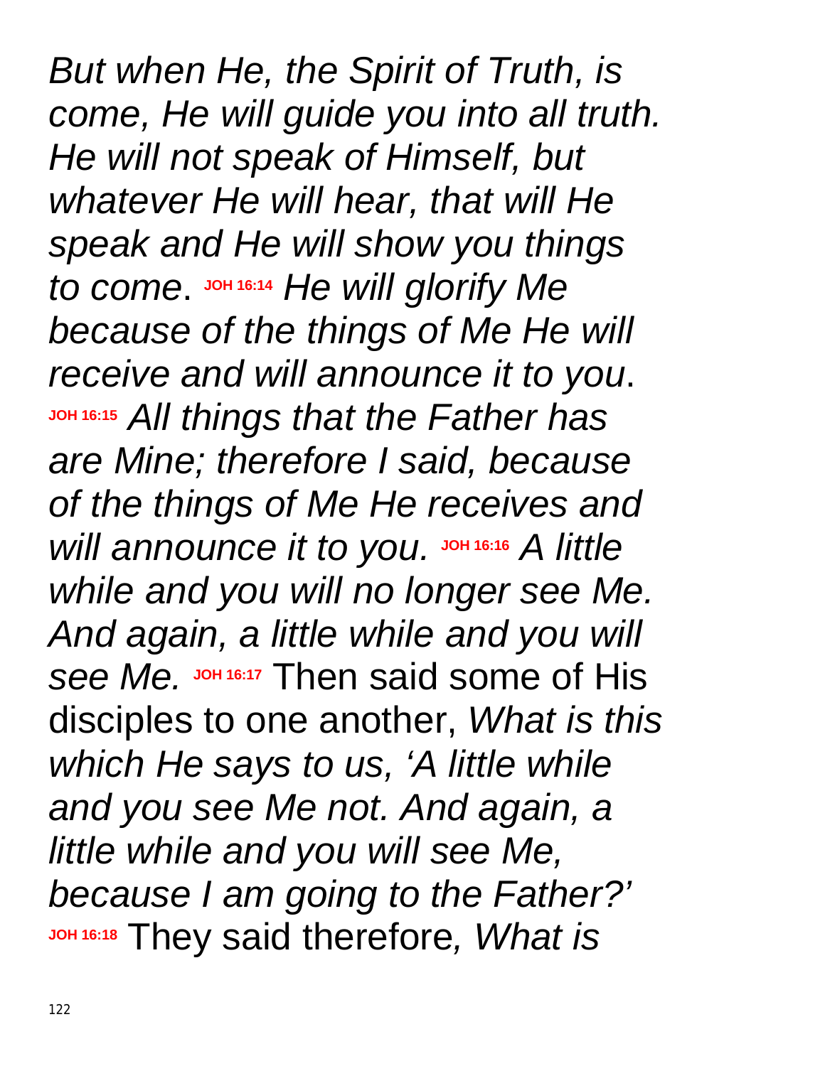*But when He, the Spirit of Truth, is come, He will guide you into all truth. He will not speak of Himself, but whatever He will hear, that will He speak and He will show you things to come*. **JOH 16:14** *He will glorify Me because of the things of Me He will receive and will announce it to you*. **JOH 16:15** *All things that the Father has are Mine; therefore I said, because of the things of Me He receives and will announce it to you.* **JOH 16:16** *A little while and you will no longer see Me. And again, a little while and you will see Me.* **JOH 16:17** Then said some of His disciples to one another, *What is this which He says to us, 'A little while and you see Me not. And again, a little while and you will see Me, because I am going to the Father?'* **JOH 16:18** They said therefore*, What is*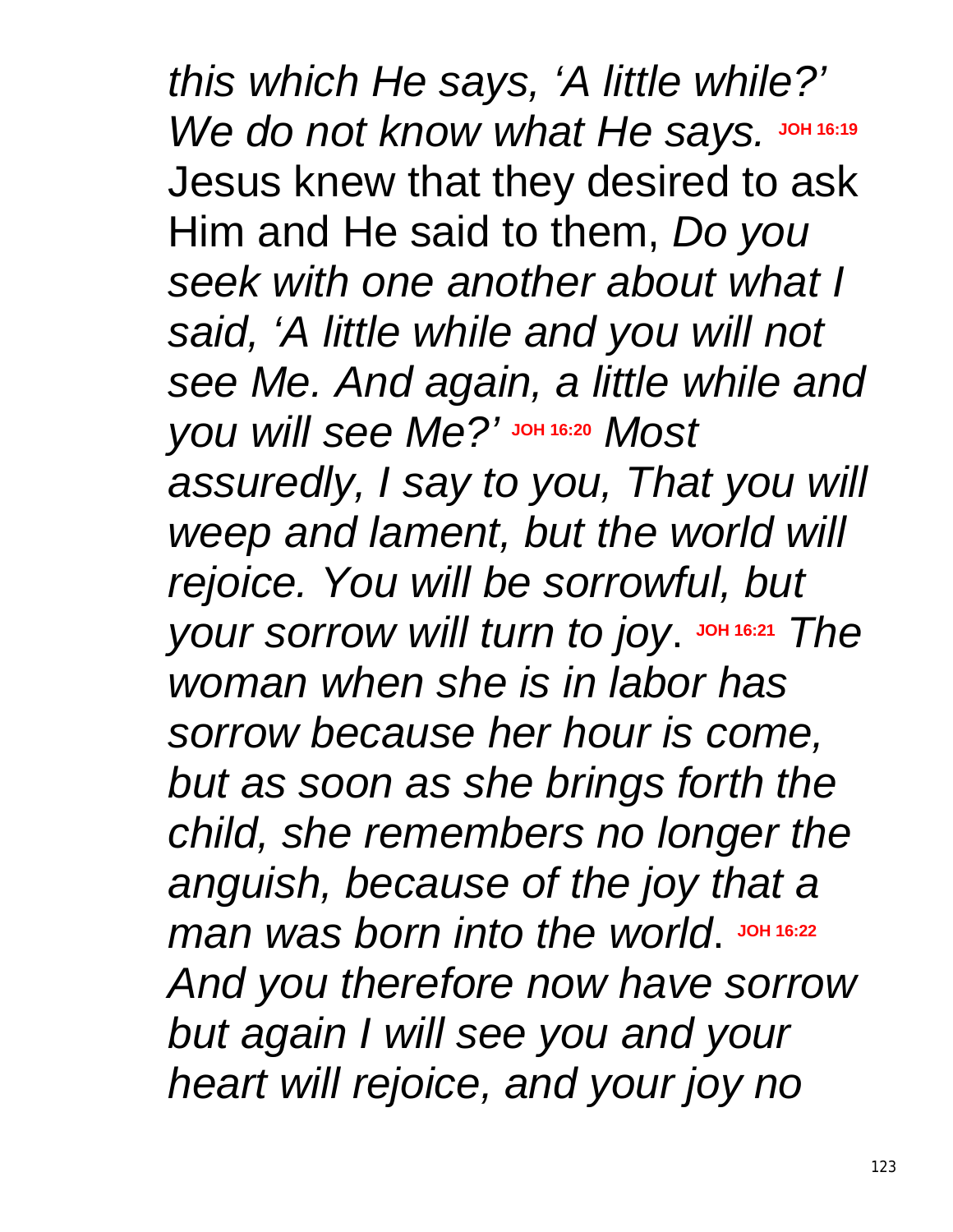*this which He says, 'A little while?' We do not know what He says.* **JOH 16:19** Jesus knew that they desired to ask Him and He said to them, *Do you seek with one another about what I said, 'A little while and you will not see Me. And again, a little while and you will see Me?'* **JOH 16:20** *Most assuredly, I say to you, That you will weep and lament, but the world will rejoice. You will be sorrowful, but your sorrow will turn to joy*. **JOH 16:21** *The woman when she is in labor has sorrow because her hour is come, but as soon as she brings forth the child, she remembers no longer the anguish, because of the joy that a man was born into the world*. **JOH 16:22** *And you therefore now have sorrow but again I will see you and your heart will rejoice, and your joy no*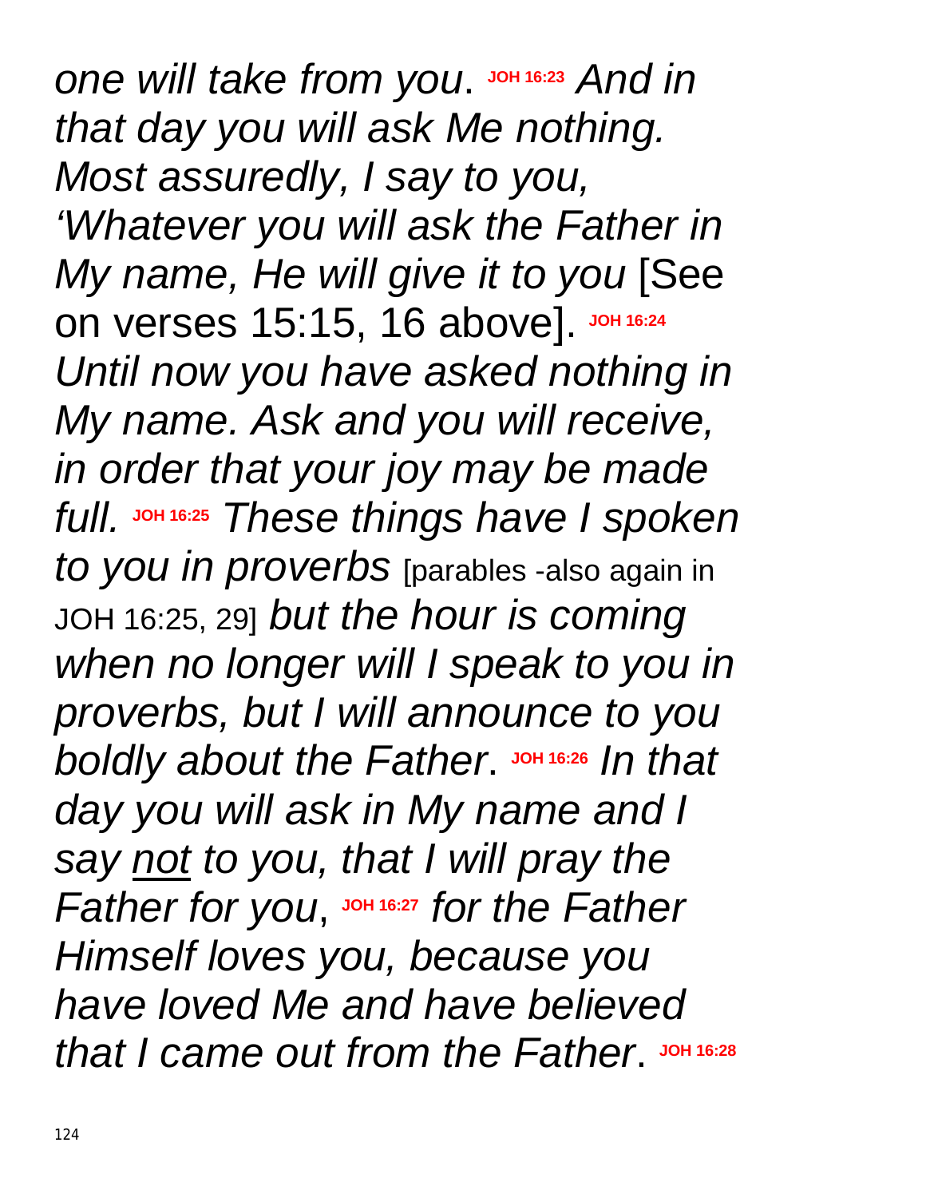*one will take from you*. **JOH 16:23** *And in that day you will ask Me nothing. Most assuredly, I say to you, 'Whatever you will ask the Father in My name, He will give it to you* [See on verses 15:15, 16 above]. **JOH 16:24** *Until now you have asked nothing in My name. Ask and you will receive, in order that your joy may be made full.* **JOH 16:25** *These things have I spoken to you in proverbs* [parables -also again in JOH 16:25, 29] *but the hour is coming when no longer will I speak to you in proverbs, but I will announce to you boldly about the Father*. **JOH 16:26** *In that day you will ask in My name and I say <u>not</u> to you, that I will pray the Father for you*, **JOH 16:27** *for the Father Himself loves you, because you have loved Me and have believed that I came out from the Father*. **JOH 16:28**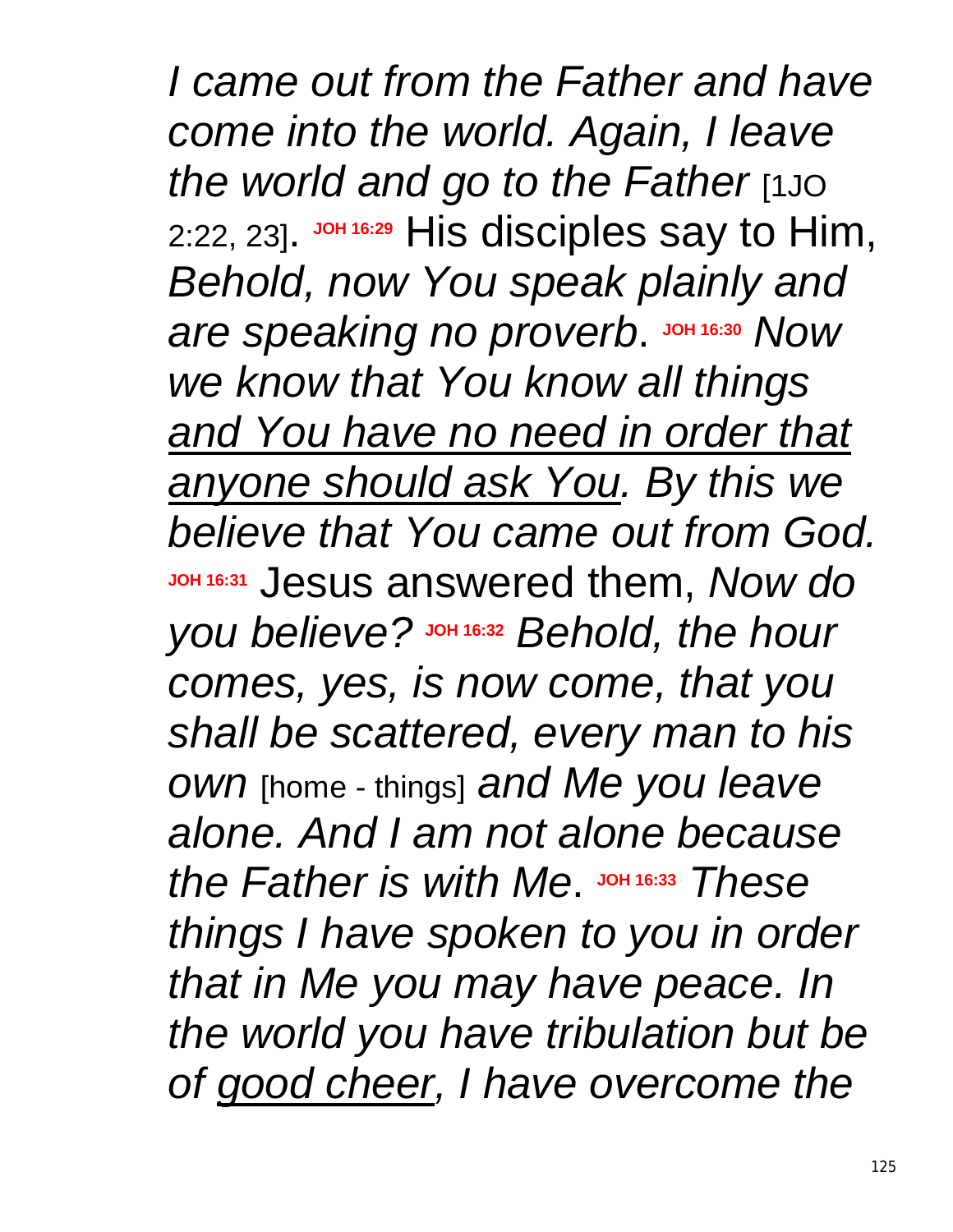*I came out from the Father and have come into the world. Again, I leave the world and go to the Father* [1JO 2:22, 23]. **JOH 16:29** His disciples say to Him, *Behold, now You speak plainly and are speaking no proverb*. **JOH 16:30** *Now we know that You know all things <u>and You have no need in order that anyone should ask You</u>. By this we believe that You came out from God.* **JOH 16:31** Jesus answered them, *Now do you believe?* **JOH 16:32** *Behold, the hour comes, yes, is now come, that you shall be scattered, every man to his own* [home - things] *and Me you leave alone. And I am not alone because the Father is with Me*. **JOH 16:33** *These things I have spoken to you in order that in Me you may have peace. In the world you have tribulation but be of <u>good cheer</u>, I have overcome the*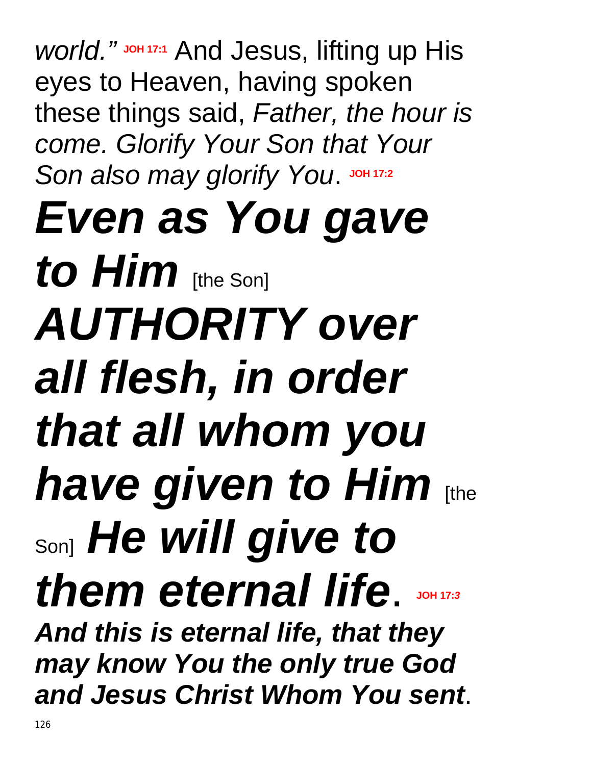*world."* **JOH 17:1** And Jesus, lifting up His eyes to Heaven, having spoken these things said, *Father, the hour is come. Glorify Your Son that Your Son also may glorify You*. **JOH 17:2**

***Even as You gave to Him*** [the Son] ***AUTHORITY over all flesh, in order that all whom you have given to Him*** [the Son] ***He will give to them eternal life***. **JOH 17:3**

***And this is eternal life, that they may know You the only true God and Jesus Christ Whom You sent***.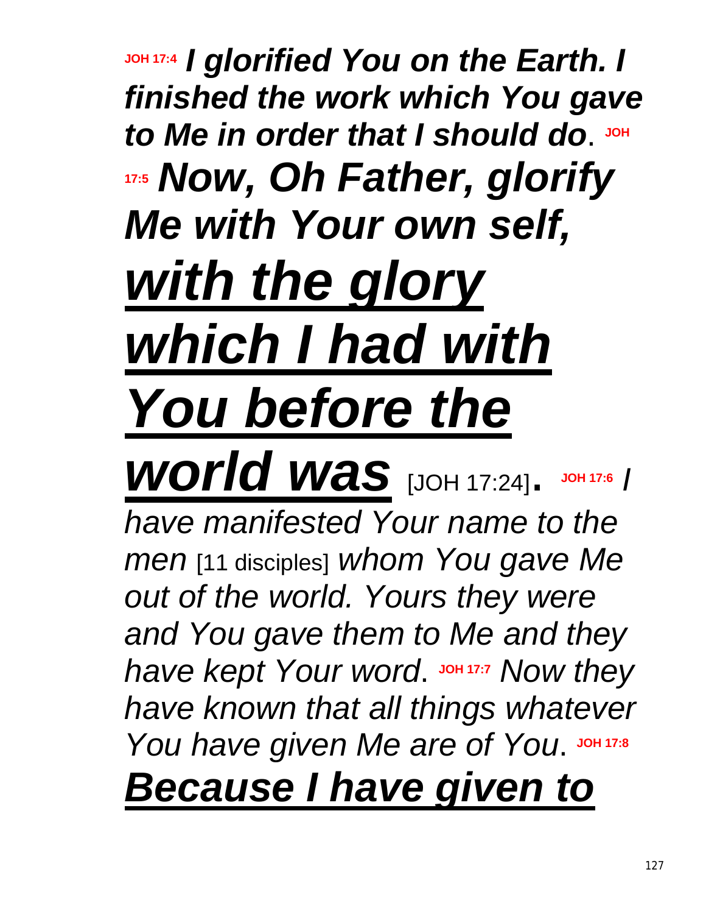**JOH 17:4** ***I glorified You on the Earth. I finished the work which You gave to Me in order that I should do***. **JOH 17:5** ***Now, Oh Father, glorify Me with Your own self, <u>with the glory which I had with You before the world was</u>*** [JOH 17:24]. **JOH 17:6** *I have manifested Your name to the men* [11 disciples] *whom You gave Me out of the world. Yours they were and You gave them to Me and they have kept Your word*. **JOH 17:7** *Now they have known that all things whatever You have given Me are of You*. **JOH 17:8** ***<u>Because I have given to</u>***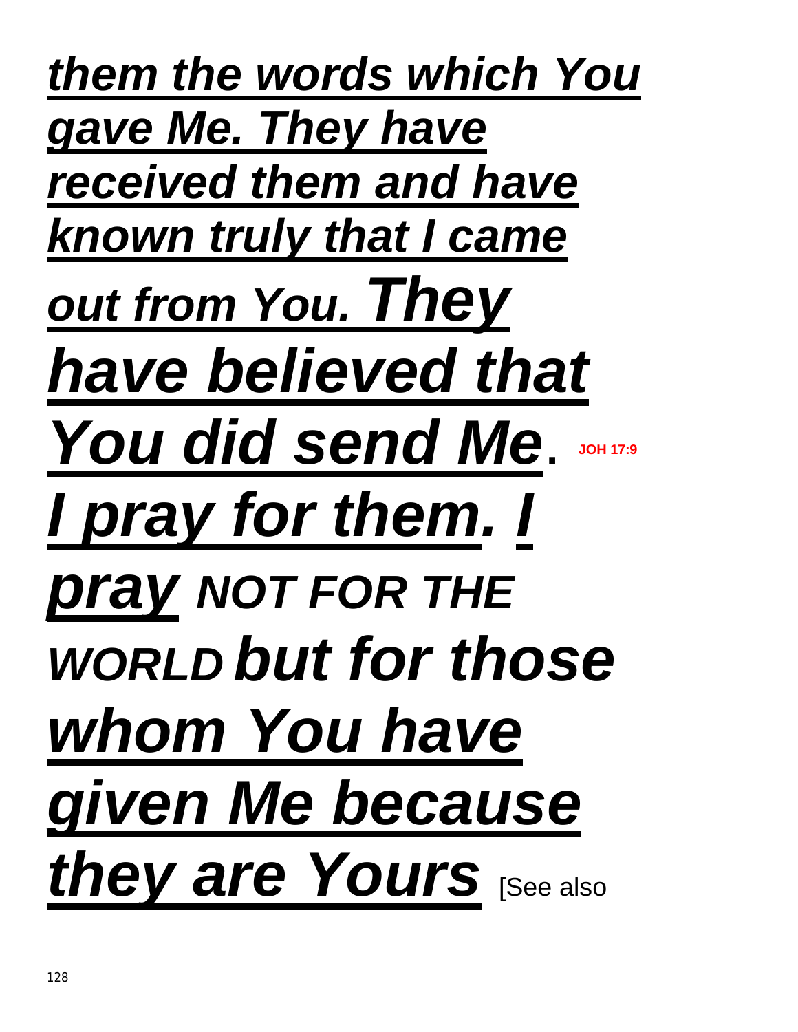***them the words which You gave Me. They have received them and have known truly that I came out from You. They have believed that You did send Me*. **JOH 17:9** *I pray for them. I pray* ***NOT FOR THE WORLD*** ***but for those whom You have given Me because they are Yours*** [See also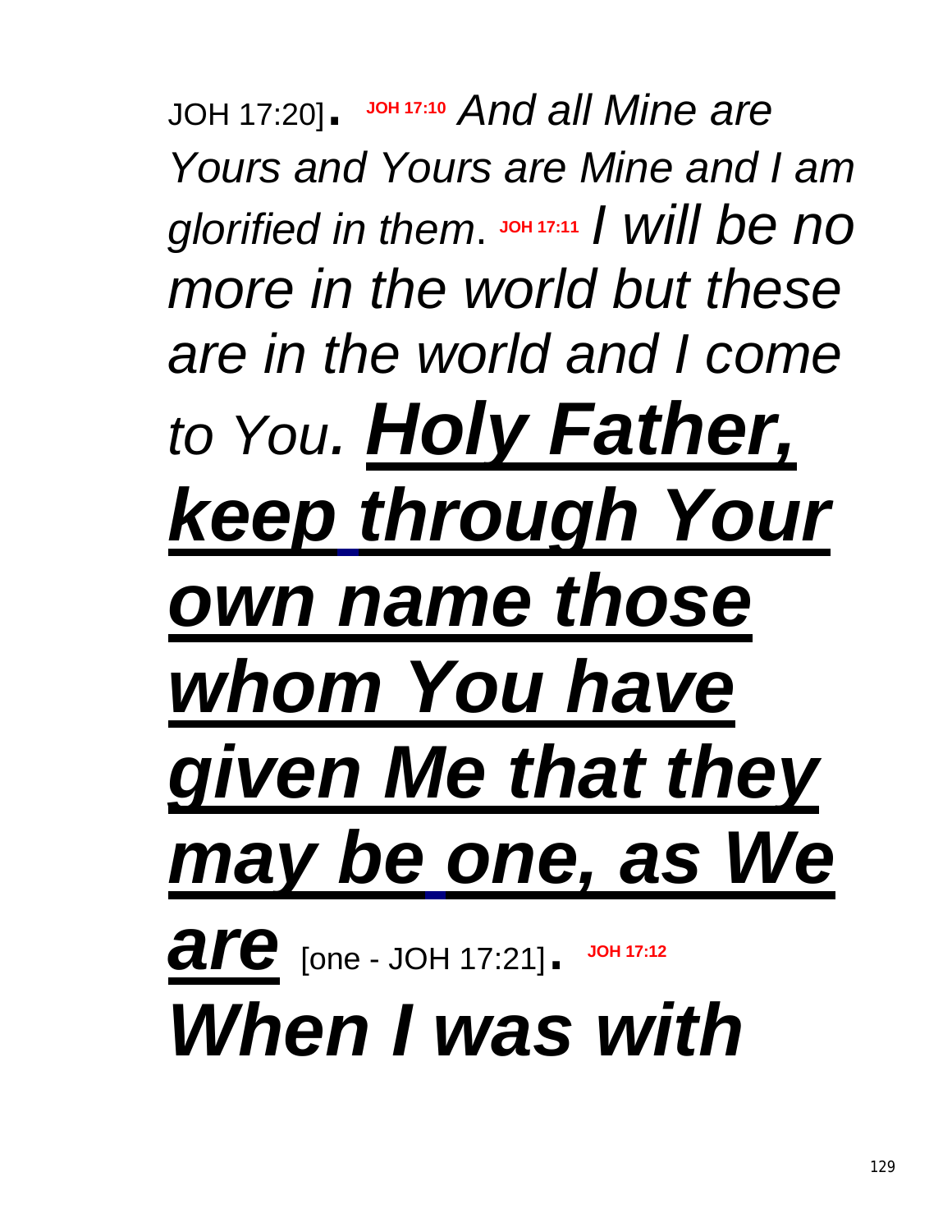JOH 17:20]. **JOH 17:10** *And all Mine are Yours and Yours are Mine and I am glorified in them*. **JOH 17:11** *I will be no more in the world but these are in the world and I come to You.* ***<u>Holy Father, keep through Your own name those whom You have given Me that they may be one, as We are</u>*** [one - JOH 17:21]. **JOH 17:12** ***When I was with***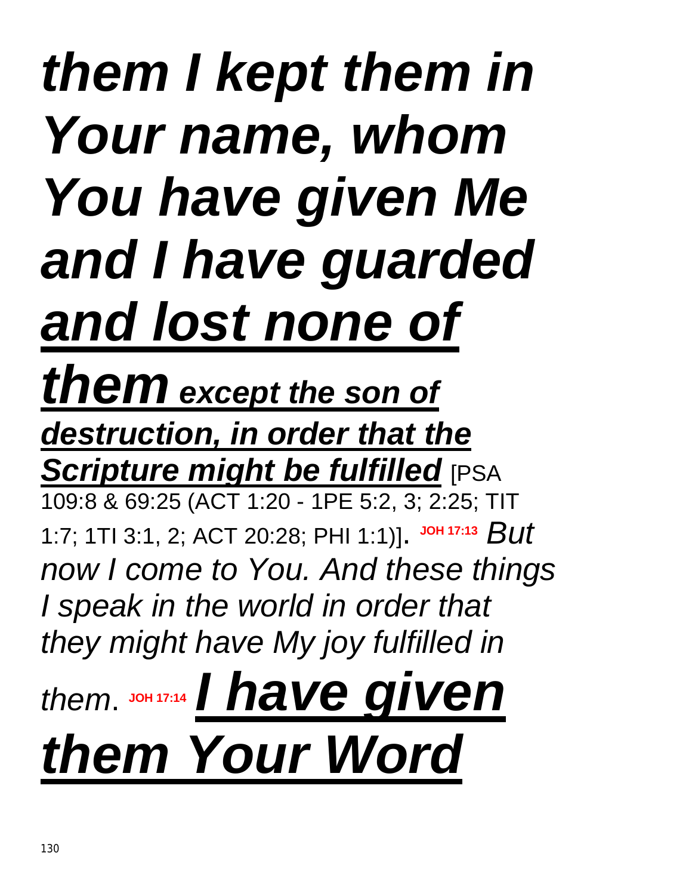***them I kept them in Your name, whom You have given Me and I have guarded <u>and lost none of them</u>*** ***<u>except the son of destruction, in order that the Scripture might be fulfilled</u>*** [PSA 109:8 & 69:25 (ACT 1:20 - 1PE 5:2, 3; 2:25; TIT 1:7; 1TI 3:1, 2; ACT 20:28; PHI 1:1)]. **JOH 17:13** *But now I come to You. And these things I speak in the world in order that they might have My joy fulfilled in them.* **JOH 17:14** ***<u>I have given them Your Word</u>***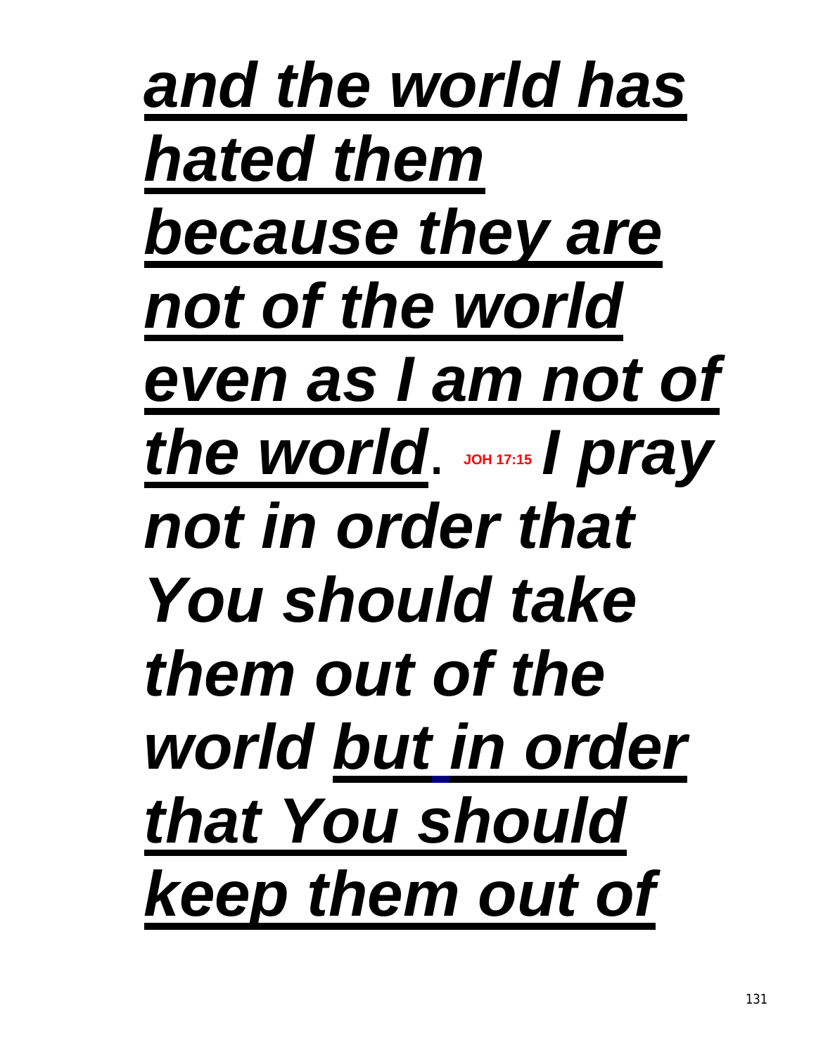***<u>and the world has hated them because they are not of the world even as I am not of the world</u>***. **JOH 17:15** ***I pray not in order that You should take them out of the world <u>but in order that You should keep them out of</u>***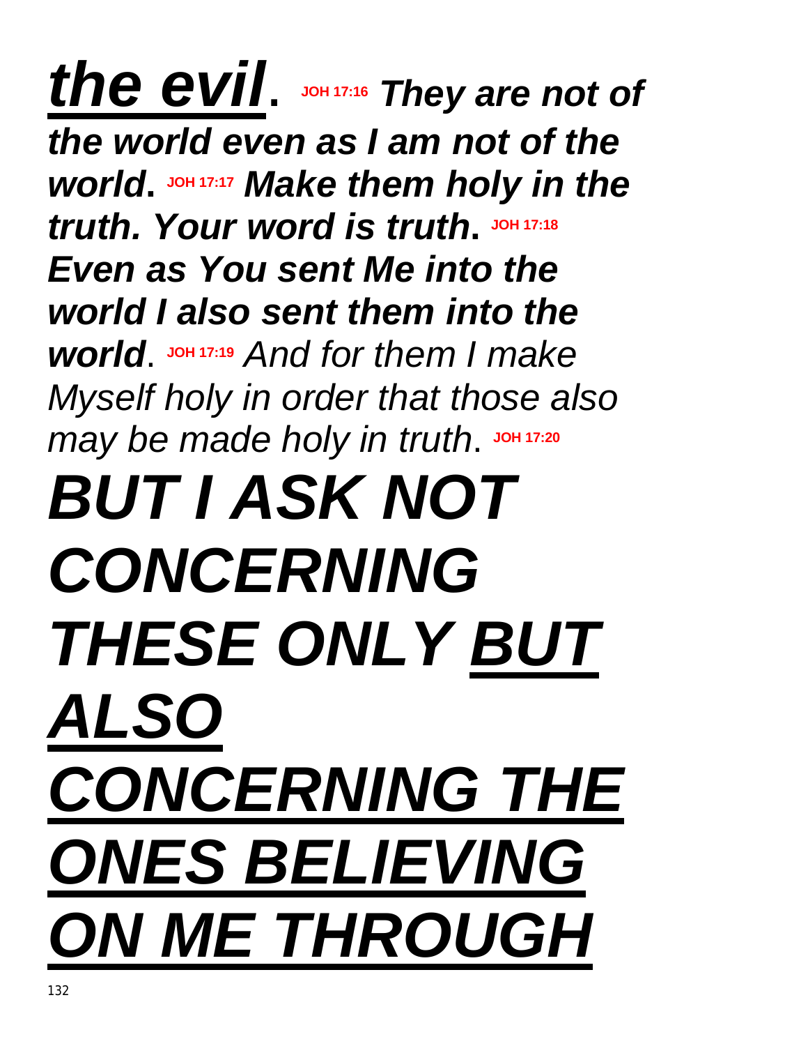***<u>the evil</u>*. JOH 17:16 *They are not of the world even as I am not of the world*. JOH 17:17 *Make them holy in the truth. Your word is truth*. JOH 17:18 *Even as You sent Me into the world I also sent them into the world*. JOH 17:19 *And for them I make Myself holy in order that those also may be made holy in truth*. JOH 17:20**

# ***BUT I ASK NOT CONCERNING THESE ONLY <u>BUT ALSO CONCERNING THE ONES BELIEVING ON ME THROUGH</u>***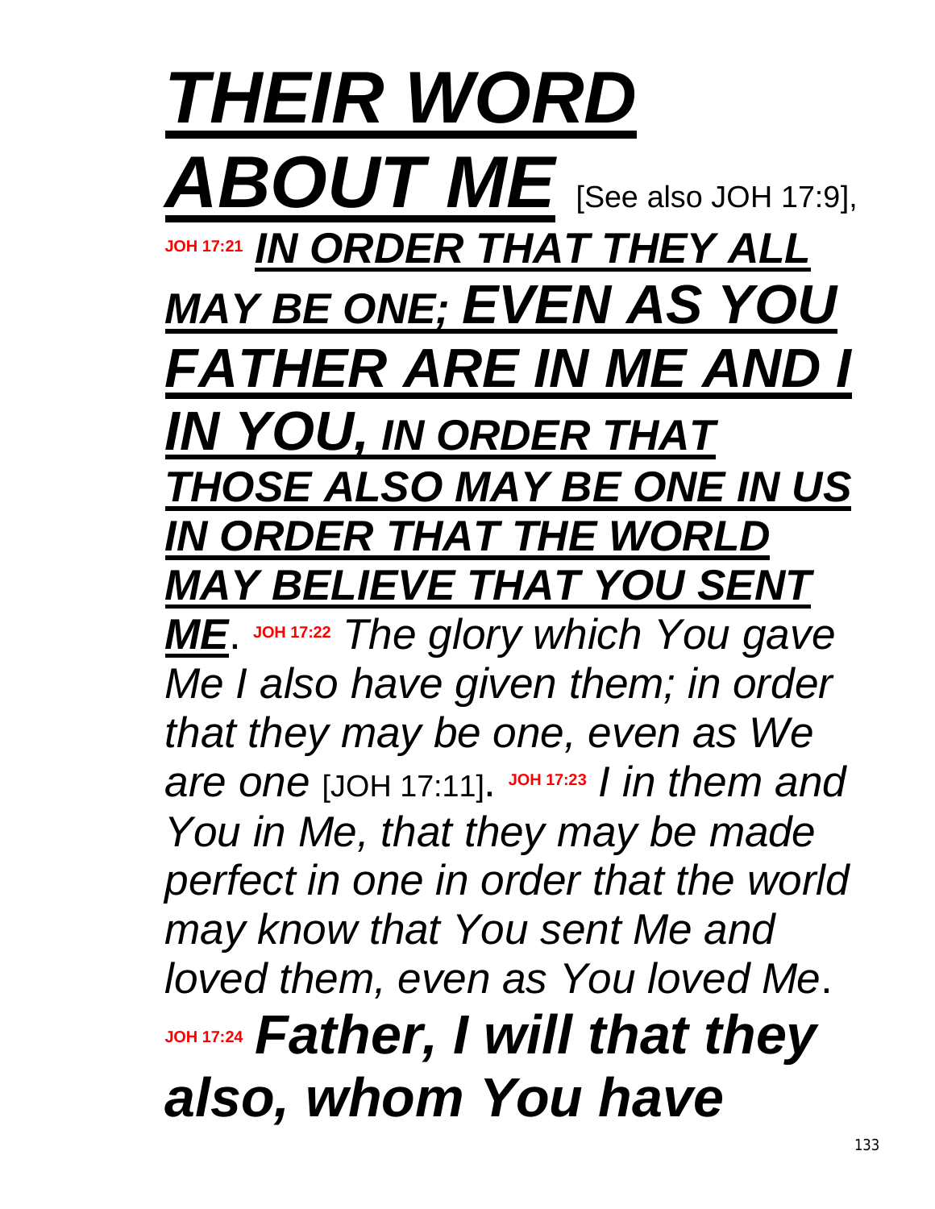***<u>THEIR WORD ABOUT ME</u>*** [See also JOH 17:9], **JOH 17:21** ***<u>IN ORDER THAT THEY ALL MAY BE ONE; EVEN AS YOU FATHER ARE IN ME AND I IN YOU, IN ORDER THAT THOSE ALSO MAY BE ONE IN US IN ORDER THAT THE WORLD MAY BELIEVE THAT YOU SENT ME</u>***. **JOH 17:22** *The glory which You gave Me I also have given them; in order that they may be one, even as We are one* [JOH 17:11]. **JOH 17:23** *I in them and You in Me, that they may be made perfect in one in order that the world may know that You sent Me and loved them, even as You loved Me*. **JOH 17:24** ***Father, I will that they also, whom You have***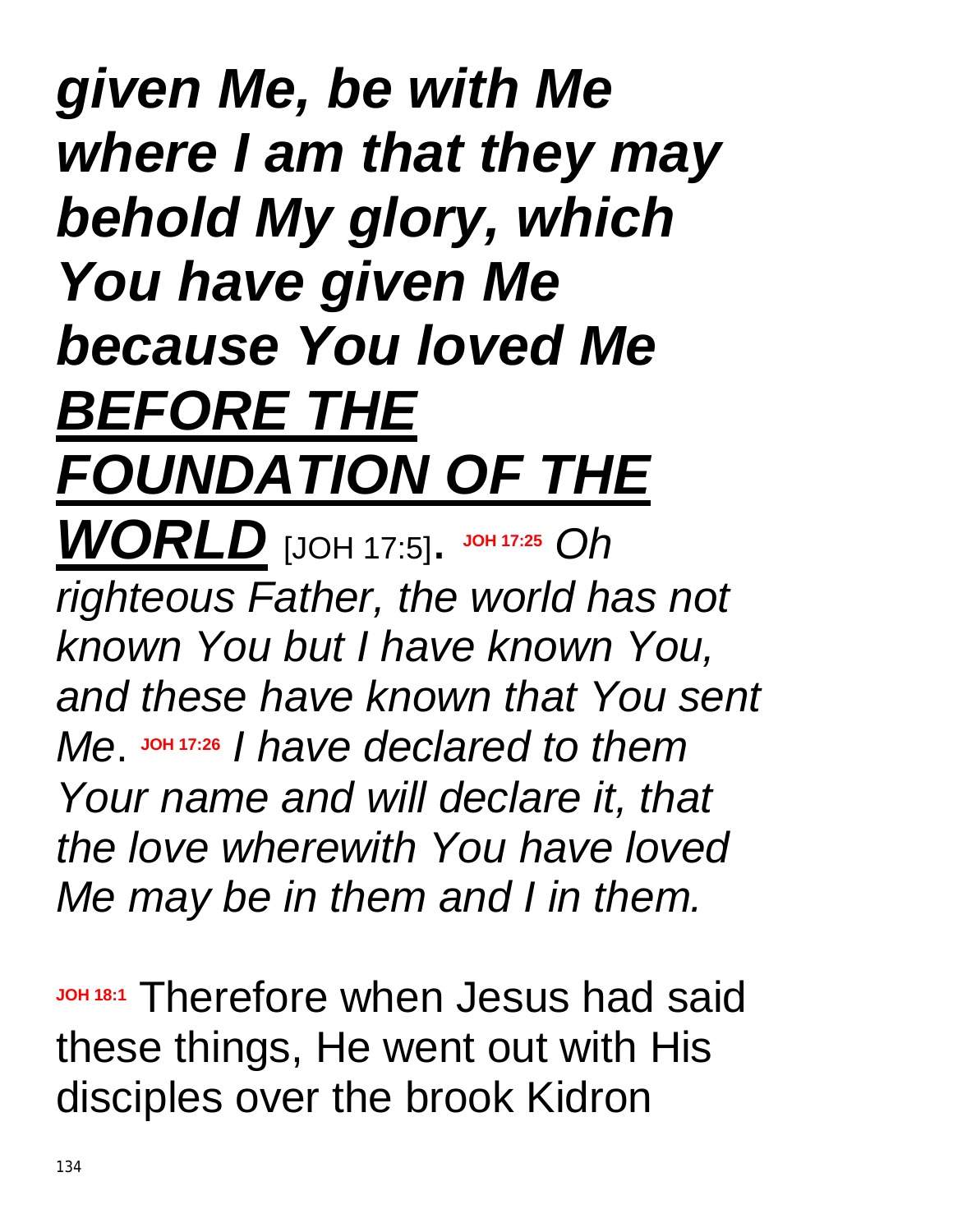***given Me, be with Me where I am that they may behold My glory, which You have given Me because You loved Me <u>BEFORE THE FOUNDATION OF THE WORLD</u>*** [JOH 17:5]. **JOH 17:25** *Oh righteous Father, the world has not known You but I have known You, and these have known that You sent Me*. **JOH 17:26** *I have declared to them Your name and will declare it, that the love wherewith You have loved Me may be in them and I in them.*

**JOH 18:1** Therefore when Jesus had said these things, He went out with His disciples over the brook Kidron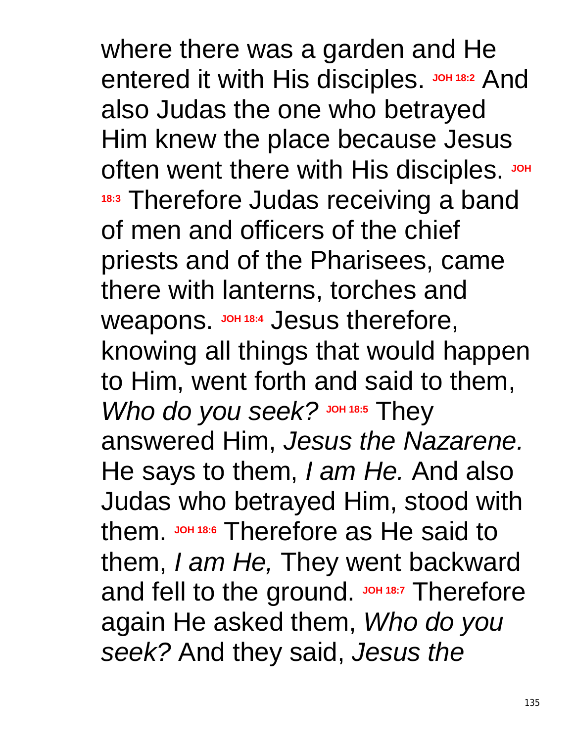where there was a garden and He entered it with His disciples. **JOH 18:2** And also Judas the one who betrayed Him knew the place because Jesus often went there with His disciples. **JOH 18:3** Therefore Judas receiving a band of men and officers of the chief priests and of the Pharisees, came there with lanterns, torches and weapons. **JOH 18:4** Jesus therefore, knowing all things that would happen to Him, went forth and said to them, *Who do you seek?* **JOH 18:5** They answered Him, *Jesus the Nazarene.* He says to them, *I am He.* And also Judas who betrayed Him, stood with them. **JOH 18:6** Therefore as He said to them, *I am He,* They went backward and fell to the ground. **JOH 18:7** Therefore again He asked them, *Who do you seek?* And they said, *Jesus the*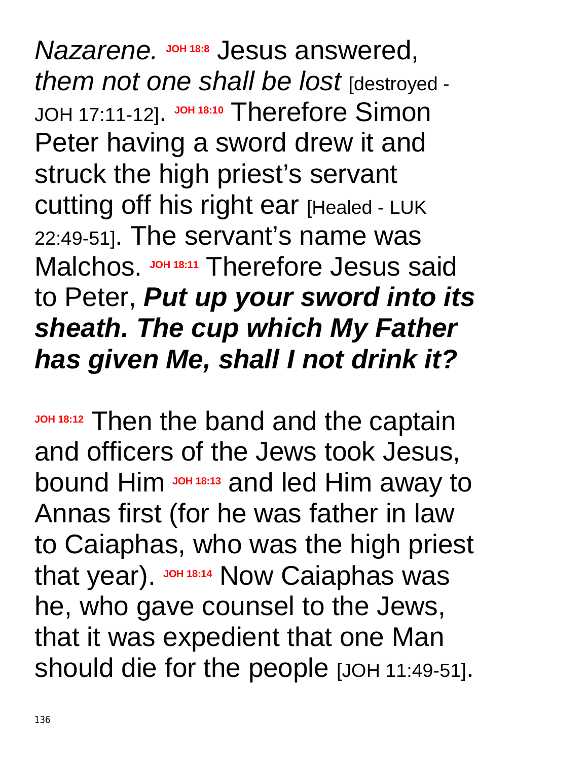*Nazarene.* **JOH 18:8** Jesus answered, *them not one shall be lost* [destroyed - JOH 17:11-12]. **JOH 18:10** Therefore Simon Peter having a sword drew it and struck the high priest's servant cutting off his right ear [Healed - LUK 22:49-51]. The servant's name was Malchos. **JOH 18:11** Therefore Jesus said to Peter, ***Put up your sword into its sheath. The cup which My Father has given Me, shall I not drink it?***

**JOH 18:12** Then the band and the captain and officers of the Jews took Jesus, bound Him **JOH 18:13** and led Him away to Annas first (for he was father in law to Caiaphas, who was the high priest that year). **JOH 18:14** Now Caiaphas was he, who gave counsel to the Jews, that it was expedient that one Man should die for the people [JOH 11:49-51].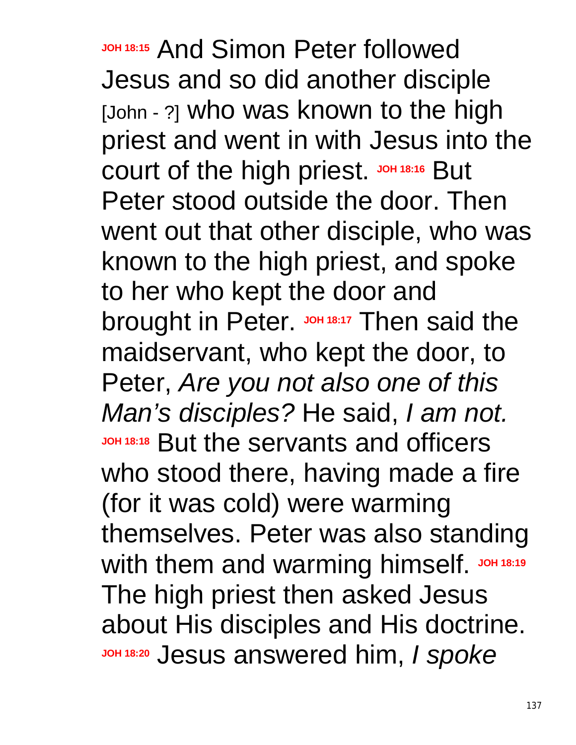**JOH 18:15** And Simon Peter followed Jesus and so did another disciple [John - ?] who was known to the high priest and went in with Jesus into the court of the high priest. **JOH 18:16** But Peter stood outside the door. Then went out that other disciple, who was known to the high priest, and spoke to her who kept the door and brought in Peter. **JOH 18:17** Then said the maidservant, who kept the door, to Peter, *Are you not also one of this Man's disciples?* He said, *I am not.* **JOH 18:18** But the servants and officers who stood there, having made a fire (for it was cold) were warming themselves. Peter was also standing with them and warming himself. **JOH 18:19** The high priest then asked Jesus about His disciples and His doctrine. **JOH 18:20** Jesus answered him, *I spoke*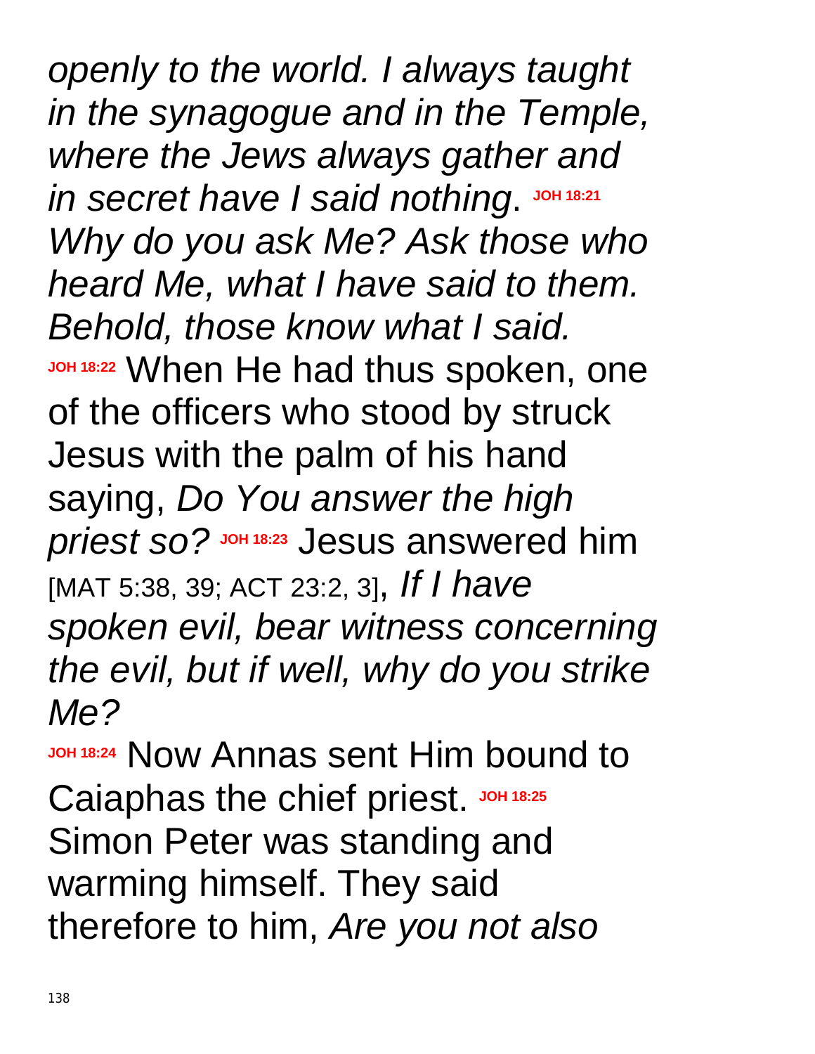*openly to the world. I always taught in the synagogue and in the Temple, where the Jews always gather and in secret have I said nothing*. **JOH 18:21** *Why do you ask Me? Ask those who heard Me, what I have said to them. Behold, those know what I said.* **JOH 18:22** When He had thus spoken, one of the officers who stood by struck Jesus with the palm of his hand saying, *Do You answer the high priest so?* **JOH 18:23** Jesus answered him [MAT 5:38, 39; ACT 23:2, 3], *If I have spoken evil, bear witness concerning the evil, but if well, why do you strike Me?*

**JOH 18:24** Now Annas sent Him bound to Caiaphas the chief priest. **JOH 18:25** Simon Peter was standing and warming himself. They said therefore to him, *Are you not also*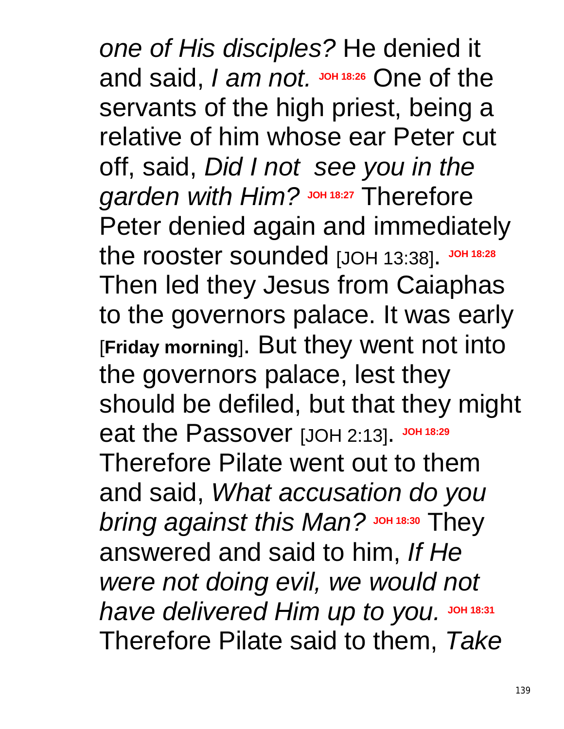*one of His disciples?* He denied it and said, *I am not.* **JOH 18:26** One of the servants of the high priest, being a relative of him whose ear Peter cut off, said, *Did I not see you in the garden with Him?* **JOH 18:27** Therefore Peter denied again and immediately the rooster sounded [JOH 13:38]. **JOH 18:28** Then led they Jesus from Caiaphas to the governors palace. It was early [**Friday morning**]. But they went not into the governors palace, lest they should be defiled, but that they might eat the Passover [JOH 2:13]. **JOH 18:29** Therefore Pilate went out to them and said, *What accusation do you bring against this Man?* **JOH 18:30** They answered and said to him, *If He were not doing evil, we would not have delivered Him up to you.* **JOH 18:31** Therefore Pilate said to them, *Take*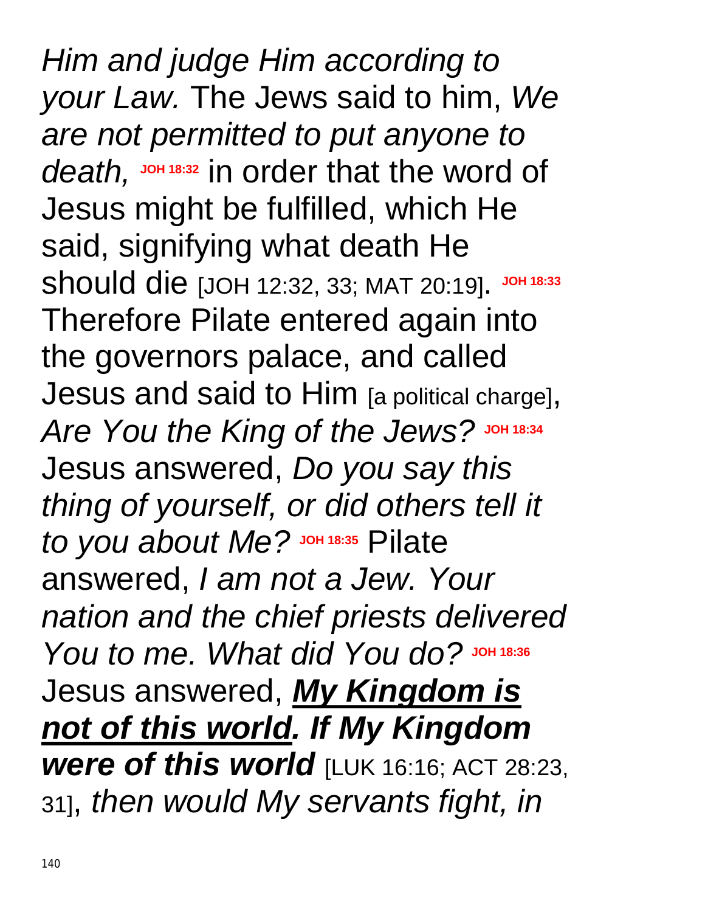*Him and judge Him according to your Law.* The Jews said to him, *We are not permitted to put anyone to death,* **JOH 18:32** in order that the word of Jesus might be fulfilled, which He said, signifying what death He should die [JOH 12:32, 33; MAT 20:19]. **JOH 18:33** Therefore Pilate entered again into the governors palace, and called Jesus and said to Him [a political charge], *Are You the King of the Jews?* **JOH 18:34** Jesus answered, *Do you say this thing of yourself, or did others tell it to you about Me?* **JOH 18:35** Pilate answered, *I am not a Jew. Your nation and the chief priests delivered You to me. What did You do?* **JOH 18:36** Jesus answered, ***<u>My Kingdom is not of this world</u>. If My Kingdom were of this world*** [LUK 16:16; ACT 28:23, 31], *then would My servants fight, in*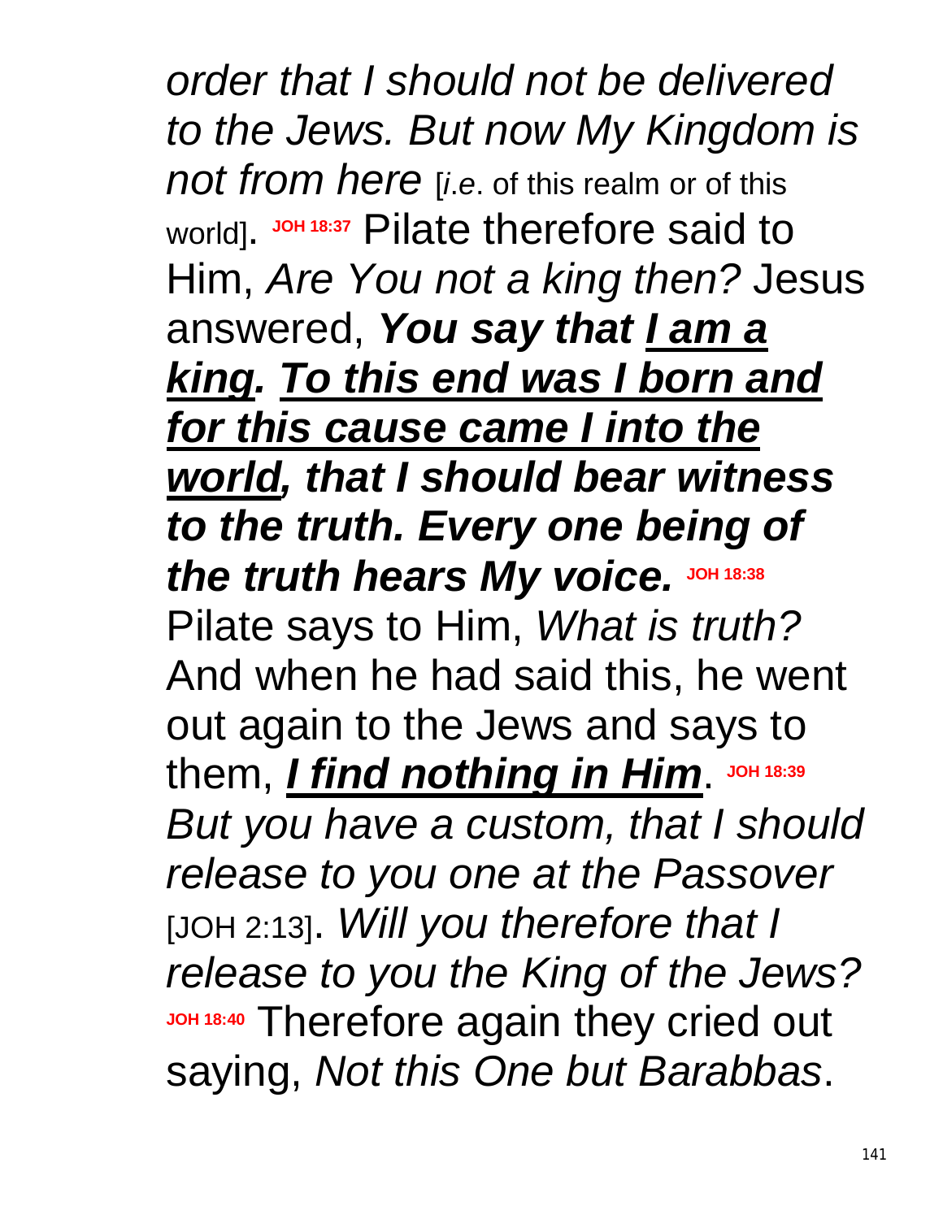*order that I should not be delivered to the Jews. But now My Kingdom is not from here* [*i.e*. of this realm or of this world]. **JOH 18:37** Pilate therefore said to Him, *Are You not a king then?* Jesus answered, ***You say that <u>I am a king</u>. <u>To this end was I born and for this cause came I into the world</u>, that I should bear witness to the truth. Every one being of the truth hears My voice.*** **JOH 18:38** Pilate says to Him, *What is truth?* And when he had said this, he went out again to the Jews and says to them, ***<u>I find nothing in Him</u>***. **JOH 18:39** *But you have a custom, that I should release to you one at the Passover* [JOH 2:13]. *Will you therefore that I release to you the King of the Jews?* **JOH 18:40** Therefore again they cried out saying, *Not this One but Barabbas*.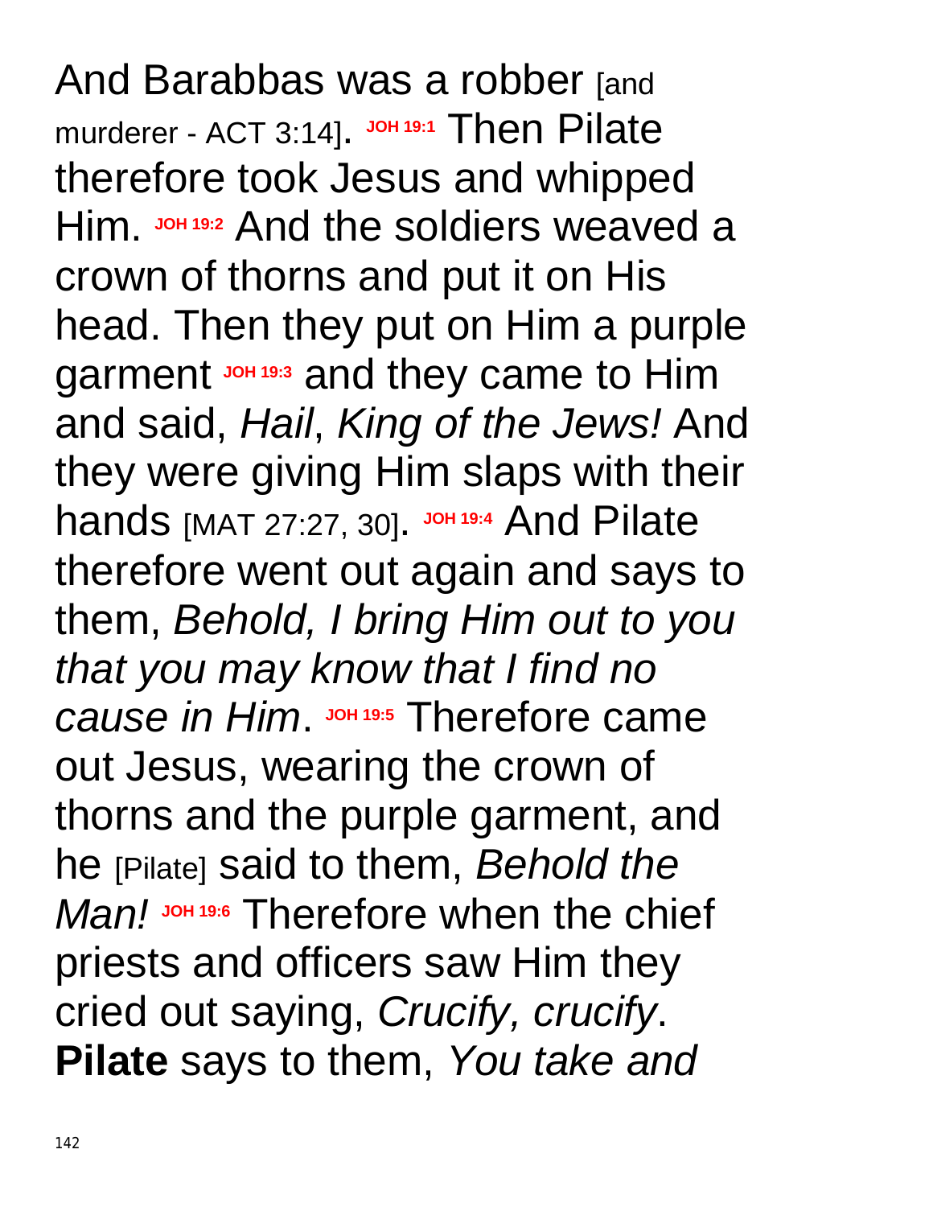And Barabbas was a robber [and murderer - ACT 3:14]. **JOH 19:1** Then Pilate therefore took Jesus and whipped Him. **JOH 19:2** And the soldiers weaved a crown of thorns and put it on His head. Then they put on Him a purple garment **JOH 19:3** and they came to Him and said, *Hail*, *King of the Jews!* And they were giving Him slaps with their hands [MAT 27:27, 30]. **JOH 19:4** And Pilate therefore went out again and says to them, *Behold, I bring Him out to you that you may know that I find no cause in Him*. **JOH 19:5** Therefore came out Jesus, wearing the crown of thorns and the purple garment, and he [Pilate] said to them, *Behold the Man!* **JOH 19:6** Therefore when the chief priests and officers saw Him they cried out saying, *Crucify, crucify*. **Pilate** says to them, *You take and*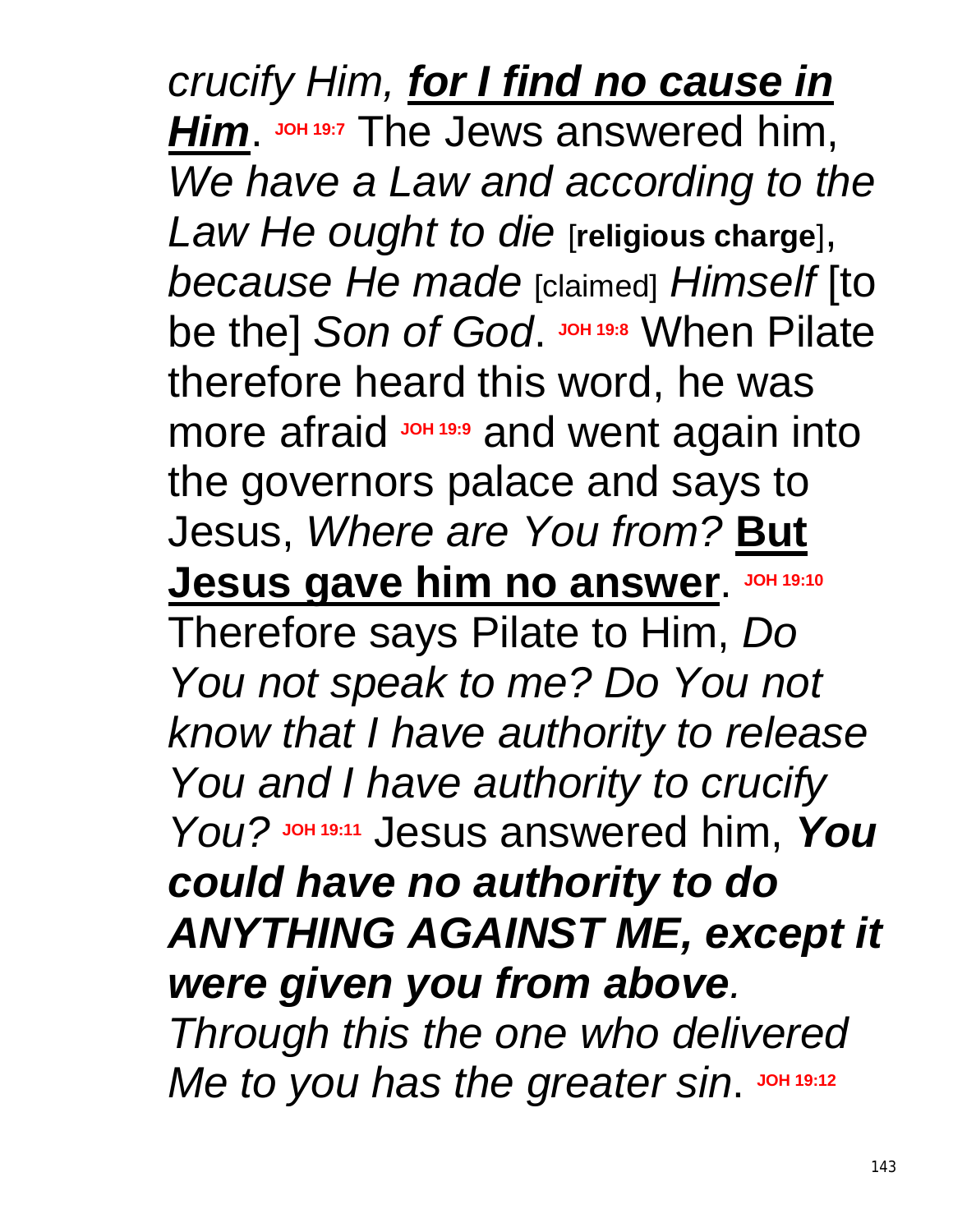*crucify Him, **<u>for I find no cause in Him</u>***. **JOH 19:7** The Jews answered him, *We have a Law and according to the Law He ought to die* [**religious charge**], *because He made* [claimed] *Himself* [to be the] *Son of God*. **JOH 19:8** When Pilate therefore heard this word, he was more afraid **JOH 19:9** and went again into the governors palace and says to Jesus, *Where are You from?* **<u>But Jesus gave him no answer</u>**. **JOH 19:10** Therefore says Pilate to Him, *Do You not speak to me? Do You not know that I have authority to release You and I have authority to crucify You?* **JOH 19:11** Jesus answered him, ***You could have no authority to do ANYTHING AGAINST ME, except it were given you from above**. Through this the one who delivered Me to you has the greater sin*. **JOH 19:12**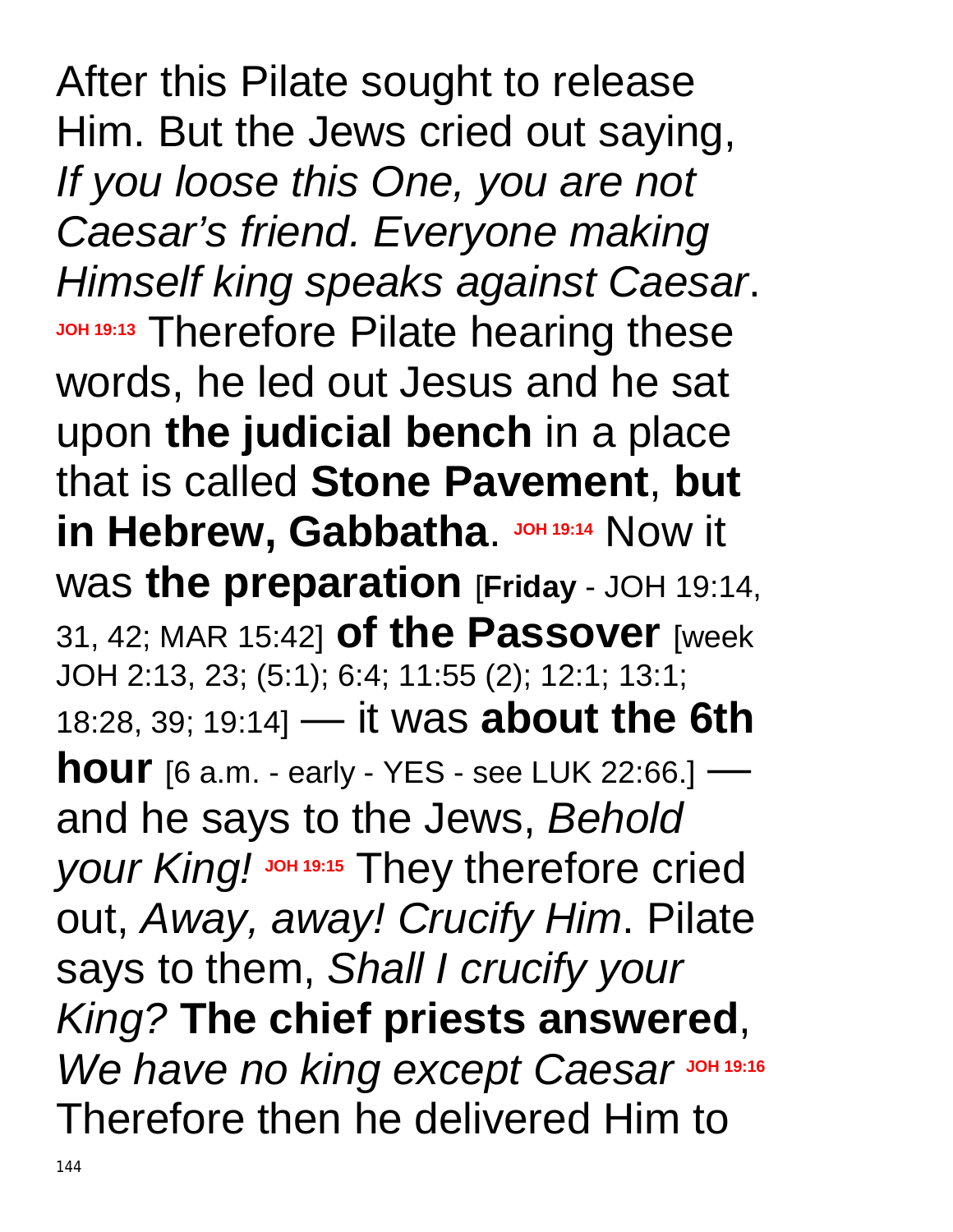After this Pilate sought to release Him. But the Jews cried out saying, *If you loose this One, you are not Caesar's friend. Everyone making Himself king speaks against Caesar*. **JOH 19:13** Therefore Pilate hearing these words, he led out Jesus and he sat upon **the judicial bench** in a place that is called **Stone Pavement**, **but in Hebrew, Gabbatha**. **JOH 19:14** Now it was **the preparation** [**Friday** - JOH 19:14, 31, 42; MAR 15:42] **of the Passover** [week JOH 2:13, 23; (5:1); 6:4; 11:55 (2); 12:1; 13:1; 18:28, 39; 19:14] — it was **about the 6th hour** [6 a.m. - early - YES - see LUK 22:66.] — and he says to the Jews, *Behold your King!* **JOH 19:15** They therefore cried out, *Away, away! Crucify Him*. Pilate says to them, *Shall I crucify your King?* **The chief priests answered**, *We have no king except Caesar* **JOH 19:16** Therefore then he delivered Him to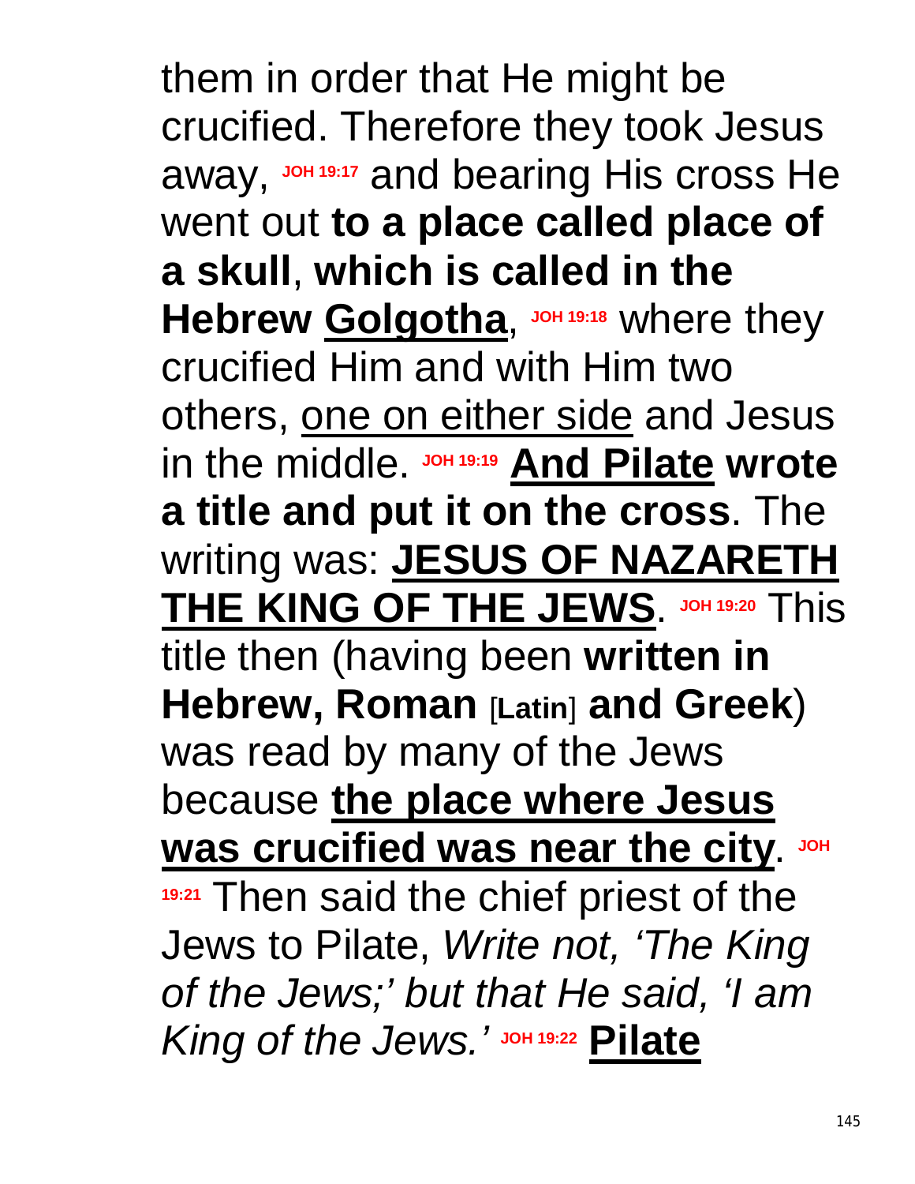them in order that He might be crucified. Therefore they took Jesus away, **JOH 19:17** and bearing His cross He went out **to a place called place of a skull**, **which is called in the Hebrew <u>Golgotha</u>**, **JOH 19:18** where they crucified Him and with Him two others, <u>one on either side</u> and Jesus in the middle. **JOH 19:19** **<u>And Pilate</u> wrote a title and put it on the cross**. The writing was: **<u>JESUS OF NAZARETH THE KING OF THE JEWS</u>**. **JOH 19:20** This title then (having been **written in Hebrew, Roman** [**Latin**] **and Greek**) was read by many of the Jews because **<u>the place where Jesus was crucified was near the city</u>**. **JOH 19:21** Then said the chief priest of the Jews to Pilate, *Write not, 'The King of the Jews;' but that He said, 'I am King of the Jews.'* **JOH 19:22** **<u>Pilate</u>**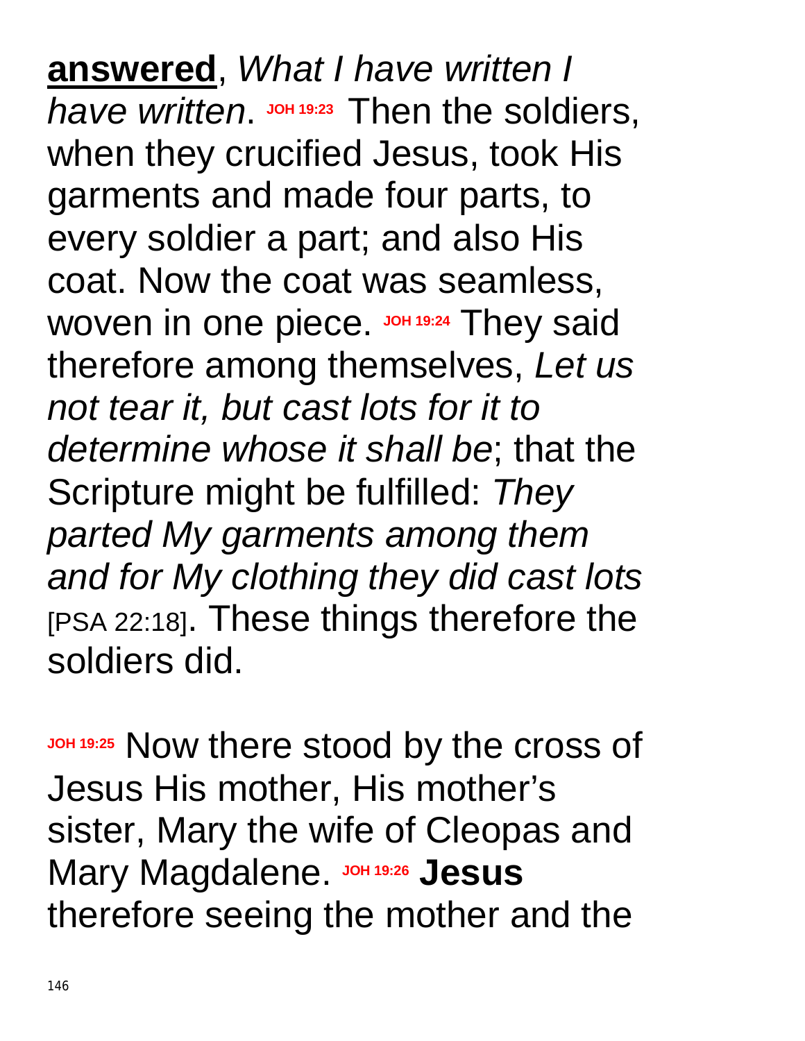**answered**, *What I have written I have written*. JOH 19:23 Then the soldiers, when they crucified Jesus, took His garments and made four parts, to every soldier a part; and also His coat. Now the coat was seamless, woven in one piece. JOH 19:24 They said therefore among themselves, *Let us not tear it, but cast lots for it to determine whose it shall be*; that the Scripture might be fulfilled: *They parted My garments among them and for My clothing they did cast lots* [PSA 22:18]. These things therefore the soldiers did.

JOH 19:25 Now there stood by the cross of Jesus His mother, His mother's sister, Mary the wife of Cleopas and Mary Magdalene. JOH 19:26 **Jesus** therefore seeing the mother and the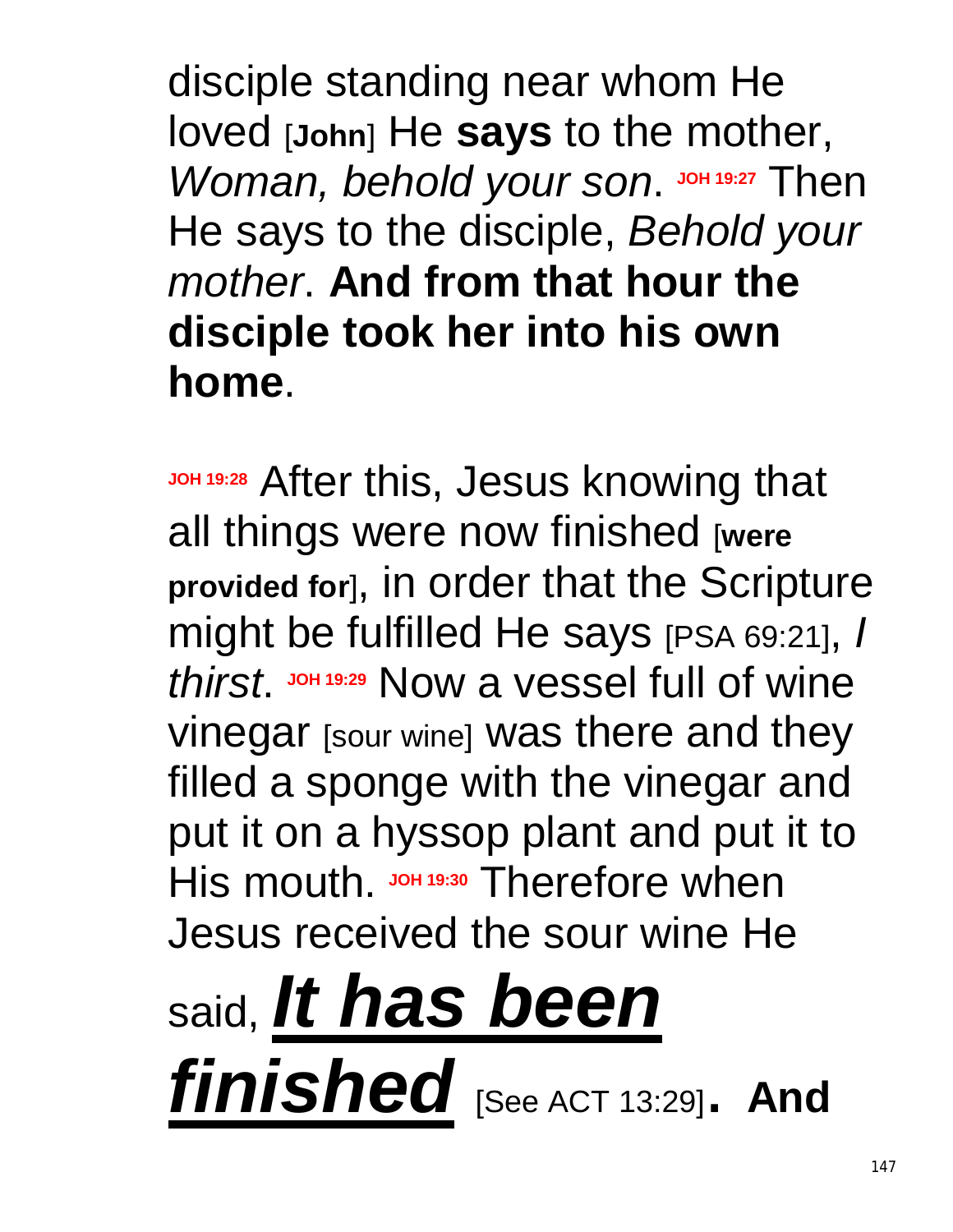disciple standing near whom He loved [**John**] He **says** to the mother, *Woman, behold your son*. **JOH 19:27** Then He says to the disciple, *Behold your mother*. **And from that hour the disciple took her into his own home**.

**JOH 19:28** After this, Jesus knowing that all things were now finished [**were provided for**], in order that the Scripture might be fulfilled He says [PSA 69:21], *I thirst*. **JOH 19:29** Now a vessel full of wine vinegar [sour wine] was there and they filled a sponge with the vinegar and put it on a hyssop plant and put it to His mouth. **JOH 19:30** Therefore when Jesus received the sour wine He said, ***It has been finished*** [See ACT 13:29]. **And**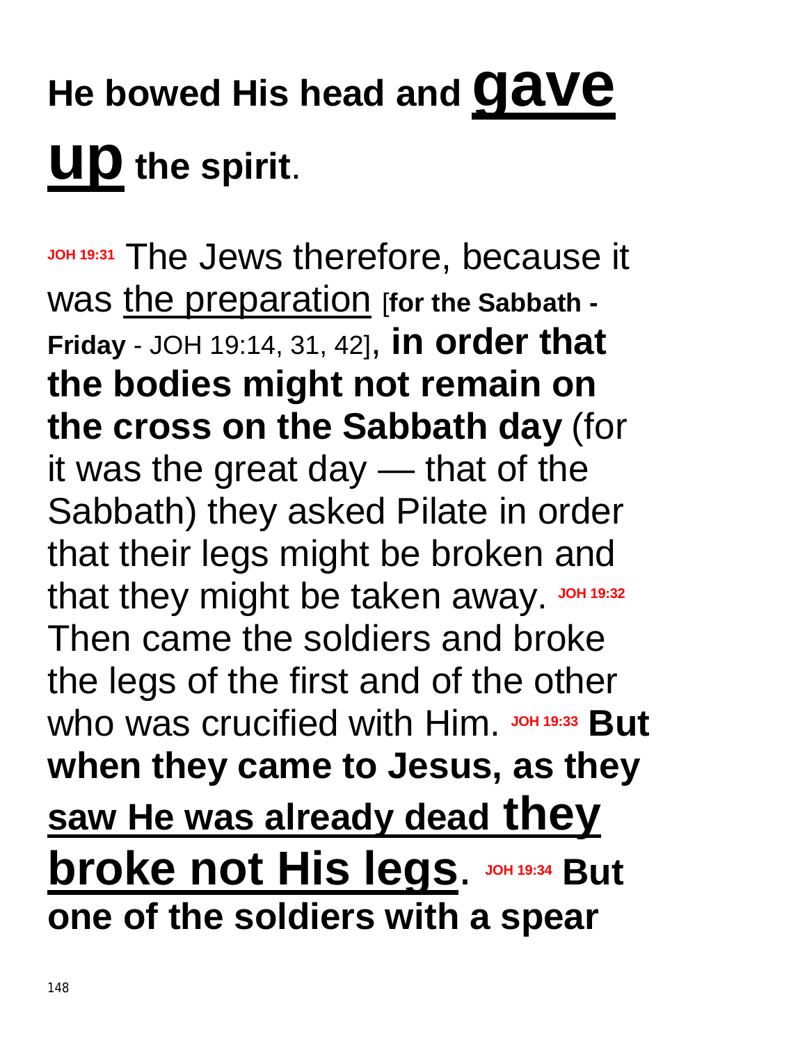**He bowed His head and <u>gave up</u> the spirit**.

**JOH 19:31** The Jews therefore, because it was <u>the preparation</u> [**for the Sabbath - Friday** - JOH 19:14, 31, 42]**, in order that the bodies might not remain on the cross on the Sabbath day** (for it was the great day — that of the Sabbath) they asked Pilate in order that their legs might be broken and that they might be taken away. **JOH 19:32** Then came the soldiers and broke the legs of the first and of the other who was crucified with Him. **JOH 19:33** **But when they came to Jesus, as they <u>saw He was already dead they broke not His legs</u>**. **JOH 19:34** **But one of the soldiers with a spear**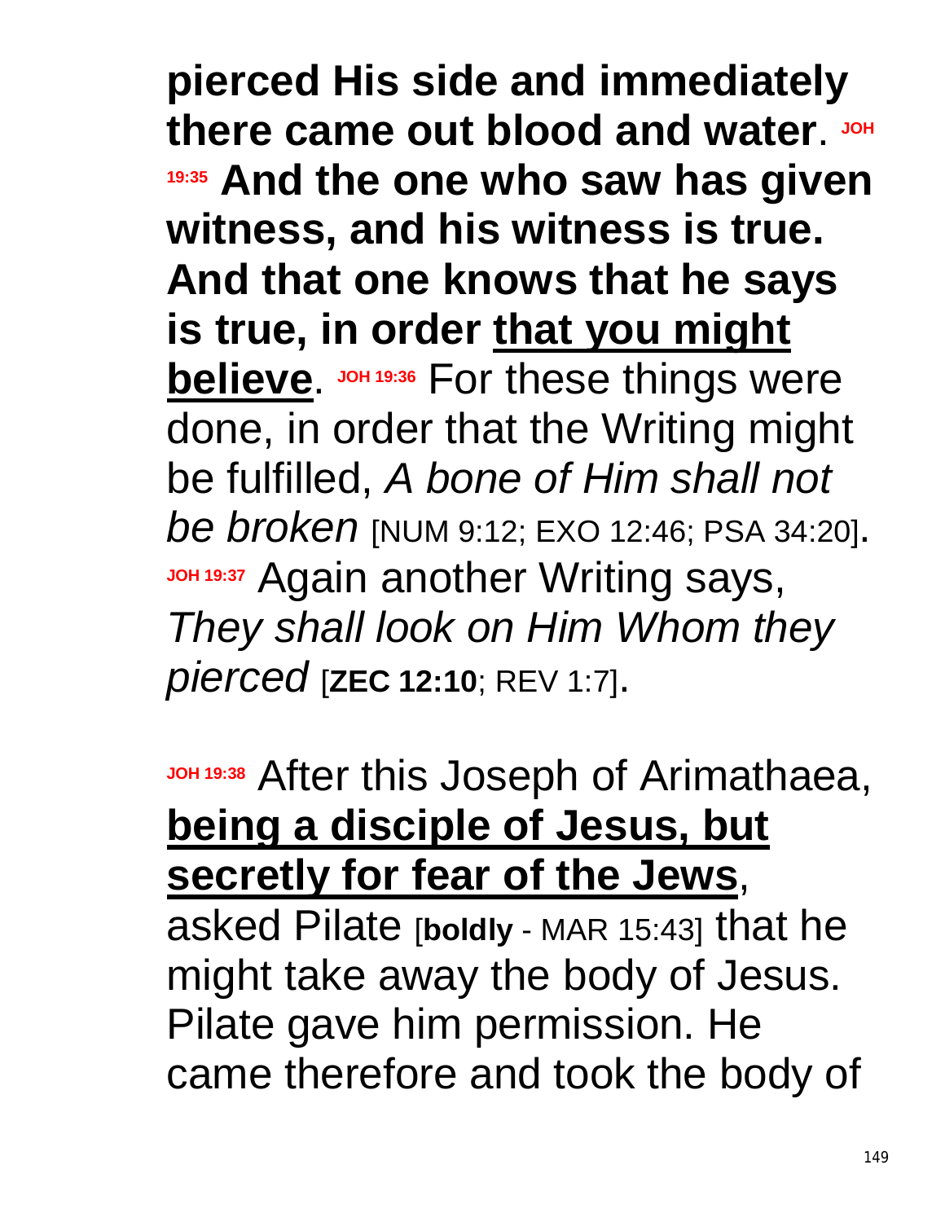**pierced His side and immediately there came out blood and water**. **JOH 19:35 And the one who saw has given witness, and his witness is true. And that one knows that he says is true, in order <u>that you might believe</u>**. **JOH 19:36** For these things were done, in order that the Writing might be fulfilled, *A bone of Him shall not be broken* [NUM 9:12; EXO 12:46; PSA 34:20]. **JOH 19:37** Again another Writing says, *They shall look on Him Whom they pierced* [**ZEC 12:10**; REV 1:7].

**JOH 19:38** After this Joseph of Arimathaea, **<u>being a disciple of Jesus, but secretly for fear of the Jews</u>**, asked Pilate [**boldly** - MAR 15:43] that he might take away the body of Jesus. Pilate gave him permission. He came therefore and took the body of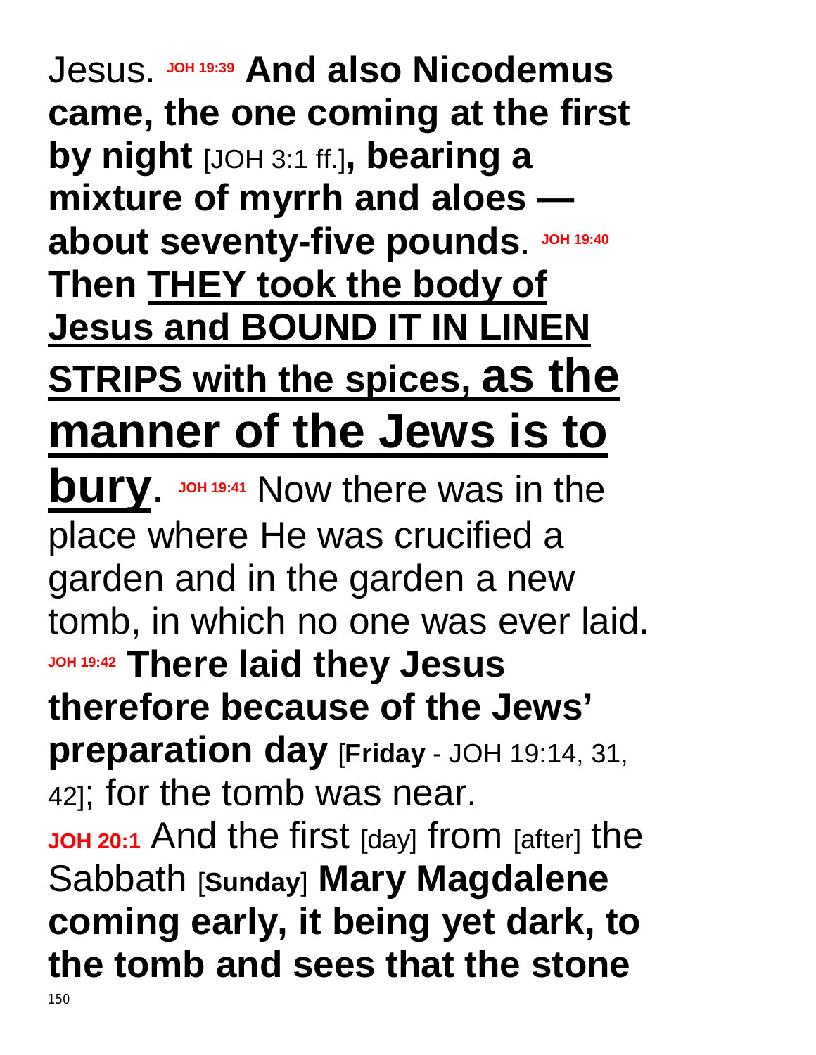Jesus. JOH 19:39 **And also Nicodemus came, the one coming at the first by night** [JOH 3:1 ff.]**, bearing a mixture of myrrh and aloes — about seventy-five pounds**. JOH 19:40 **Then <u>THEY took the body of Jesus and BOUND IT IN LINEN STRIPS with the spices, as the manner of the Jews is to bury</u>**. JOH 19:41 Now there was in the place where He was crucified a garden and in the garden a new tomb, in which no one was ever laid. JOH 19:42 **There laid they Jesus therefore because of the Jews' preparation day** [**Friday** - JOH 19:14, 31, 42]; for the tomb was near.

JOH 20:1 And the first [day] from [after] the Sabbath [**Sunday**] **Mary Magdalene coming early, it being yet dark, to the tomb and sees that the stone**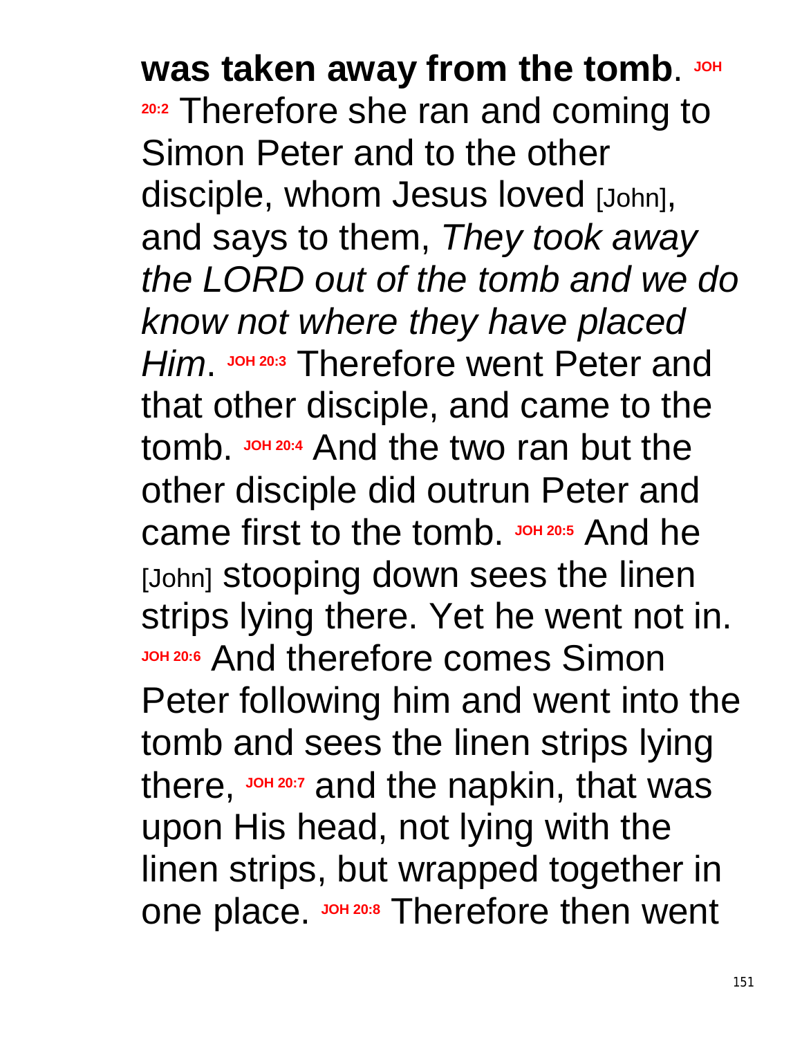**was taken away from the tomb**. **JOH 20:2** Therefore she ran and coming to Simon Peter and to the other disciple, whom Jesus loved [John], and says to them, *They took away the LORD out of the tomb and we do know not where they have placed Him*. **JOH 20:3** Therefore went Peter and that other disciple, and came to the tomb. **JOH 20:4** And the two ran but the other disciple did outrun Peter and came first to the tomb. **JOH 20:5** And he [John] stooping down sees the linen strips lying there. Yet he went not in. **JOH 20:6** And therefore comes Simon Peter following him and went into the tomb and sees the linen strips lying there, **JOH 20:7** and the napkin, that was upon His head, not lying with the linen strips, but wrapped together in one place. **JOH 20:8** Therefore then went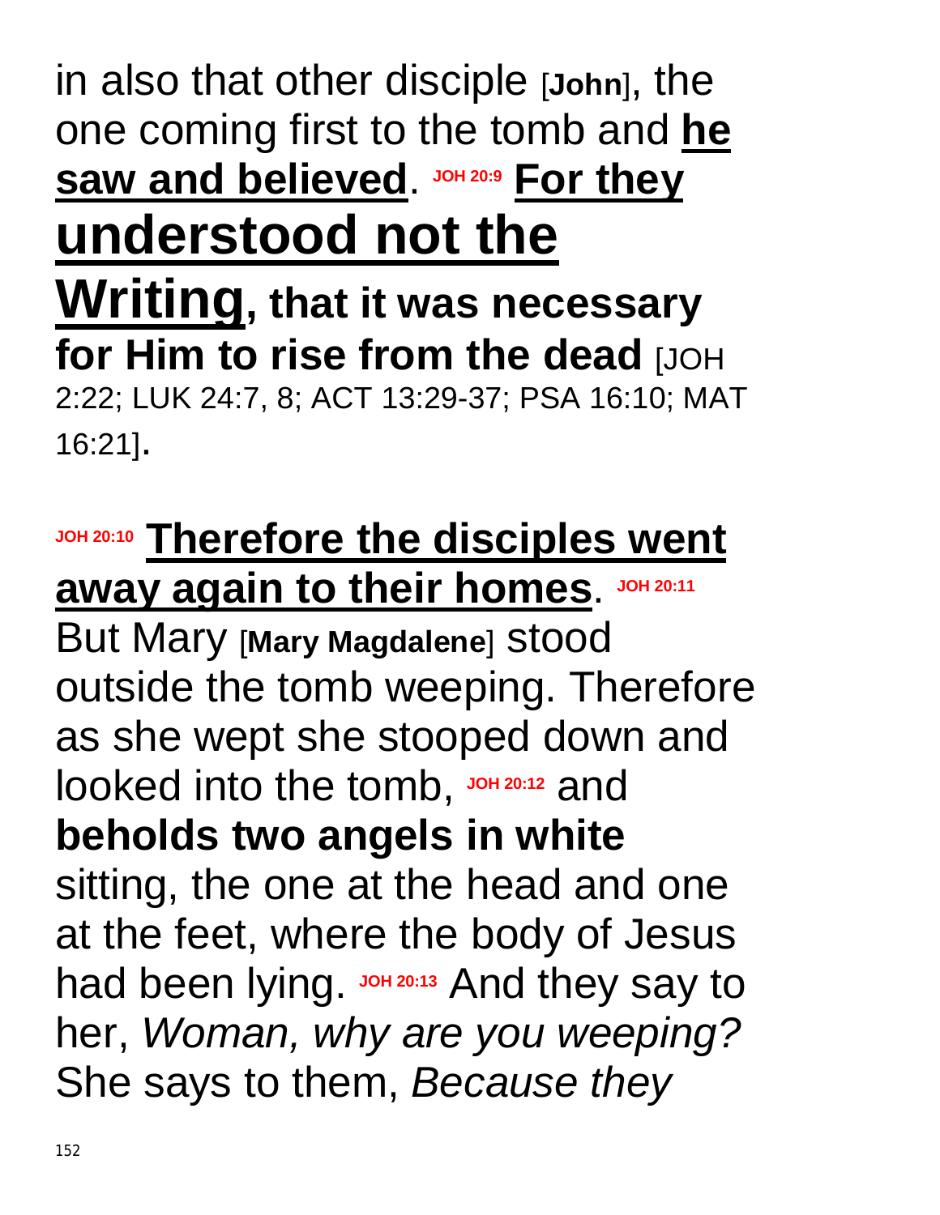in also that other disciple [**John**], the one coming first to the tomb and **<u>he saw and believed</u>**. **JOH 20:9** **<u>For they understood not the Writing</u>, that it was necessary for Him to rise from the dead** [JOH 2:22; LUK 24:7, 8; ACT 13:29-37; PSA 16:10; MAT 16:21]**.**

**JOH 20:10** **<u>Therefore the disciples went away again to their homes</u>**. **JOH 20:11** But Mary [**Mary Magdalene**] stood outside the tomb weeping. Therefore as she wept she stooped down and looked into the tomb, **JOH 20:12** and **beholds two angels in white** sitting, the one at the head and one at the feet, where the body of Jesus had been lying. **JOH 20:13** And they say to her, *Woman, why are you weeping?* She says to them, *Because they*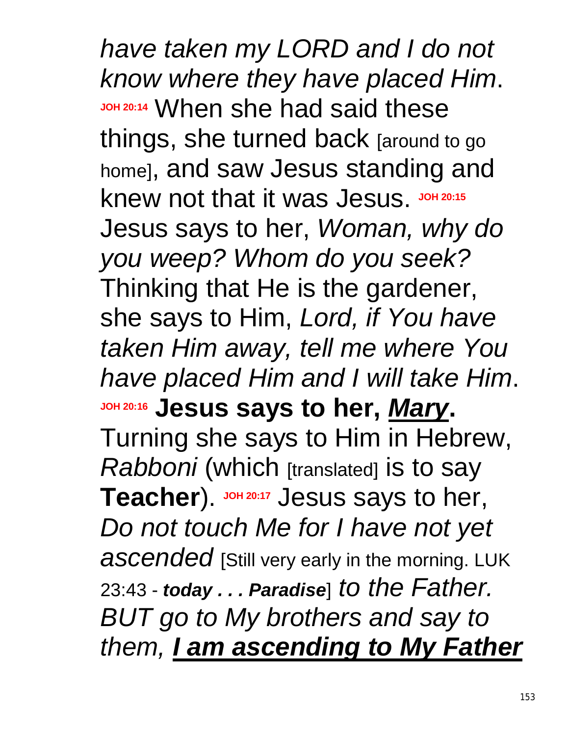*have taken my LORD and I do not know where they have placed Him*. **JOH 20:14** When she had said these things, she turned back [around to go home], and saw Jesus standing and knew not that it was Jesus. **JOH 20:15** Jesus says to her, *Woman, why do you weep? Whom do you seek?* Thinking that He is the gardener, she says to Him, *Lord, if You have taken Him away, tell me where You have placed Him and I will take Him*. **JOH 20:16** **Jesus says to her, *Mary*.** Turning she says to Him in Hebrew, *Rabboni* (which [translated] is to say **Teacher**). **JOH 20:17** Jesus says to her, *Do not touch Me for I have not yet ascended* [Still very early in the morning. LUK 23:43 - ***today . . . Paradise***] *to the Father. BUT go to My brothers and say to them, **I am ascending to My Father***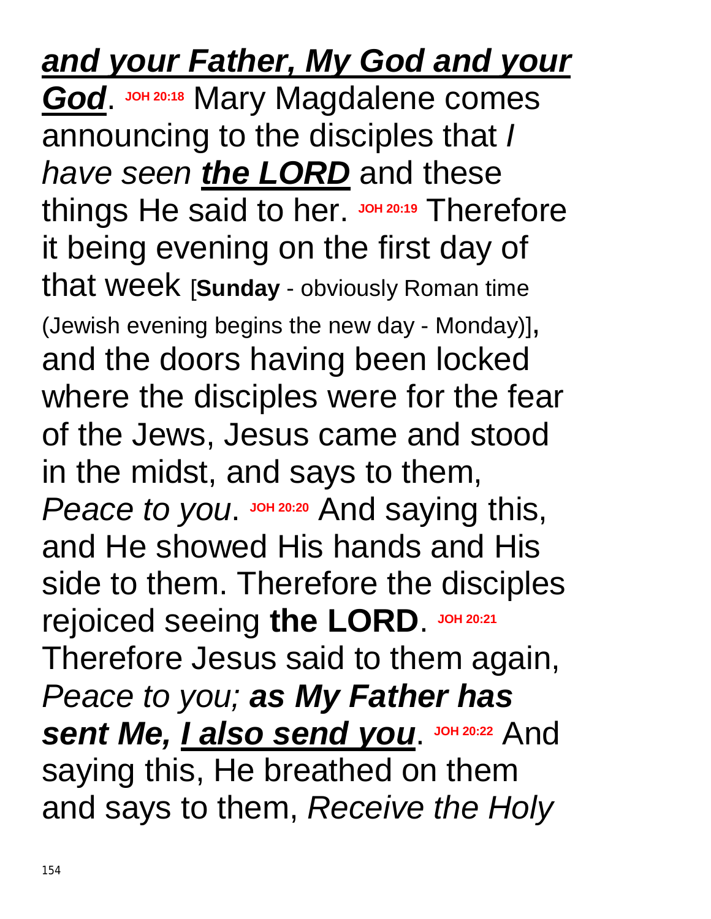***<u>and your Father, My God and your God</u>***. **JOH 20:18** Mary Magdalene comes announcing to the disciples that *I have seen **<u>the LORD</u>*** and these things He said to her. **JOH 20:19** Therefore it being evening on the first day of that week [**Sunday** - obviously Roman time (Jewish evening begins the new day - Monday)]**,** and the doors having been locked where the disciples were for the fear of the Jews, Jesus came and stood in the midst, and says to them, *Peace to you*. **JOH 20:20** And saying this, and He showed His hands and His side to them. Therefore the disciples rejoiced seeing **the LORD**. **JOH 20:21** Therefore Jesus said to them again, *Peace to you; **as My Father has sent Me, <u>I also send you</u>***. **JOH 20:22** And saying this, He breathed on them and says to them, *Receive the Holy*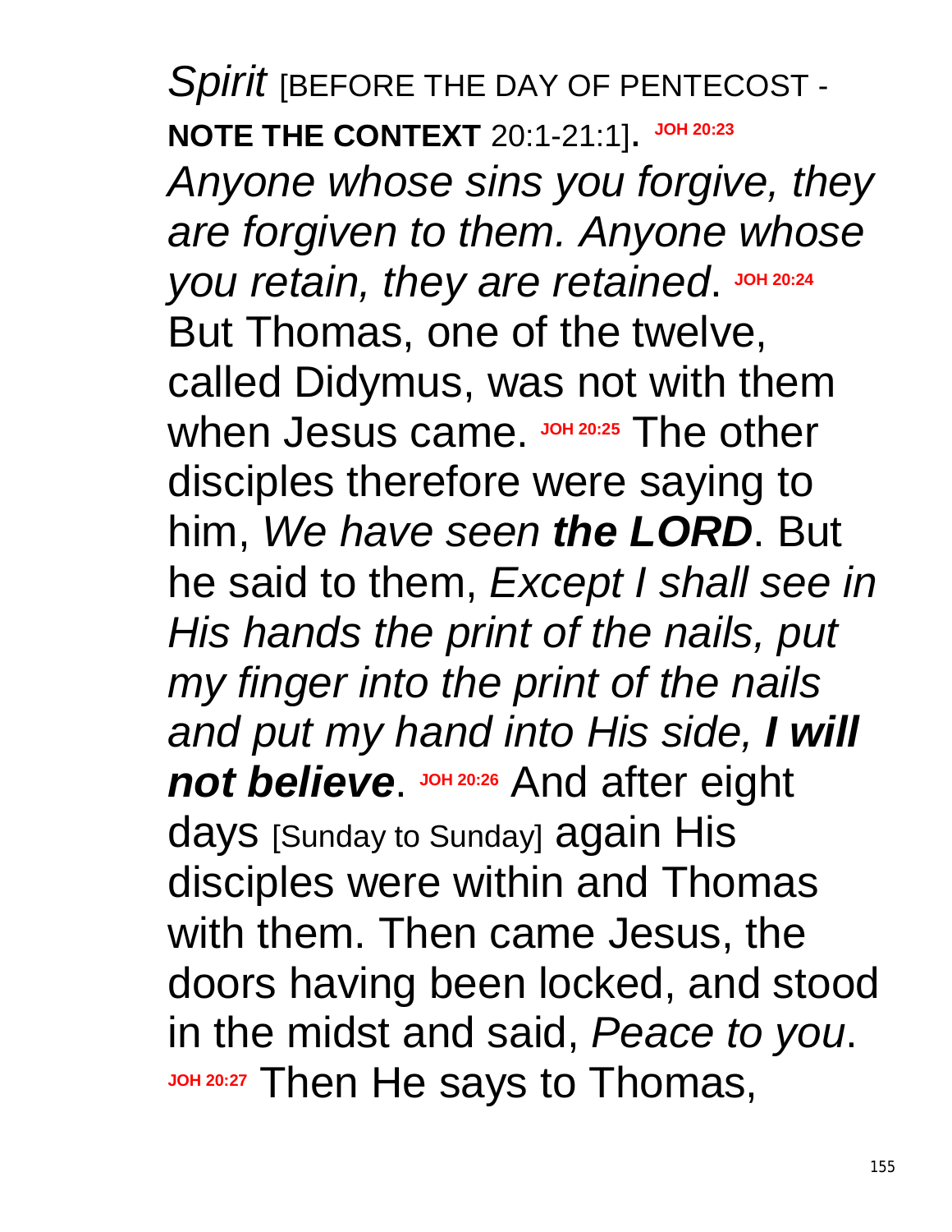*Spirit* [BEFORE THE DAY OF PENTECOST - **NOTE THE CONTEXT** 20:1-21:1]. **JOH 20:23** *Anyone whose sins you forgive, they are forgiven to them. Anyone whose you retain, they are retained*. **JOH 20:24** But Thomas, one of the twelve, called Didymus, was not with them when Jesus came. **JOH 20:25** The other disciples therefore were saying to him, *We have seen **the LORD***. But he said to them, *Except I shall see in His hands the print of the nails, put my finger into the print of the nails and put my hand into His side, **I will not believe***. **JOH 20:26** And after eight days [Sunday to Sunday] again His disciples were within and Thomas with them. Then came Jesus, the doors having been locked, and stood in the midst and said, *Peace to you*. **JOH 20:27** Then He says to Thomas,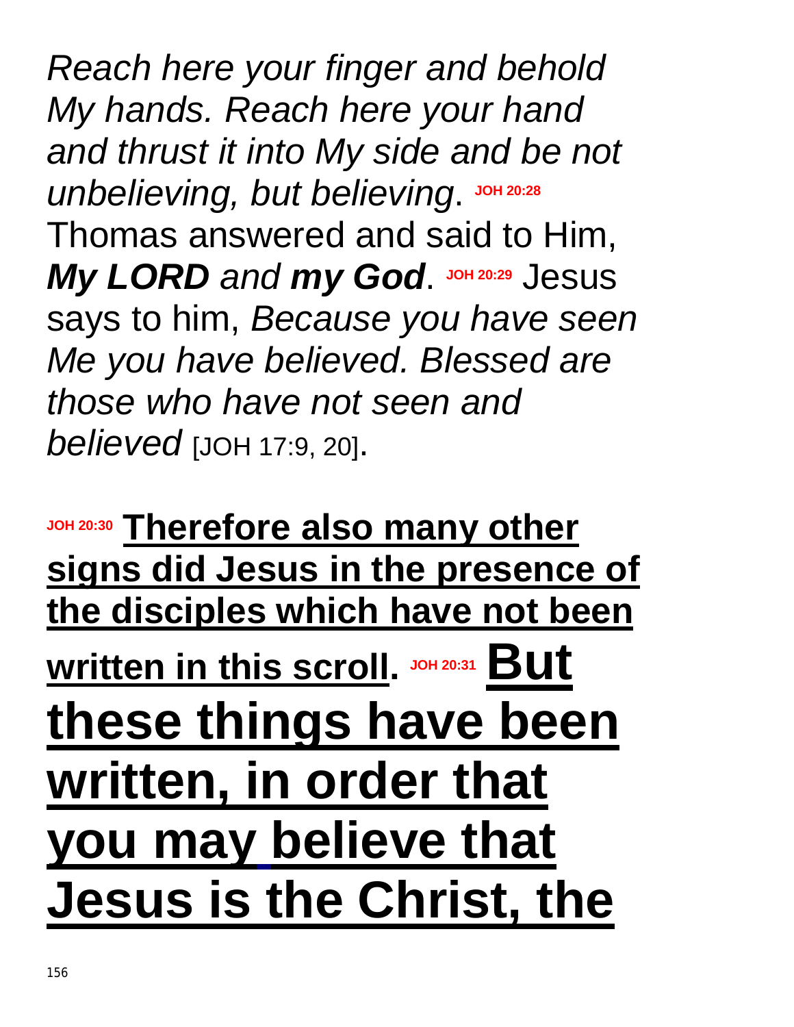*Reach here your finger and behold My hands. Reach here your hand and thrust it into My side and be not unbelieving, but believing*. **JOH 20:28** Thomas answered and said to Him, ***My LORD*** *and* ***my God***. **JOH 20:29** Jesus says to him, *Because you have seen Me you have believed. Blessed are those who have not seen and believed* [JOH 17:9, 20].

**JOH 20:30** <u>**Therefore also many other signs did Jesus in the presence of the disciples which have not been written in this scroll**</u>. **JOH 20:31** <u>**But these things have been written, in order that you may believe that Jesus is the Christ, the**</u>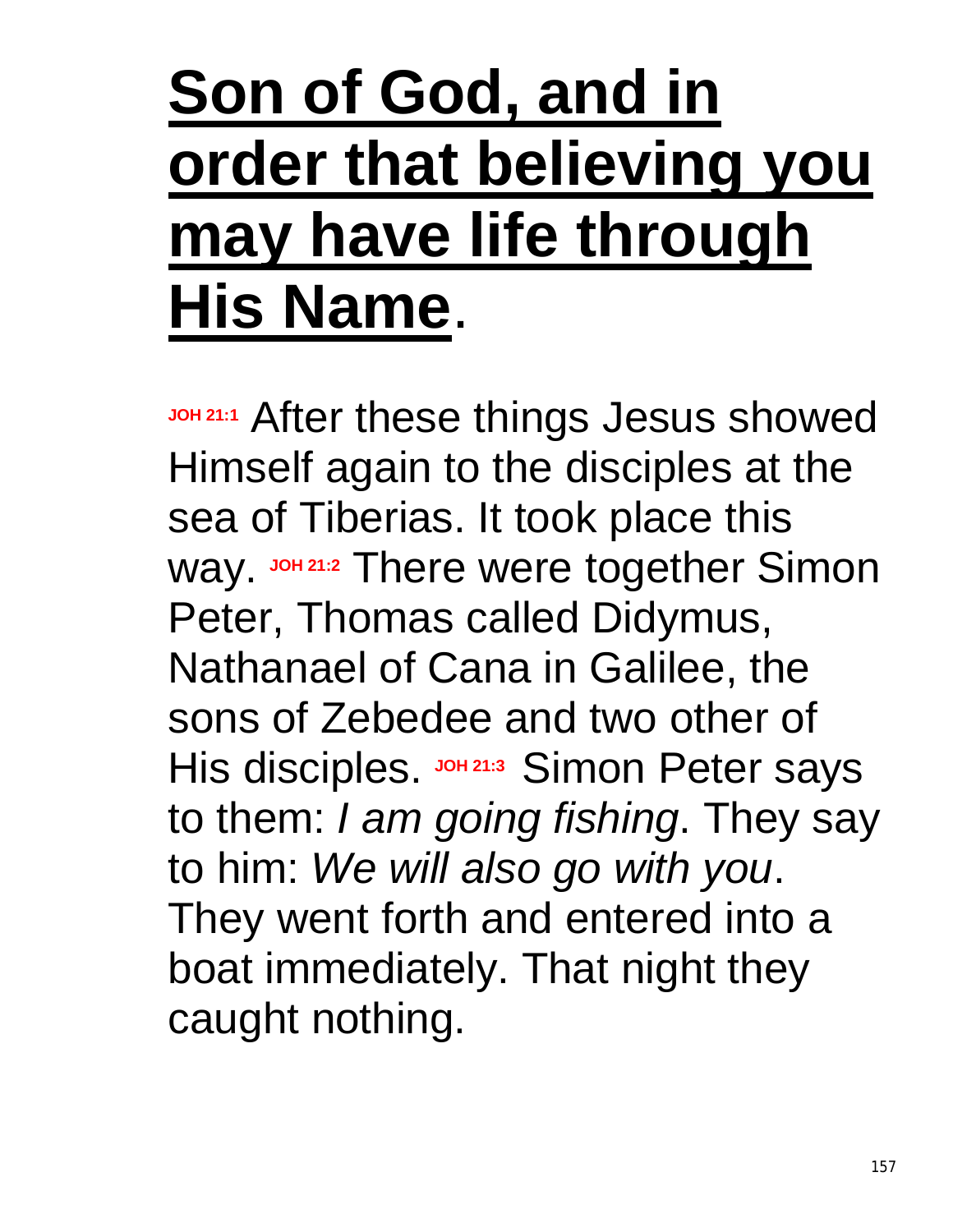**<u>Son of God, and in order that believing you may have life through His Name</u>**.

JOH 21:1 After these things Jesus showed Himself again to the disciples at the sea of Tiberias. It took place this way. JOH 21:2 There were together Simon Peter, Thomas called Didymus, Nathanael of Cana in Galilee, the sons of Zebedee and two other of His disciples. JOH 21:3 Simon Peter says to them: *I am going fishing*. They say to him: *We will also go with you*. They went forth and entered into a boat immediately. That night they caught nothing.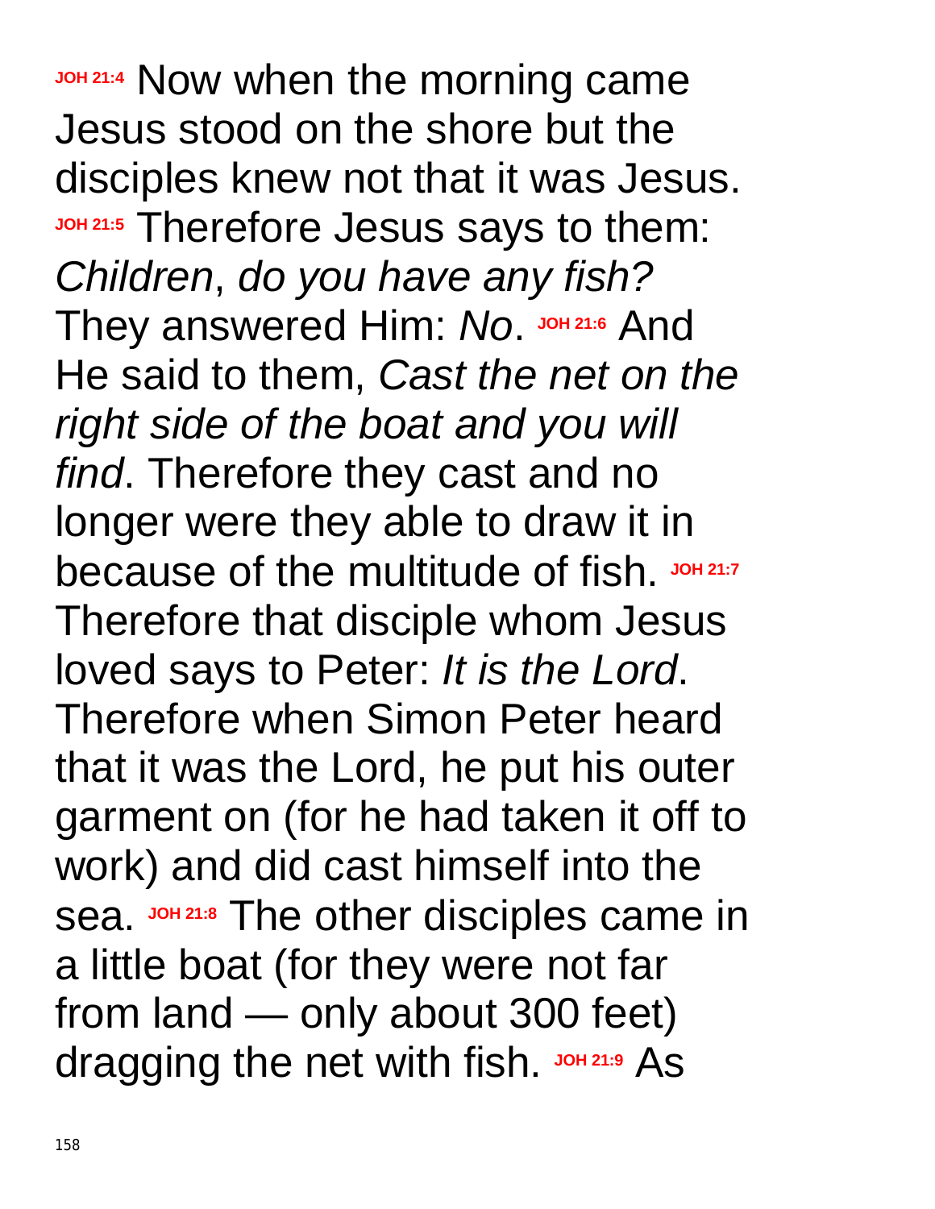**JOH 21:4** Now when the morning came Jesus stood on the shore but the disciples knew not that it was Jesus. **JOH 21:5** Therefore Jesus says to them: *Children*, *do you have any fish?* They answered Him: *No*. **JOH 21:6** And He said to them, *Cast the net on the right side of the boat and you will find*. Therefore they cast and no longer were they able to draw it in because of the multitude of fish. **JOH 21:7** Therefore that disciple whom Jesus loved says to Peter: *It is the Lord*. Therefore when Simon Peter heard that it was the Lord, he put his outer garment on (for he had taken it off to work) and did cast himself into the sea. **JOH 21:8** The other disciples came in a little boat (for they were not far from land — only about 300 feet) dragging the net with fish. **JOH 21:9** As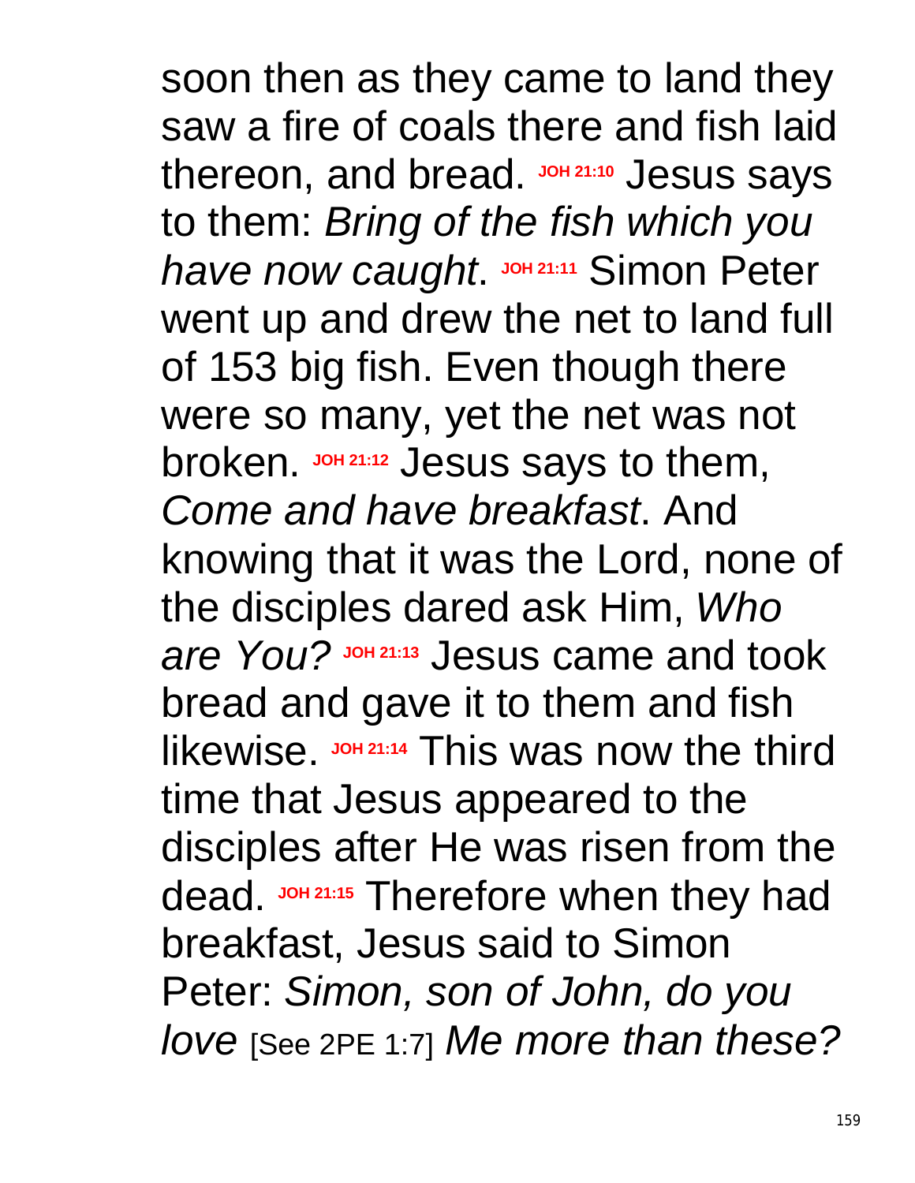soon then as they came to land they saw a fire of coals there and fish laid thereon, and bread. **JOH 21:10** Jesus says to them: *Bring of the fish which you have now caught*. **JOH 21:11** Simon Peter went up and drew the net to land full of 153 big fish. Even though there were so many, yet the net was not broken. **JOH 21:12** Jesus says to them, *Come and have breakfast*. And knowing that it was the Lord, none of the disciples dared ask Him, *Who are You?* **JOH 21:13** Jesus came and took bread and gave it to them and fish likewise. **JOH 21:14** This was now the third time that Jesus appeared to the disciples after He was risen from the dead. **JOH 21:15** Therefore when they had breakfast, Jesus said to Simon Peter: *Simon, son of John, do you love* [See 2PE 1:7] *Me more than these?*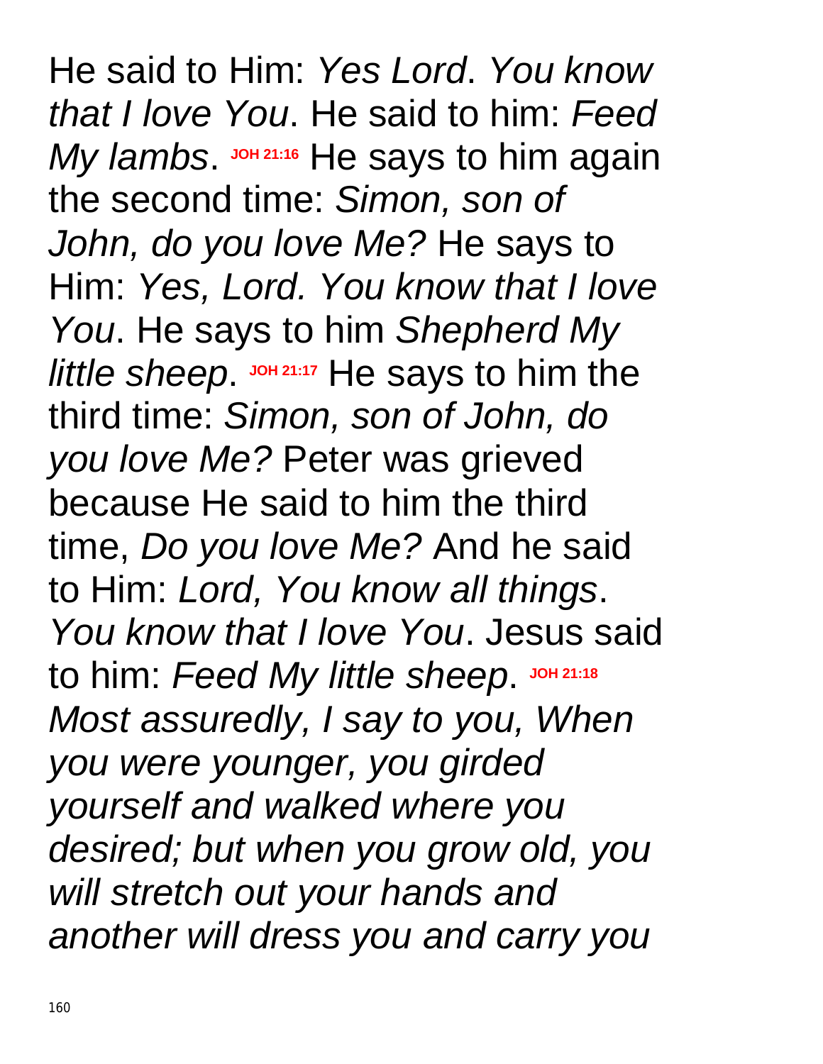He said to Him: *Yes Lord*. *You know that I love You*. He said to him: *Feed My lambs*. **JOH 21:16** He says to him again the second time: *Simon, son of John, do you love Me?* He says to Him: *Yes, Lord. You know that I love You*. He says to him *Shepherd My little sheep*. **JOH 21:17** He says to him the third time: *Simon, son of John, do you love Me?* Peter was grieved because He said to him the third time, *Do you love Me?* And he said to Him: *Lord, You know all things*. *You know that I love You*. Jesus said to him: *Feed My little sheep*. **JOH 21:18** *Most assuredly, I say to you, When you were younger, you girded yourself and walked where you desired; but when you grow old, you will stretch out your hands and another will dress you and carry you*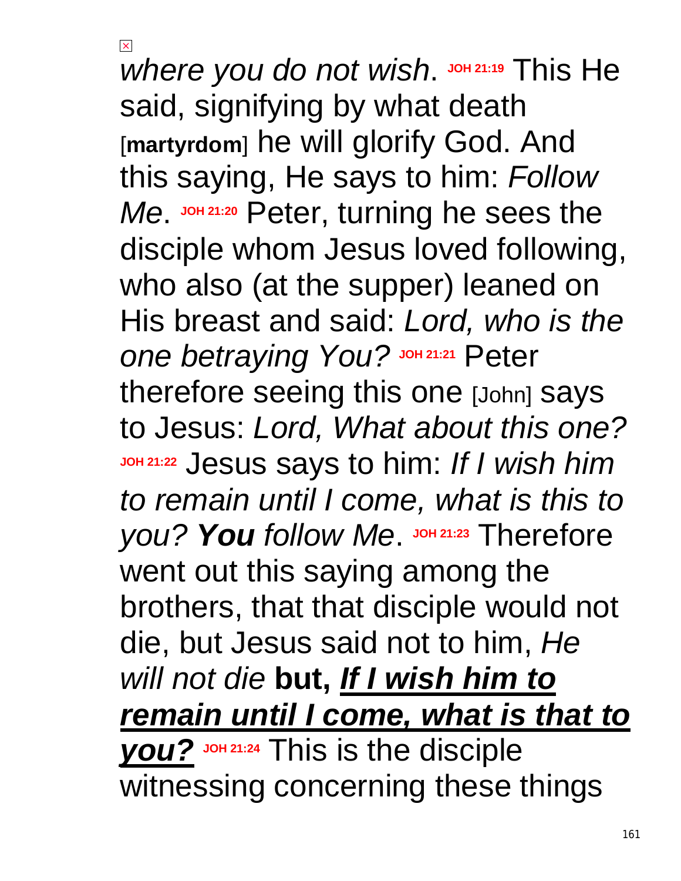*where you do not wish*. **JOH 21:19** This He said, signifying by what death [**martyrdom**] he will glorify God. And this saying, He says to him: *Follow Me*. **JOH 21:20** Peter, turning he sees the disciple whom Jesus loved following, who also (at the supper) leaned on His breast and said: *Lord, who is the one betraying You?* **JOH 21:21** Peter therefore seeing this one [John] says to Jesus: *Lord, What about this one?* **JOH 21:22** Jesus says to him: *If I wish him to remain until I come, what is this to you? **You** follow Me*. **JOH 21:23** Therefore went out this saying among the brothers, that that disciple would not die, but Jesus said not to him, *He will not die* **but, *<u>If I wish him to remain until I come, what is that to you?</u>*** **JOH 21:24** This is the disciple witnessing concerning these things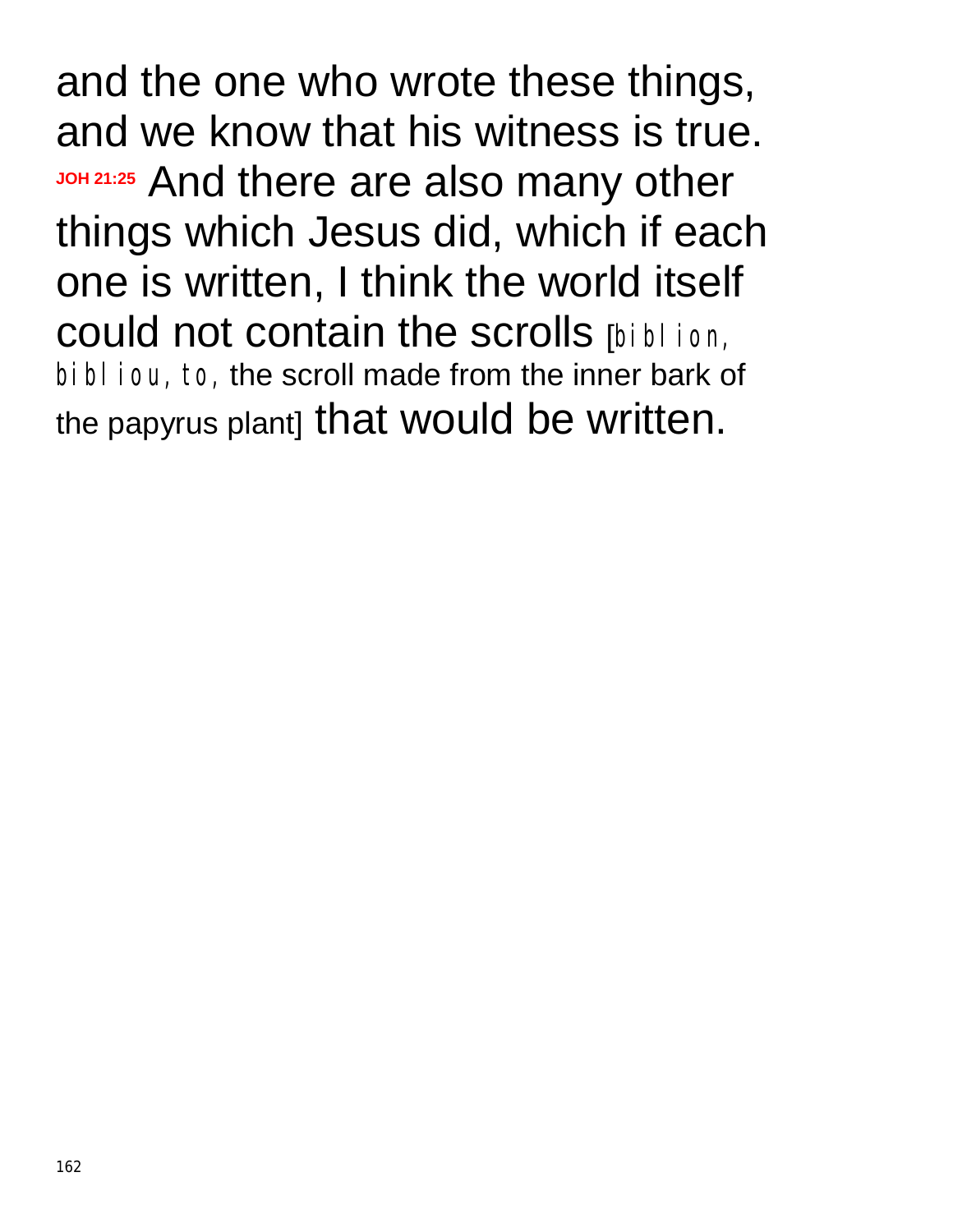and the one who wrote these things, and we know that his witness is true. **JOH 21:25** And there are also many other things which Jesus did, which if each one is written, I think the world itself could not contain the scrolls [biblion, bibliou, to, the scroll made from the inner bark of the papyrus plant] that would be written.